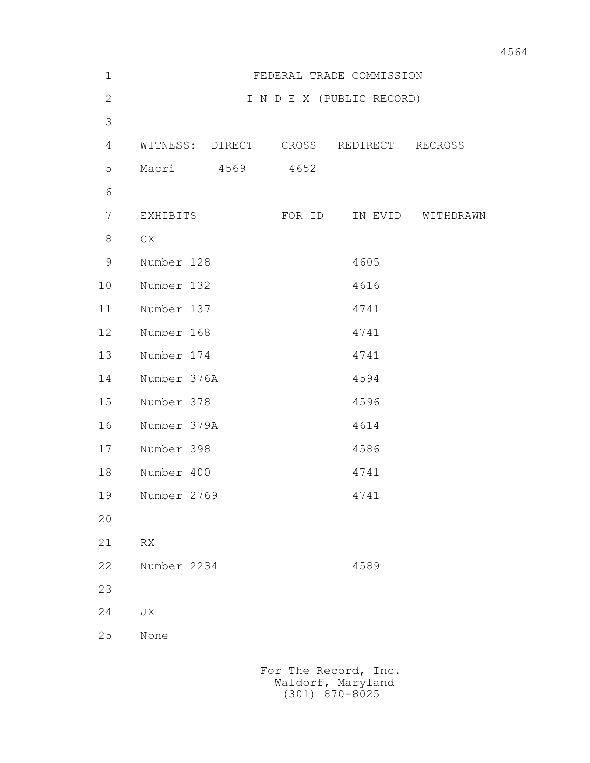# FEDERAL TRADE COMMISSION

## I N D E X (PUBLIC RECORD)

| WITNESS: | DIRECT | CROSS | REDIRECT | RECROSS |
|---|---|---|---|---|
| Macri | 4569 | 4652 | | |

| EXHIBITS | FOR ID | IN EVID | WITHDRAWN |
|---|---|---|---|
| CX | | | |
| Number 128 | | 4605 | |
| Number 132 | | 4616 | |
| Number 137 | | 4741 | |
| Number 168 | | 4741 | |
| Number 174 | | 4741 | |
| Number 376A | | 4594 | |
| Number 378 | | 4596 | |
| Number 379A | | 4614 | |
| Number 398 | | 4586 | |
| Number 400 | | 4741 | |
| Number 2769 | | 4741 | |
| | | | |
| RX | | | |
| Number 2234 | | 4589 | |
| | | | |
| JX | | | |
| None | | | |

For The Record, Inc.
Waldorf, Maryland
(301) 870-8025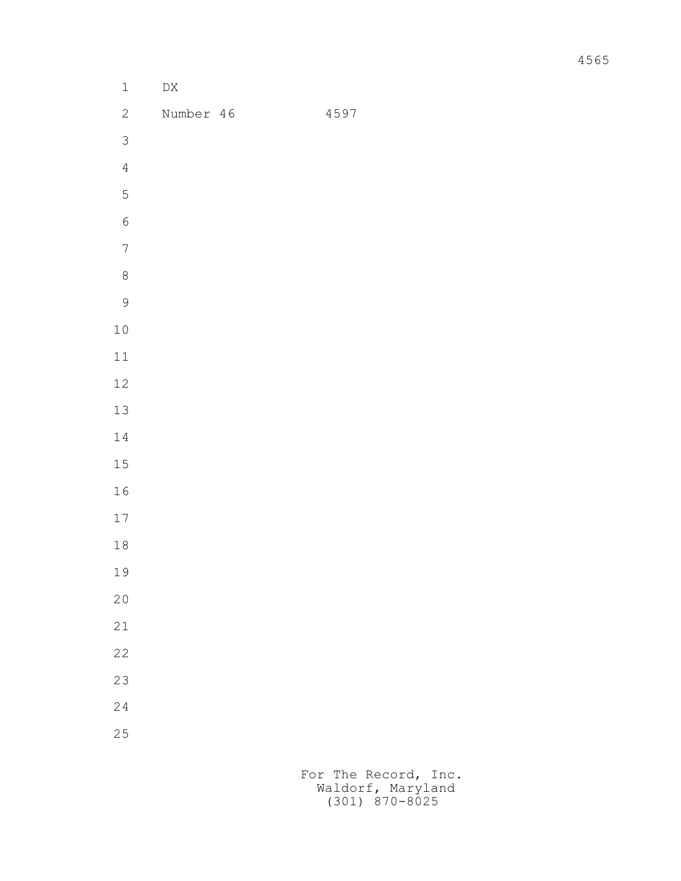DX

Number 46 4597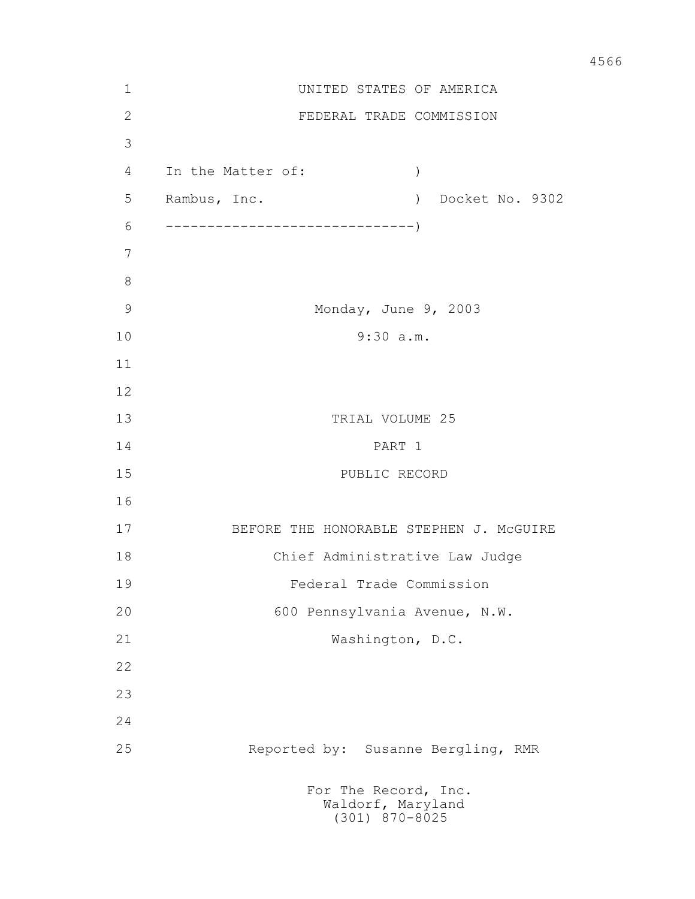UNITED STATES OF AMERICA

FEDERAL TRADE COMMISSION

In the Matter of: )

Rambus, Inc. ) Docket No. 9302

------------------------------)

Monday, June 9, 2003

9:30 a.m.

TRIAL VOLUME 25

PART 1

PUBLIC RECORD

BEFORE THE HONORABLE STEPHEN J. McGUIRE

Chief Administrative Law Judge

Federal Trade Commission

600 Pennsylvania Avenue, N.W.

Washington, D.C.

Reported by: Susanne Bergling, RMR

For The Record, Inc.
Waldorf, Maryland
(301) 870-8025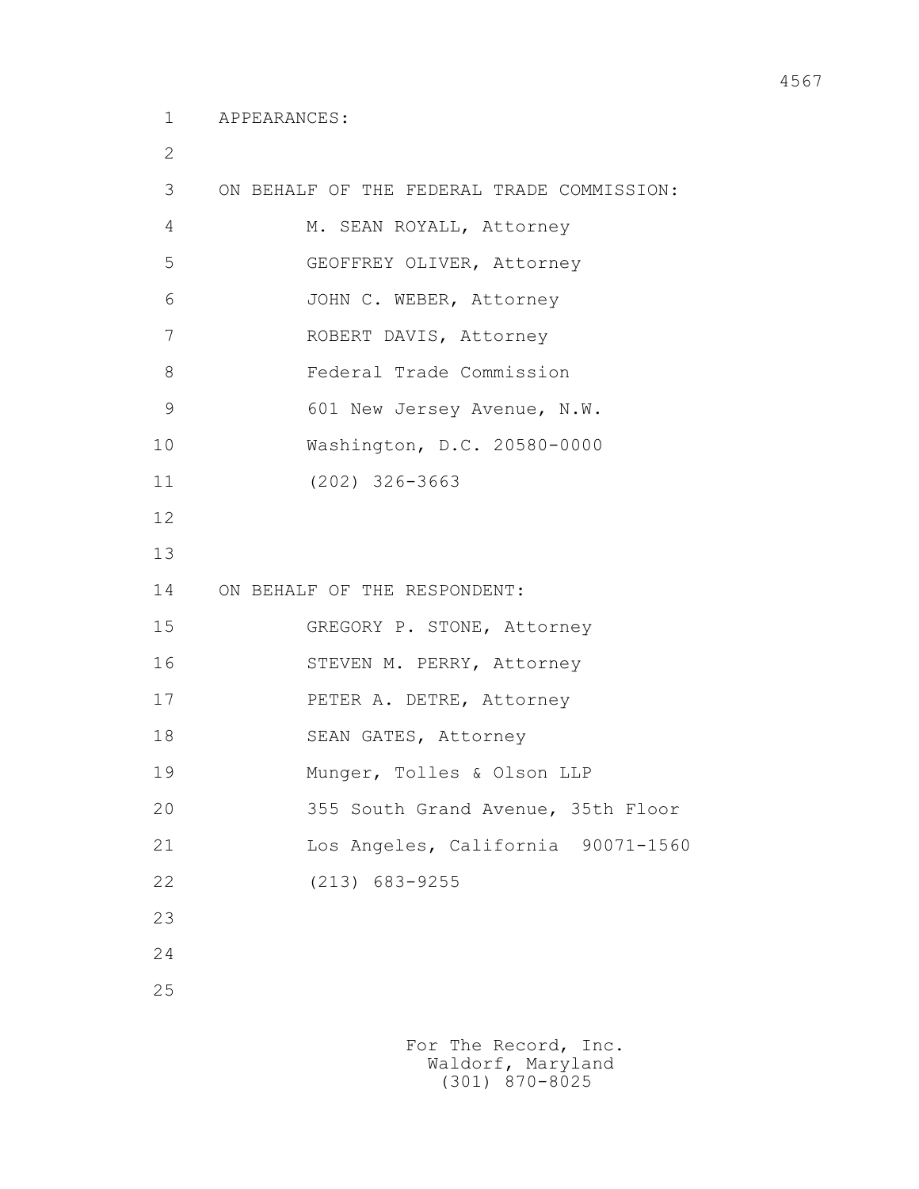APPEARANCES:

ON BEHALF OF THE FEDERAL TRADE COMMISSION:

M. SEAN ROYALL, Attorney
GEOFFREY OLIVER, Attorney
JOHN C. WEBER, Attorney
ROBERT DAVIS, Attorney
Federal Trade Commission
601 New Jersey Avenue, N.W.
Washington, D.C. 20580-0000
(202) 326-3663

ON BEHALF OF THE RESPONDENT:

GREGORY P. STONE, Attorney
STEVEN M. PERRY, Attorney
PETER A. DETRE, Attorney
SEAN GATES, Attorney
Munger, Tolles & Olson LLP
355 South Grand Avenue, 35th Floor
Los Angeles, California 90071-1560
(213) 683-9255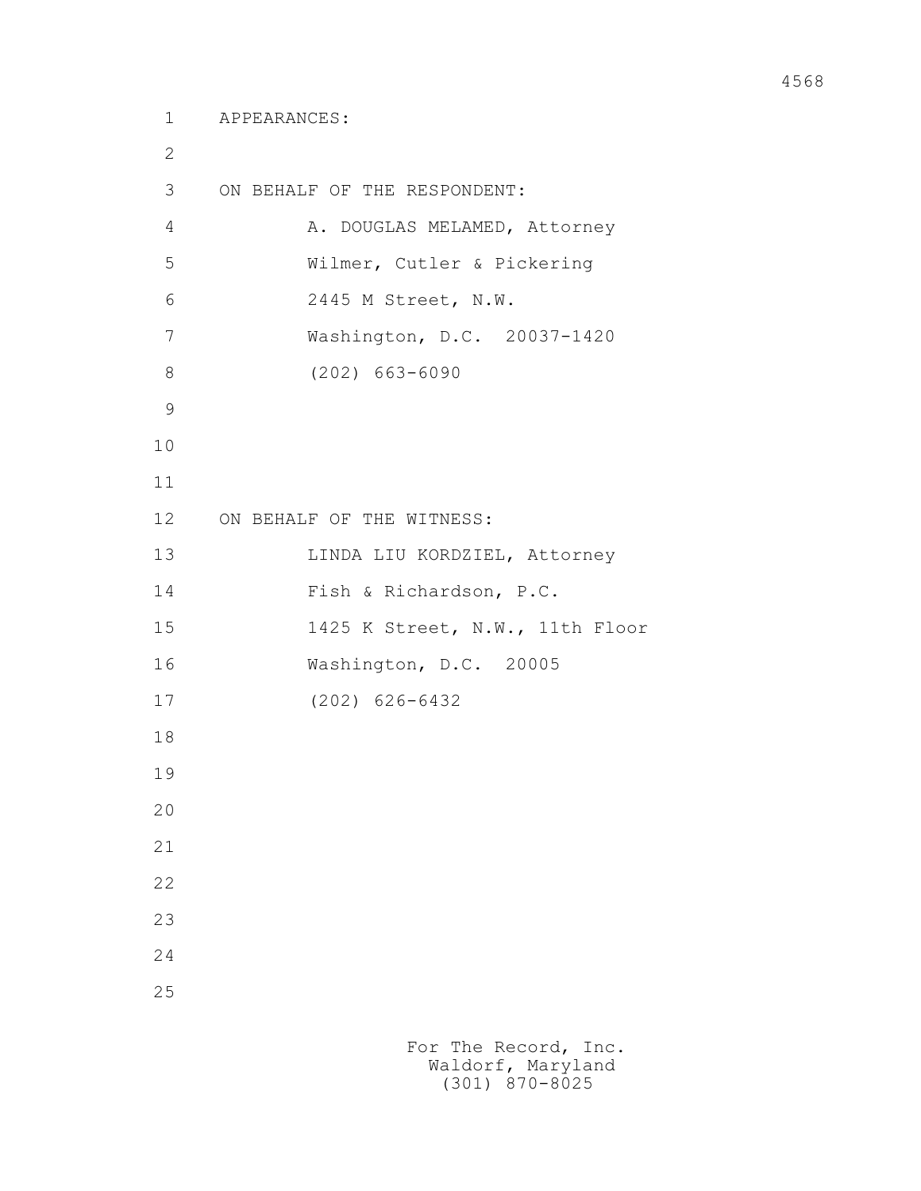APPEARANCES:

ON BEHALF OF THE RESPONDENT:

A. DOUGLAS MELAMED, Attorney
Wilmer, Cutler & Pickering
2445 M Street, N.W.
Washington, D.C. 20037-1420
(202) 663-6090

ON BEHALF OF THE WITNESS:

LINDA LIU KORDZIEL, Attorney
Fish & Richardson, P.C.
1425 K Street, N.W., 11th Floor
Washington, D.C. 20005
(202) 626-6432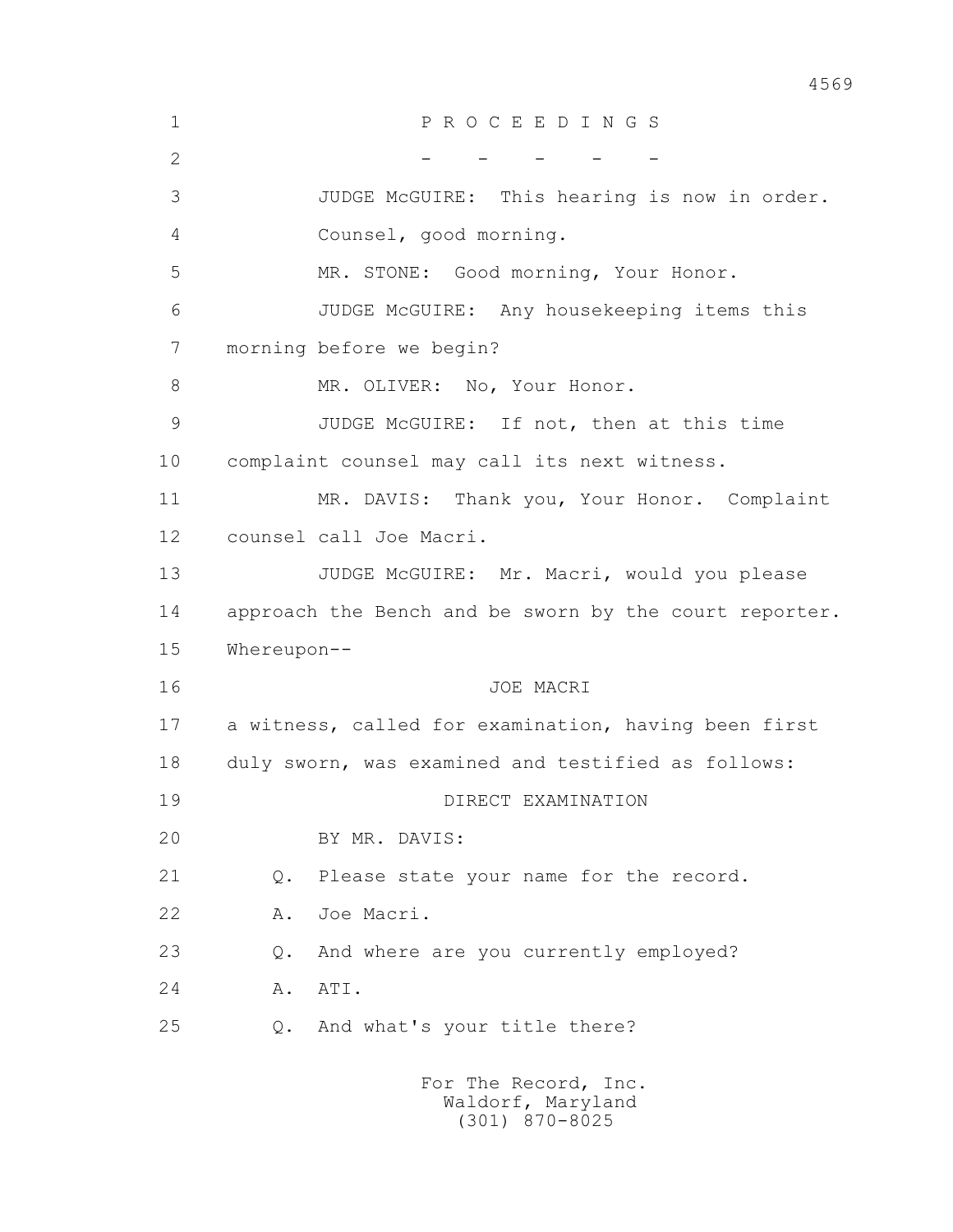P R O C E E D I N G S

- - - - -

JUDGE McGUIRE: This hearing is now in order. Counsel, good morning.

MR. STONE: Good morning, Your Honor.

JUDGE McGUIRE: Any housekeeping items this morning before we begin?

MR. OLIVER: No, Your Honor.

JUDGE McGUIRE: If not, then at this time complaint counsel may call its next witness.

MR. DAVIS: Thank you, Your Honor. Complaint counsel call Joe Macri.

JUDGE McGUIRE: Mr. Macri, would you please approach the Bench and be sworn by the court reporter.

Whereupon--

JOE MACRI

a witness, called for examination, having been first duly sworn, was examined and testified as follows:

DIRECT EXAMINATION

BY MR. DAVIS:

Q. Please state your name for the record.

A. Joe Macri.

Q. And where are you currently employed?

A. ATI.

Q. And what's your title there?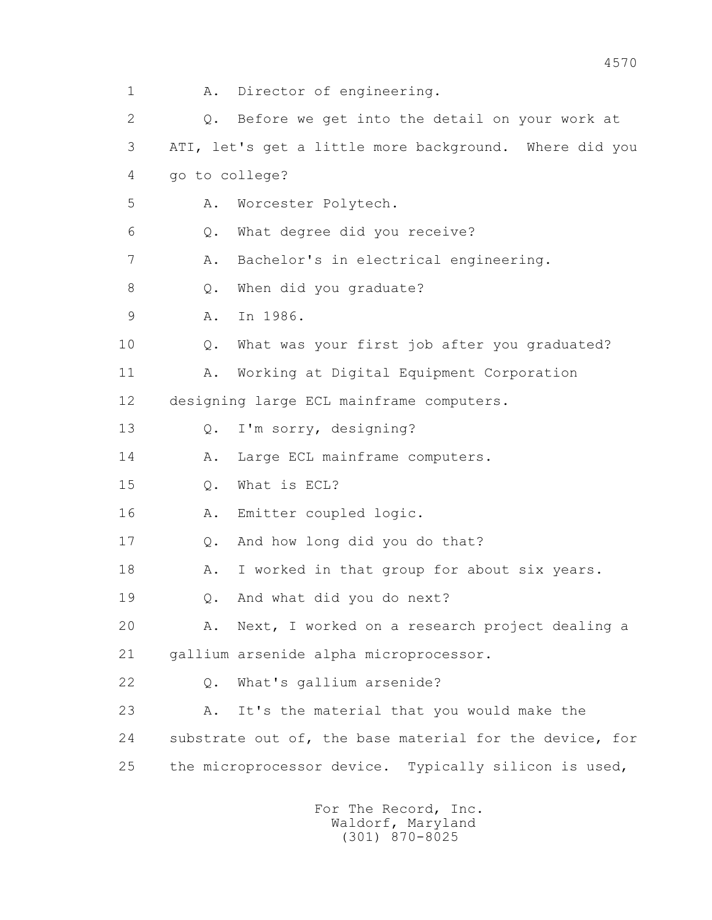1 A. Director of engineering.

2 Q. Before we get into the detail on your work at

3 ATI, let's get a little more background. Where did you

4 go to college?

5 A. Worcester Polytech.

6 Q. What degree did you receive?

7 A. Bachelor's in electrical engineering.

8 Q. When did you graduate?

9 A. In 1986.

10 Q. What was your first job after you graduated?

11 A. Working at Digital Equipment Corporation

12 designing large ECL mainframe computers.

13 Q. I'm sorry, designing?

14 A. Large ECL mainframe computers.

15 Q. What is ECL?

16 A. Emitter coupled logic.

17 Q. And how long did you do that?

18 A. I worked in that group for about six years.

19 Q. And what did you do next?

20 A. Next, I worked on a research project dealing a

21 gallium arsenide alpha microprocessor.

22 Q. What's gallium arsenide?

23 A. It's the material that you would make the

24 substrate out of, the base material for the device, for

25 the microprocessor device. Typically silicon is used,

For The Record, Inc.
Waldorf, Maryland
(301) 870-8025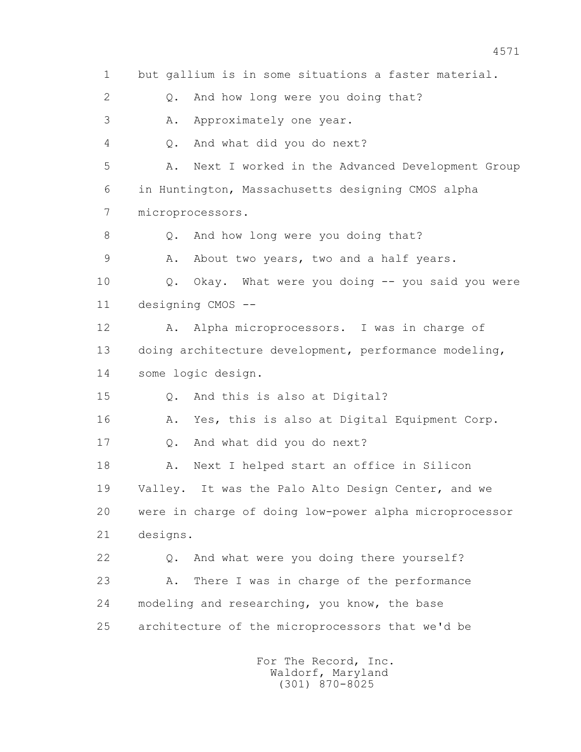1 but gallium is in some situations a faster material.

2 Q. And how long were you doing that?

3 A. Approximately one year.

4 Q. And what did you do next?

5 A. Next I worked in the Advanced Development Group

6 in Huntington, Massachusetts designing CMOS alpha

7 microprocessors.

8 Q. And how long were you doing that?

9 A. About two years, two and a half years.

10 Q. Okay. What were you doing -- you said you were

11 designing CMOS --

12 A. Alpha microprocessors. I was in charge of

13 doing architecture development, performance modeling,

14 some logic design.

15 Q. And this is also at Digital?

16 A. Yes, this is also at Digital Equipment Corp.

17 Q. And what did you do next?

18 A. Next I helped start an office in Silicon

19 Valley. It was the Palo Alto Design Center, and we

20 were in charge of doing low-power alpha microprocessor

21 designs.

22 Q. And what were you doing there yourself?

23 A. There I was in charge of the performance

24 modeling and researching, you know, the base

25 architecture of the microprocessors that we'd be

For The Record, Inc.
Waldorf, Maryland
(301) 870-8025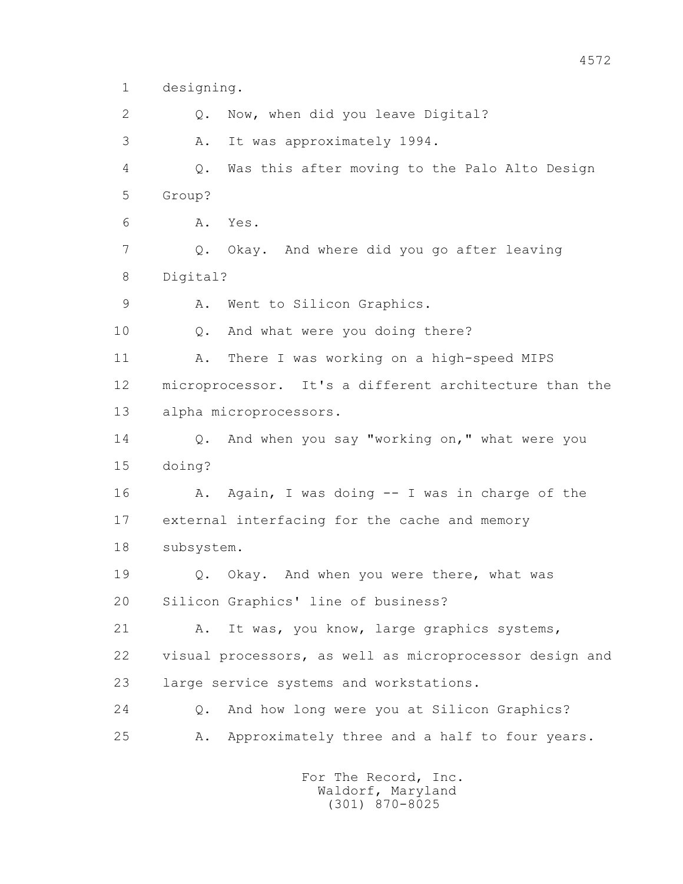1 designing.

2 Q. Now, when did you leave Digital?

3 A. It was approximately 1994.

4 Q. Was this after moving to the Palo Alto Design

5 Group?

6 A. Yes.

7 Q. Okay. And where did you go after leaving

8 Digital?

9 A. Went to Silicon Graphics.

10 Q. And what were you doing there?

11 A. There I was working on a high-speed MIPS

12 microprocessor. It's a different architecture than the

13 alpha microprocessors.

14 Q. And when you say "working on," what were you

15 doing?

16 A. Again, I was doing -- I was in charge of the

17 external interfacing for the cache and memory

18 subsystem.

19 Q. Okay. And when you were there, what was

20 Silicon Graphics' line of business?

21 A. It was, you know, large graphics systems,

22 visual processors, as well as microprocessor design and

23 large service systems and workstations.

24 Q. And how long were you at Silicon Graphics?

25 A. Approximately three and a half to four years.

For The Record, Inc.
Waldorf, Maryland
(301) 870-8025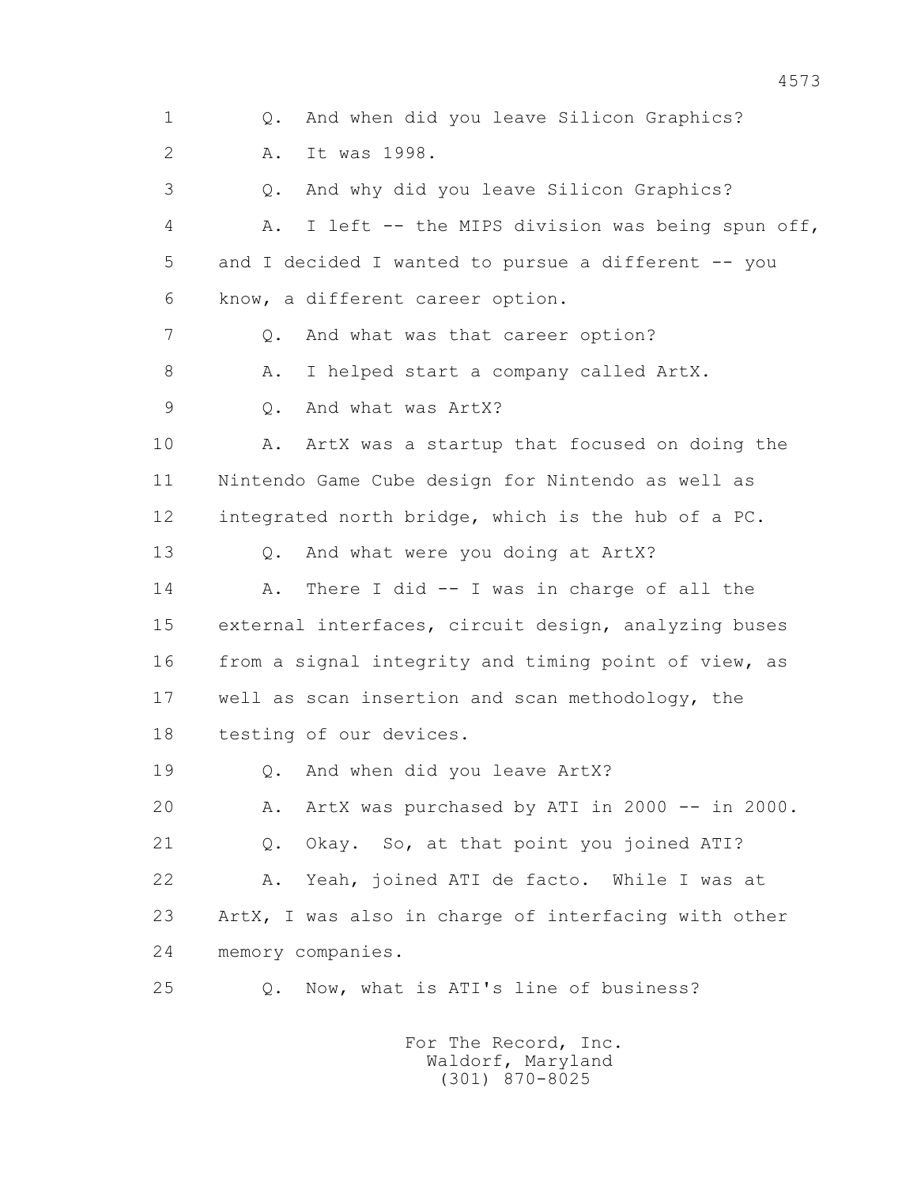Q. And when did you leave Silicon Graphics?

A. It was 1998.

Q. And why did you leave Silicon Graphics?

A. I left -- the MIPS division was being spun off, and I decided I wanted to pursue a different -- you know, a different career option.

Q. And what was that career option?

A. I helped start a company called ArtX.

Q. And what was ArtX?

A. ArtX was a startup that focused on doing the Nintendo Game Cube design for Nintendo as well as integrated north bridge, which is the hub of a PC.

Q. And what were you doing at ArtX?

A. There I did -- I was in charge of all the external interfaces, circuit design, analyzing buses from a signal integrity and timing point of view, as well as scan insertion and scan methodology, the testing of our devices.

Q. And when did you leave ArtX?

A. ArtX was purchased by ATI in 2000 -- in 2000.

Q. Okay. So, at that point you joined ATI?

A. Yeah, joined ATI de facto. While I was at ArtX, I was also in charge of interfacing with other memory companies.

Q. Now, what is ATI's line of business?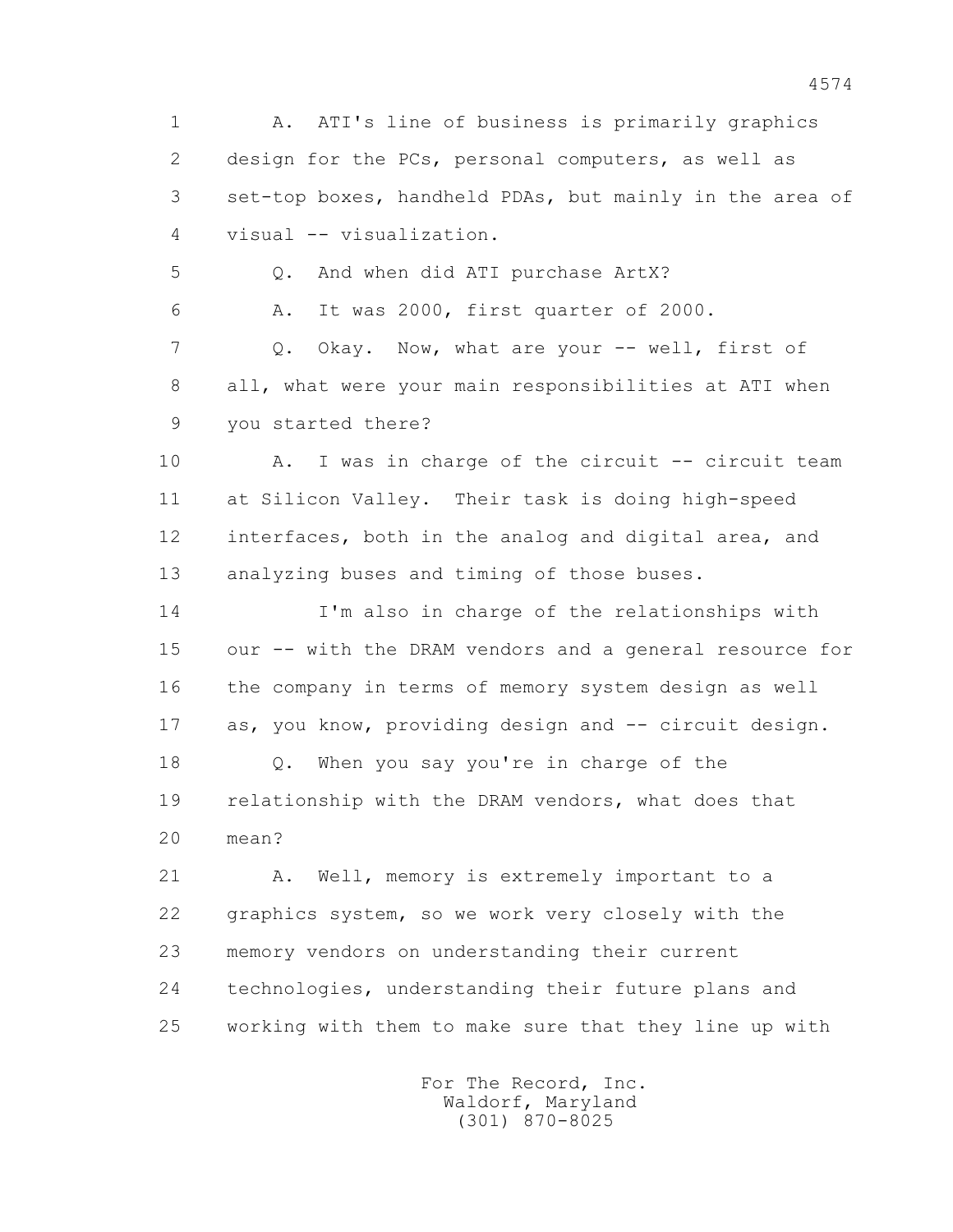1 A. ATI's line of business is primarily graphics
2 design for the PCs, personal computers, as well as
3 set-top boxes, handheld PDAs, but mainly in the area of
4 visual -- visualization.

5 Q. And when did ATI purchase ArtX?

6 A. It was 2000, first quarter of 2000.

7 Q. Okay. Now, what are your -- well, first of
8 all, what were your main responsibilities at ATI when
9 you started there?

10 A. I was in charge of the circuit -- circuit team
11 at Silicon Valley. Their task is doing high-speed
12 interfaces, both in the analog and digital area, and
13 analyzing buses and timing of those buses.

14 I'm also in charge of the relationships with
15 our -- with the DRAM vendors and a general resource for
16 the company in terms of memory system design as well
17 as, you know, providing design and -- circuit design.

18 Q. When you say you're in charge of the
19 relationship with the DRAM vendors, what does that
20 mean?

21 A. Well, memory is extremely important to a
22 graphics system, so we work very closely with the
23 memory vendors on understanding their current
24 technologies, understanding their future plans and
25 working with them to make sure that they line up with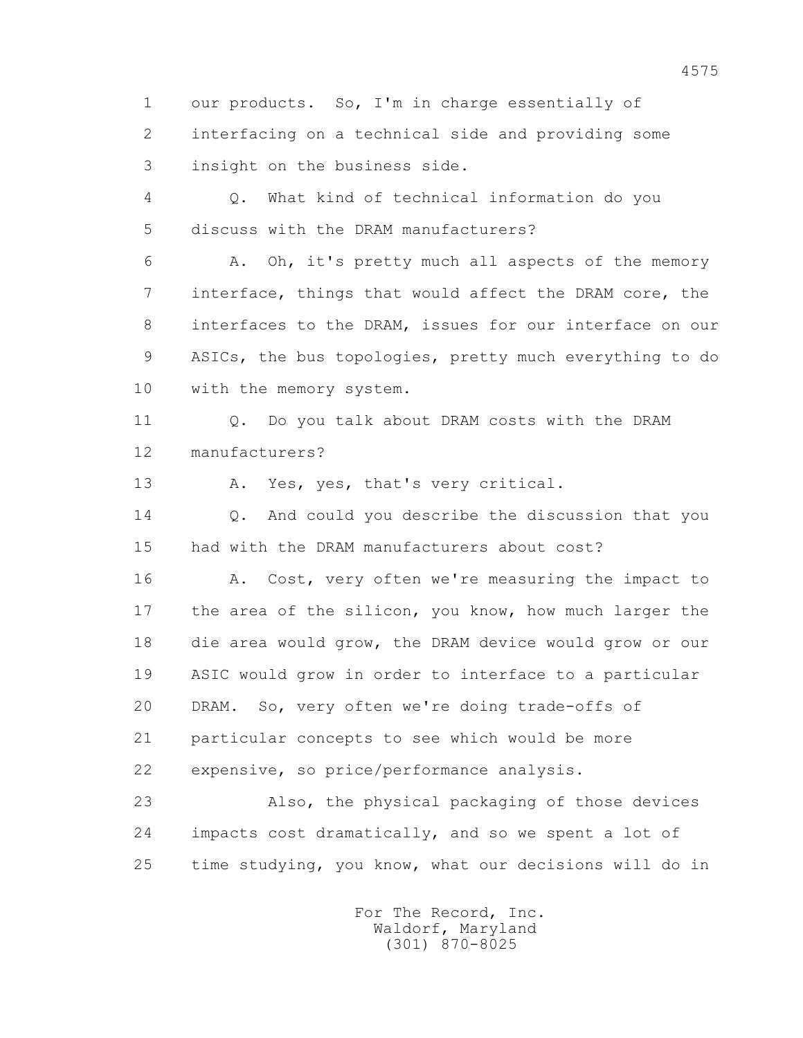our products. So, I'm in charge essentially of interfacing on a technical side and providing some insight on the business side.

Q. What kind of technical information do you discuss with the DRAM manufacturers?

A. Oh, it's pretty much all aspects of the memory interface, things that would affect the DRAM core, the interfaces to the DRAM, issues for our interface on our ASICs, the bus topologies, pretty much everything to do with the memory system.

Q. Do you talk about DRAM costs with the DRAM manufacturers?

A. Yes, yes, that's very critical.

Q. And could you describe the discussion that you had with the DRAM manufacturers about cost?

A. Cost, very often we're measuring the impact to the area of the silicon, you know, how much larger the die area would grow, the DRAM device would grow or our ASIC would grow in order to interface to a particular DRAM. So, very often we're doing trade-offs of particular concepts to see which would be more expensive, so price/performance analysis.

Also, the physical packaging of those devices impacts cost dramatically, and so we spent a lot of time studying, you know, what our decisions will do in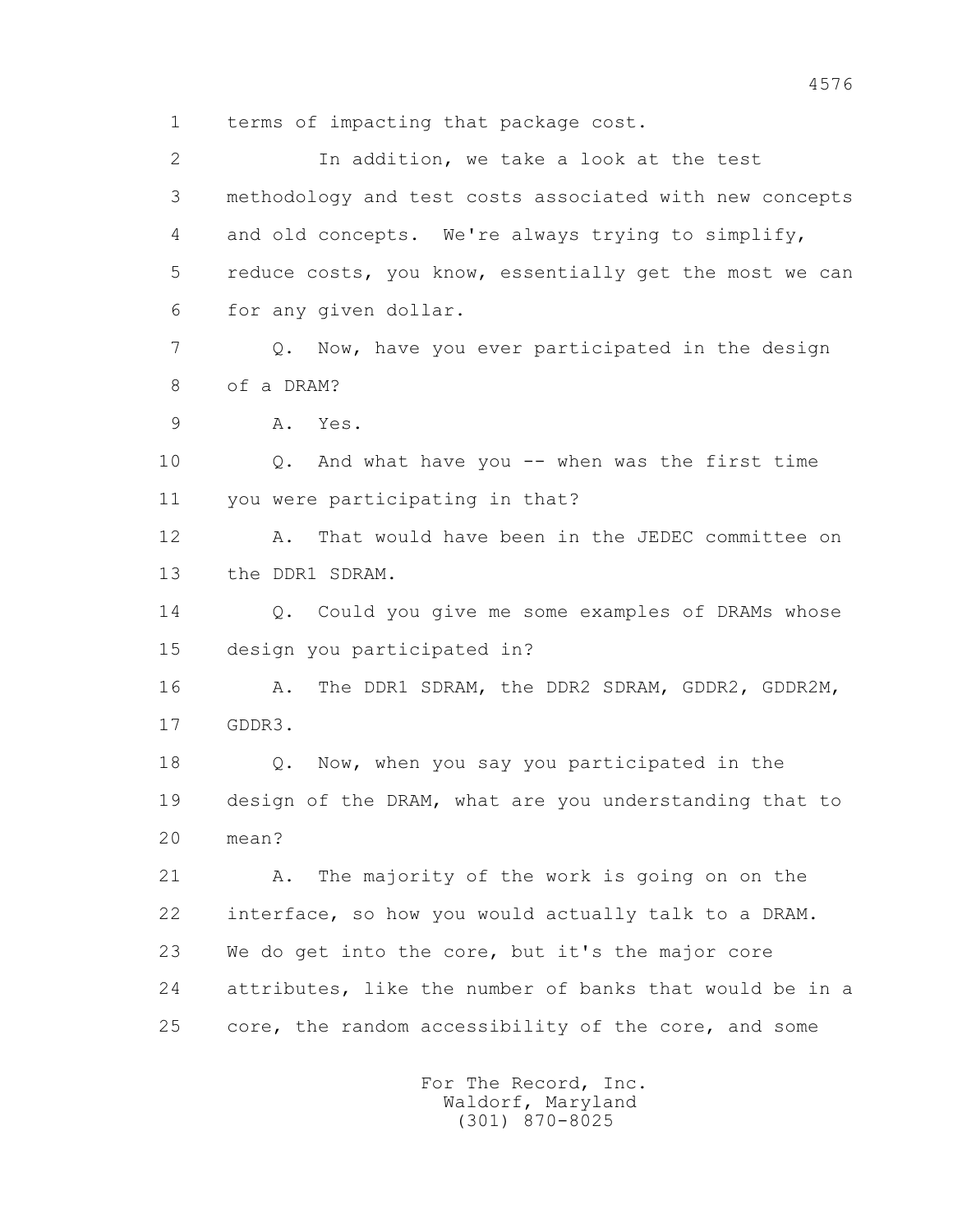1 terms of impacting that package cost.

2 In addition, we take a look at the test

3 methodology and test costs associated with new concepts

4 and old concepts. We're always trying to simplify,

5 reduce costs, you know, essentially get the most we can

6 for any given dollar.

7 Q. Now, have you ever participated in the design

8 of a DRAM?

9 A. Yes.

10 Q. And what have you -- when was the first time

11 you were participating in that?

12 A. That would have been in the JEDEC committee on

13 the DDR1 SDRAM.

14 Q. Could you give me some examples of DRAMs whose

15 design you participated in?

16 A. The DDR1 SDRAM, the DDR2 SDRAM, GDDR2, GDDR2M,

17 GDDR3.

18 Q. Now, when you say you participated in the

19 design of the DRAM, what are you understanding that to

20 mean?

21 A. The majority of the work is going on on the

22 interface, so how you would actually talk to a DRAM.

23 We do get into the core, but it's the major core

24 attributes, like the number of banks that would be in a

25 core, the random accessibility of the core, and some

For The Record, Inc.
Waldorf, Maryland
(301) 870-8025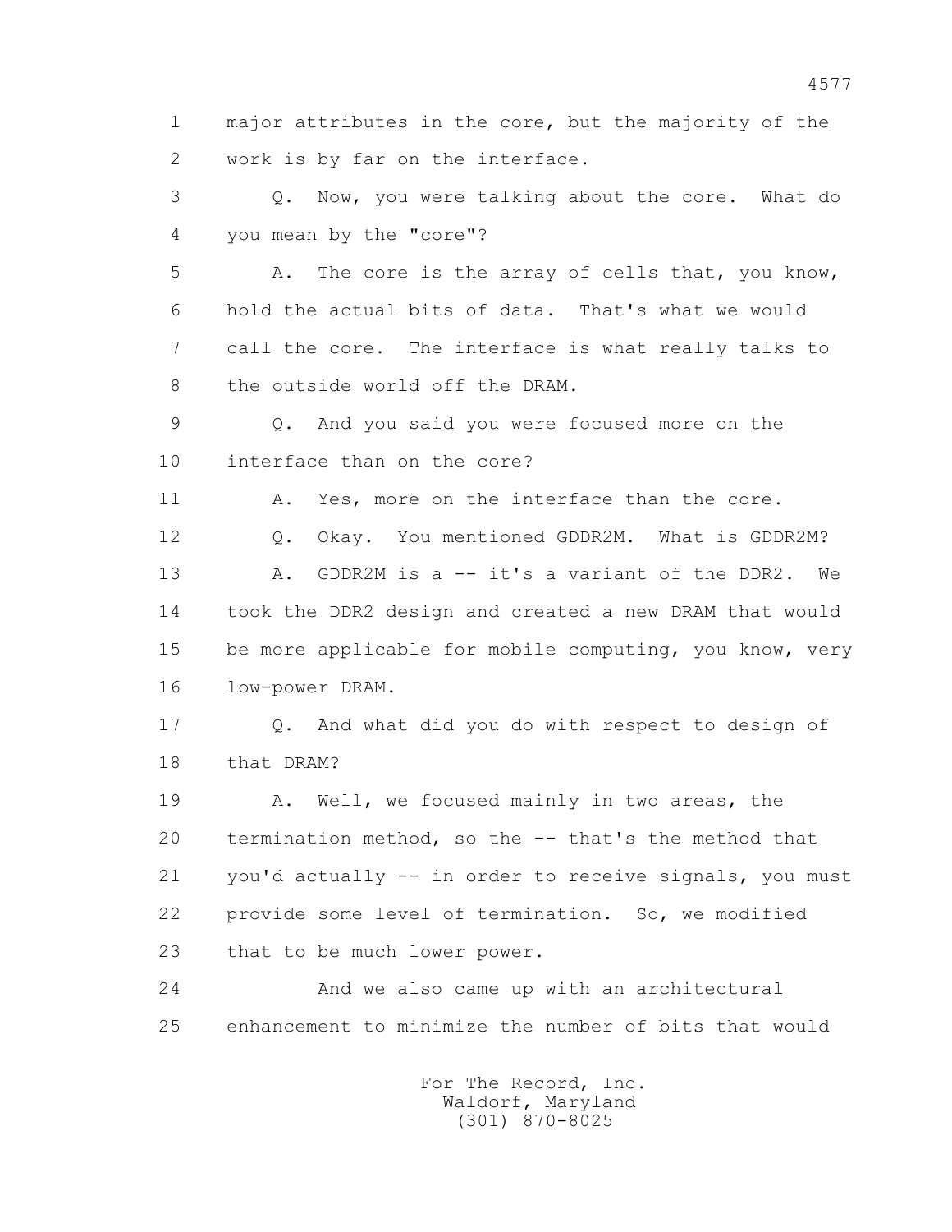1 major attributes in the core, but the majority of the
2 work is by far on the interface.

3 Q. Now, you were talking about the core. What do
4 you mean by the "core"?

5 A. The core is the array of cells that, you know,
6 hold the actual bits of data. That's what we would
7 call the core. The interface is what really talks to
8 the outside world off the DRAM.

9 Q. And you said you were focused more on the
10 interface than on the core?

11 A. Yes, more on the interface than the core.

12 Q. Okay. You mentioned GDDR2M. What is GDDR2M?

13 A. GDDR2M is a -- it's a variant of the DDR2. We
14 took the DDR2 design and created a new DRAM that would
15 be more applicable for mobile computing, you know, very
16 low-power DRAM.

17 Q. And what did you do with respect to design of
18 that DRAM?

19 A. Well, we focused mainly in two areas, the
20 termination method, so the -- that's the method that
21 you'd actually -- in order to receive signals, you must
22 provide some level of termination. So, we modified
23 that to be much lower power.

24 And we also came up with an architectural
25 enhancement to minimize the number of bits that would

For The Record, Inc.
Waldorf, Maryland
(301) 870-8025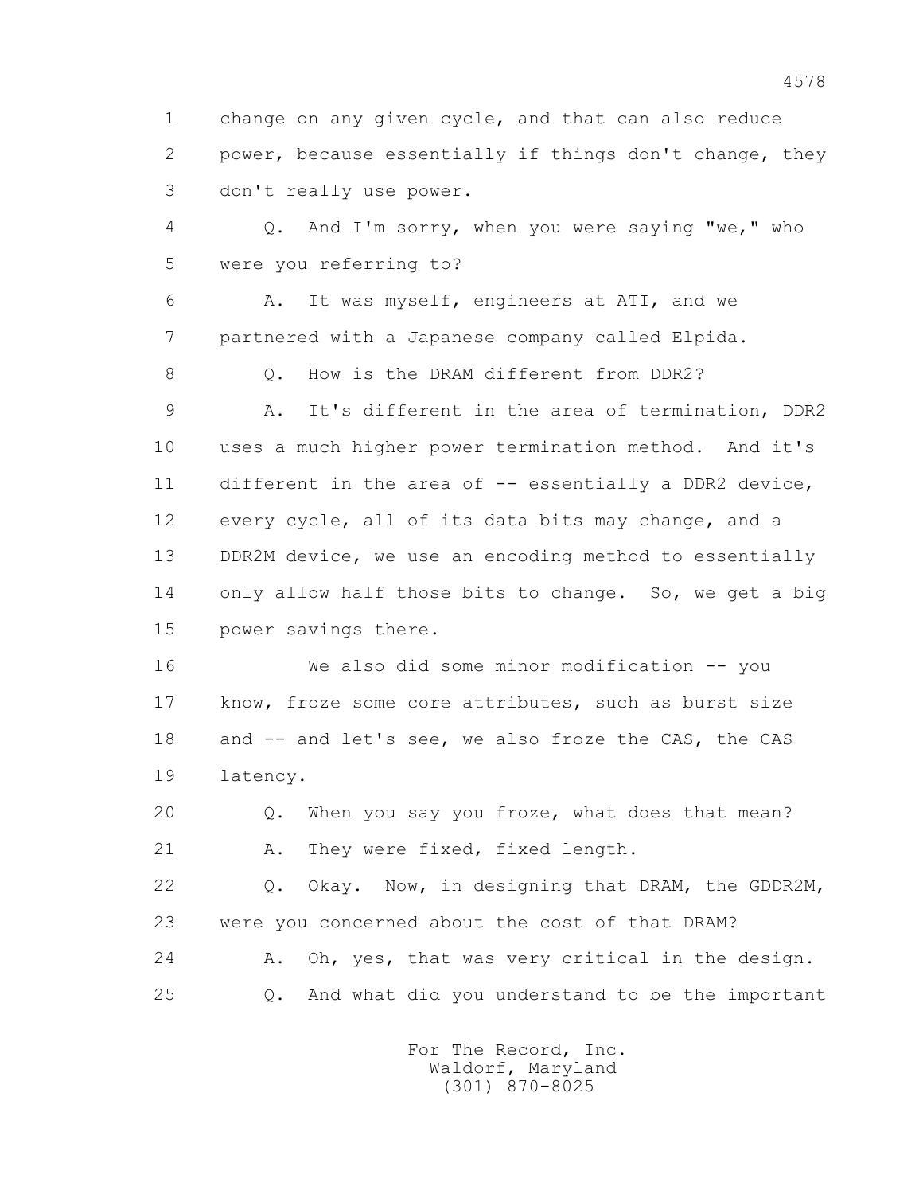change on any given cycle, and that can also reduce power, because essentially if things don't change, they don't really use power.

Q. And I'm sorry, when you were saying "we," who were you referring to?

A. It was myself, engineers at ATI, and we partnered with a Japanese company called Elpida.

Q. How is the DRAM different from DDR2?

A. It's different in the area of termination, DDR2 uses a much higher power termination method. And it's different in the area of -- essentially a DDR2 device, every cycle, all of its data bits may change, and a DDR2M device, we use an encoding method to essentially only allow half those bits to change. So, we get a big power savings there.

We also did some minor modification -- you know, froze some core attributes, such as burst size and -- and let's see, we also froze the CAS, the CAS latency.

Q. When you say you froze, what does that mean?

A. They were fixed, fixed length.

Q. Okay. Now, in designing that DRAM, the GDDR2M, were you concerned about the cost of that DRAM?

A. Oh, yes, that was very critical in the design.

Q. And what did you understand to be the important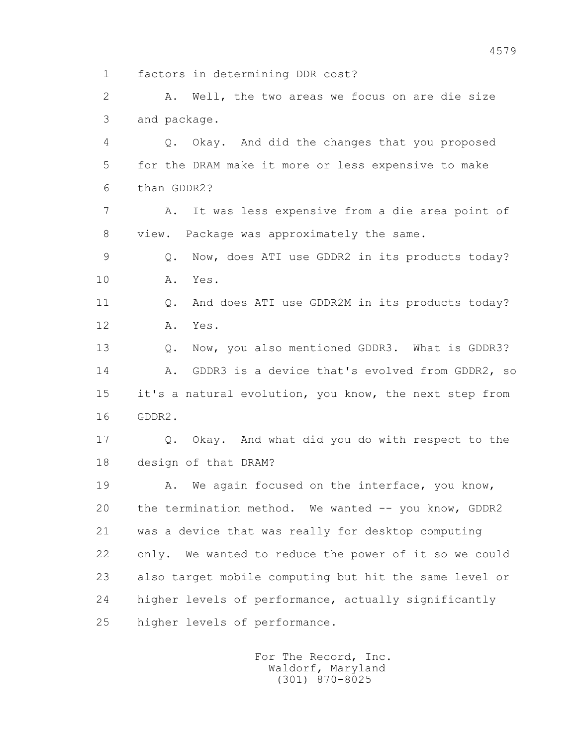1 factors in determining DDR cost?

2 A. Well, the two areas we focus on are die size

3 and package.

4 Q. Okay. And did the changes that you proposed

5 for the DRAM make it more or less expensive to make

6 than GDDR2?

7 A. It was less expensive from a die area point of

8 view. Package was approximately the same.

9 Q. Now, does ATI use GDDR2 in its products today?

10 A. Yes.

11 Q. And does ATI use GDDR2M in its products today?

12 A. Yes.

13 Q. Now, you also mentioned GDDR3. What is GDDR3?

14 A. GDDR3 is a device that's evolved from GDDR2, so

15 it's a natural evolution, you know, the next step from

16 GDDR2.

17 Q. Okay. And what did you do with respect to the

18 design of that DRAM?

19 A. We again focused on the interface, you know,

20 the termination method. We wanted -- you know, GDDR2

21 was a device that was really for desktop computing

22 only. We wanted to reduce the power of it so we could

23 also target mobile computing but hit the same level or

24 higher levels of performance, actually significantly

25 higher levels of performance.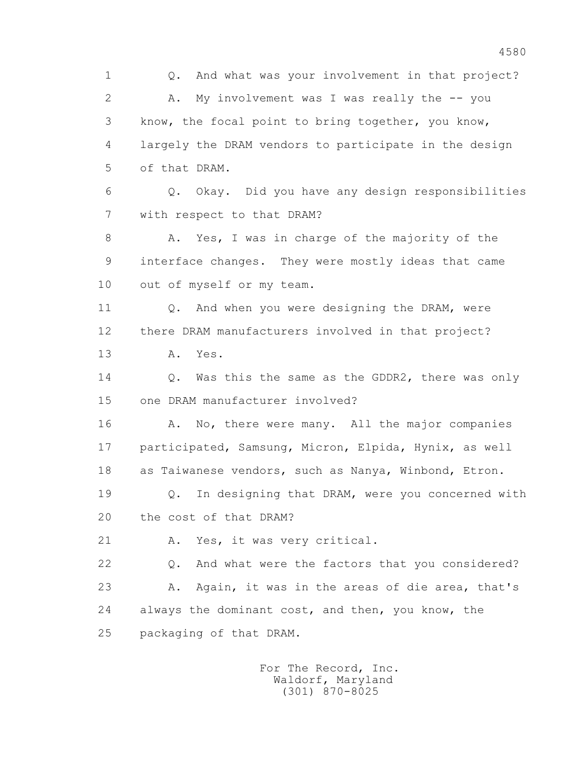Q. And what was your involvement in that project?

A. My involvement was I was really the -- you know, the focal point to bring together, you know, largely the DRAM vendors to participate in the design of that DRAM.

Q. Okay. Did you have any design responsibilities with respect to that DRAM?

A. Yes, I was in charge of the majority of the interface changes. They were mostly ideas that came out of myself or my team.

Q. And when you were designing the DRAM, were there DRAM manufacturers involved in that project?

A. Yes.

Q. Was this the same as the GDDR2, there was only one DRAM manufacturer involved?

A. No, there were many. All the major companies participated, Samsung, Micron, Elpida, Hynix, as well as Taiwanese vendors, such as Nanya, Winbond, Etron.

Q. In designing that DRAM, were you concerned with the cost of that DRAM?

A. Yes, it was very critical.

Q. And what were the factors that you considered?

A. Again, it was in the areas of die area, that's always the dominant cost, and then, you know, the packaging of that DRAM.

For The Record, Inc.
Waldorf, Maryland
(301) 870-8025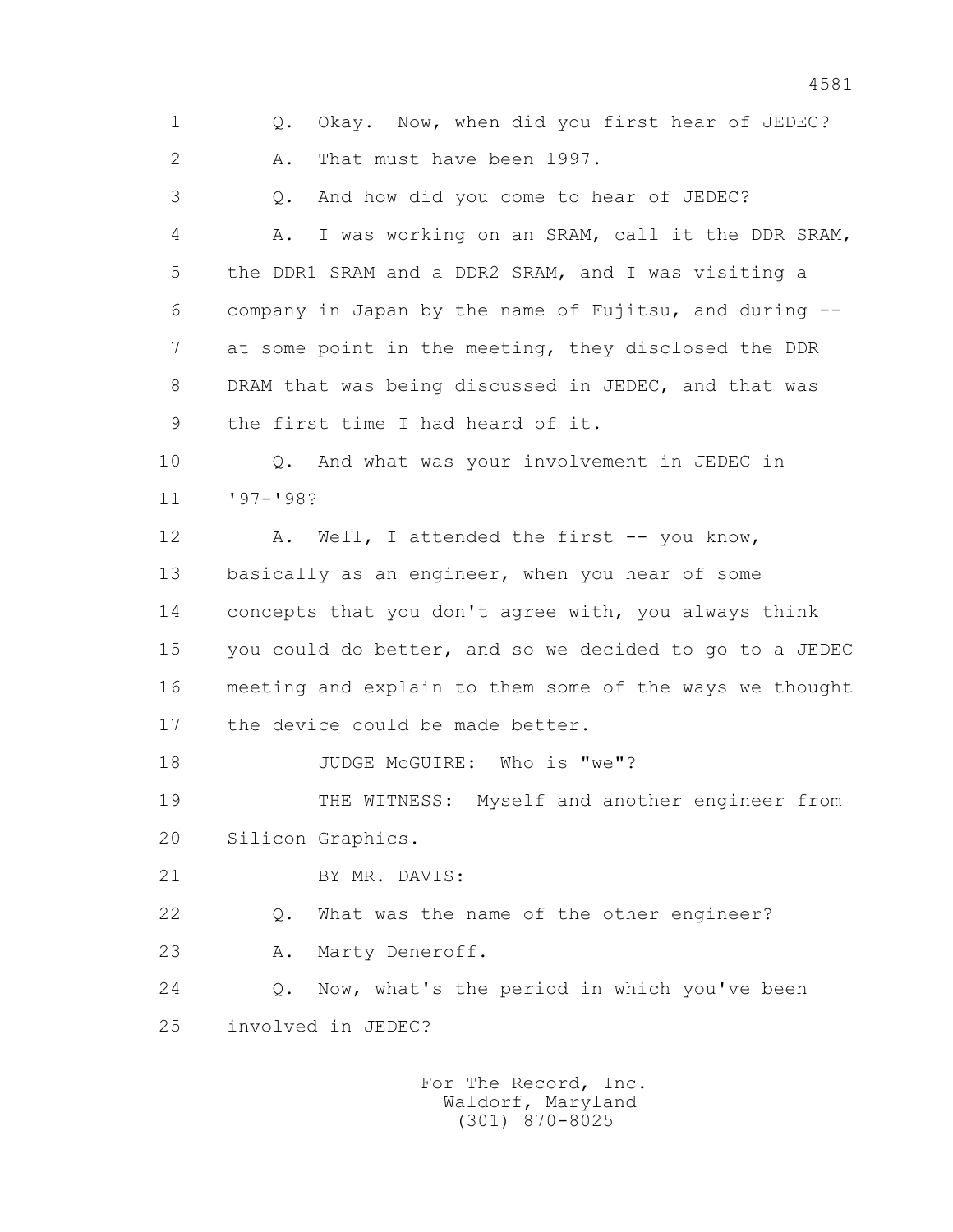1 Q. Okay. Now, when did you first hear of JEDEC?

2 A. That must have been 1997.

3 Q. And how did you come to hear of JEDEC?

4 A. I was working on an SRAM, call it the DDR SRAM,

5 the DDR1 SRAM and a DDR2 SRAM, and I was visiting a

6 company in Japan by the name of Fujitsu, and during --

7 at some point in the meeting, they disclosed the DDR

8 DRAM that was being discussed in JEDEC, and that was

9 the first time I had heard of it.

10 Q. And what was your involvement in JEDEC in

11 '97-'98?

12 A. Well, I attended the first -- you know,

13 basically as an engineer, when you hear of some

14 concepts that you don't agree with, you always think

15 you could do better, and so we decided to go to a JEDEC

16 meeting and explain to them some of the ways we thought

17 the device could be made better.

18 JUDGE McGUIRE: Who is "we"?

19 THE WITNESS: Myself and another engineer from

20 Silicon Graphics.

21 BY MR. DAVIS:

22 Q. What was the name of the other engineer?

23 A. Marty Deneroff.

24 Q. Now, what's the period in which you've been

25 involved in JEDEC?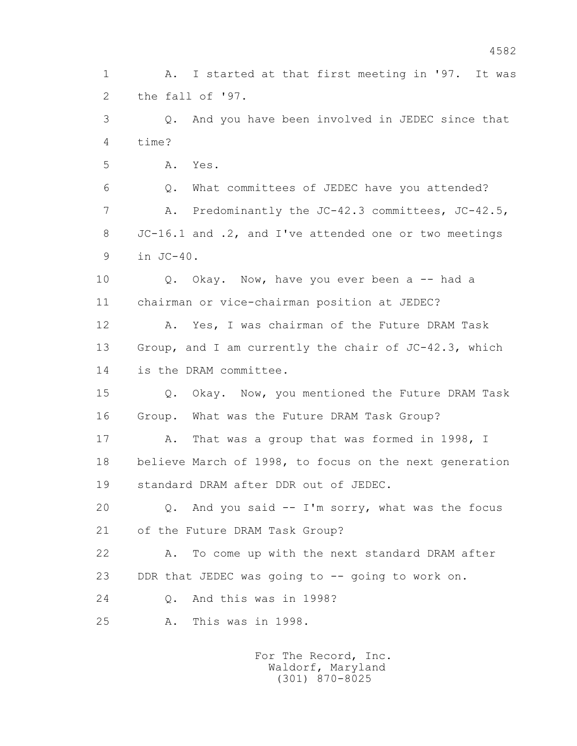1 A. I started at that first meeting in '97. It was
2 the fall of '97.
3 Q. And you have been involved in JEDEC since that
4 time?
5 A. Yes.
6 Q. What committees of JEDEC have you attended?
7 A. Predominantly the JC-42.3 committees, JC-42.5,
8 JC-16.1 and .2, and I've attended one or two meetings
9 in JC-40.
10 Q. Okay. Now, have you ever been a -- had a
11 chairman or vice-chairman position at JEDEC?
12 A. Yes, I was chairman of the Future DRAM Task
13 Group, and I am currently the chair of JC-42.3, which
14 is the DRAM committee.
15 Q. Okay. Now, you mentioned the Future DRAM Task
16 Group. What was the Future DRAM Task Group?
17 A. That was a group that was formed in 1998, I
18 believe March of 1998, to focus on the next generation
19 standard DRAM after DDR out of JEDEC.
20 Q. And you said -- I'm sorry, what was the focus
21 of the Future DRAM Task Group?
22 A. To come up with the next standard DRAM after
23 DDR that JEDEC was going to -- going to work on.
24 Q. And this was in 1998?
25 A. This was in 1998.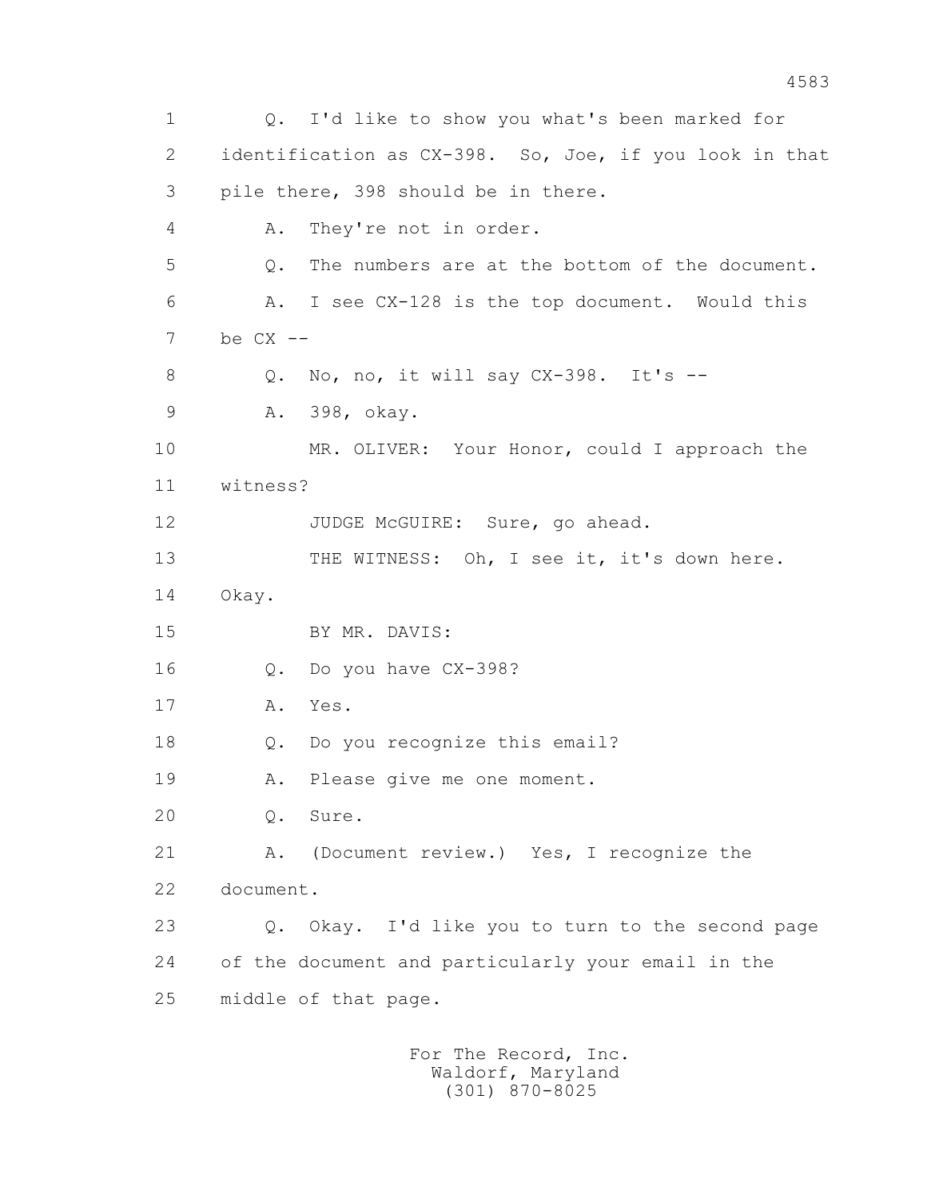1 Q. I'd like to show you what's been marked for
2 identification as CX-398. So, Joe, if you look in that
3 pile there, 398 should be in there.
4 A. They're not in order.
5 Q. The numbers are at the bottom of the document.
6 A. I see CX-128 is the top document. Would this
7 be CX --
8 Q. No, no, it will say CX-398. It's --
9 A. 398, okay.
10 MR. OLIVER: Your Honor, could I approach the
11 witness?
12 JUDGE McGUIRE: Sure, go ahead.
13 THE WITNESS: Oh, I see it, it's down here.
14 Okay.
15 BY MR. DAVIS:
16 Q. Do you have CX-398?
17 A. Yes.
18 Q. Do you recognize this email?
19 A. Please give me one moment.
20 Q. Sure.
21 A. (Document review.) Yes, I recognize the
22 document.
23 Q. Okay. I'd like you to turn to the second page
24 of the document and particularly your email in the
25 middle of that page.

For The Record, Inc.
Waldorf, Maryland
(301) 870-8025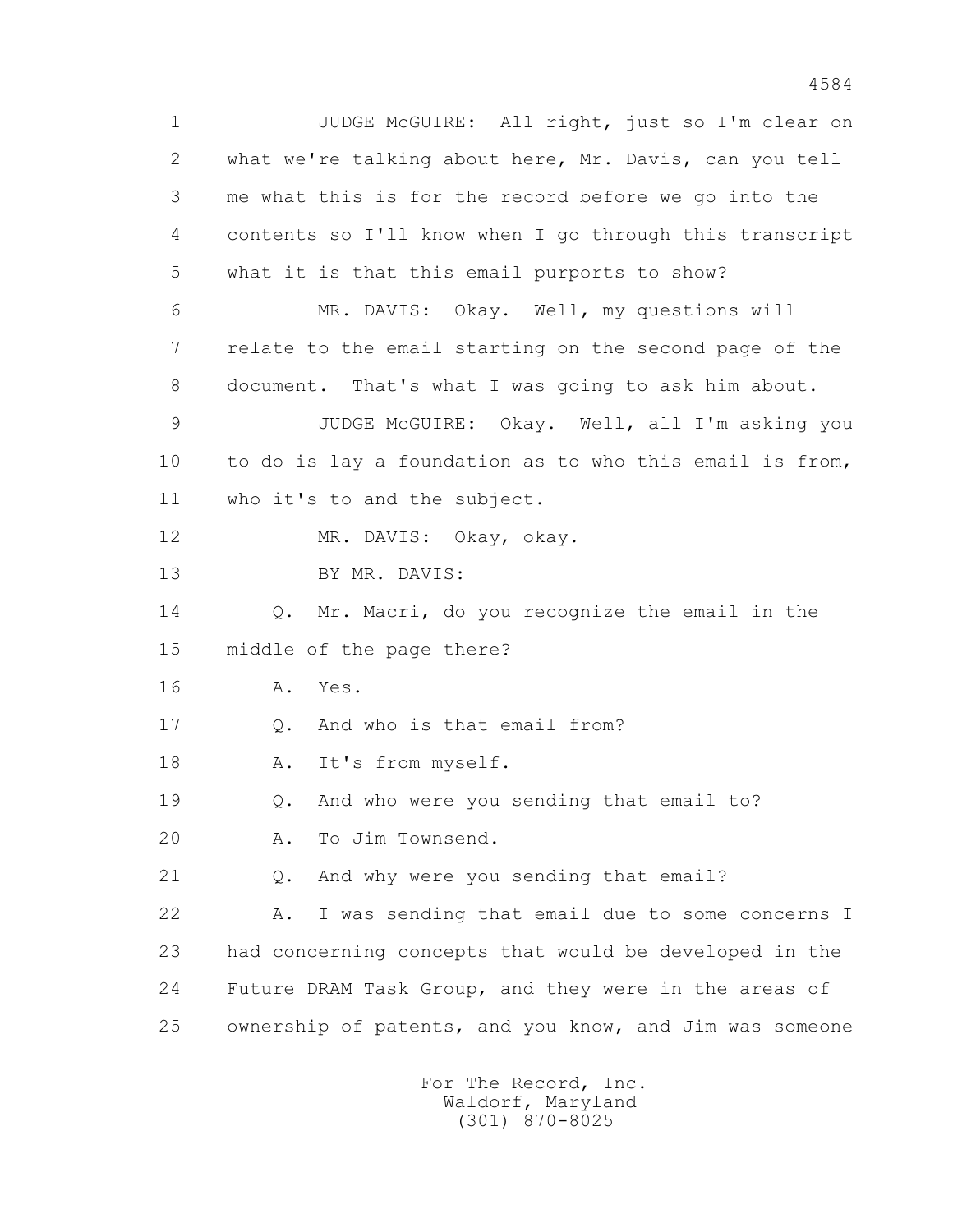1 JUDGE McGUIRE: All right, just so I'm clear on
2 what we're talking about here, Mr. Davis, can you tell
3 me what this is for the record before we go into the
4 contents so I'll know when I go through this transcript
5 what it is that this email purports to show?
6 MR. DAVIS: Okay. Well, my questions will
7 relate to the email starting on the second page of the
8 document. That's what I was going to ask him about.
9 JUDGE McGUIRE: Okay. Well, all I'm asking you
10 to do is lay a foundation as to who this email is from,
11 who it's to and the subject.
12 MR. DAVIS: Okay, okay.
13 BY MR. DAVIS:
14 Q. Mr. Macri, do you recognize the email in the
15 middle of the page there?
16 A. Yes.
17 Q. And who is that email from?
18 A. It's from myself.
19 Q. And who were you sending that email to?
20 A. To Jim Townsend.
21 Q. And why were you sending that email?
22 A. I was sending that email due to some concerns I
23 had concerning concepts that would be developed in the
24 Future DRAM Task Group, and they were in the areas of
25 ownership of patents, and you know, and Jim was someone

For The Record, Inc.
Waldorf, Maryland
(301) 870-8025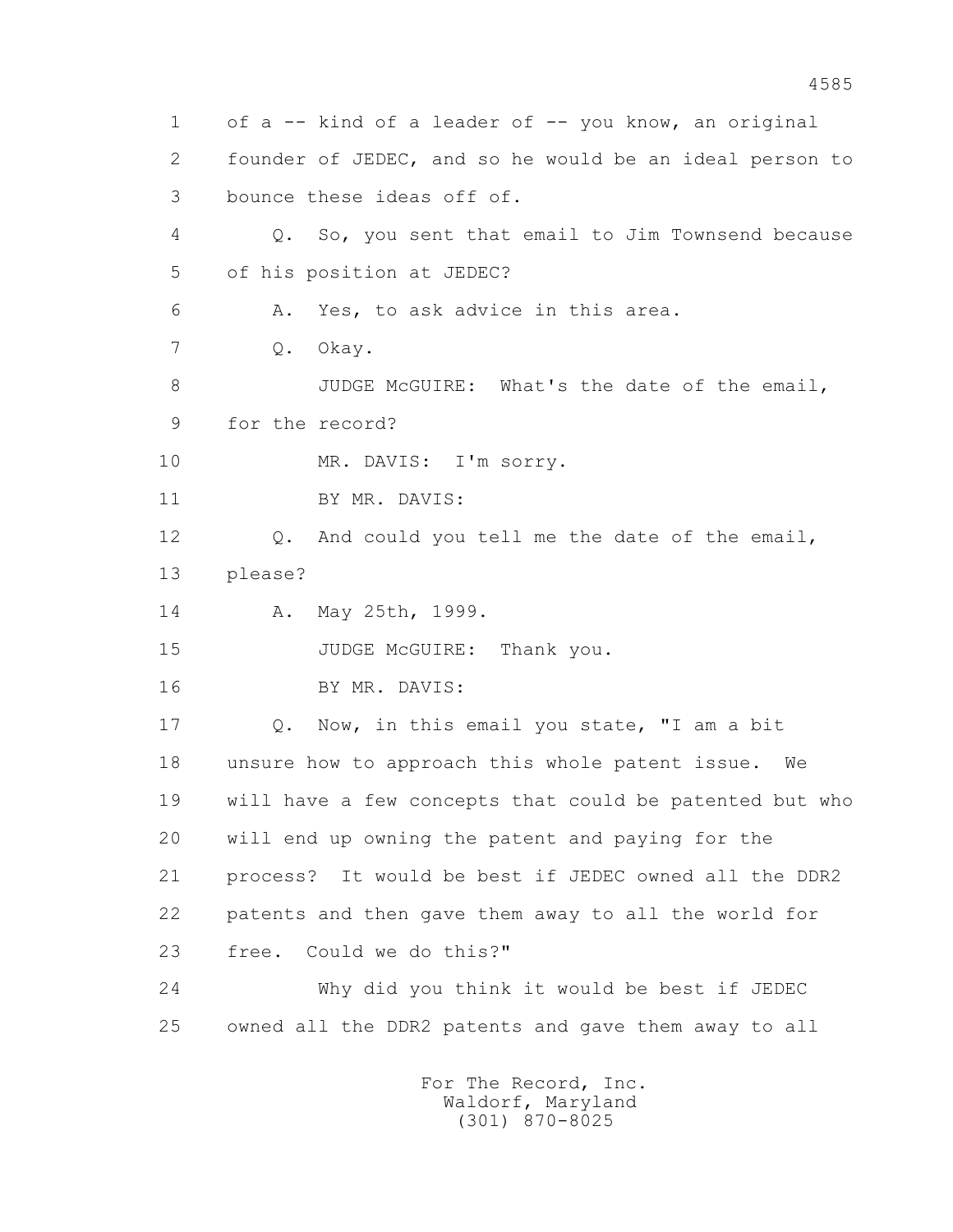1 of a -- kind of a leader of -- you know, an original
2 founder of JEDEC, and so he would be an ideal person to
3 bounce these ideas off of.
4 Q. So, you sent that email to Jim Townsend because
5 of his position at JEDEC?
6 A. Yes, to ask advice in this area.
7 Q. Okay.
8 JUDGE McGUIRE: What's the date of the email,
9 for the record?
10 MR. DAVIS: I'm sorry.
11 BY MR. DAVIS:
12 Q. And could you tell me the date of the email,
13 please?
14 A. May 25th, 1999.
15 JUDGE McGUIRE: Thank you.
16 BY MR. DAVIS:
17 Q. Now, in this email you state, "I am a bit
18 unsure how to approach this whole patent issue. We
19 will have a few concepts that could be patented but who
20 will end up owning the patent and paying for the
21 process? It would be best if JEDEC owned all the DDR2
22 patents and then gave them away to all the world for
23 free. Could we do this?"
24 Why did you think it would be best if JEDEC
25 owned all the DDR2 patents and gave them away to all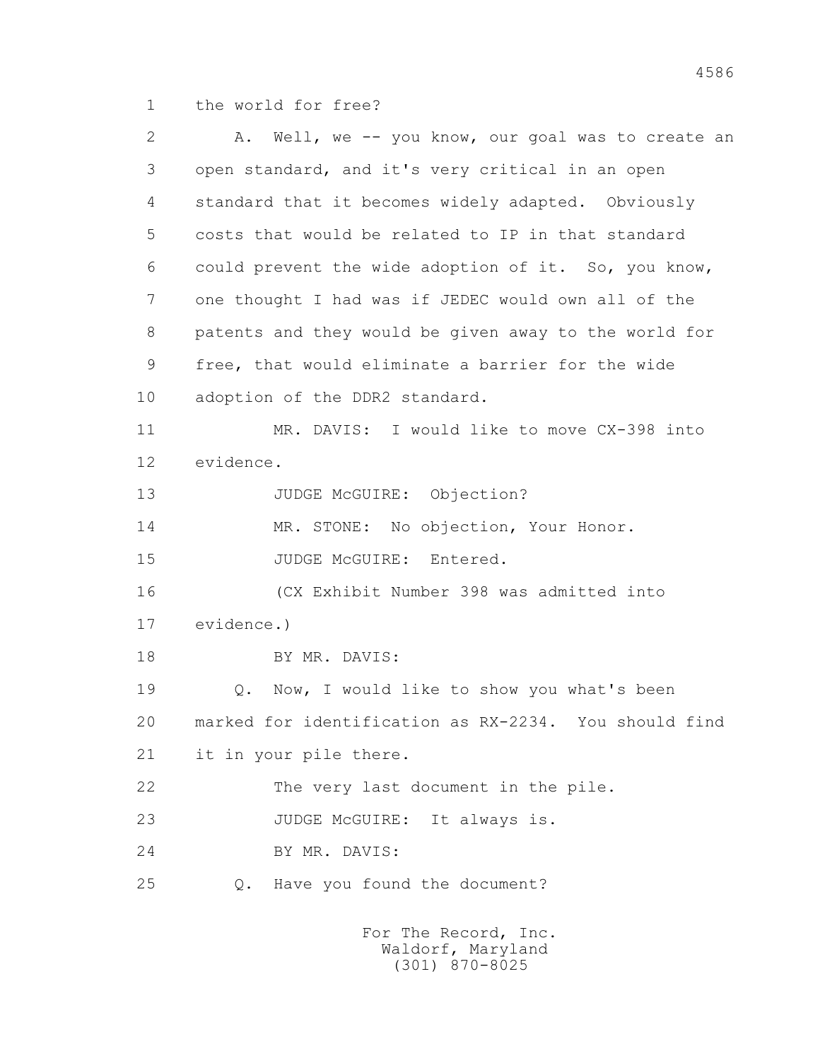1 the world for free?

2 A. Well, we -- you know, our goal was to create an

3 open standard, and it's very critical in an open

4 standard that it becomes widely adapted. Obviously

5 costs that would be related to IP in that standard

6 could prevent the wide adoption of it. So, you know,

7 one thought I had was if JEDEC would own all of the

8 patents and they would be given away to the world for

9 free, that would eliminate a barrier for the wide

10 adoption of the DDR2 standard.

11 MR. DAVIS: I would like to move CX-398 into

12 evidence.

13 JUDGE McGUIRE: Objection?

14 MR. STONE: No objection, Your Honor.

15 JUDGE McGUIRE: Entered.

16 (CX Exhibit Number 398 was admitted into

17 evidence.)

18 BY MR. DAVIS:

19 Q. Now, I would like to show you what's been

20 marked for identification as RX-2234. You should find

21 it in your pile there.

22 The very last document in the pile.

23 JUDGE McGUIRE: It always is.

24 BY MR. DAVIS:

25 Q. Have you found the document?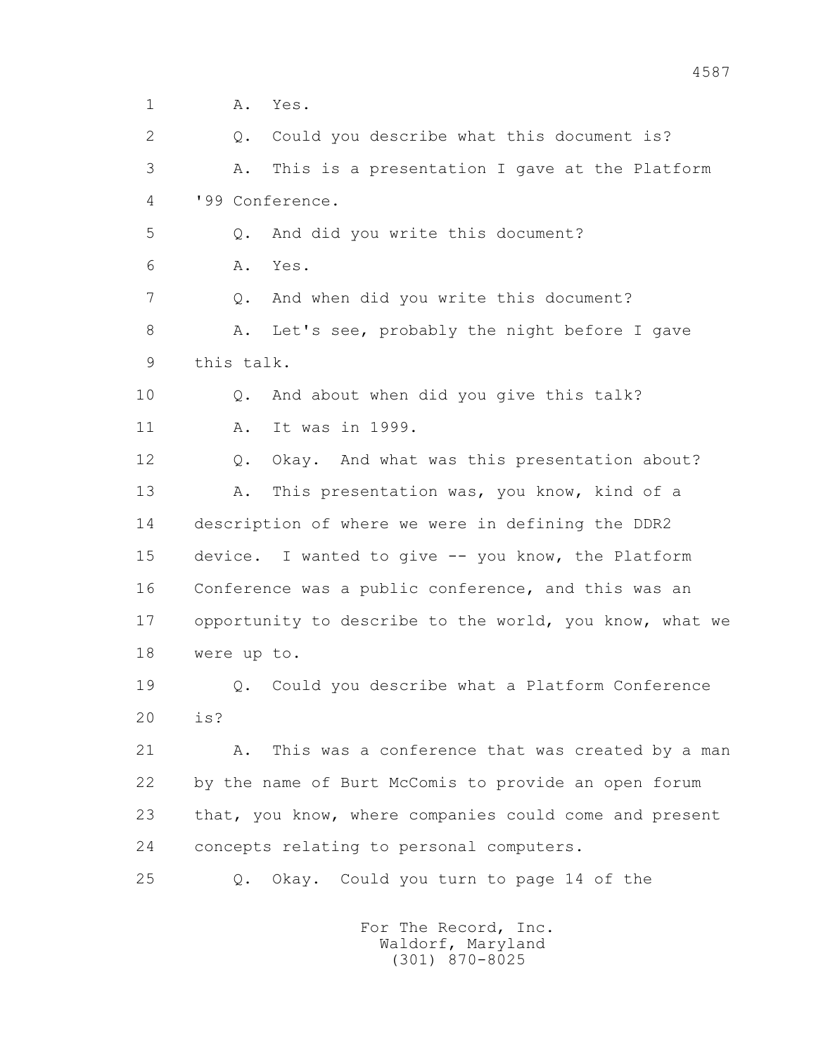1 A. Yes.

2 Q. Could you describe what this document is?

3 A. This is a presentation I gave at the Platform

4 '99 Conference.

5 Q. And did you write this document?

6 A. Yes.

7 Q. And when did you write this document?

8 A. Let's see, probably the night before I gave

9 this talk.

10 Q. And about when did you give this talk?

11 A. It was in 1999.

12 Q. Okay. And what was this presentation about?

13 A. This presentation was, you know, kind of a

14 description of where we were in defining the DDR2

15 device. I wanted to give -- you know, the Platform

16 Conference was a public conference, and this was an

17 opportunity to describe to the world, you know, what we

18 were up to.

19 Q. Could you describe what a Platform Conference

20 is?

21 A. This was a conference that was created by a man

22 by the name of Burt McComis to provide an open forum

23 that, you know, where companies could come and present

24 concepts relating to personal computers.

25 Q. Okay. Could you turn to page 14 of the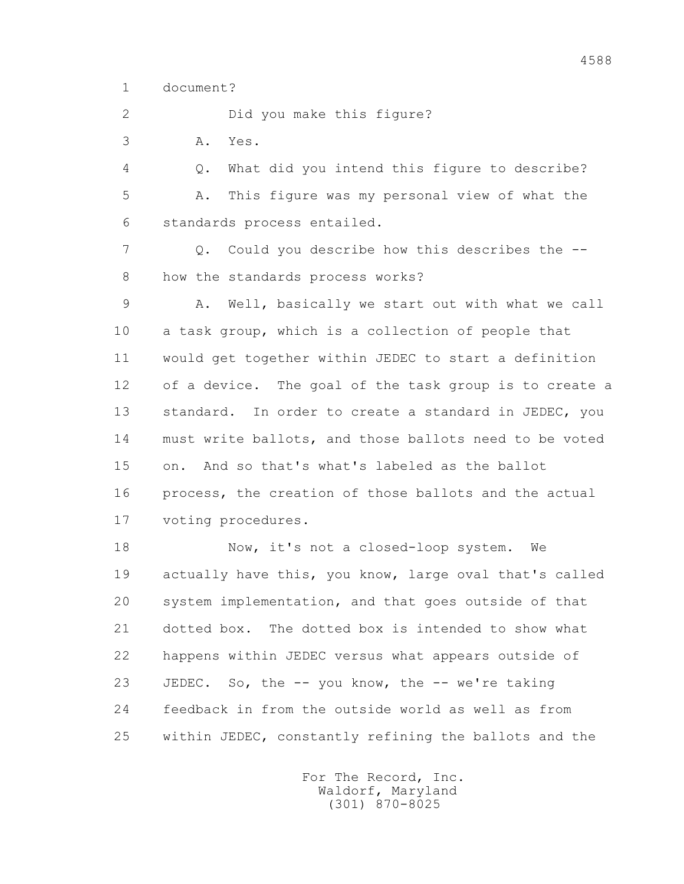1 document?

2 Did you make this figure?

3 A. Yes.

4 Q. What did you intend this figure to describe?

5 A. This figure was my personal view of what the

6 standards process entailed.

7 Q. Could you describe how this describes the --

8 how the standards process works?

9 A. Well, basically we start out with what we call

10 a task group, which is a collection of people that

11 would get together within JEDEC to start a definition

12 of a device. The goal of the task group is to create a

13 standard. In order to create a standard in JEDEC, you

14 must write ballots, and those ballots need to be voted

15 on. And so that's what's labeled as the ballot

16 process, the creation of those ballots and the actual

17 voting procedures.

18 Now, it's not a closed-loop system. We

19 actually have this, you know, large oval that's called

20 system implementation, and that goes outside of that

21 dotted box. The dotted box is intended to show what

22 happens within JEDEC versus what appears outside of

23 JEDEC. So, the -- you know, the -- we're taking

24 feedback in from the outside world as well as from

25 within JEDEC, constantly refining the ballots and the

For The Record, Inc.
Waldorf, Maryland
(301) 870-8025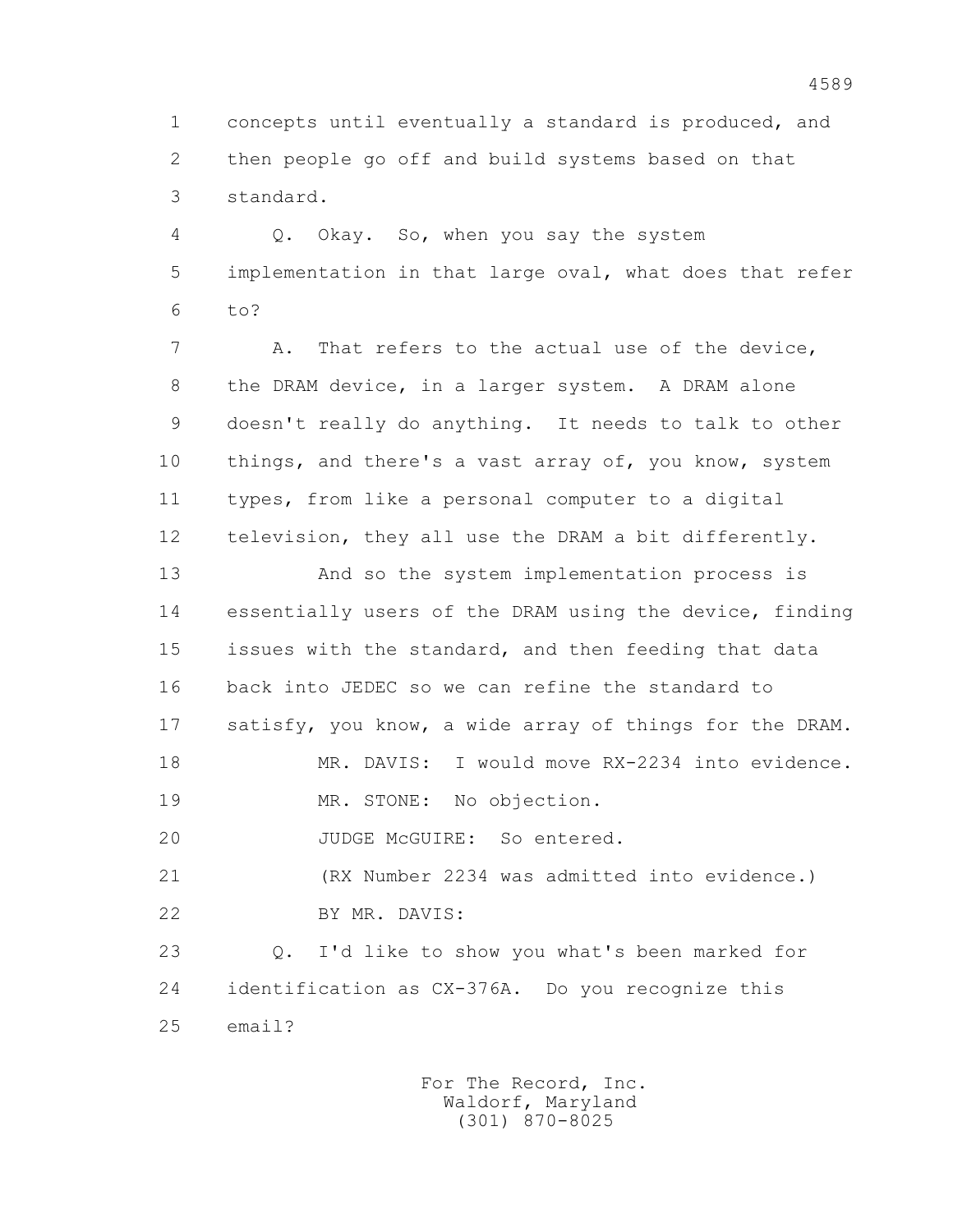1 concepts until eventually a standard is produced, and
2 then people go off and build systems based on that
3 standard.

4 Q. Okay. So, when you say the system
5 implementation in that large oval, what does that refer
6 to?

7 A. That refers to the actual use of the device,
8 the DRAM device, in a larger system. A DRAM alone
9 doesn't really do anything. It needs to talk to other
10 things, and there's a vast array of, you know, system
11 types, from like a personal computer to a digital
12 television, they all use the DRAM a bit differently.

13 And so the system implementation process is
14 essentially users of the DRAM using the device, finding
15 issues with the standard, and then feeding that data
16 back into JEDEC so we can refine the standard to
17 satisfy, you know, a wide array of things for the DRAM.

18 MR. DAVIS: I would move RX-2234 into evidence.

19 MR. STONE: No objection.

20 JUDGE McGUIRE: So entered.

21 (RX Number 2234 was admitted into evidence.)

22 BY MR. DAVIS:

23 Q. I'd like to show you what's been marked for
24 identification as CX-376A. Do you recognize this
25 email?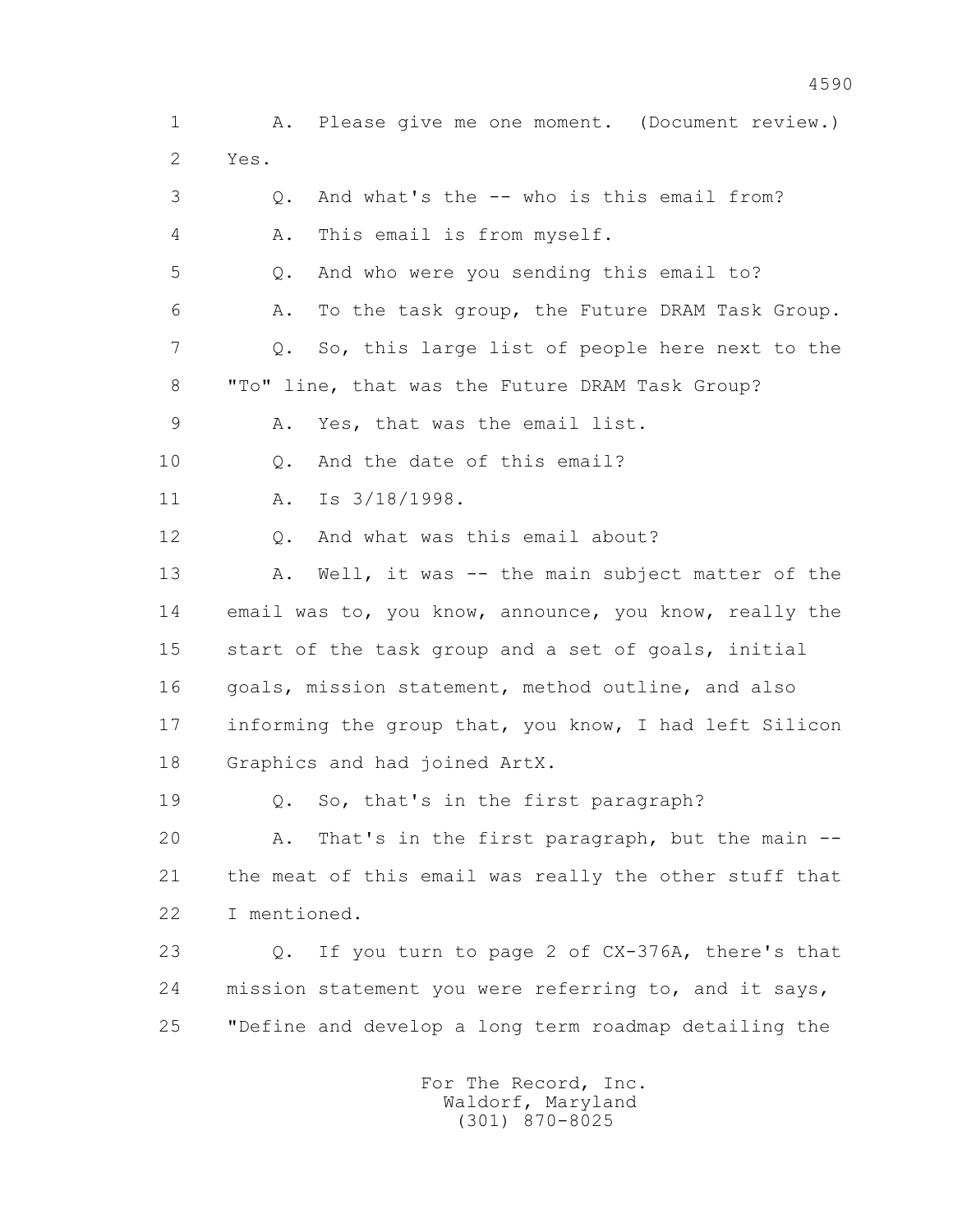1 A. Please give me one moment. (Document review.)
2 Yes.
3 Q. And what's the -- who is this email from?
4 A. This email is from myself.
5 Q. And who were you sending this email to?
6 A. To the task group, the Future DRAM Task Group.
7 Q. So, this large list of people here next to the
8 "To" line, that was the Future DRAM Task Group?
9 A. Yes, that was the email list.
10 Q. And the date of this email?
11 A. Is 3/18/1998.
12 Q. And what was this email about?
13 A. Well, it was -- the main subject matter of the
14 email was to, you know, announce, you know, really the
15 start of the task group and a set of goals, initial
16 goals, mission statement, method outline, and also
17 informing the group that, you know, I had left Silicon
18 Graphics and had joined ArtX.
19 Q. So, that's in the first paragraph?
20 A. That's in the first paragraph, but the main --
21 the meat of this email was really the other stuff that
22 I mentioned.
23 Q. If you turn to page 2 of CX-376A, there's that
24 mission statement you were referring to, and it says,
25 "Define and develop a long term roadmap detailing the

For The Record, Inc.
Waldorf, Maryland
(301) 870-8025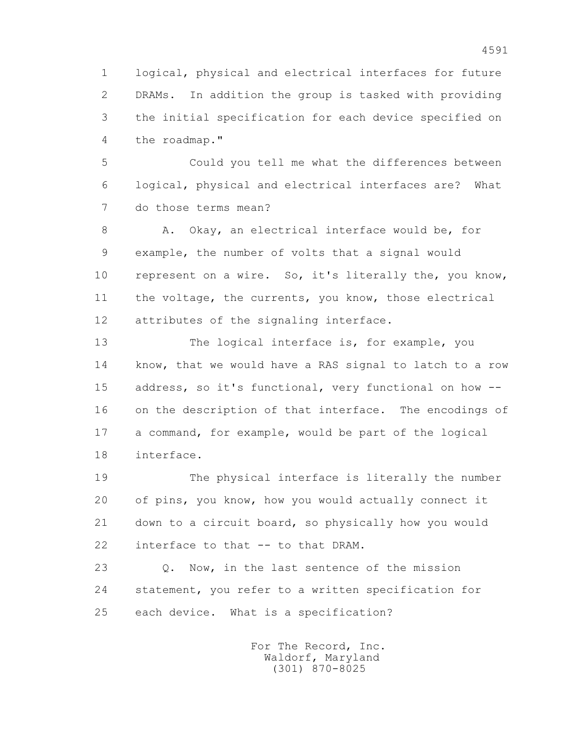1 logical, physical and electrical interfaces for future
2 DRAMs. In addition the group is tasked with providing
3 the initial specification for each device specified on
4 the roadmap."

5 Could you tell me what the differences between
6 logical, physical and electrical interfaces are? What
7 do those terms mean?

8 A. Okay, an electrical interface would be, for
9 example, the number of volts that a signal would
10 represent on a wire. So, it's literally the, you know,
11 the voltage, the currents, you know, those electrical
12 attributes of the signaling interface.

13 The logical interface is, for example, you
14 know, that we would have a RAS signal to latch to a row
15 address, so it's functional, very functional on how --
16 on the description of that interface. The encodings of
17 a command, for example, would be part of the logical
18 interface.

19 The physical interface is literally the number
20 of pins, you know, how you would actually connect it
21 down to a circuit board, so physically how you would
22 interface to that -- to that DRAM.

23 Q. Now, in the last sentence of the mission
24 statement, you refer to a written specification for
25 each device. What is a specification?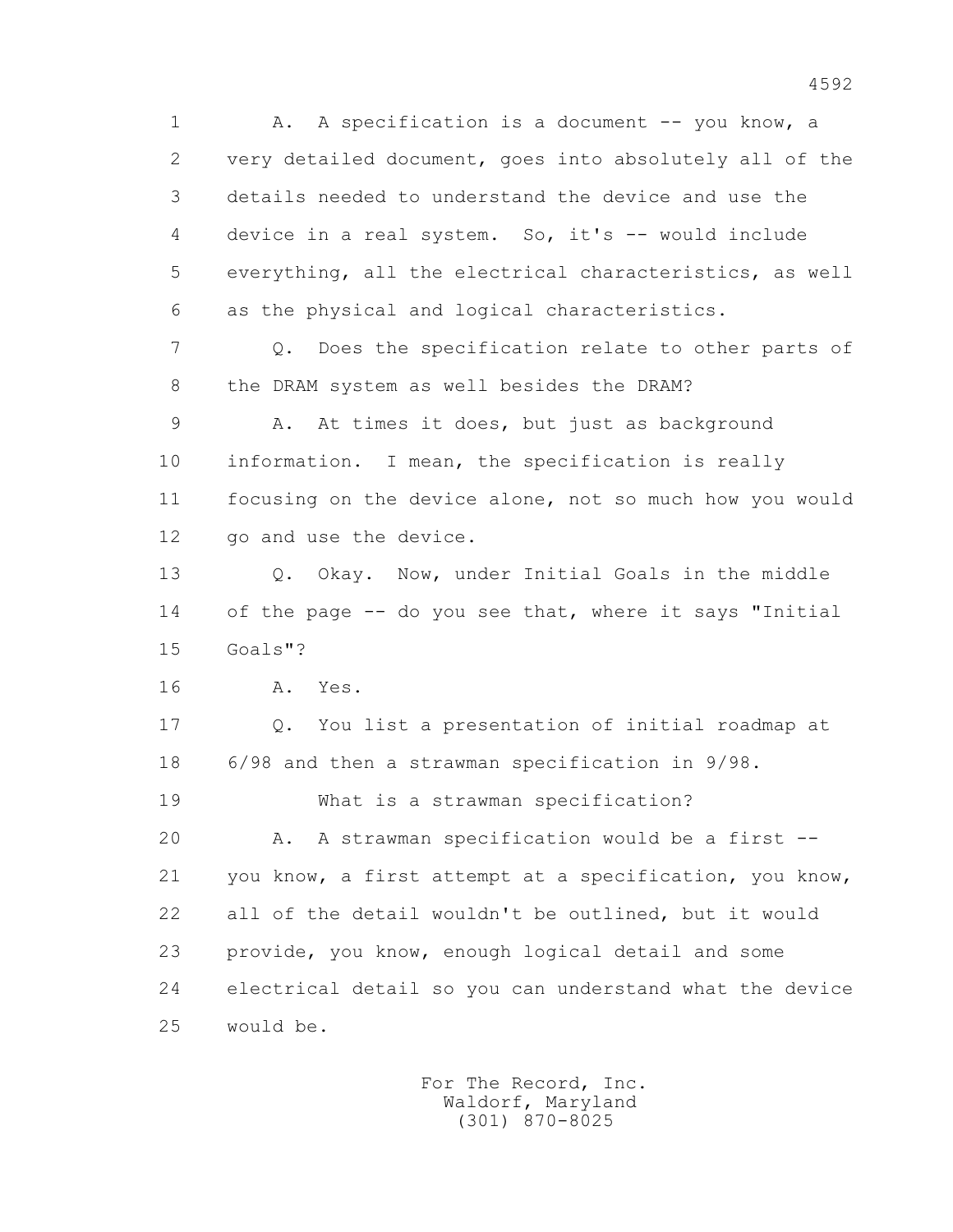1 A. A specification is a document -- you know, a
2 very detailed document, goes into absolutely all of the
3 details needed to understand the device and use the
4 device in a real system. So, it's -- would include
5 everything, all the electrical characteristics, as well
6 as the physical and logical characteristics.

7 Q. Does the specification relate to other parts of
8 the DRAM system as well besides the DRAM?

9 A. At times it does, but just as background
10 information. I mean, the specification is really
11 focusing on the device alone, not so much how you would
12 go and use the device.

13 Q. Okay. Now, under Initial Goals in the middle
14 of the page -- do you see that, where it says "Initial
15 Goals"?

16 A. Yes.

17 Q. You list a presentation of initial roadmap at
18 6/98 and then a strawman specification in 9/98.

19 What is a strawman specification?

20 A. A strawman specification would be a first --
21 you know, a first attempt at a specification, you know,
22 all of the detail wouldn't be outlined, but it would
23 provide, you know, enough logical detail and some
24 electrical detail so you can understand what the device
25 would be.

For The Record, Inc.
Waldorf, Maryland
(301) 870-8025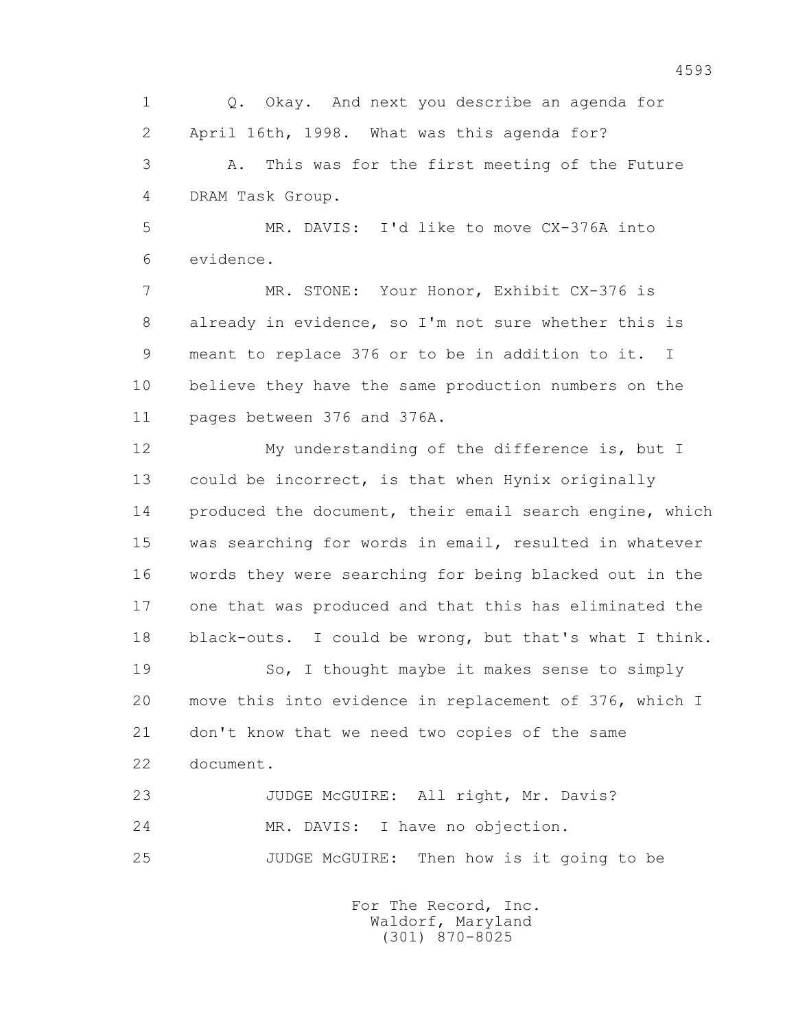1 Q. Okay. And next you describe an agenda for
2 April 16th, 1998. What was this agenda for?
3 A. This was for the first meeting of the Future
4 DRAM Task Group.
5 MR. DAVIS: I'd like to move CX-376A into
6 evidence.
7 MR. STONE: Your Honor, Exhibit CX-376 is
8 already in evidence, so I'm not sure whether this is
9 meant to replace 376 or to be in addition to it. I
10 believe they have the same production numbers on the
11 pages between 376 and 376A.
12 My understanding of the difference is, but I
13 could be incorrect, is that when Hynix originally
14 produced the document, their email search engine, which
15 was searching for words in email, resulted in whatever
16 words they were searching for being blacked out in the
17 one that was produced and that this has eliminated the
18 black-outs. I could be wrong, but that's what I think.
19 So, I thought maybe it makes sense to simply
20 move this into evidence in replacement of 376, which I
21 don't know that we need two copies of the same
22 document.
23 JUDGE McGUIRE: All right, Mr. Davis?
24 MR. DAVIS: I have no objection.
25 JUDGE McGUIRE: Then how is it going to be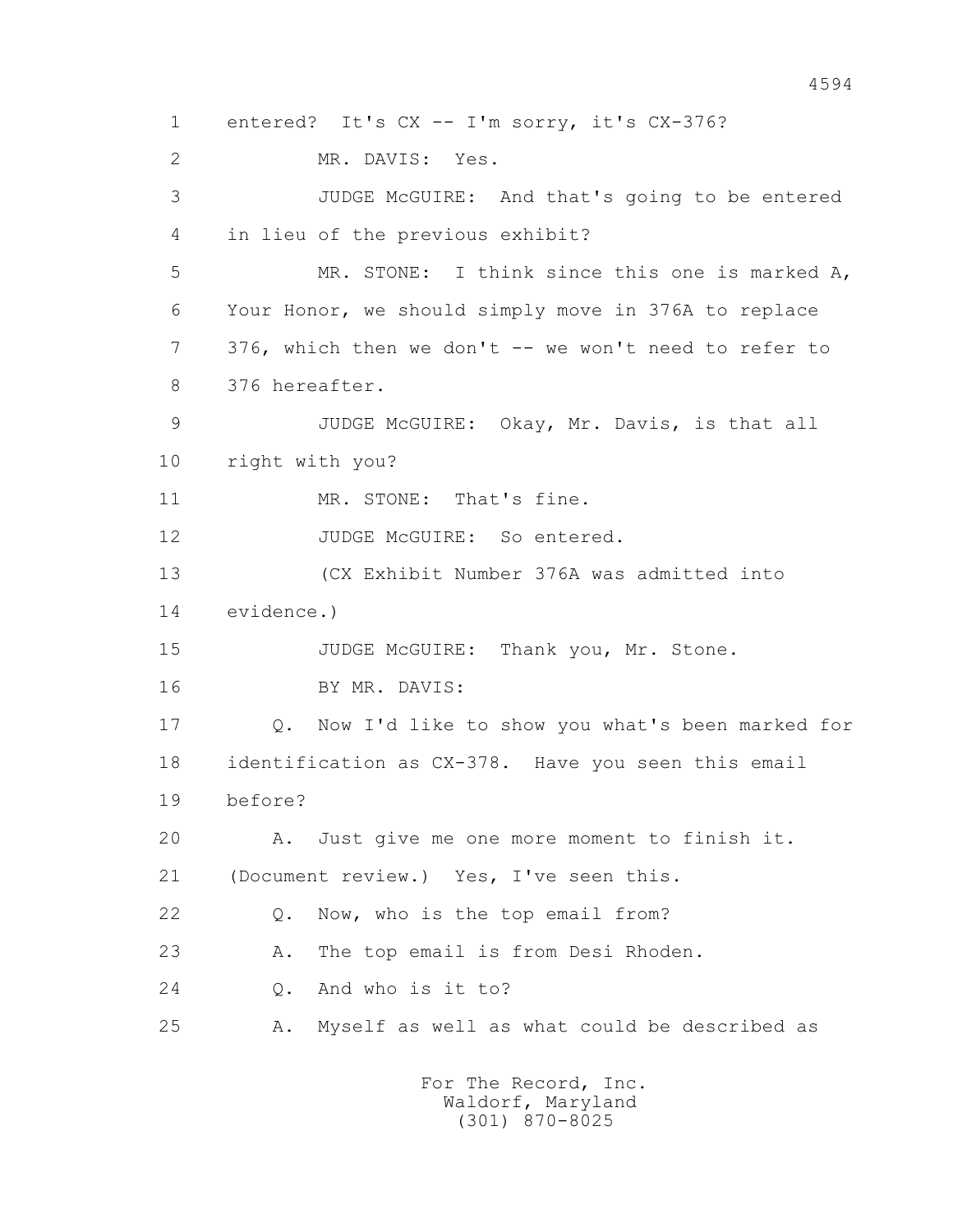1 entered? It's CX -- I'm sorry, it's CX-376?

2 MR. DAVIS: Yes.

3 JUDGE McGUIRE: And that's going to be entered

4 in lieu of the previous exhibit?

5 MR. STONE: I think since this one is marked A,

6 Your Honor, we should simply move in 376A to replace

7 376, which then we don't -- we won't need to refer to

8 376 hereafter.

9 JUDGE McGUIRE: Okay, Mr. Davis, is that all

10 right with you?

11 MR. STONE: That's fine.

12 JUDGE McGUIRE: So entered.

13 (CX Exhibit Number 376A was admitted into

14 evidence.)

15 JUDGE McGUIRE: Thank you, Mr. Stone.

16 BY MR. DAVIS:

17 Q. Now I'd like to show you what's been marked for

18 identification as CX-378. Have you seen this email

19 before?

20 A. Just give me one more moment to finish it.

21 (Document review.) Yes, I've seen this.

22 Q. Now, who is the top email from?

23 A. The top email is from Desi Rhoden.

24 Q. And who is it to?

25 A. Myself as well as what could be described as

For The Record, Inc.
Waldorf, Maryland
(301) 870-8025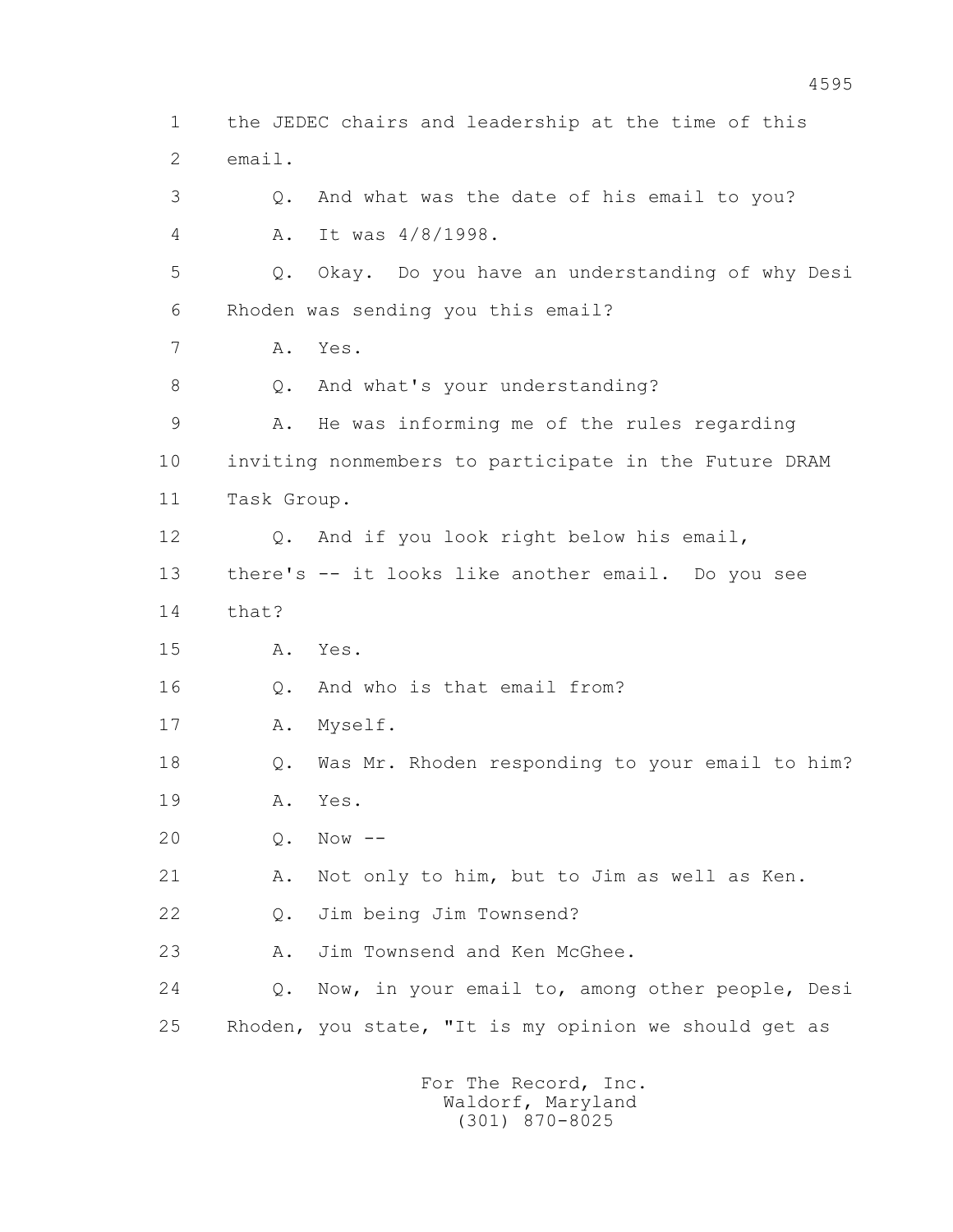1 the JEDEC chairs and leadership at the time of this
2 email.
3 Q. And what was the date of his email to you?
4 A. It was 4/8/1998.
5 Q. Okay. Do you have an understanding of why Desi
6 Rhoden was sending you this email?
7 A. Yes.
8 Q. And what's your understanding?
9 A. He was informing me of the rules regarding
10 inviting nonmembers to participate in the Future DRAM
11 Task Group.
12 Q. And if you look right below his email,
13 there's -- it looks like another email. Do you see
14 that?
15 A. Yes.
16 Q. And who is that email from?
17 A. Myself.
18 Q. Was Mr. Rhoden responding to your email to him?
19 A. Yes.
20 Q. Now --
21 A. Not only to him, but to Jim as well as Ken.
22 Q. Jim being Jim Townsend?
23 A. Jim Townsend and Ken McGhee.
24 Q. Now, in your email to, among other people, Desi
25 Rhoden, you state, "It is my opinion we should get as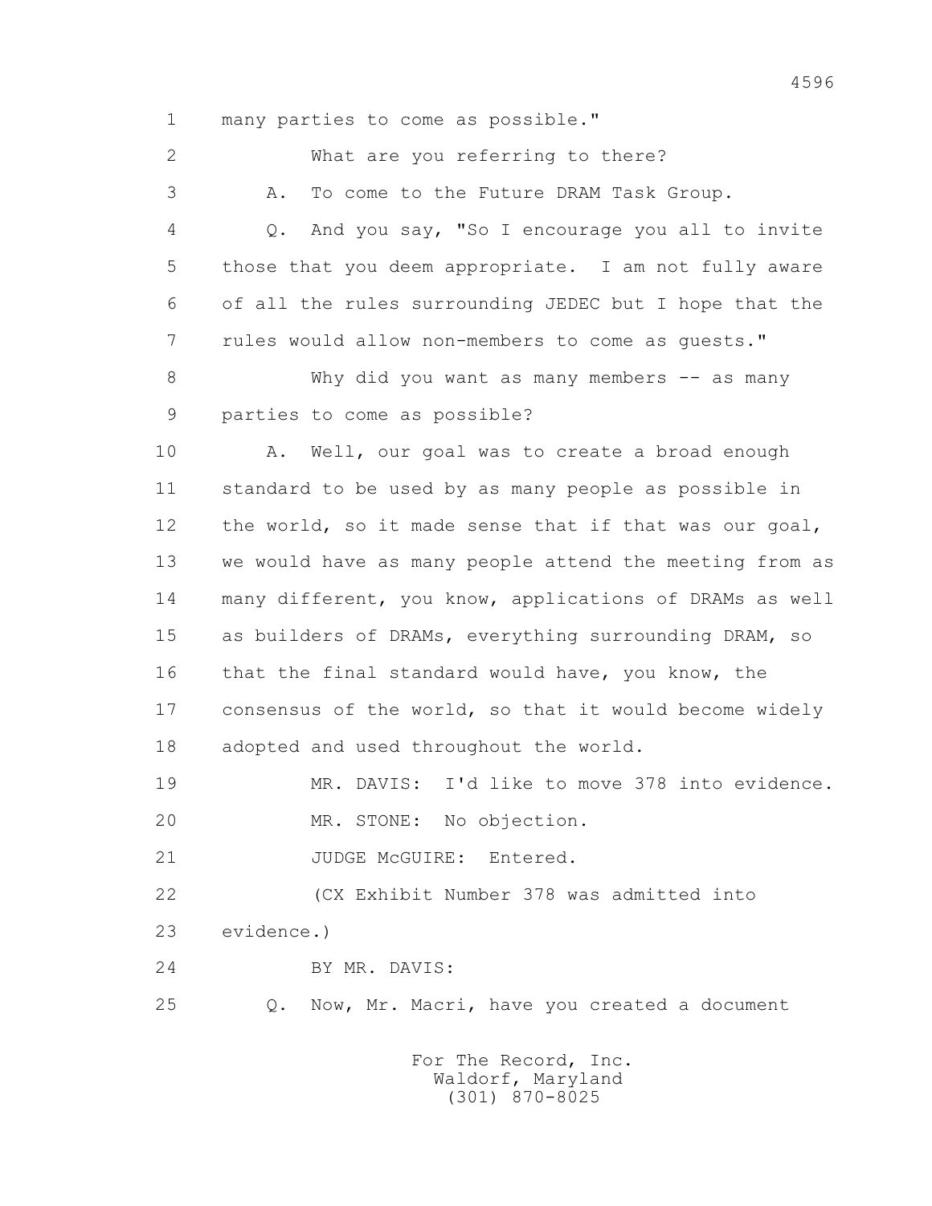many parties to come as possible."

What are you referring to there?

A. To come to the Future DRAM Task Group.

Q. And you say, "So I encourage you all to invite those that you deem appropriate. I am not fully aware of all the rules surrounding JEDEC but I hope that the rules would allow non-members to come as guests."

Why did you want as many members -- as many parties to come as possible?

A. Well, our goal was to create a broad enough standard to be used by as many people as possible in the world, so it made sense that if that was our goal, we would have as many people attend the meeting from as many different, you know, applications of DRAMs as well as builders of DRAMs, everything surrounding DRAM, so that the final standard would have, you know, the consensus of the world, so that it would become widely adopted and used throughout the world.

MR. DAVIS: I'd like to move 378 into evidence.

MR. STONE: No objection.

JUDGE McGUIRE: Entered.

(CX Exhibit Number 378 was admitted into evidence.)

BY MR. DAVIS:

Q. Now, Mr. Macri, have you created a document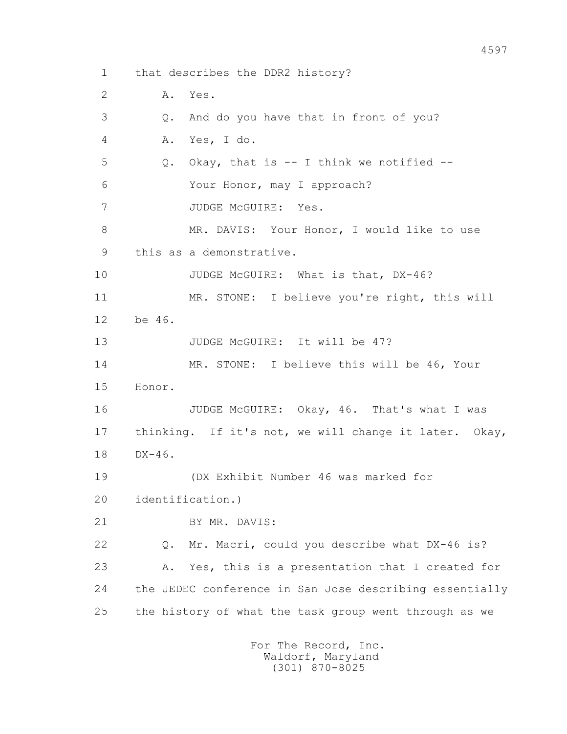1 that describes the DDR2 history?

2 A. Yes.

3 Q. And do you have that in front of you?

4 A. Yes, I do.

5 Q. Okay, that is -- I think we notified --

6 Your Honor, may I approach?

7 JUDGE McGUIRE: Yes.

8 MR. DAVIS: Your Honor, I would like to use

9 this as a demonstrative.

10 JUDGE McGUIRE: What is that, DX-46?

11 MR. STONE: I believe you're right, this will

12 be 46.

13 JUDGE McGUIRE: It will be 47?

14 MR. STONE: I believe this will be 46, Your

15 Honor.

16 JUDGE McGUIRE: Okay, 46. That's what I was

17 thinking. If it's not, we will change it later. Okay,

18 DX-46.

19 (DX Exhibit Number 46 was marked for

20 identification.)

21 BY MR. DAVIS:

22 Q. Mr. Macri, could you describe what DX-46 is?

23 A. Yes, this is a presentation that I created for

24 the JEDEC conference in San Jose describing essentially

25 the history of what the task group went through as we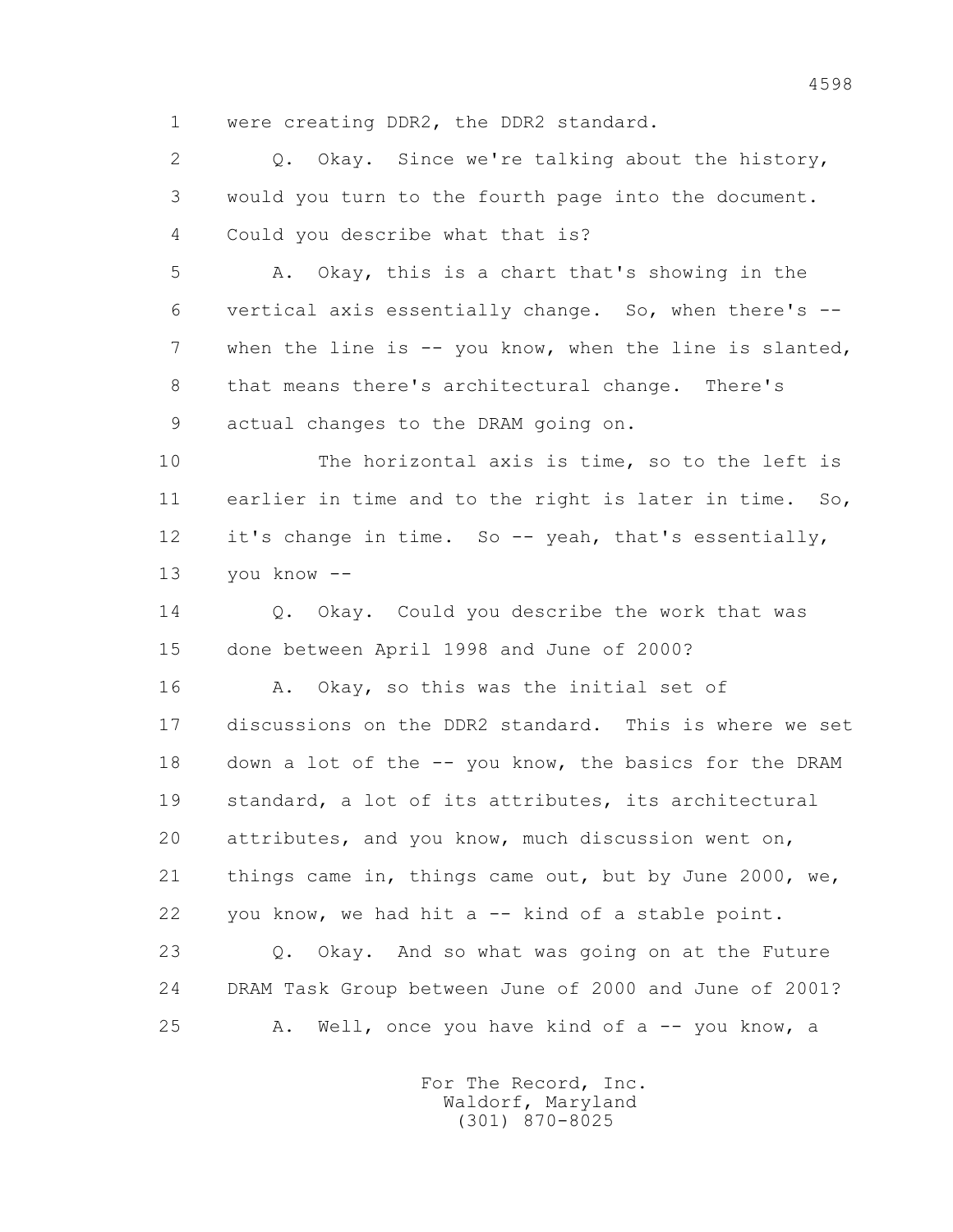1 were creating DDR2, the DDR2 standard.

2 Q. Okay. Since we're talking about the history,

3 would you turn to the fourth page into the document.

4 Could you describe what that is?

5 A. Okay, this is a chart that's showing in the

6 vertical axis essentially change. So, when there's --

7 when the line is -- you know, when the line is slanted,

8 that means there's architectural change. There's

9 actual changes to the DRAM going on.

10 The horizontal axis is time, so to the left is

11 earlier in time and to the right is later in time. So,

12 it's change in time. So -- yeah, that's essentially,

13 you know --

14 Q. Okay. Could you describe the work that was

15 done between April 1998 and June of 2000?

16 A. Okay, so this was the initial set of

17 discussions on the DDR2 standard. This is where we set

18 down a lot of the -- you know, the basics for the DRAM

19 standard, a lot of its attributes, its architectural

20 attributes, and you know, much discussion went on,

21 things came in, things came out, but by June 2000, we,

22 you know, we had hit a -- kind of a stable point.

23 Q. Okay. And so what was going on at the Future

24 DRAM Task Group between June of 2000 and June of 2001?

25 A. Well, once you have kind of a -- you know, a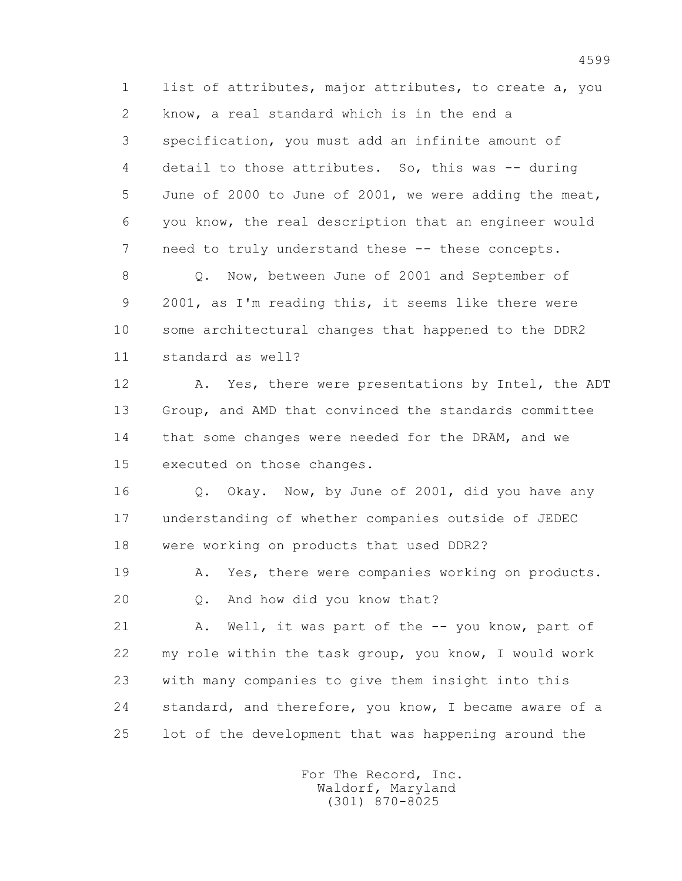1 list of attributes, major attributes, to create a, you
2 know, a real standard which is in the end a
3 specification, you must add an infinite amount of
4 detail to those attributes. So, this was -- during
5 June of 2000 to June of 2001, we were adding the meat,
6 you know, the real description that an engineer would
7 need to truly understand these -- these concepts.

8 Q. Now, between June of 2001 and September of
9 2001, as I'm reading this, it seems like there were
10 some architectural changes that happened to the DDR2
11 standard as well?

12 A. Yes, there were presentations by Intel, the ADT
13 Group, and AMD that convinced the standards committee
14 that some changes were needed for the DRAM, and we
15 executed on those changes.

16 Q. Okay. Now, by June of 2001, did you have any
17 understanding of whether companies outside of JEDEC
18 were working on products that used DDR2?

19 A. Yes, there were companies working on products.

20 Q. And how did you know that?

21 A. Well, it was part of the -- you know, part of
22 my role within the task group, you know, I would work
23 with many companies to give them insight into this
24 standard, and therefore, you know, I became aware of a
25 lot of the development that was happening around the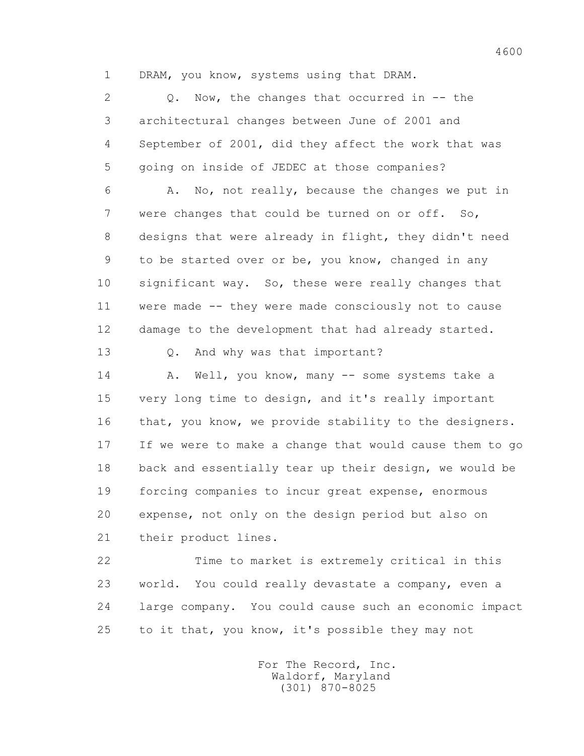DRAM, you know, systems using that DRAM.

Q. Now, the changes that occurred in -- the architectural changes between June of 2001 and September of 2001, did they affect the work that was going on inside of JEDEC at those companies?

A. No, not really, because the changes we put in were changes that could be turned on or off. So, designs that were already in flight, they didn't need to be started over or be, you know, changed in any significant way. So, these were really changes that were made -- they were made consciously not to cause damage to the development that had already started.

Q. And why was that important?

A. Well, you know, many -- some systems take a very long time to design, and it's really important that, you know, we provide stability to the designers. If we were to make a change that would cause them to go back and essentially tear up their design, we would be forcing companies to incur great expense, enormous expense, not only on the design period but also on their product lines.

Time to market is extremely critical in this world. You could really devastate a company, even a large company. You could cause such an economic impact to it that, you know, it's possible they may not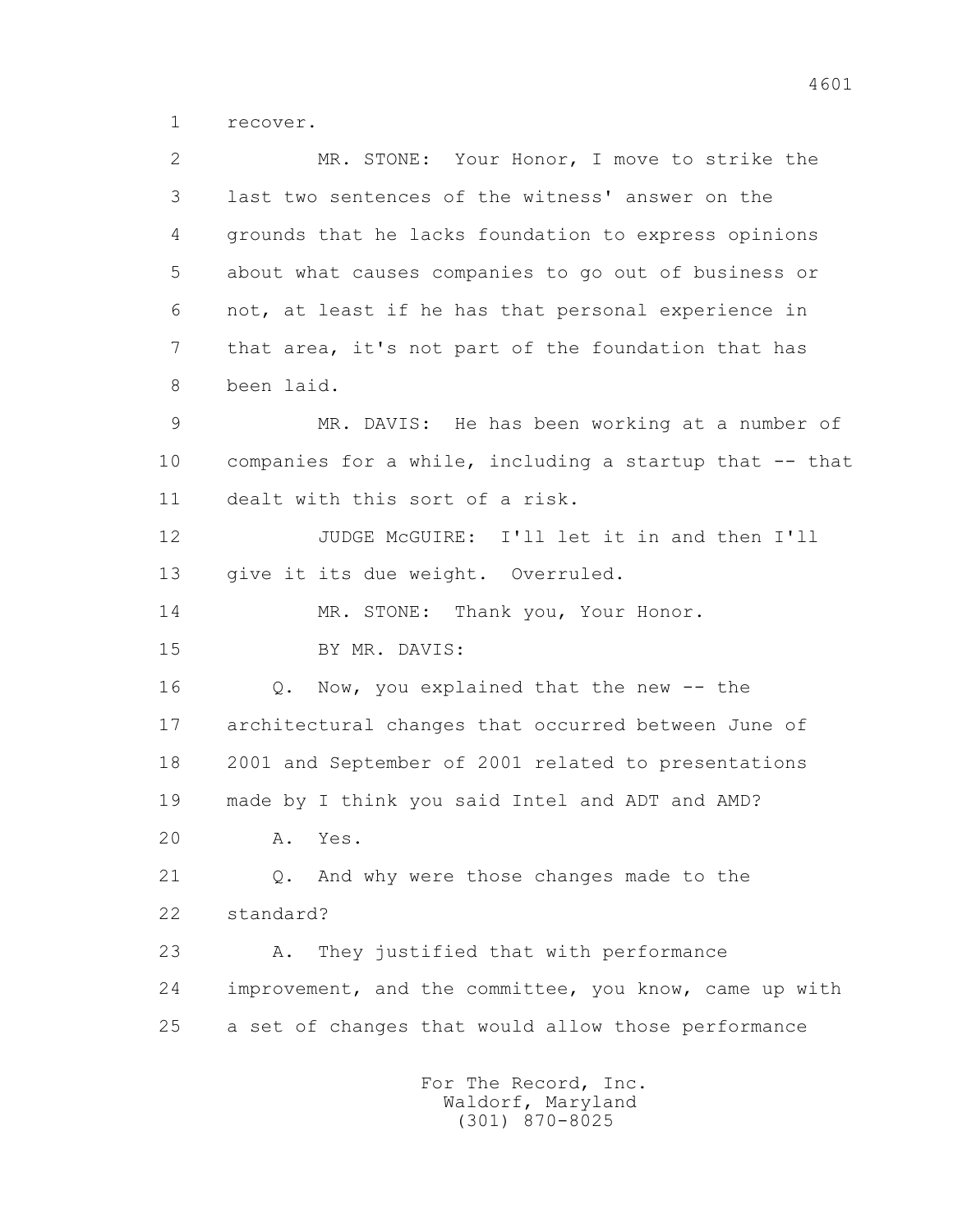1 recover.

2 MR. STONE: Your Honor, I move to strike the

3 last two sentences of the witness' answer on the

4 grounds that he lacks foundation to express opinions

5 about what causes companies to go out of business or

6 not, at least if he has that personal experience in

7 that area, it's not part of the foundation that has

8 been laid.

9 MR. DAVIS: He has been working at a number of

10 companies for a while, including a startup that -- that

11 dealt with this sort of a risk.

12 JUDGE McGUIRE: I'll let it in and then I'll

13 give it its due weight. Overruled.

14 MR. STONE: Thank you, Your Honor.

15 BY MR. DAVIS:

16 Q. Now, you explained that the new -- the

17 architectural changes that occurred between June of

18 2001 and September of 2001 related to presentations

19 made by I think you said Intel and ADT and AMD?

20 A. Yes.

21 Q. And why were those changes made to the

22 standard?

23 A. They justified that with performance

24 improvement, and the committee, you know, came up with

25 a set of changes that would allow those performance

For The Record, Inc.
Waldorf, Maryland
(301) 870-8025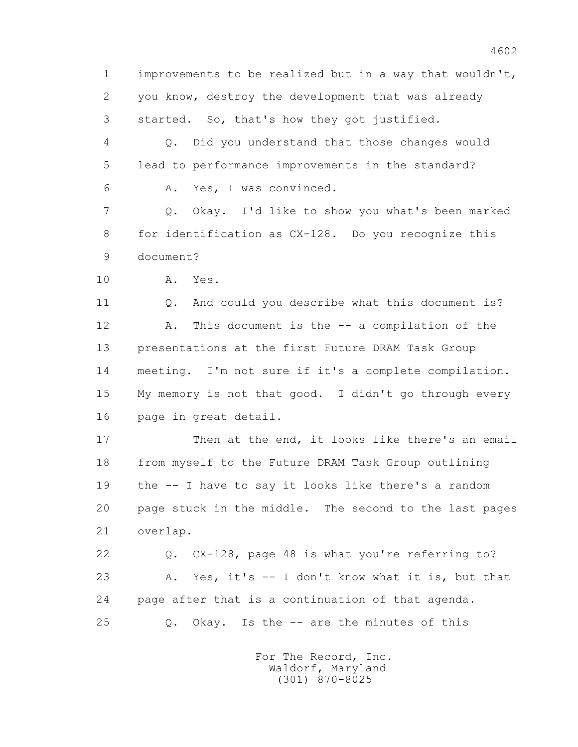1 improvements to be realized but in a way that wouldn't,
2 you know, destroy the development that was already
3 started. So, that's how they got justified.
4 Q. Did you understand that those changes would
5 lead to performance improvements in the standard?
6 A. Yes, I was convinced.
7 Q. Okay. I'd like to show you what's been marked
8 for identification as CX-128. Do you recognize this
9 document?
10 A. Yes.
11 Q. And could you describe what this document is?
12 A. This document is the -- a compilation of the
13 presentations at the first Future DRAM Task Group
14 meeting. I'm not sure if it's a complete compilation.
15 My memory is not that good. I didn't go through every
16 page in great detail.
17 Then at the end, it looks like there's an email
18 from myself to the Future DRAM Task Group outlining
19 the -- I have to say it looks like there's a random
20 page stuck in the middle. The second to the last pages
21 overlap.
22 Q. CX-128, page 48 is what you're referring to?
23 A. Yes, it's -- I don't know what it is, but that
24 page after that is a continuation of that agenda.
25 Q. Okay. Is the -- are the minutes of this

For The Record, Inc.
Waldorf, Maryland
(301) 870-8025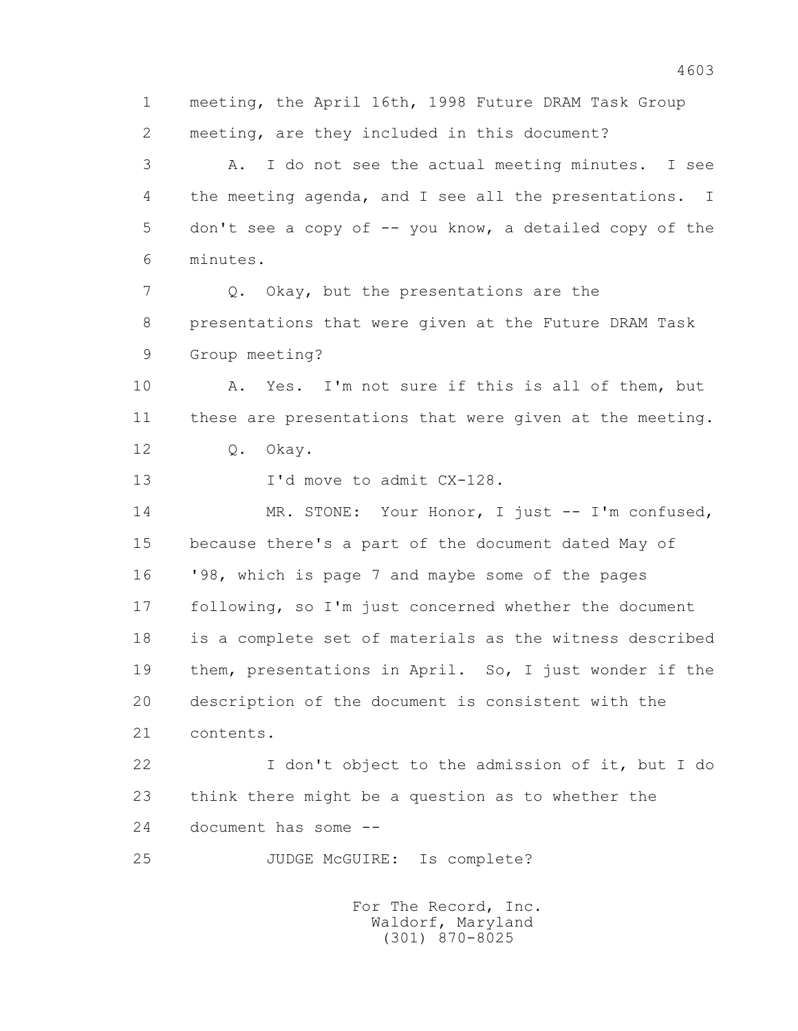meeting, the April 16th, 1998 Future DRAM Task Group meeting, are they included in this document?

A. I do not see the actual meeting minutes. I see the meeting agenda, and I see all the presentations. I don't see a copy of -- you know, a detailed copy of the minutes.

Q. Okay, but the presentations are the presentations that were given at the Future DRAM Task Group meeting?

A. Yes. I'm not sure if this is all of them, but these are presentations that were given at the meeting.

Q. Okay.

I'd move to admit CX-128.

MR. STONE: Your Honor, I just -- I'm confused, because there's a part of the document dated May of '98, which is page 7 and maybe some of the pages following, so I'm just concerned whether the document is a complete set of materials as the witness described them, presentations in April. So, I just wonder if the description of the document is consistent with the contents.

I don't object to the admission of it, but I do think there might be a question as to whether the document has some --

JUDGE McGUIRE: Is complete?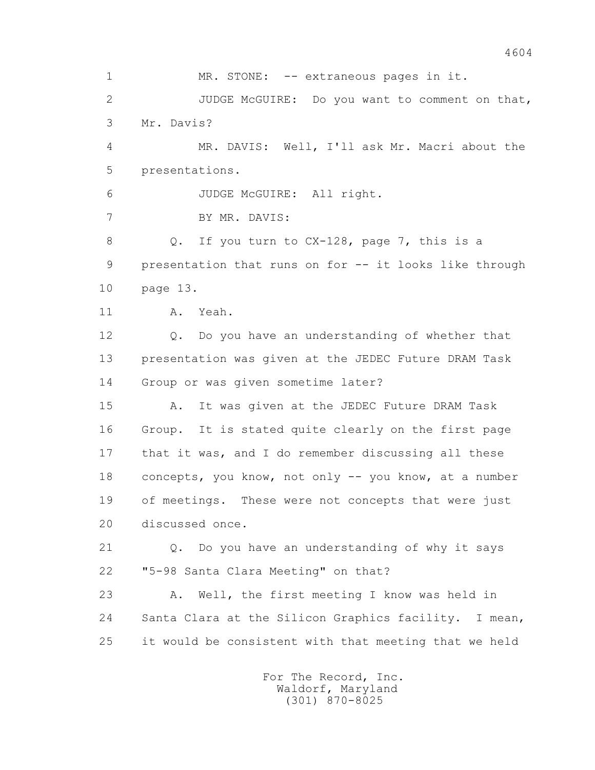1 MR. STONE: -- extraneous pages in it.

2 JUDGE McGUIRE: Do you want to comment on that,

3 Mr. Davis?

4 MR. DAVIS: Well, I'll ask Mr. Macri about the

5 presentations.

6 JUDGE McGUIRE: All right.

7 BY MR. DAVIS:

8 Q. If you turn to CX-128, page 7, this is a

9 presentation that runs on for -- it looks like through

10 page 13.

11 A. Yeah.

12 Q. Do you have an understanding of whether that

13 presentation was given at the JEDEC Future DRAM Task

14 Group or was given sometime later?

15 A. It was given at the JEDEC Future DRAM Task

16 Group. It is stated quite clearly on the first page

17 that it was, and I do remember discussing all these

18 concepts, you know, not only -- you know, at a number

19 of meetings. These were not concepts that were just

20 discussed once.

21 Q. Do you have an understanding of why it says

22 "5-98 Santa Clara Meeting" on that?

23 A. Well, the first meeting I know was held in

24 Santa Clara at the Silicon Graphics facility. I mean,

25 it would be consistent with that meeting that we held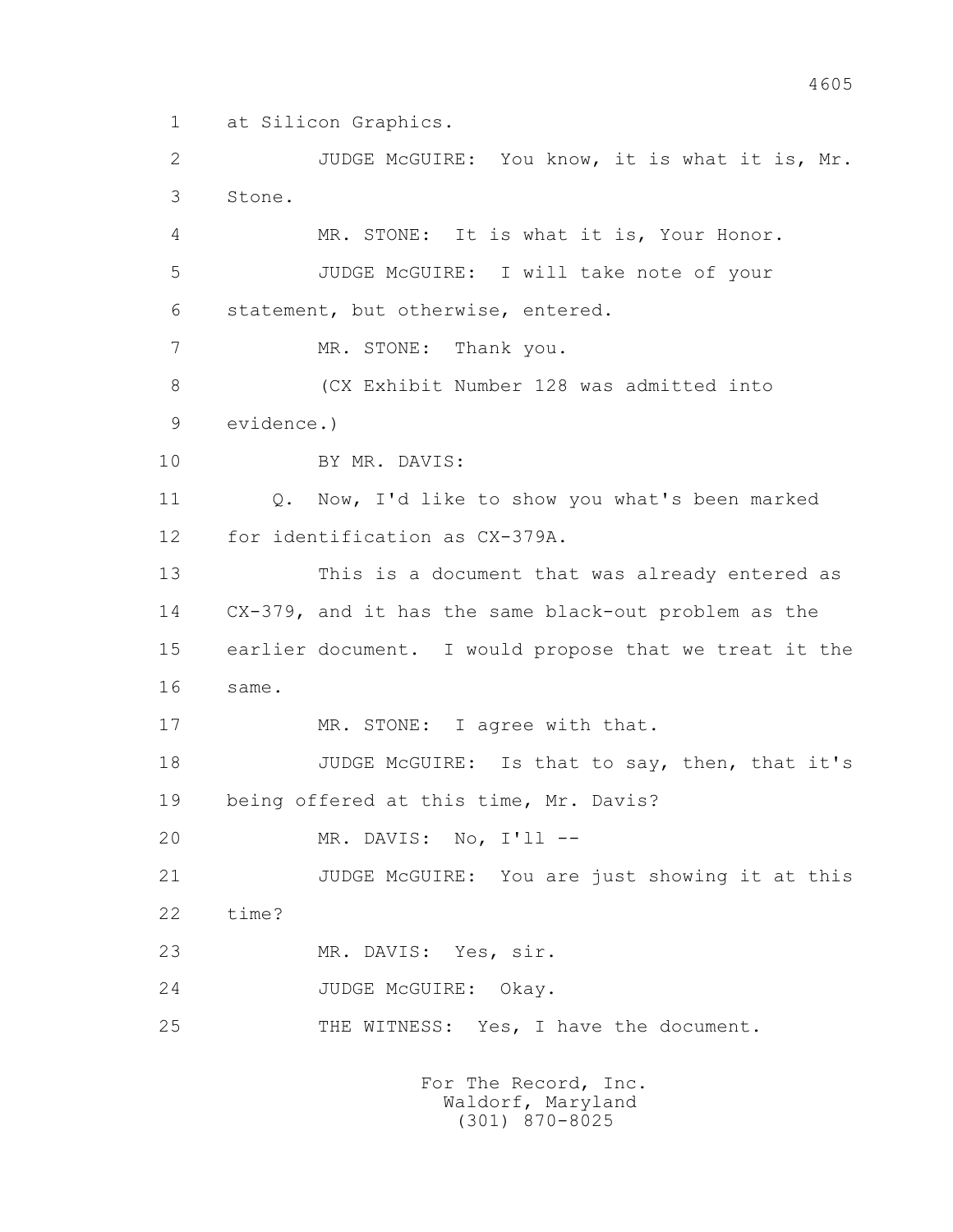1 at Silicon Graphics.

2 JUDGE McGUIRE: You know, it is what it is, Mr.

3 Stone.

4 MR. STONE: It is what it is, Your Honor.

5 JUDGE McGUIRE: I will take note of your

6 statement, but otherwise, entered.

7 MR. STONE: Thank you.

8 (CX Exhibit Number 128 was admitted into

9 evidence.)

10 BY MR. DAVIS:

11 Q. Now, I'd like to show you what's been marked

12 for identification as CX-379A.

13 This is a document that was already entered as

14 CX-379, and it has the same black-out problem as the

15 earlier document. I would propose that we treat it the

16 same.

17 MR. STONE: I agree with that.

18 JUDGE McGUIRE: Is that to say, then, that it's

19 being offered at this time, Mr. Davis?

20 MR. DAVIS: No, I'll --

21 JUDGE McGUIRE: You are just showing it at this

22 time?

23 MR. DAVIS: Yes, sir.

24 JUDGE McGUIRE: Okay.

25 THE WITNESS: Yes, I have the document.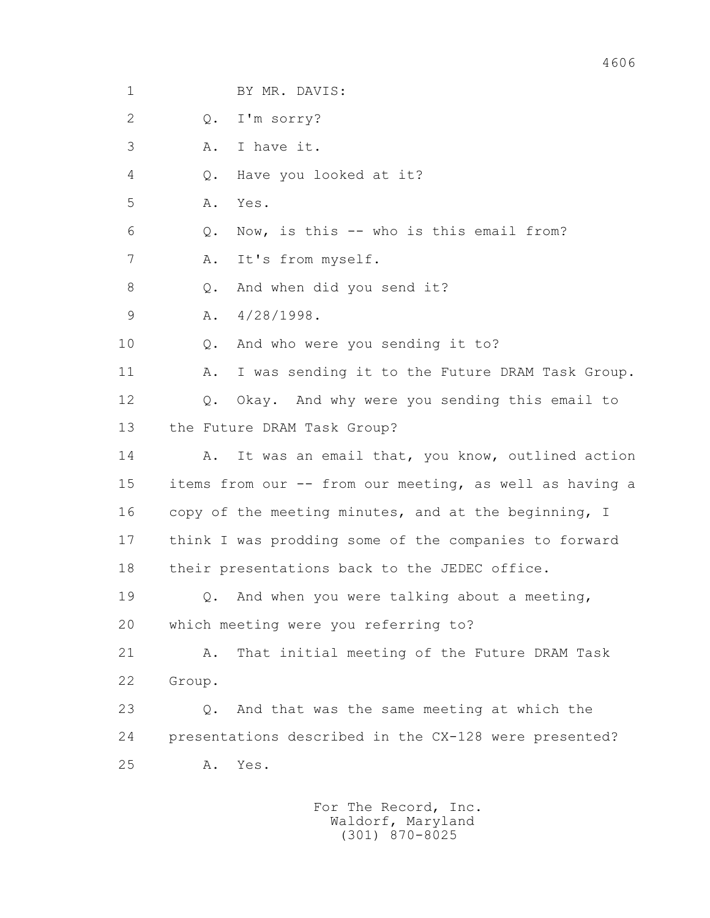1 BY MR. DAVIS:

2 Q. I'm sorry?

3 A. I have it.

4 Q. Have you looked at it?

5 A. Yes.

6 Q. Now, is this -- who is this email from?

7 A. It's from myself.

8 Q. And when did you send it?

9 A. 4/28/1998.

10 Q. And who were you sending it to?

11 A. I was sending it to the Future DRAM Task Group.

12 Q. Okay. And why were you sending this email to

13 the Future DRAM Task Group?

14 A. It was an email that, you know, outlined action

15 items from our -- from our meeting, as well as having a

16 copy of the meeting minutes, and at the beginning, I

17 think I was prodding some of the companies to forward

18 their presentations back to the JEDEC office.

19 Q. And when you were talking about a meeting,

20 which meeting were you referring to?

21 A. That initial meeting of the Future DRAM Task

22 Group.

23 Q. And that was the same meeting at which the

24 presentations described in the CX-128 were presented?

25 A. Yes.

For The Record, Inc.
Waldorf, Maryland
(301) 870-8025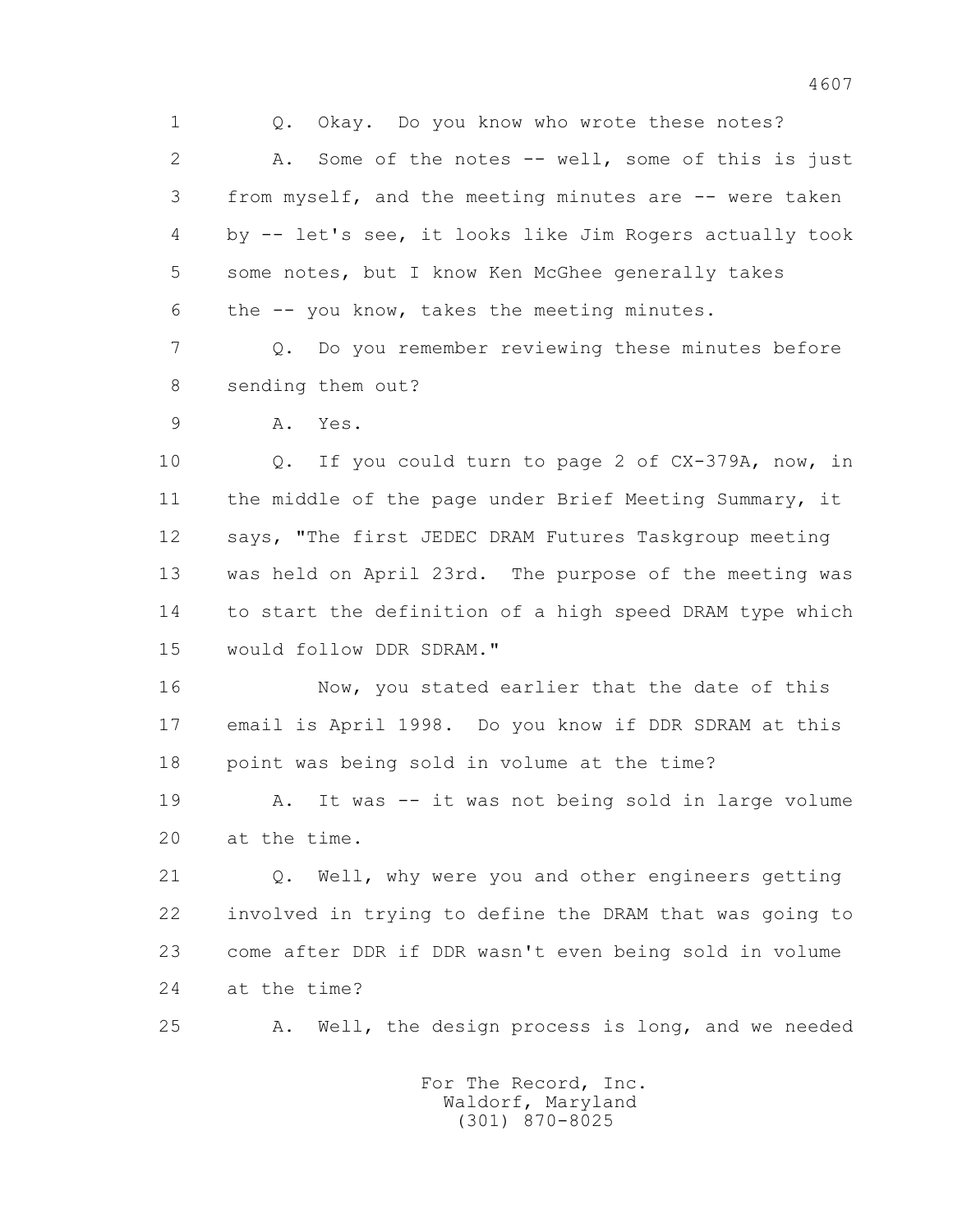1 Q. Okay. Do you know who wrote these notes?

2 A. Some of the notes -- well, some of this is just

3 from myself, and the meeting minutes are -- were taken

4 by -- let's see, it looks like Jim Rogers actually took

5 some notes, but I know Ken McGhee generally takes

6 the -- you know, takes the meeting minutes.

7 Q. Do you remember reviewing these minutes before

8 sending them out?

9 A. Yes.

10 Q. If you could turn to page 2 of CX-379A, now, in

11 the middle of the page under Brief Meeting Summary, it

12 says, "The first JEDEC DRAM Futures Taskgroup meeting

13 was held on April 23rd. The purpose of the meeting was

14 to start the definition of a high speed DRAM type which

15 would follow DDR SDRAM."

16 Now, you stated earlier that the date of this

17 email is April 1998. Do you know if DDR SDRAM at this

18 point was being sold in volume at the time?

19 A. It was -- it was not being sold in large volume

20 at the time.

21 Q. Well, why were you and other engineers getting

22 involved in trying to define the DRAM that was going to

23 come after DDR if DDR wasn't even being sold in volume

24 at the time?

25 A. Well, the design process is long, and we needed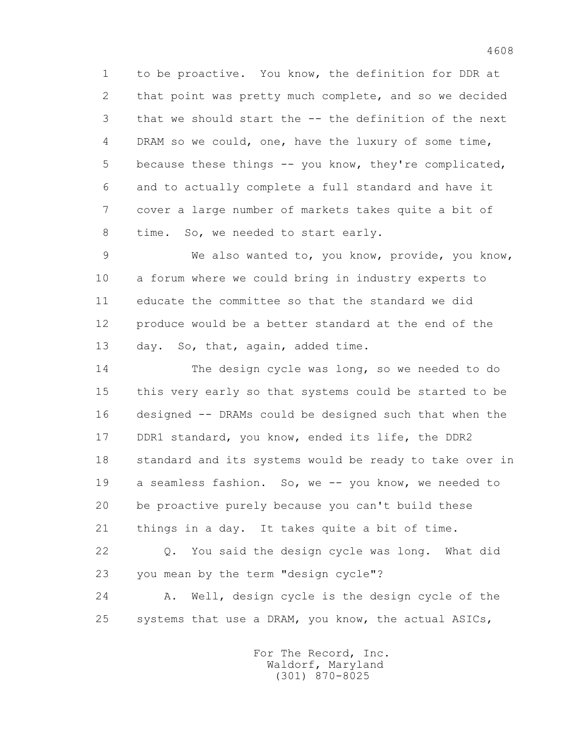1 to be proactive. You know, the definition for DDR at
2 that point was pretty much complete, and so we decided
3 that we should start the -- the definition of the next
4 DRAM so we could, one, have the luxury of some time,
5 because these things -- you know, they're complicated,
6 and to actually complete a full standard and have it
7 cover a large number of markets takes quite a bit of
8 time. So, we needed to start early.

9 We also wanted to, you know, provide, you know,
10 a forum where we could bring in industry experts to
11 educate the committee so that the standard we did
12 produce would be a better standard at the end of the
13 day. So, that, again, added time.

14 The design cycle was long, so we needed to do
15 this very early so that systems could be started to be
16 designed -- DRAMs could be designed such that when the
17 DDR1 standard, you know, ended its life, the DDR2
18 standard and its systems would be ready to take over in
19 a seamless fashion. So, we -- you know, we needed to
20 be proactive purely because you can't build these
21 things in a day. It takes quite a bit of time.

22 Q. You said the design cycle was long. What did
23 you mean by the term "design cycle"?

24 A. Well, design cycle is the design cycle of the
25 systems that use a DRAM, you know, the actual ASICs,

For The Record, Inc.
Waldorf, Maryland
(301) 870-8025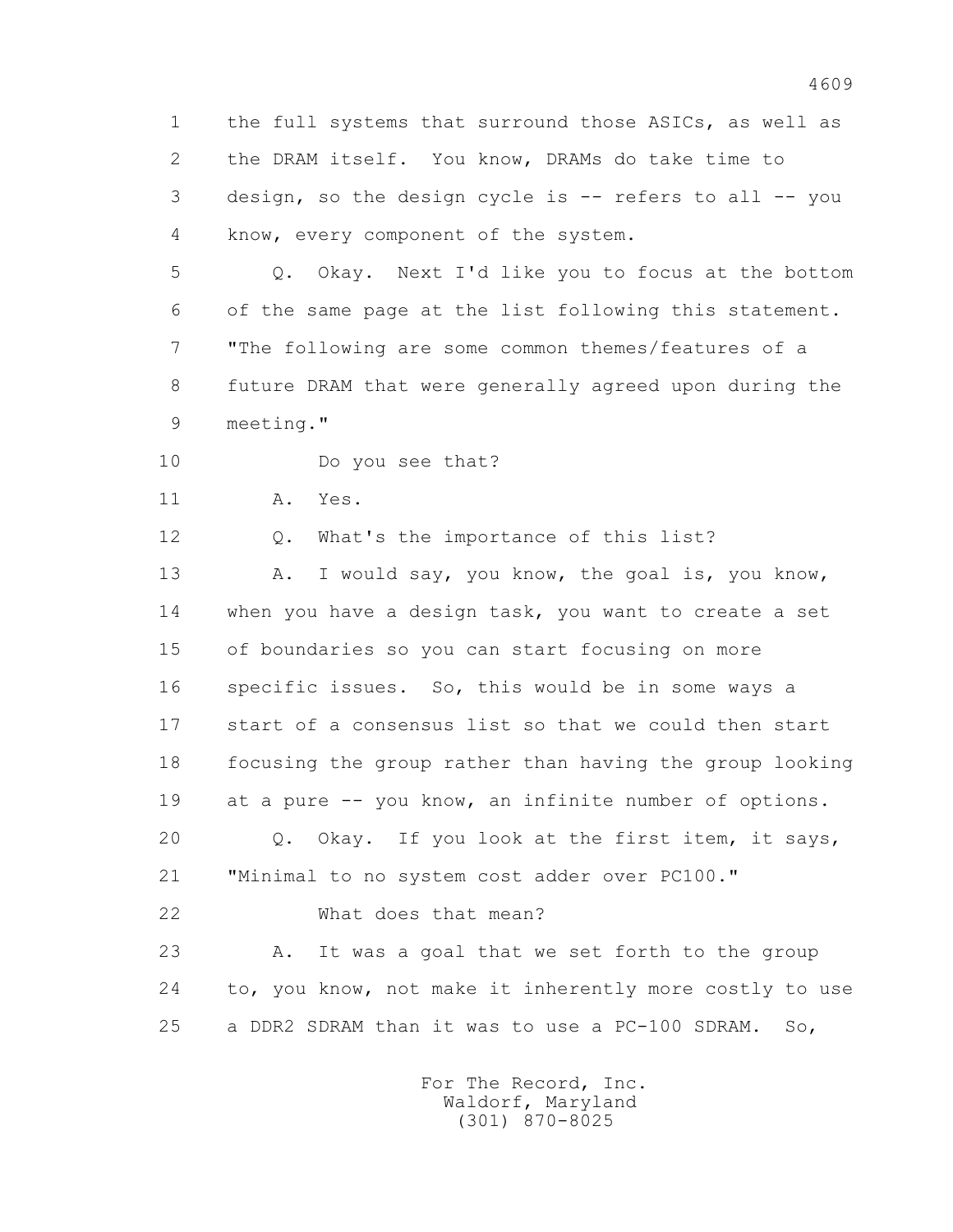1 the full systems that surround those ASICs, as well as
2 the DRAM itself. You know, DRAMs do take time to
3 design, so the design cycle is -- refers to all -- you
4 know, every component of the system.

5 Q. Okay. Next I'd like you to focus at the bottom
6 of the same page at the list following this statement.
7 "The following are some common themes/features of a
8 future DRAM that were generally agreed upon during the
9 meeting."

10 Do you see that?

11 A. Yes.

12 Q. What's the importance of this list?

13 A. I would say, you know, the goal is, you know,
14 when you have a design task, you want to create a set
15 of boundaries so you can start focusing on more
16 specific issues. So, this would be in some ways a
17 start of a consensus list so that we could then start
18 focusing the group rather than having the group looking
19 at a pure -- you know, an infinite number of options.

20 Q. Okay. If you look at the first item, it says,
21 "Minimal to no system cost adder over PC100."

22 What does that mean?

23 A. It was a goal that we set forth to the group
24 to, you know, not make it inherently more costly to use
25 a DDR2 SDRAM than it was to use a PC-100 SDRAM. So,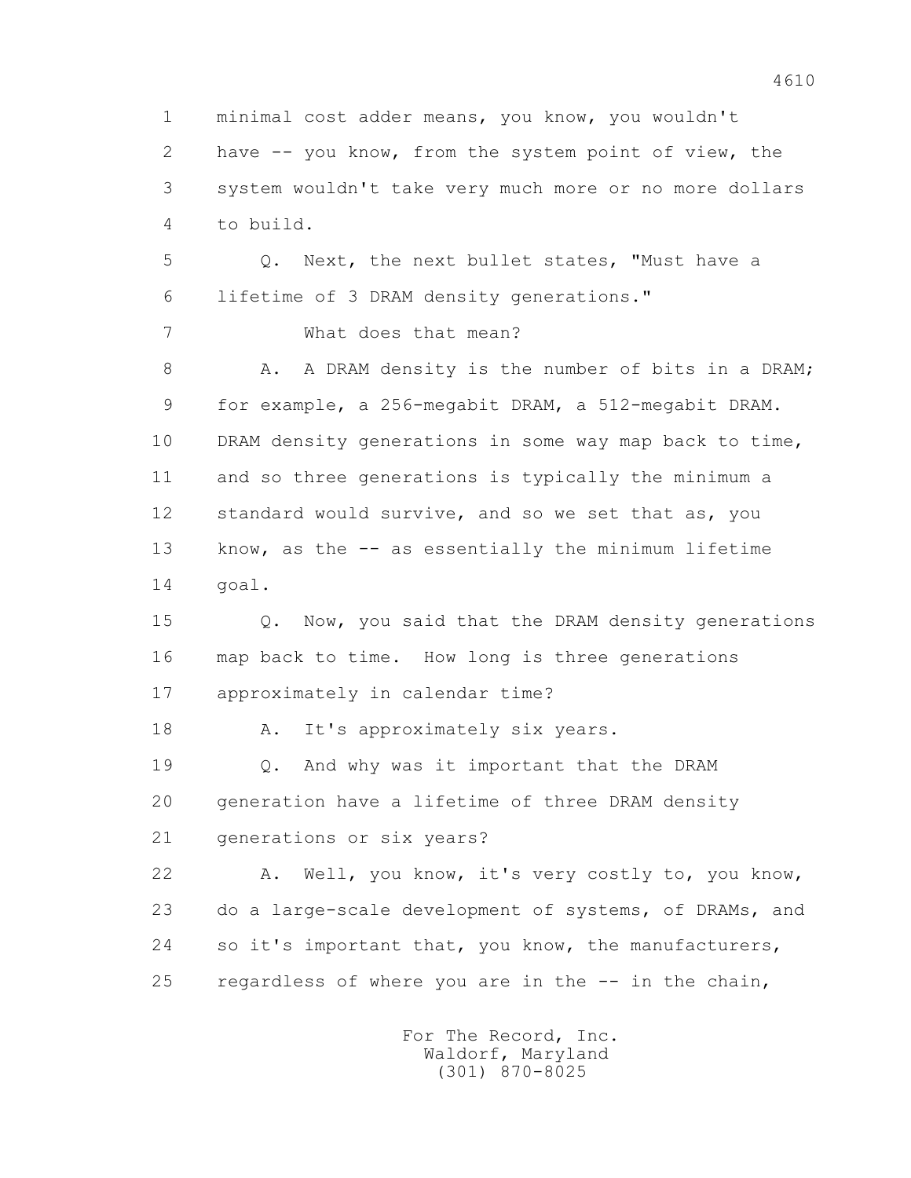1 minimal cost adder means, you know, you wouldn't
2 have -- you know, from the system point of view, the
3 system wouldn't take very much more or no more dollars
4 to build.

5 Q. Next, the next bullet states, "Must have a
6 lifetime of 3 DRAM density generations."

7 What does that mean?

8 A. A DRAM density is the number of bits in a DRAM;
9 for example, a 256-megabit DRAM, a 512-megabit DRAM.
10 DRAM density generations in some way map back to time,
11 and so three generations is typically the minimum a
12 standard would survive, and so we set that as, you
13 know, as the -- as essentially the minimum lifetime
14 goal.

15 Q. Now, you said that the DRAM density generations
16 map back to time. How long is three generations
17 approximately in calendar time?

18 A. It's approximately six years.

19 Q. And why was it important that the DRAM
20 generation have a lifetime of three DRAM density
21 generations or six years?

22 A. Well, you know, it's very costly to, you know,
23 do a large-scale development of systems, of DRAMs, and
24 so it's important that, you know, the manufacturers,
25 regardless of where you are in the -- in the chain,

For The Record, Inc.
Waldorf, Maryland
(301) 870-8025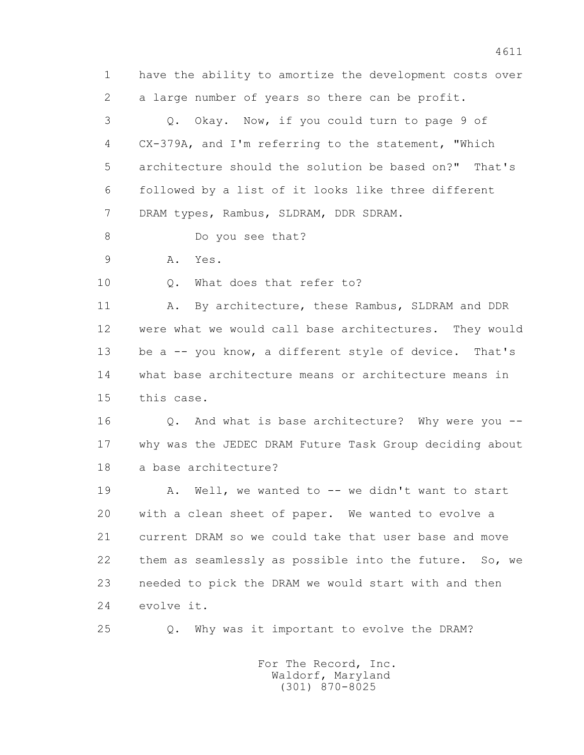1 have the ability to amortize the development costs over
2 a large number of years so there can be profit.

3 Q. Okay. Now, if you could turn to page 9 of
4 CX-379A, and I'm referring to the statement, "Which
5 architecture should the solution be based on?" That's
6 followed by a list of it looks like three different
7 DRAM types, Rambus, SLDRAM, DDR SDRAM.

8 Do you see that?

9 A. Yes.

10 Q. What does that refer to?

11 A. By architecture, these Rambus, SLDRAM and DDR
12 were what we would call base architectures. They would
13 be a -- you know, a different style of device. That's
14 what base architecture means or architecture means in
15 this case.

16 Q. And what is base architecture? Why were you --
17 why was the JEDEC DRAM Future Task Group deciding about
18 a base architecture?

19 A. Well, we wanted to -- we didn't want to start
20 with a clean sheet of paper. We wanted to evolve a
21 current DRAM so we could take that user base and move
22 them as seamlessly as possible into the future. So, we
23 needed to pick the DRAM we would start with and then
24 evolve it.

25 Q. Why was it important to evolve the DRAM?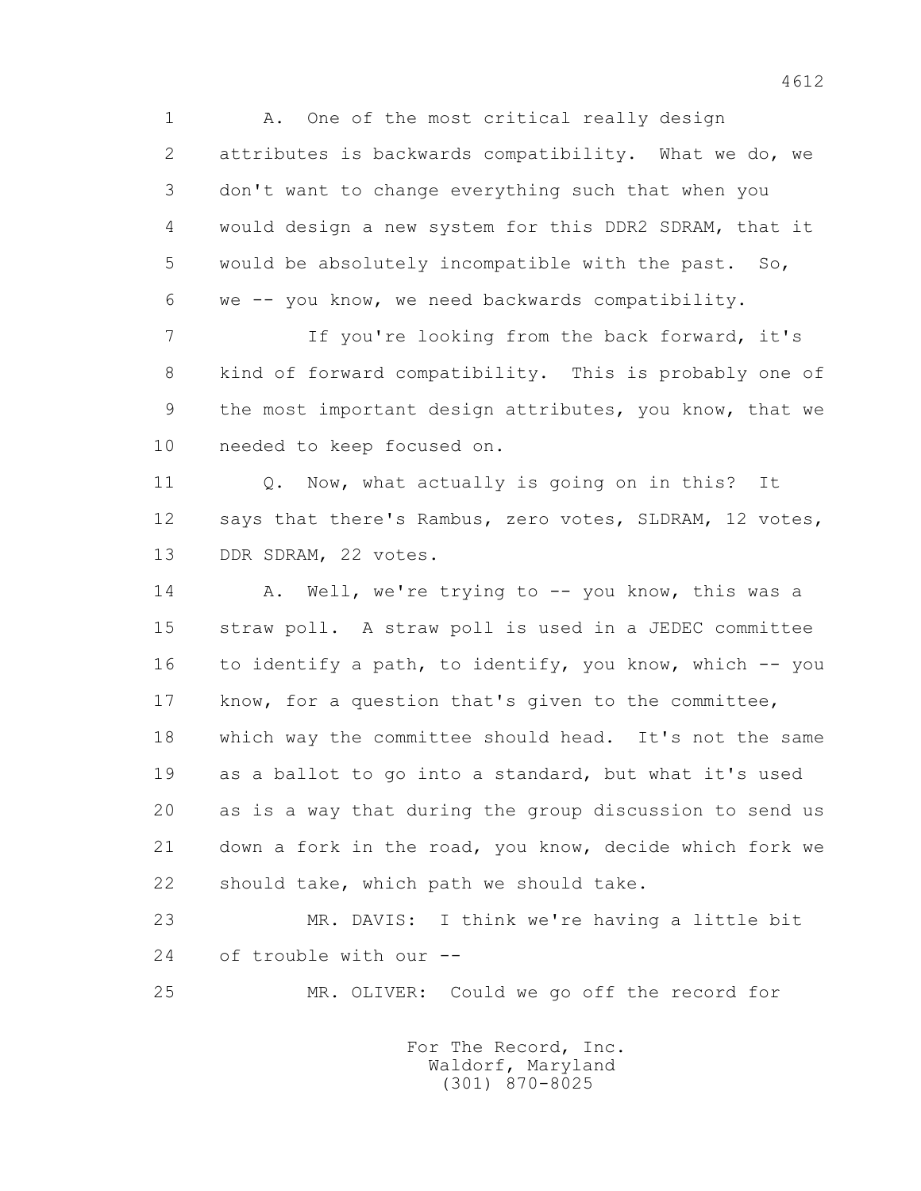1 A. One of the most critical really design
2 attributes is backwards compatibility. What we do, we
3 don't want to change everything such that when you
4 would design a new system for this DDR2 SDRAM, that it
5 would be absolutely incompatible with the past. So,
6 we -- you know, we need backwards compatibility.
7 If you're looking from the back forward, it's
8 kind of forward compatibility. This is probably one of
9 the most important design attributes, you know, that we
10 needed to keep focused on.
11 Q. Now, what actually is going on in this? It
12 says that there's Rambus, zero votes, SLDRAM, 12 votes,
13 DDR SDRAM, 22 votes.
14 A. Well, we're trying to -- you know, this was a
15 straw poll. A straw poll is used in a JEDEC committee
16 to identify a path, to identify, you know, which -- you
17 know, for a question that's given to the committee,
18 which way the committee should head. It's not the same
19 as a ballot to go into a standard, but what it's used
20 as is a way that during the group discussion to send us
21 down a fork in the road, you know, decide which fork we
22 should take, which path we should take.
23 MR. DAVIS: I think we're having a little bit
24 of trouble with our --
25 MR. OLIVER: Could we go off the record for

For The Record, Inc.
Waldorf, Maryland
(301) 870-8025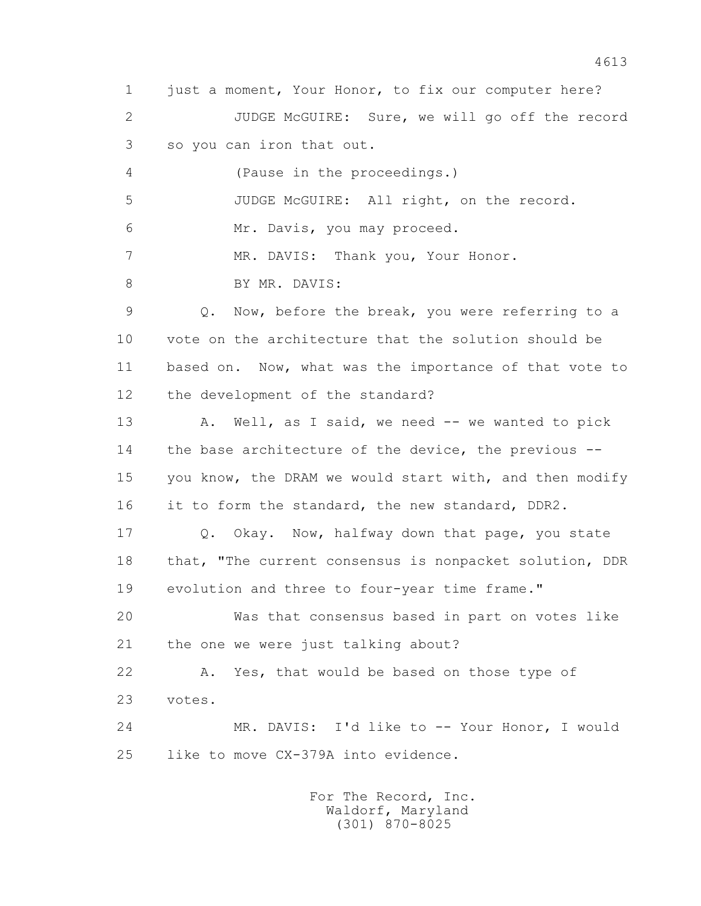1 just a moment, Your Honor, to fix our computer here?

2 JUDGE McGUIRE: Sure, we will go off the record

3 so you can iron that out.

4 (Pause in the proceedings.)

5 JUDGE McGUIRE: All right, on the record.

6 Mr. Davis, you may proceed.

7 MR. DAVIS: Thank you, Your Honor.

8 BY MR. DAVIS:

9 Q. Now, before the break, you were referring to a

10 vote on the architecture that the solution should be

11 based on. Now, what was the importance of that vote to

12 the development of the standard?

13 A. Well, as I said, we need -- we wanted to pick

14 the base architecture of the device, the previous --

15 you know, the DRAM we would start with, and then modify

16 it to form the standard, the new standard, DDR2.

17 Q. Okay. Now, halfway down that page, you state

18 that, "The current consensus is nonpacket solution, DDR

19 evolution and three to four-year time frame."

20 Was that consensus based in part on votes like

21 the one we were just talking about?

22 A. Yes, that would be based on those type of

23 votes.

24 MR. DAVIS: I'd like to -- Your Honor, I would

25 like to move CX-379A into evidence.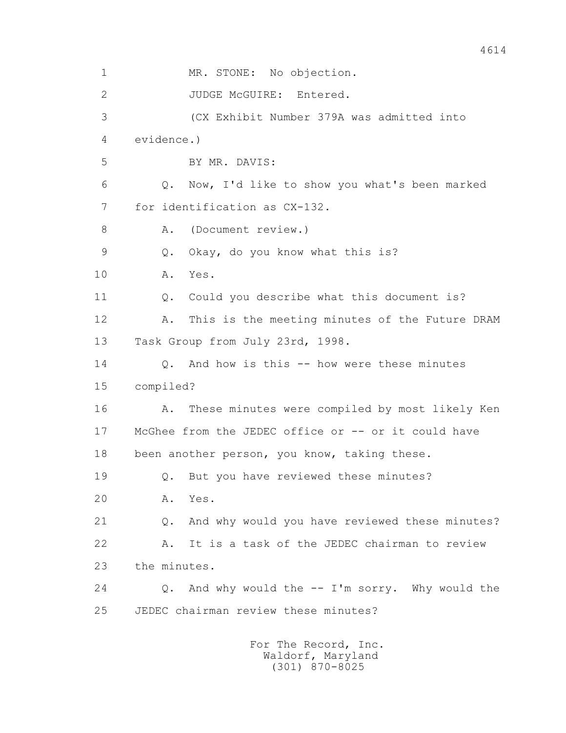1 MR. STONE: No objection.

2 JUDGE McGUIRE: Entered.

3 (CX Exhibit Number 379A was admitted into

4 evidence.)

5 BY MR. DAVIS:

6 Q. Now, I'd like to show you what's been marked

7 for identification as CX-132.

8 A. (Document review.)

9 Q. Okay, do you know what this is?

10 A. Yes.

11 Q. Could you describe what this document is?

12 A. This is the meeting minutes of the Future DRAM

13 Task Group from July 23rd, 1998.

14 Q. And how is this -- how were these minutes

15 compiled?

16 A. These minutes were compiled by most likely Ken

17 McGhee from the JEDEC office or -- or it could have

18 been another person, you know, taking these.

19 Q. But you have reviewed these minutes?

20 A. Yes.

21 Q. And why would you have reviewed these minutes?

22 A. It is a task of the JEDEC chairman to review

23 the minutes.

24 Q. And why would the -- I'm sorry. Why would the

25 JEDEC chairman review these minutes?

For The Record, Inc.
Waldorf, Maryland
(301) 870-8025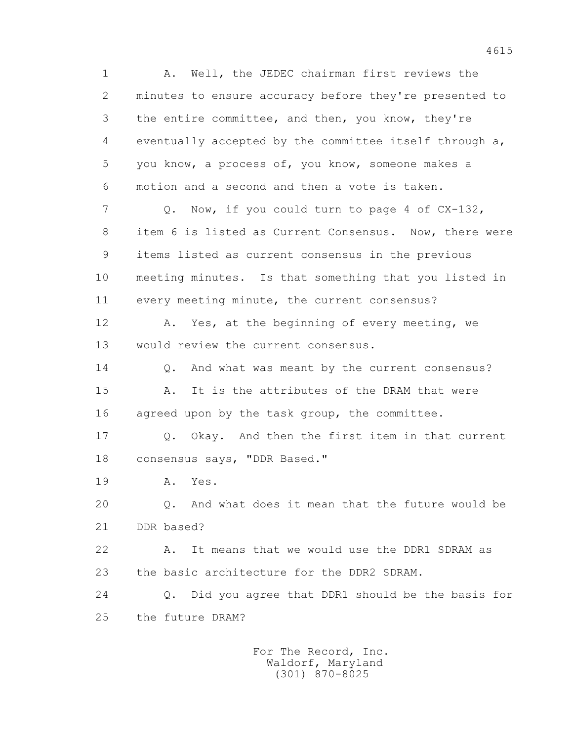1 A. Well, the JEDEC chairman first reviews the
2 minutes to ensure accuracy before they're presented to
3 the entire committee, and then, you know, they're
4 eventually accepted by the committee itself through a,
5 you know, a process of, you know, someone makes a
6 motion and a second and then a vote is taken.

7 Q. Now, if you could turn to page 4 of CX-132,
8 item 6 is listed as Current Consensus. Now, there were
9 items listed as current consensus in the previous
10 meeting minutes. Is that something that you listed in
11 every meeting minute, the current consensus?

12 A. Yes, at the beginning of every meeting, we
13 would review the current consensus.

14 Q. And what was meant by the current consensus?

15 A. It is the attributes of the DRAM that were
16 agreed upon by the task group, the committee.

17 Q. Okay. And then the first item in that current
18 consensus says, "DDR Based."

19 A. Yes.

20 Q. And what does it mean that the future would be
21 DDR based?

22 A. It means that we would use the DDR1 SDRAM as
23 the basic architecture for the DDR2 SDRAM.

24 Q. Did you agree that DDR1 should be the basis for
25 the future DRAM?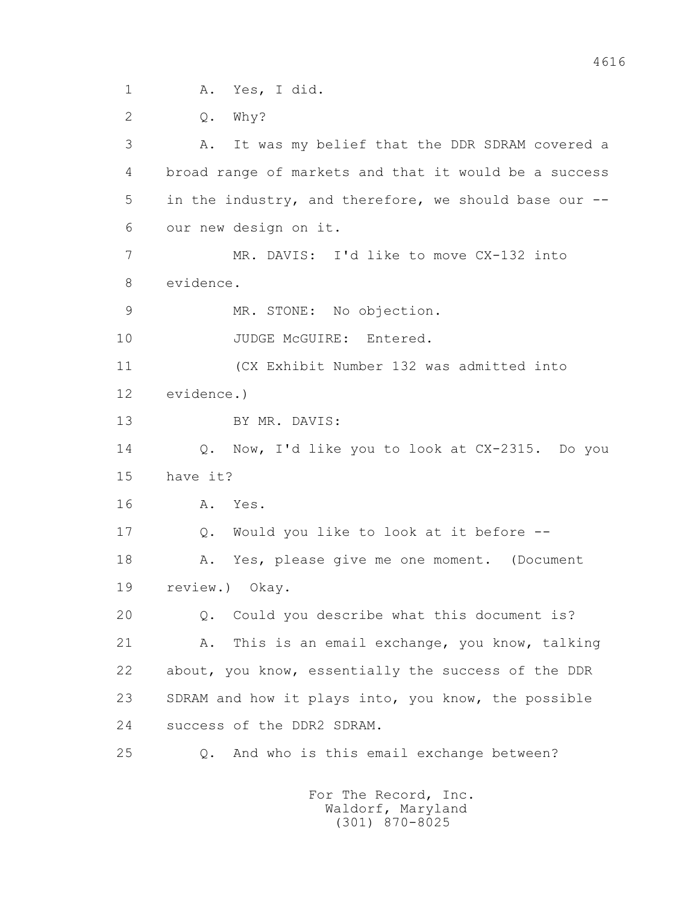A. Yes, I did.

Q. Why?

A. It was my belief that the DDR SDRAM covered a broad range of markets and that it would be a success in the industry, and therefore, we should base our -- our new design on it.

MR. DAVIS: I'd like to move CX-132 into evidence.

MR. STONE: No objection.

JUDGE McGUIRE: Entered.

(CX Exhibit Number 132 was admitted into evidence.)

BY MR. DAVIS:

Q. Now, I'd like you to look at CX-2315. Do you have it?

A. Yes.

Q. Would you like to look at it before --

A. Yes, please give me one moment. (Document review.) Okay.

Q. Could you describe what this document is?

A. This is an email exchange, you know, talking about, you know, essentially the success of the DDR SDRAM and how it plays into, you know, the possible success of the DDR2 SDRAM.

Q. And who is this email exchange between?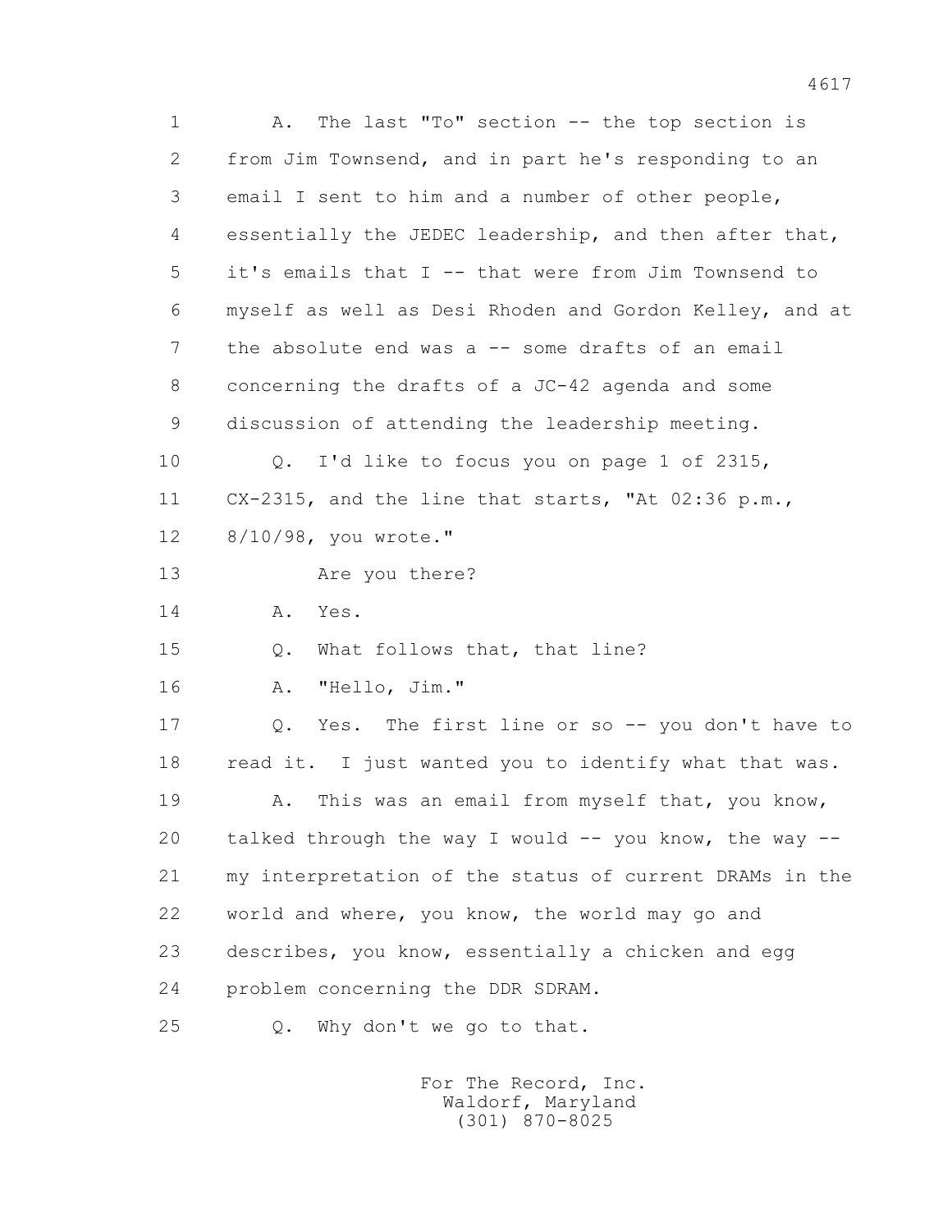1 A. The last "To" section -- the top section is
2 from Jim Townsend, and in part he's responding to an
3 email I sent to him and a number of other people,
4 essentially the JEDEC leadership, and then after that,
5 it's emails that I -- that were from Jim Townsend to
6 myself as well as Desi Rhoden and Gordon Kelley, and at
7 the absolute end was a -- some drafts of an email
8 concerning the drafts of a JC-42 agenda and some
9 discussion of attending the leadership meeting.
10 Q. I'd like to focus you on page 1 of 2315,
11 CX-2315, and the line that starts, "At 02:36 p.m.,
12 8/10/98, you wrote."
13 Are you there?
14 A. Yes.
15 Q. What follows that, that line?
16 A. "Hello, Jim."
17 Q. Yes. The first line or so -- you don't have to
18 read it. I just wanted you to identify what that was.
19 A. This was an email from myself that, you know,
20 talked through the way I would -- you know, the way --
21 my interpretation of the status of current DRAMs in the
22 world and where, you know, the world may go and
23 describes, you know, essentially a chicken and egg
24 problem concerning the DDR SDRAM.
25 Q. Why don't we go to that.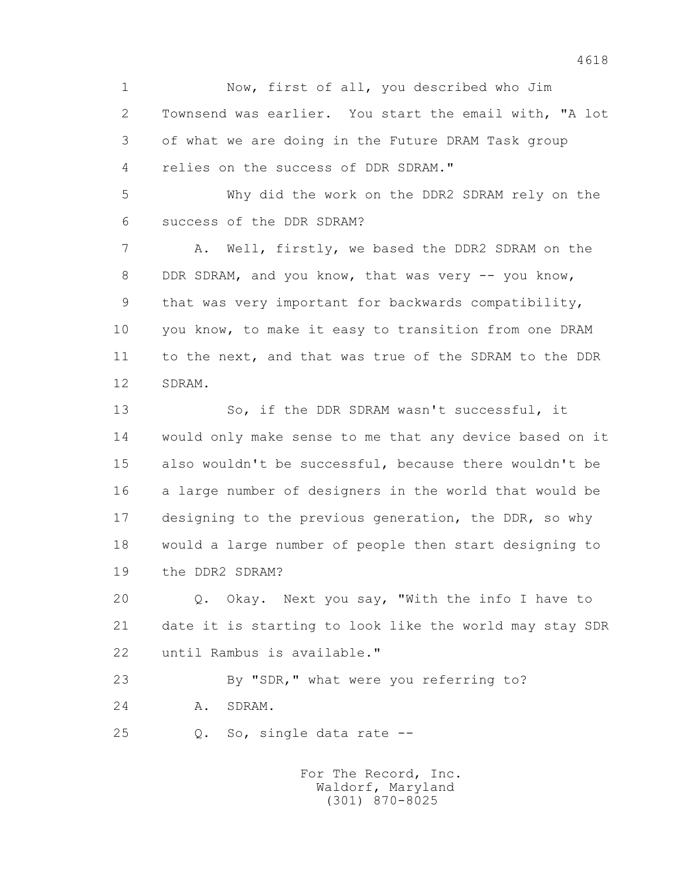1 Now, first of all, you described who Jim
2 Townsend was earlier. You start the email with, "A lot
3 of what we are doing in the Future DRAM Task group
4 relies on the success of DDR SDRAM."

5 Why did the work on the DDR2 SDRAM rely on the
6 success of the DDR SDRAM?

7 A. Well, firstly, we based the DDR2 SDRAM on the
8 DDR SDRAM, and you know, that was very -- you know,
9 that was very important for backwards compatibility,
10 you know, to make it easy to transition from one DRAM
11 to the next, and that was true of the SDRAM to the DDR
12 SDRAM.

13 So, if the DDR SDRAM wasn't successful, it
14 would only make sense to me that any device based on it
15 also wouldn't be successful, because there wouldn't be
16 a large number of designers in the world that would be
17 designing to the previous generation, the DDR, so why
18 would a large number of people then start designing to
19 the DDR2 SDRAM?

20 Q. Okay. Next you say, "With the info I have to
21 date it is starting to look like the world may stay SDR
22 until Rambus is available."

23 By "SDR," what were you referring to?

24 A. SDRAM.

25 Q. So, single data rate --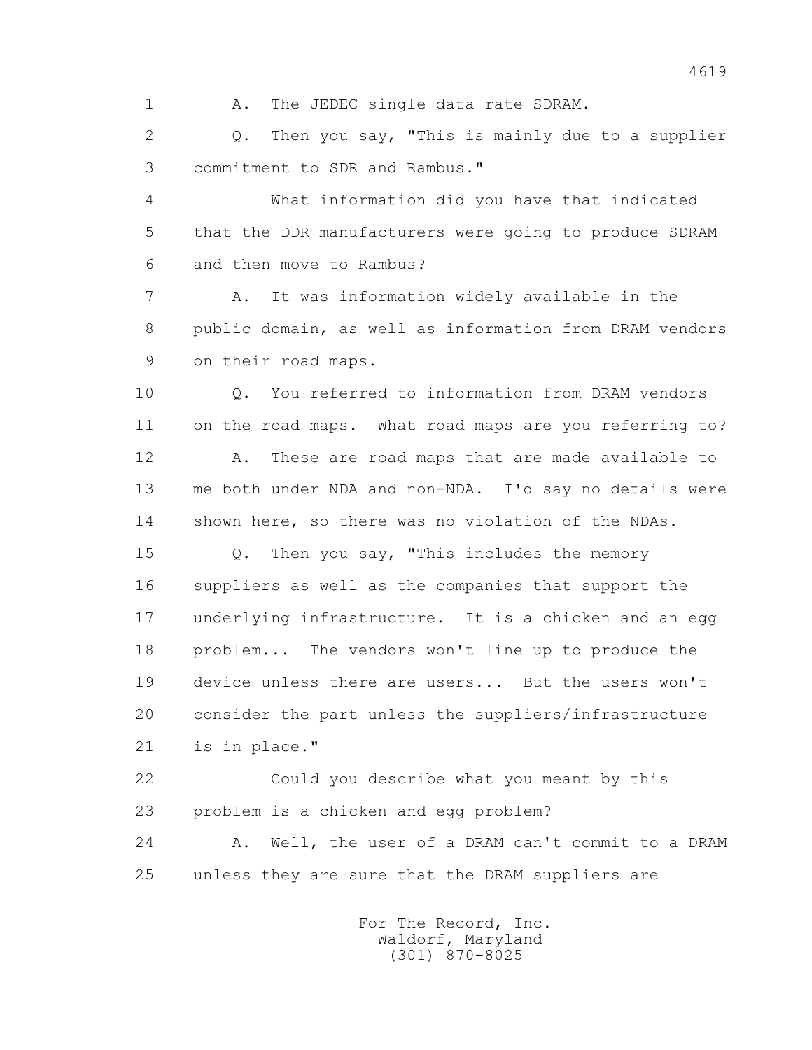1 A. The JEDEC single data rate SDRAM.

2 Q. Then you say, "This is mainly due to a supplier

3 commitment to SDR and Rambus."

4 What information did you have that indicated

5 that the DDR manufacturers were going to produce SDRAM

6 and then move to Rambus?

7 A. It was information widely available in the

8 public domain, as well as information from DRAM vendors

9 on their road maps.

10 Q. You referred to information from DRAM vendors

11 on the road maps. What road maps are you referring to?

12 A. These are road maps that are made available to

13 me both under NDA and non-NDA. I'd say no details were

14 shown here, so there was no violation of the NDAs.

15 Q. Then you say, "This includes the memory

16 suppliers as well as the companies that support the

17 underlying infrastructure. It is a chicken and an egg

18 problem... The vendors won't line up to produce the

19 device unless there are users... But the users won't

20 consider the part unless the suppliers/infrastructure

21 is in place."

22 Could you describe what you meant by this

23 problem is a chicken and egg problem?

24 A. Well, the user of a DRAM can't commit to a DRAM

25 unless they are sure that the DRAM suppliers are

For The Record, Inc.
Waldorf, Maryland
(301) 870-8025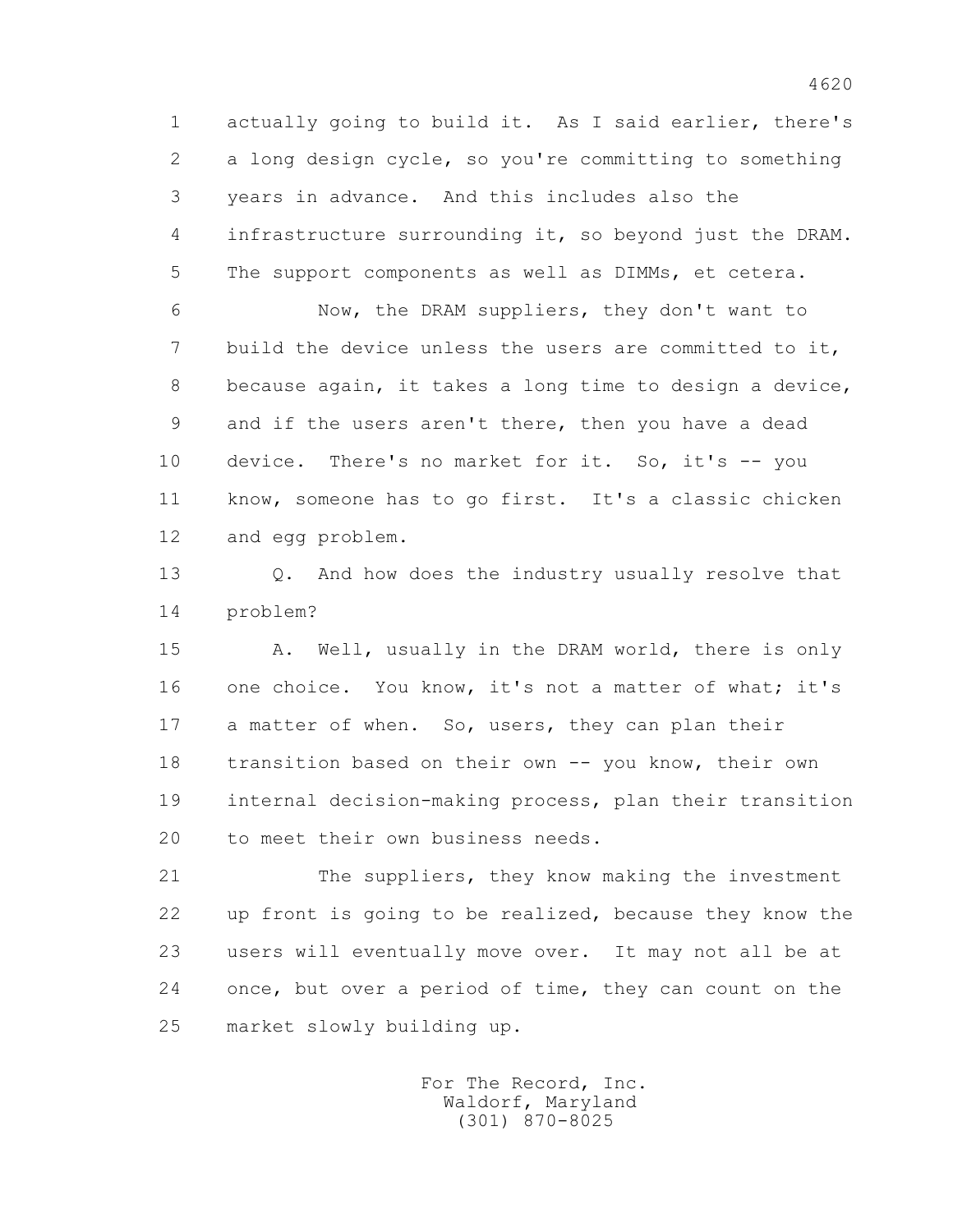actually going to build it. As I said earlier, there's a long design cycle, so you're committing to something years in advance. And this includes also the infrastructure surrounding it, so beyond just the DRAM. The support components as well as DIMMs, et cetera.

Now, the DRAM suppliers, they don't want to build the device unless the users are committed to it, because again, it takes a long time to design a device, and if the users aren't there, then you have a dead device. There's no market for it. So, it's -- you know, someone has to go first. It's a classic chicken and egg problem.

Q. And how does the industry usually resolve that problem?

A. Well, usually in the DRAM world, there is only one choice. You know, it's not a matter of what; it's a matter of when. So, users, they can plan their transition based on their own -- you know, their own internal decision-making process, plan their transition to meet their own business needs.

The suppliers, they know making the investment up front is going to be realized, because they know the users will eventually move over. It may not all be at once, but over a period of time, they can count on the market slowly building up.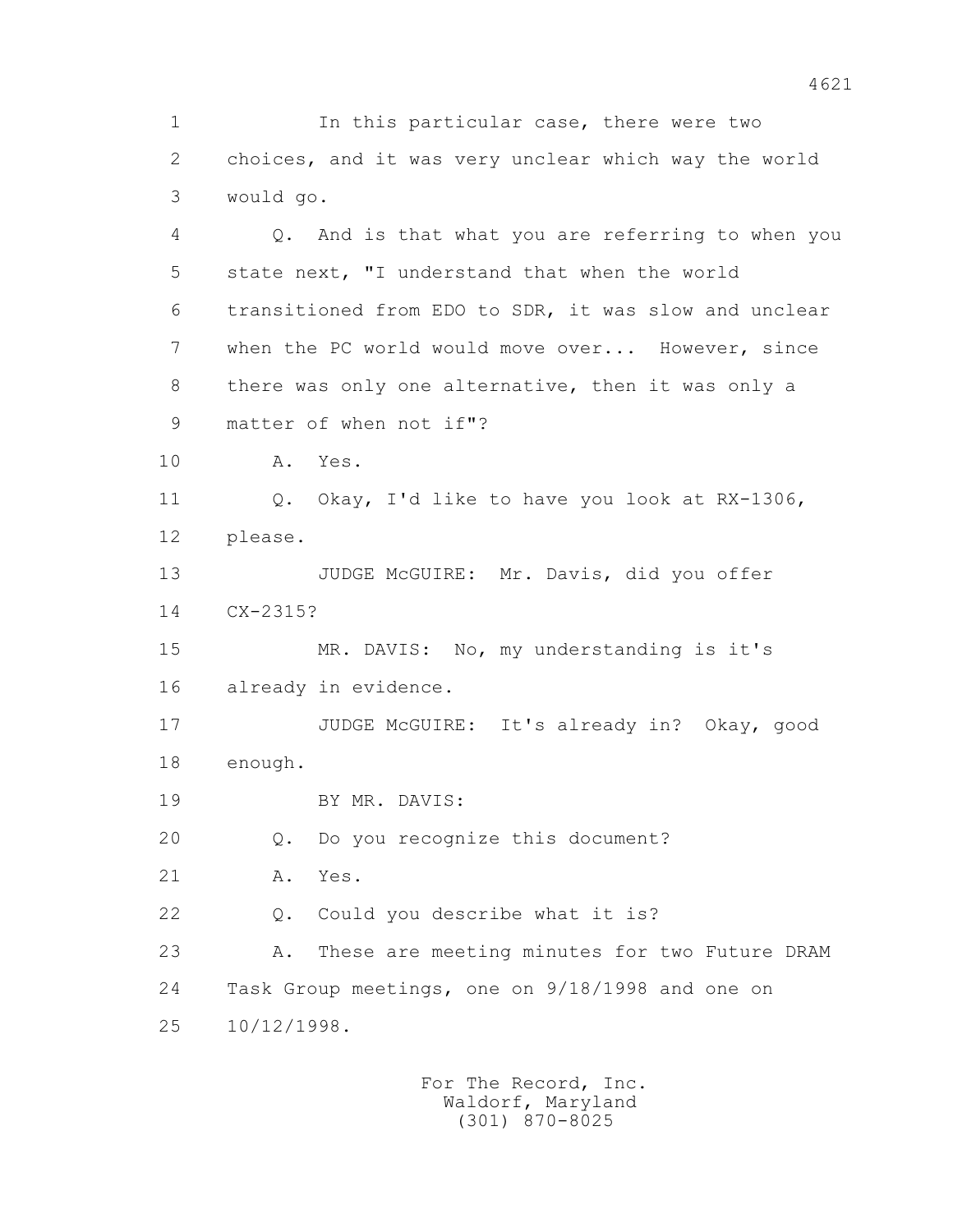In this particular case, there were two choices, and it was very unclear which way the world would go.

Q. And is that what you are referring to when you state next, "I understand that when the world transitioned from EDO to SDR, it was slow and unclear when the PC world would move over... However, since there was only one alternative, then it was only a matter of when not if"?

A. Yes.

Q. Okay, I'd like to have you look at RX-1306, please.

JUDGE McGUIRE: Mr. Davis, did you offer CX-2315?

MR. DAVIS: No, my understanding is it's already in evidence.

JUDGE McGUIRE: It's already in? Okay, good enough.

BY MR. DAVIS:

Q. Do you recognize this document?

A. Yes.

Q. Could you describe what it is?

A. These are meeting minutes for two Future DRAM Task Group meetings, one on 9/18/1998 and one on 10/12/1998.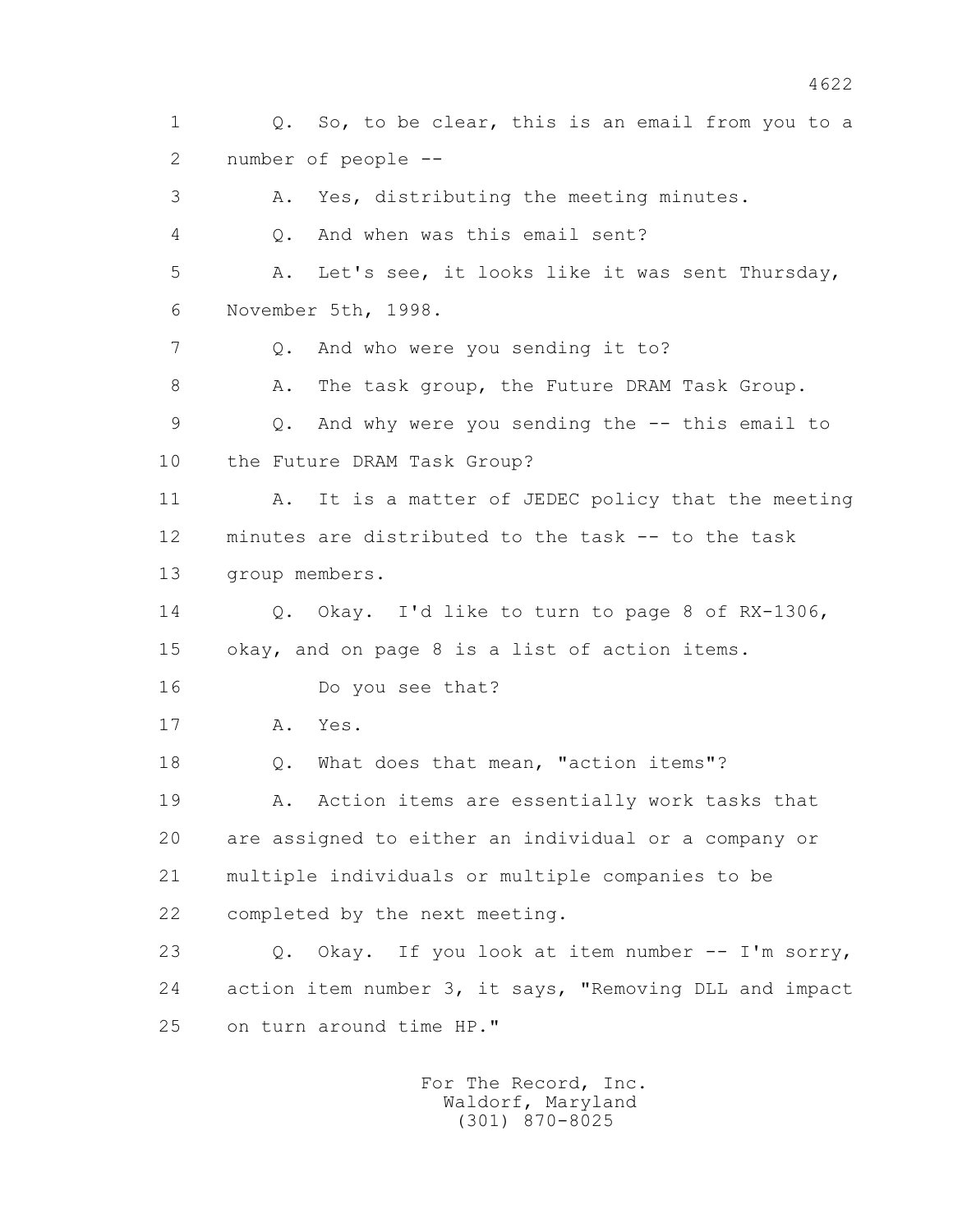1 Q. So, to be clear, this is an email from you to a
2 number of people --
3 A. Yes, distributing the meeting minutes.
4 Q. And when was this email sent?
5 A. Let's see, it looks like it was sent Thursday,
6 November 5th, 1998.
7 Q. And who were you sending it to?
8 A. The task group, the Future DRAM Task Group.
9 Q. And why were you sending the -- this email to
10 the Future DRAM Task Group?
11 A. It is a matter of JEDEC policy that the meeting
12 minutes are distributed to the task -- to the task
13 group members.
14 Q. Okay. I'd like to turn to page 8 of RX-1306,
15 okay, and on page 8 is a list of action items.
16 Do you see that?
17 A. Yes.
18 Q. What does that mean, "action items"?
19 A. Action items are essentially work tasks that
20 are assigned to either an individual or a company or
21 multiple individuals or multiple companies to be
22 completed by the next meeting.
23 Q. Okay. If you look at item number -- I'm sorry,
24 action item number 3, it says, "Removing DLL and impact
25 on turn around time HP."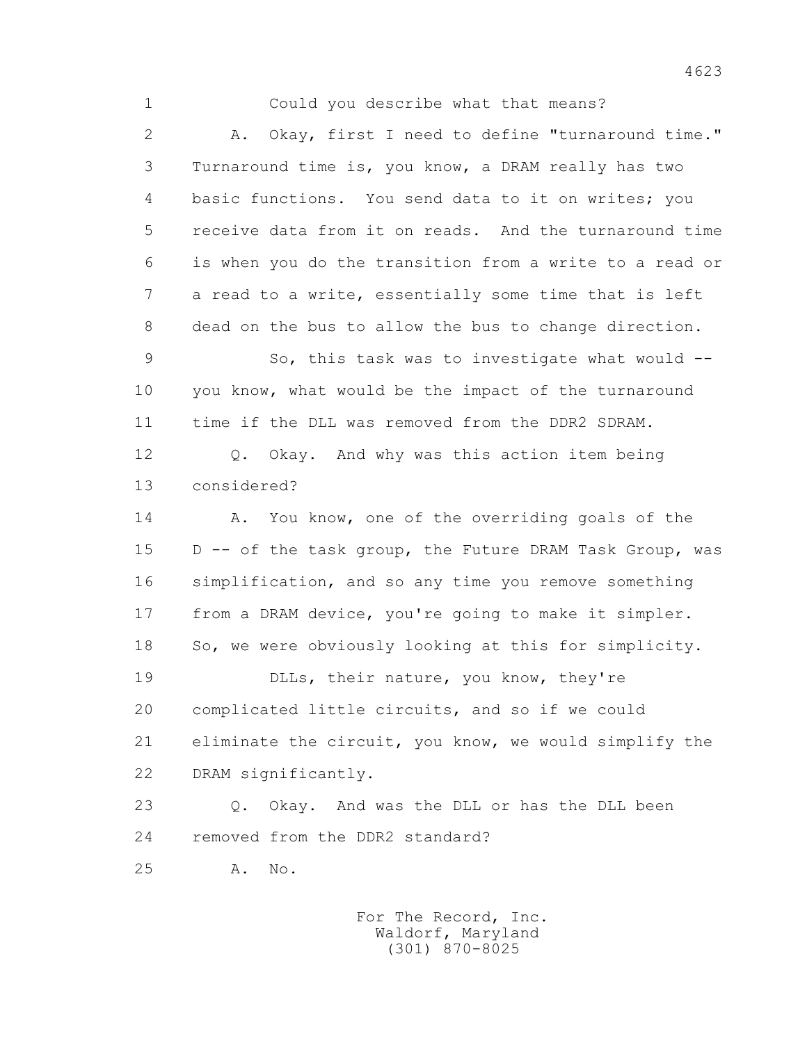1 Could you describe what that means?

2 A. Okay, first I need to define "turnaround time."

3 Turnaround time is, you know, a DRAM really has two

4 basic functions. You send data to it on writes; you

5 receive data from it on reads. And the turnaround time

6 is when you do the transition from a write to a read or

7 a read to a write, essentially some time that is left

8 dead on the bus to allow the bus to change direction.

9 So, this task was to investigate what would --

10 you know, what would be the impact of the turnaround

11 time if the DLL was removed from the DDR2 SDRAM.

12 Q. Okay. And why was this action item being

13 considered?

14 A. You know, one of the overriding goals of the

15 D -- of the task group, the Future DRAM Task Group, was

16 simplification, and so any time you remove something

17 from a DRAM device, you're going to make it simpler.

18 So, we were obviously looking at this for simplicity.

19 DLLs, their nature, you know, they're

20 complicated little circuits, and so if we could

21 eliminate the circuit, you know, we would simplify the

22 DRAM significantly.

23 Q. Okay. And was the DLL or has the DLL been

24 removed from the DDR2 standard?

25 A. No.

For The Record, Inc.
Waldorf, Maryland
(301) 870-8025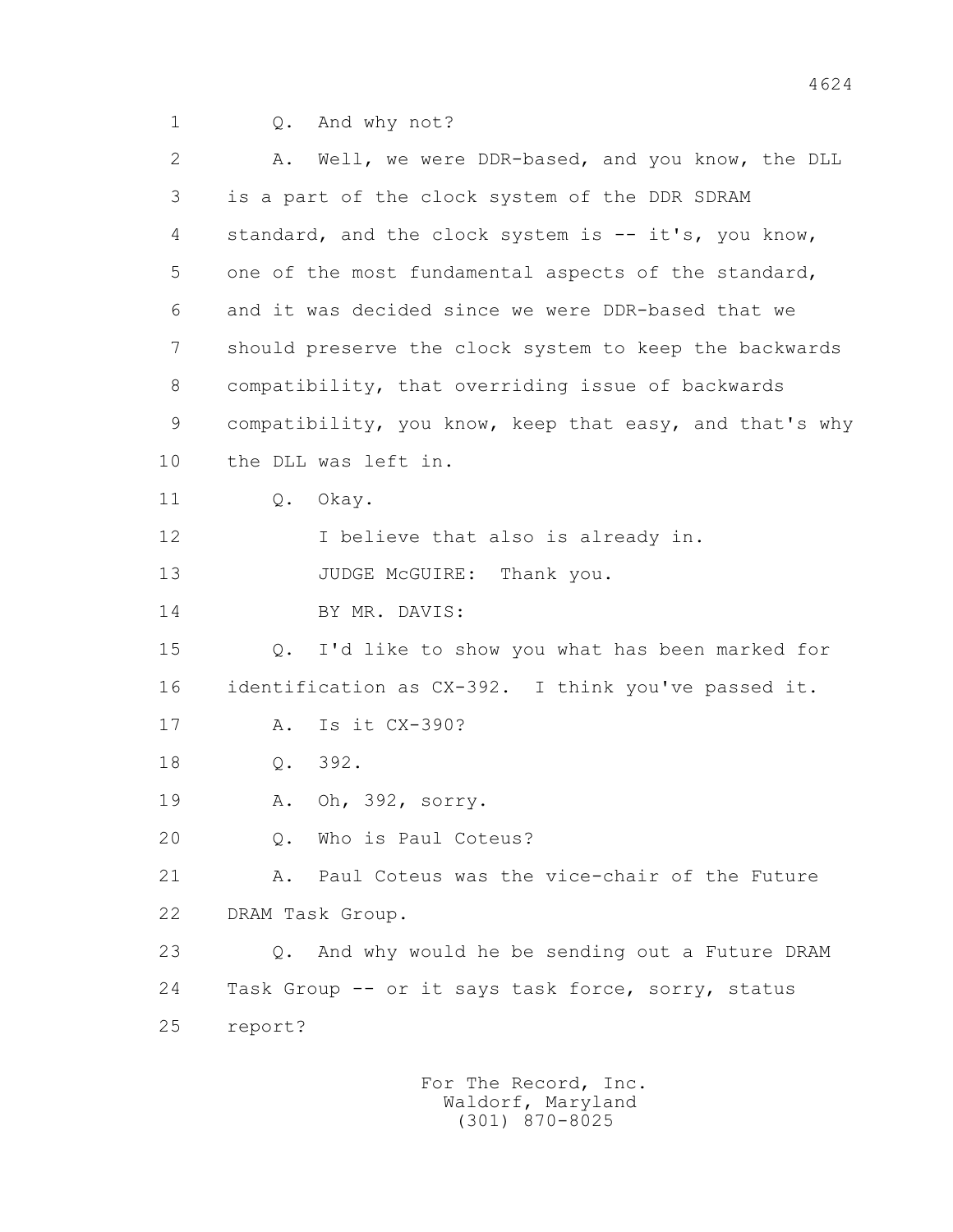1 Q. And why not?

2 A. Well, we were DDR-based, and you know, the DLL

3 is a part of the clock system of the DDR SDRAM

4 standard, and the clock system is -- it's, you know,

5 one of the most fundamental aspects of the standard,

6 and it was decided since we were DDR-based that we

7 should preserve the clock system to keep the backwards

8 compatibility, that overriding issue of backwards

9 compatibility, you know, keep that easy, and that's why

10 the DLL was left in.

11 Q. Okay.

12 I believe that also is already in.

13 JUDGE McGUIRE: Thank you.

14 BY MR. DAVIS:

15 Q. I'd like to show you what has been marked for

16 identification as CX-392. I think you've passed it.

17 A. Is it CX-390?

18 Q. 392.

19 A. Oh, 392, sorry.

20 Q. Who is Paul Coteus?

21 A. Paul Coteus was the vice-chair of the Future

22 DRAM Task Group.

23 Q. And why would he be sending out a Future DRAM

24 Task Group -- or it says task force, sorry, status

25 report?

For The Record, Inc.
Waldorf, Maryland
(301) 870-8025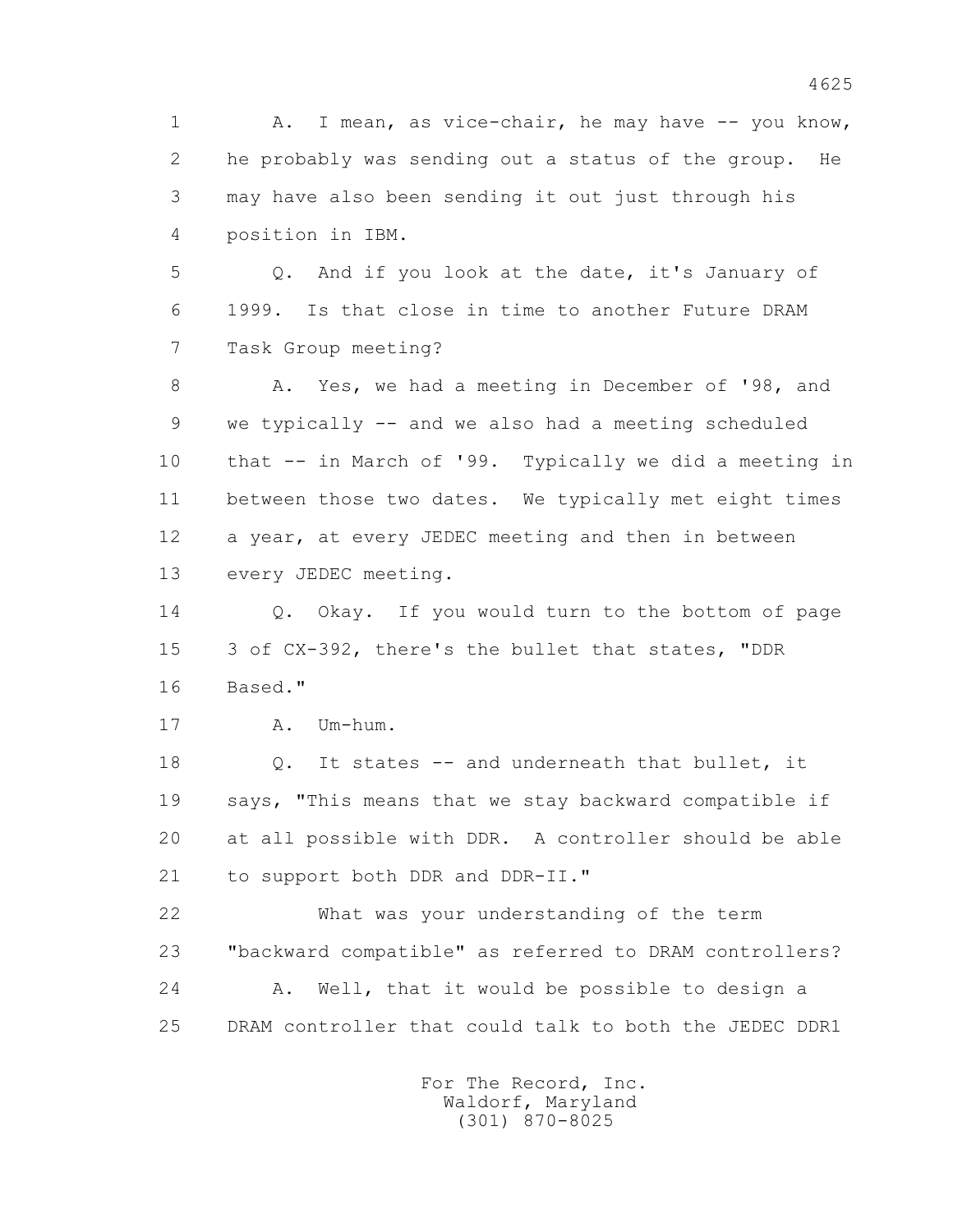1 A. I mean, as vice-chair, he may have -- you know,
2 he probably was sending out a status of the group. He
3 may have also been sending it out just through his
4 position in IBM.

5 Q. And if you look at the date, it's January of
6 1999. Is that close in time to another Future DRAM
7 Task Group meeting?

8 A. Yes, we had a meeting in December of '98, and
9 we typically -- and we also had a meeting scheduled
10 that -- in March of '99. Typically we did a meeting in
11 between those two dates. We typically met eight times
12 a year, at every JEDEC meeting and then in between
13 every JEDEC meeting.

14 Q. Okay. If you would turn to the bottom of page
15 3 of CX-392, there's the bullet that states, "DDR
16 Based."

17 A. Um-hum.

18 Q. It states -- and underneath that bullet, it
19 says, "This means that we stay backward compatible if
20 at all possible with DDR. A controller should be able
21 to support both DDR and DDR-II."

22 What was your understanding of the term
23 "backward compatible" as referred to DRAM controllers?

24 A. Well, that it would be possible to design a
25 DRAM controller that could talk to both the JEDEC DDR1

For The Record, Inc.
Waldorf, Maryland
(301) 870-8025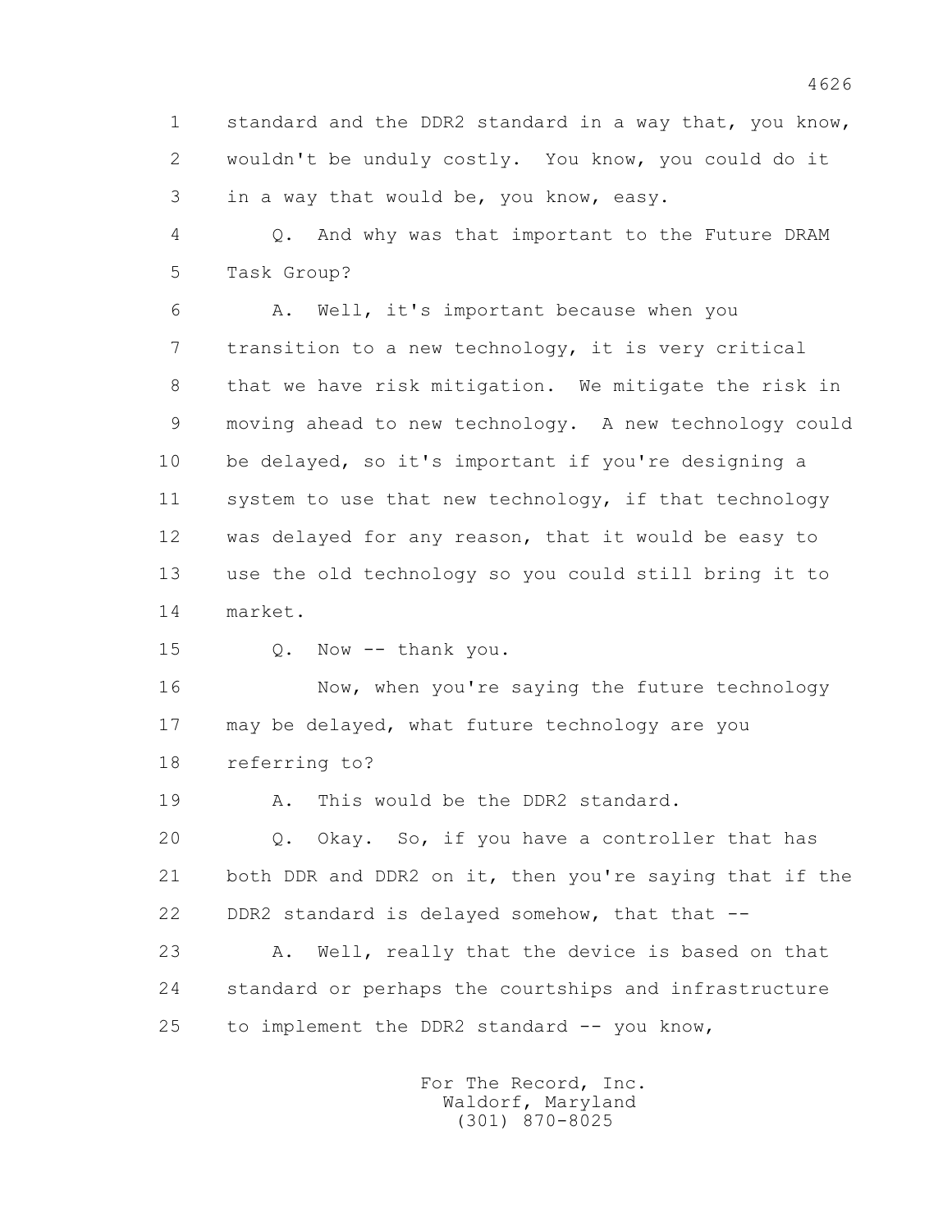1 standard and the DDR2 standard in a way that, you know,
2 wouldn't be unduly costly. You know, you could do it
3 in a way that would be, you know, easy.

4 Q. And why was that important to the Future DRAM
5 Task Group?

6 A. Well, it's important because when you
7 transition to a new technology, it is very critical
8 that we have risk mitigation. We mitigate the risk in
9 moving ahead to new technology. A new technology could
10 be delayed, so it's important if you're designing a
11 system to use that new technology, if that technology
12 was delayed for any reason, that it would be easy to
13 use the old technology so you could still bring it to
14 market.

15 Q. Now -- thank you.

16 Now, when you're saying the future technology
17 may be delayed, what future technology are you
18 referring to?

19 A. This would be the DDR2 standard.

20 Q. Okay. So, if you have a controller that has
21 both DDR and DDR2 on it, then you're saying that if the
22 DDR2 standard is delayed somehow, that that --

23 A. Well, really that the device is based on that
24 standard or perhaps the courtships and infrastructure
25 to implement the DDR2 standard -- you know,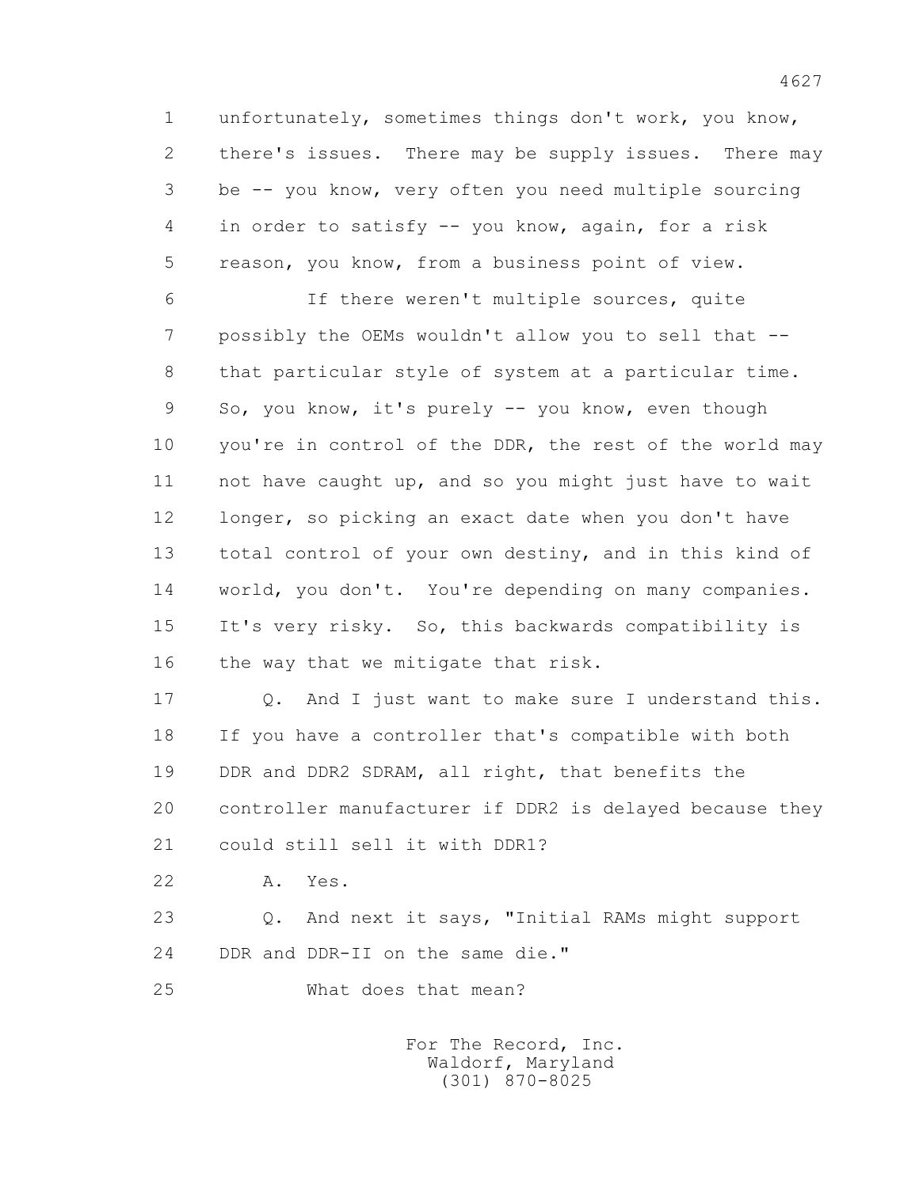1 unfortunately, sometimes things don't work, you know,
2 there's issues. There may be supply issues. There may
3 be -- you know, very often you need multiple sourcing
4 in order to satisfy -- you know, again, for a risk
5 reason, you know, from a business point of view.

6 If there weren't multiple sources, quite
7 possibly the OEMs wouldn't allow you to sell that --
8 that particular style of system at a particular time.
9 So, you know, it's purely -- you know, even though
10 you're in control of the DDR, the rest of the world may
11 not have caught up, and so you might just have to wait
12 longer, so picking an exact date when you don't have
13 total control of your own destiny, and in this kind of
14 world, you don't. You're depending on many companies.
15 It's very risky. So, this backwards compatibility is
16 the way that we mitigate that risk.

17 Q. And I just want to make sure I understand this.
18 If you have a controller that's compatible with both
19 DDR and DDR2 SDRAM, all right, that benefits the
20 controller manufacturer if DDR2 is delayed because they
21 could still sell it with DDR1?

22 A. Yes.

23 Q. And next it says, "Initial RAMs might support
24 DDR and DDR-II on the same die."

25 What does that mean?

For The Record, Inc.
Waldorf, Maryland
(301) 870-8025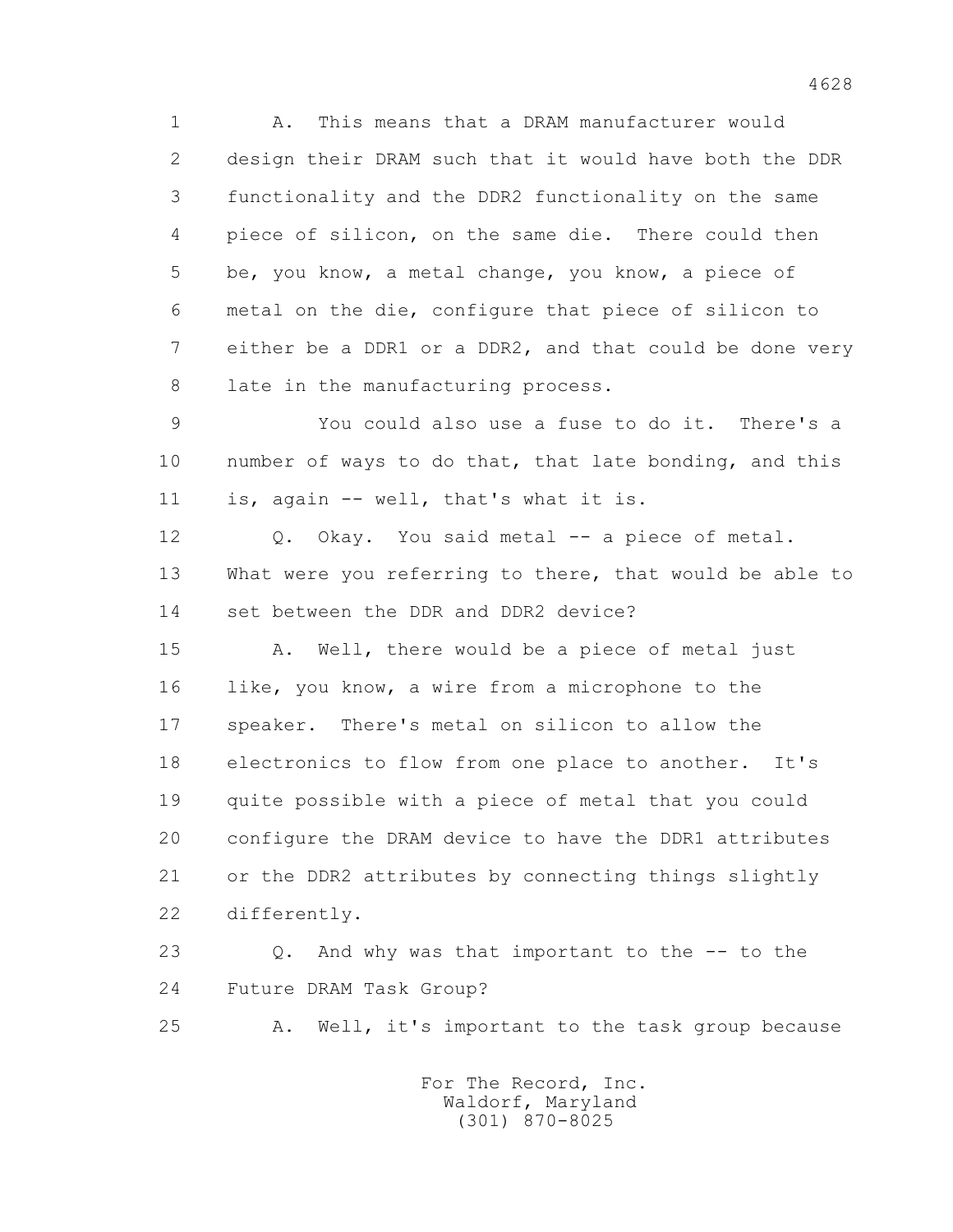1 A. This means that a DRAM manufacturer would
2 design their DRAM such that it would have both the DDR
3 functionality and the DDR2 functionality on the same
4 piece of silicon, on the same die. There could then
5 be, you know, a metal change, you know, a piece of
6 metal on the die, configure that piece of silicon to
7 either be a DDR1 or a DDR2, and that could be done very
8 late in the manufacturing process.

9 You could also use a fuse to do it. There's a
10 number of ways to do that, that late bonding, and this
11 is, again -- well, that's what it is.

12 Q. Okay. You said metal -- a piece of metal.
13 What were you referring to there, that would be able to
14 set between the DDR and DDR2 device?

15 A. Well, there would be a piece of metal just
16 like, you know, a wire from a microphone to the
17 speaker. There's metal on silicon to allow the
18 electronics to flow from one place to another. It's
19 quite possible with a piece of metal that you could
20 configure the DRAM device to have the DDR1 attributes
21 or the DDR2 attributes by connecting things slightly
22 differently.

23 Q. And why was that important to the -- to the
24 Future DRAM Task Group?

25 A. Well, it's important to the task group because

For The Record, Inc.
Waldorf, Maryland
(301) 870-8025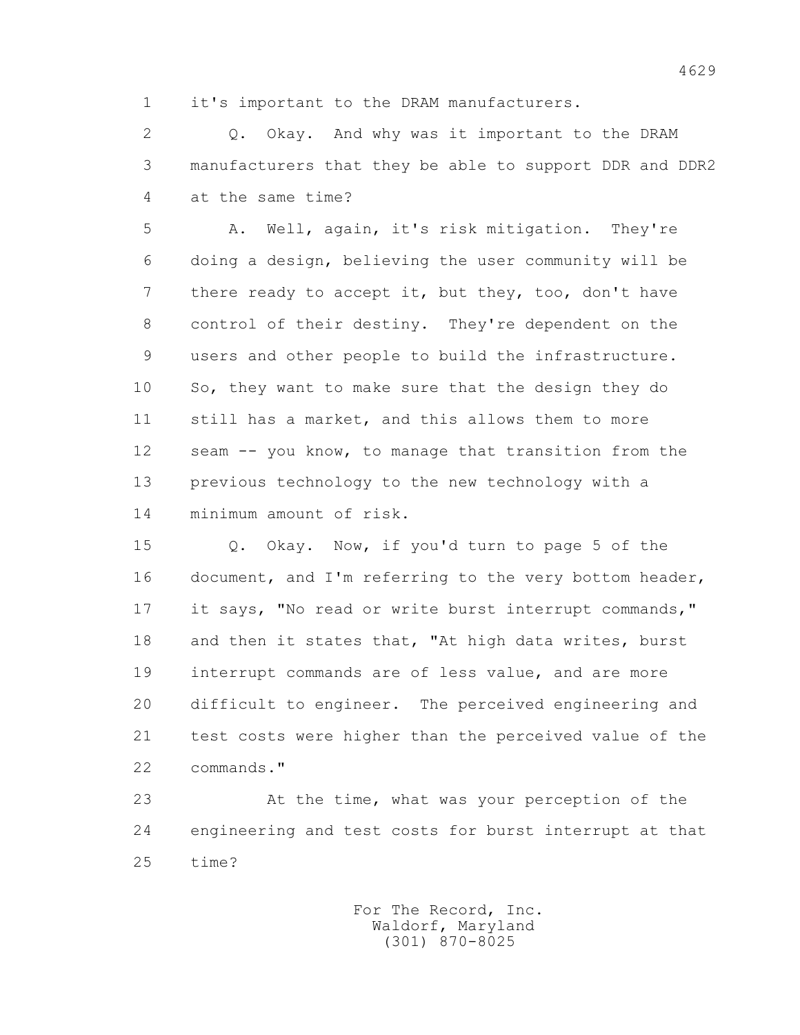1 it's important to the DRAM manufacturers.

2 Q. Okay. And why was it important to the DRAM
3 manufacturers that they be able to support DDR and DDR2
4 at the same time?

5 A. Well, again, it's risk mitigation. They're
6 doing a design, believing the user community will be
7 there ready to accept it, but they, too, don't have
8 control of their destiny. They're dependent on the
9 users and other people to build the infrastructure.
10 So, they want to make sure that the design they do
11 still has a market, and this allows them to more
12 seam -- you know, to manage that transition from the
13 previous technology to the new technology with a
14 minimum amount of risk.

15 Q. Okay. Now, if you'd turn to page 5 of the
16 document, and I'm referring to the very bottom header,
17 it says, "No read or write burst interrupt commands,"
18 and then it states that, "At high data writes, burst
19 interrupt commands are of less value, and are more
20 difficult to engineer. The perceived engineering and
21 test costs were higher than the perceived value of the
22 commands."

23 At the time, what was your perception of the
24 engineering and test costs for burst interrupt at that
25 time?

For The Record, Inc.
Waldorf, Maryland
(301) 870-8025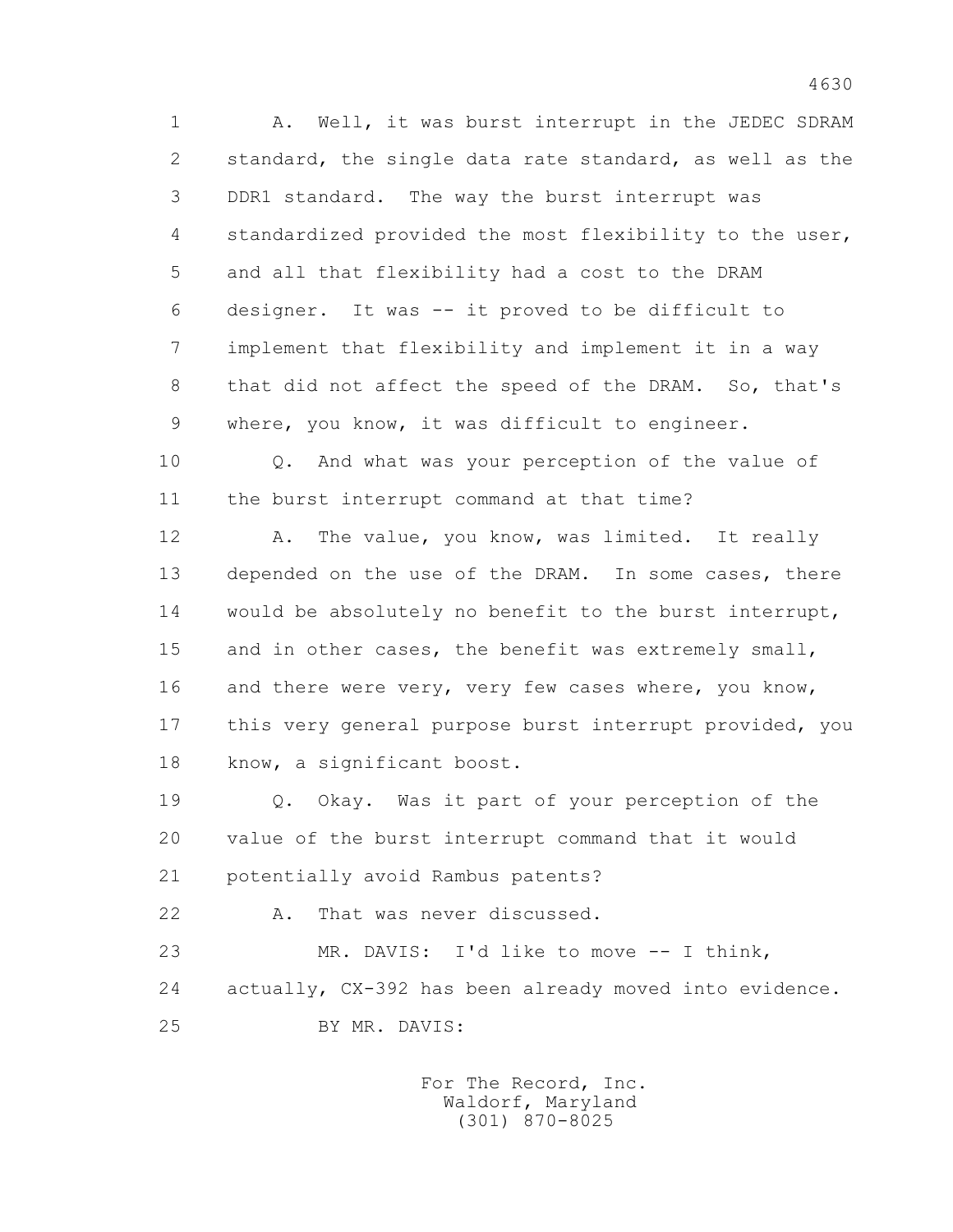A. Well, it was burst interrupt in the JEDEC SDRAM standard, the single data rate standard, as well as the DDR1 standard. The way the burst interrupt was standardized provided the most flexibility to the user, and all that flexibility had a cost to the DRAM designer. It was -- it proved to be difficult to implement that flexibility and implement it in a way that did not affect the speed of the DRAM. So, that's where, you know, it was difficult to engineer.

Q. And what was your perception of the value of the burst interrupt command at that time?

A. The value, you know, was limited. It really depended on the use of the DRAM. In some cases, there would be absolutely no benefit to the burst interrupt, and in other cases, the benefit was extremely small, and there were very, very few cases where, you know, this very general purpose burst interrupt provided, you know, a significant boost.

Q. Okay. Was it part of your perception of the value of the burst interrupt command that it would potentially avoid Rambus patents?

A. That was never discussed.

MR. DAVIS: I'd like to move -- I think, actually, CX-392 has been already moved into evidence.

BY MR. DAVIS: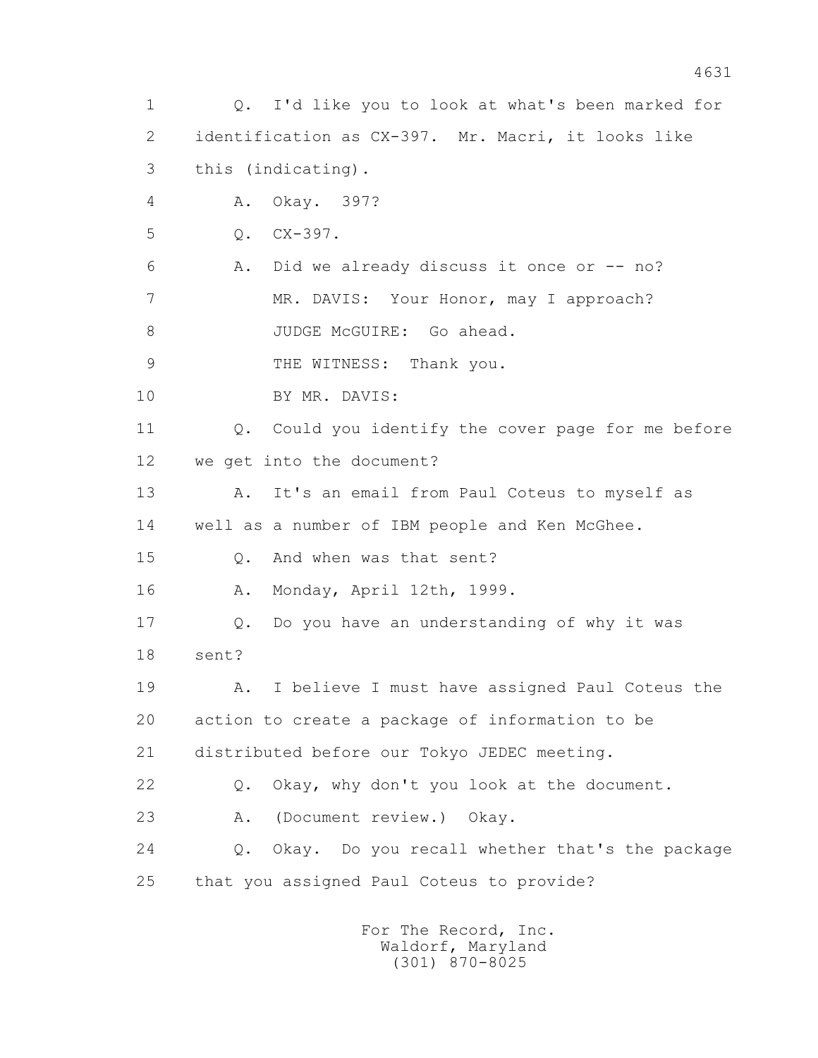1 Q. I'd like you to look at what's been marked for
2 identification as CX-397. Mr. Macri, it looks like
3 this (indicating).
4 A. Okay. 397?
5 Q. CX-397.
6 A. Did we already discuss it once or -- no?
7 MR. DAVIS: Your Honor, may I approach?
8 JUDGE McGUIRE: Go ahead.
9 THE WITNESS: Thank you.
10 BY MR. DAVIS:
11 Q. Could you identify the cover page for me before
12 we get into the document?
13 A. It's an email from Paul Coteus to myself as
14 well as a number of IBM people and Ken McGhee.
15 Q. And when was that sent?
16 A. Monday, April 12th, 1999.
17 Q. Do you have an understanding of why it was
18 sent?
19 A. I believe I must have assigned Paul Coteus the
20 action to create a package of information to be
21 distributed before our Tokyo JEDEC meeting.
22 Q. Okay, why don't you look at the document.
23 A. (Document review.) Okay.
24 Q. Okay. Do you recall whether that's the package
25 that you assigned Paul Coteus to provide?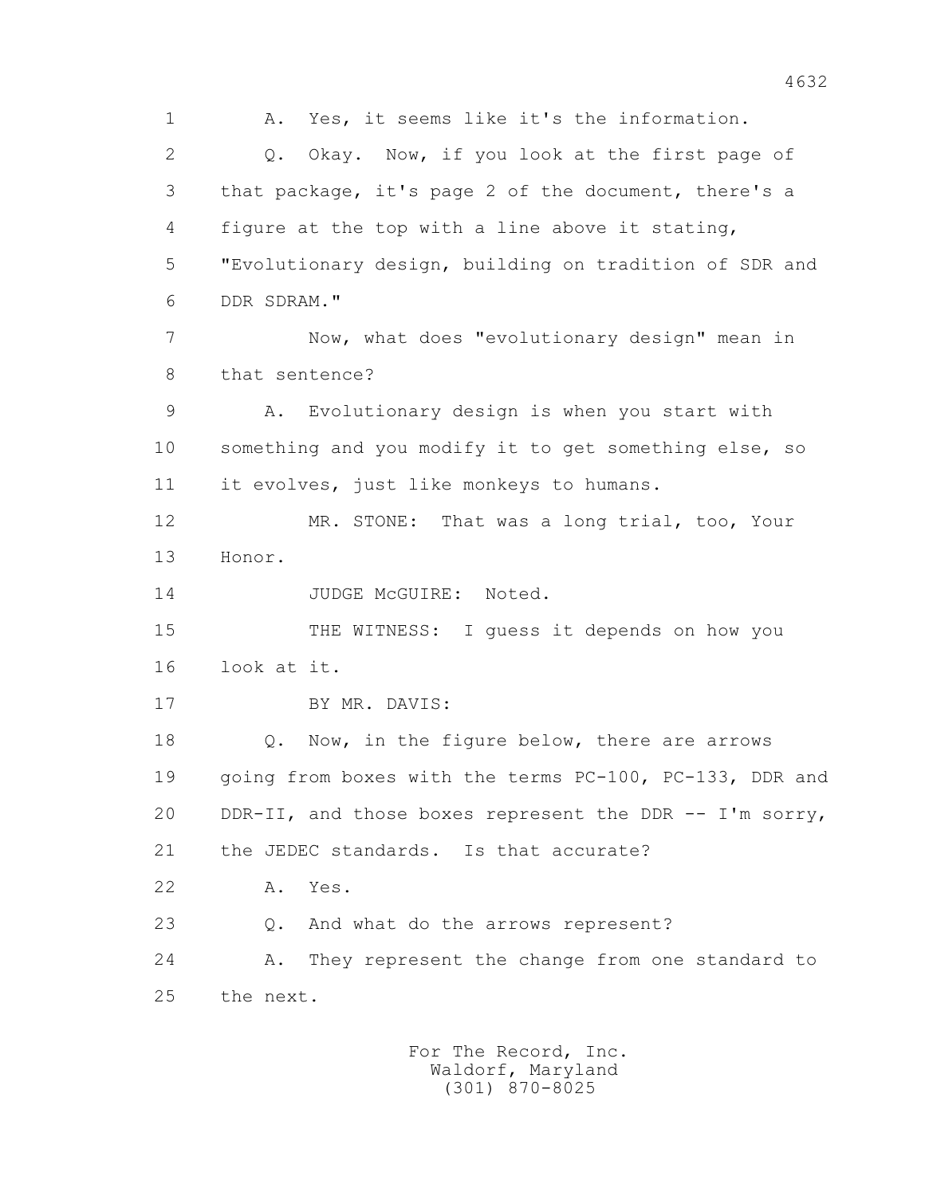1 A. Yes, it seems like it's the information.

2 Q. Okay. Now, if you look at the first page of

3 that package, it's page 2 of the document, there's a

4 figure at the top with a line above it stating,

5 "Evolutionary design, building on tradition of SDR and

6 DDR SDRAM."

7 Now, what does "evolutionary design" mean in

8 that sentence?

9 A. Evolutionary design is when you start with

10 something and you modify it to get something else, so

11 it evolves, just like monkeys to humans.

12 MR. STONE: That was a long trial, too, Your

13 Honor.

14 JUDGE McGUIRE: Noted.

15 THE WITNESS: I guess it depends on how you

16 look at it.

17 BY MR. DAVIS:

18 Q. Now, in the figure below, there are arrows

19 going from boxes with the terms PC-100, PC-133, DDR and

20 DDR-II, and those boxes represent the DDR -- I'm sorry,

21 the JEDEC standards. Is that accurate?

22 A. Yes.

23 Q. And what do the arrows represent?

24 A. They represent the change from one standard to

25 the next.

For The Record, Inc.
Waldorf, Maryland
(301) 870-8025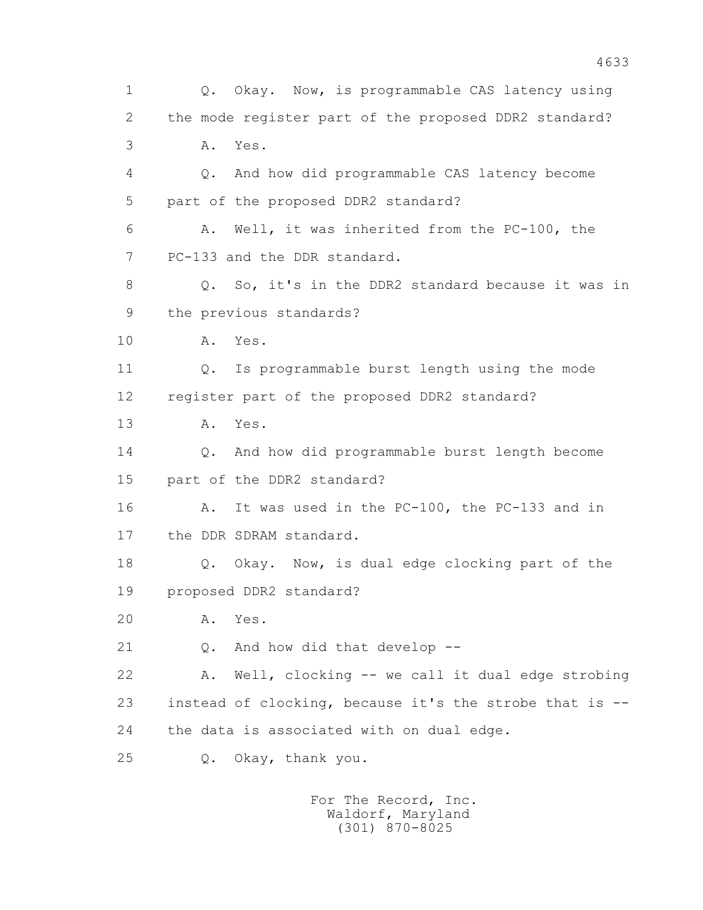1 Q. Okay. Now, is programmable CAS latency using
2 the mode register part of the proposed DDR2 standard?
3 A. Yes.
4 Q. And how did programmable CAS latency become
5 part of the proposed DDR2 standard?
6 A. Well, it was inherited from the PC-100, the
7 PC-133 and the DDR standard.
8 Q. So, it's in the DDR2 standard because it was in
9 the previous standards?
10 A. Yes.
11 Q. Is programmable burst length using the mode
12 register part of the proposed DDR2 standard?
13 A. Yes.
14 Q. And how did programmable burst length become
15 part of the DDR2 standard?
16 A. It was used in the PC-100, the PC-133 and in
17 the DDR SDRAM standard.
18 Q. Okay. Now, is dual edge clocking part of the
19 proposed DDR2 standard?
20 A. Yes.
21 Q. And how did that develop --
22 A. Well, clocking -- we call it dual edge strobing
23 instead of clocking, because it's the strobe that is --
24 the data is associated with on dual edge.
25 Q. Okay, thank you.

For The Record, Inc.
Waldorf, Maryland
(301) 870-8025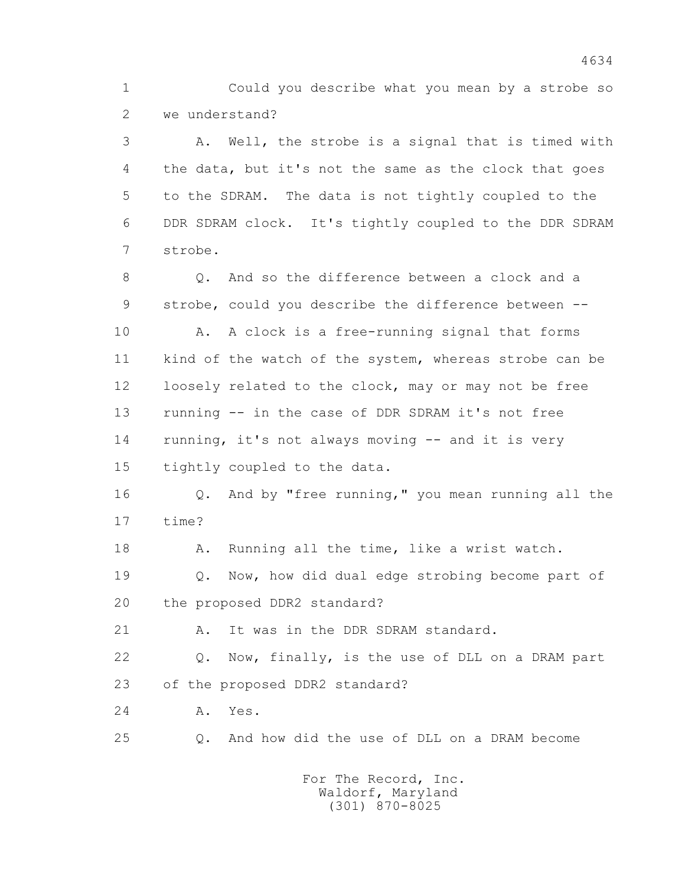Could you describe what you mean by a strobe so we understand?

A. Well, the strobe is a signal that is timed with the data, but it's not the same as the clock that goes to the SDRAM. The data is not tightly coupled to the DDR SDRAM clock. It's tightly coupled to the DDR SDRAM strobe.

Q. And so the difference between a clock and a strobe, could you describe the difference between --

A. A clock is a free-running signal that forms kind of the watch of the system, whereas strobe can be loosely related to the clock, may or may not be free running -- in the case of DDR SDRAM it's not free running, it's not always moving -- and it is very tightly coupled to the data.

Q. And by "free running," you mean running all the time?

A. Running all the time, like a wrist watch.

Q. Now, how did dual edge strobing become part of the proposed DDR2 standard?

A. It was in the DDR SDRAM standard.

Q. Now, finally, is the use of DLL on a DRAM part of the proposed DDR2 standard?

A. Yes.

Q. And how did the use of DLL on a DRAM become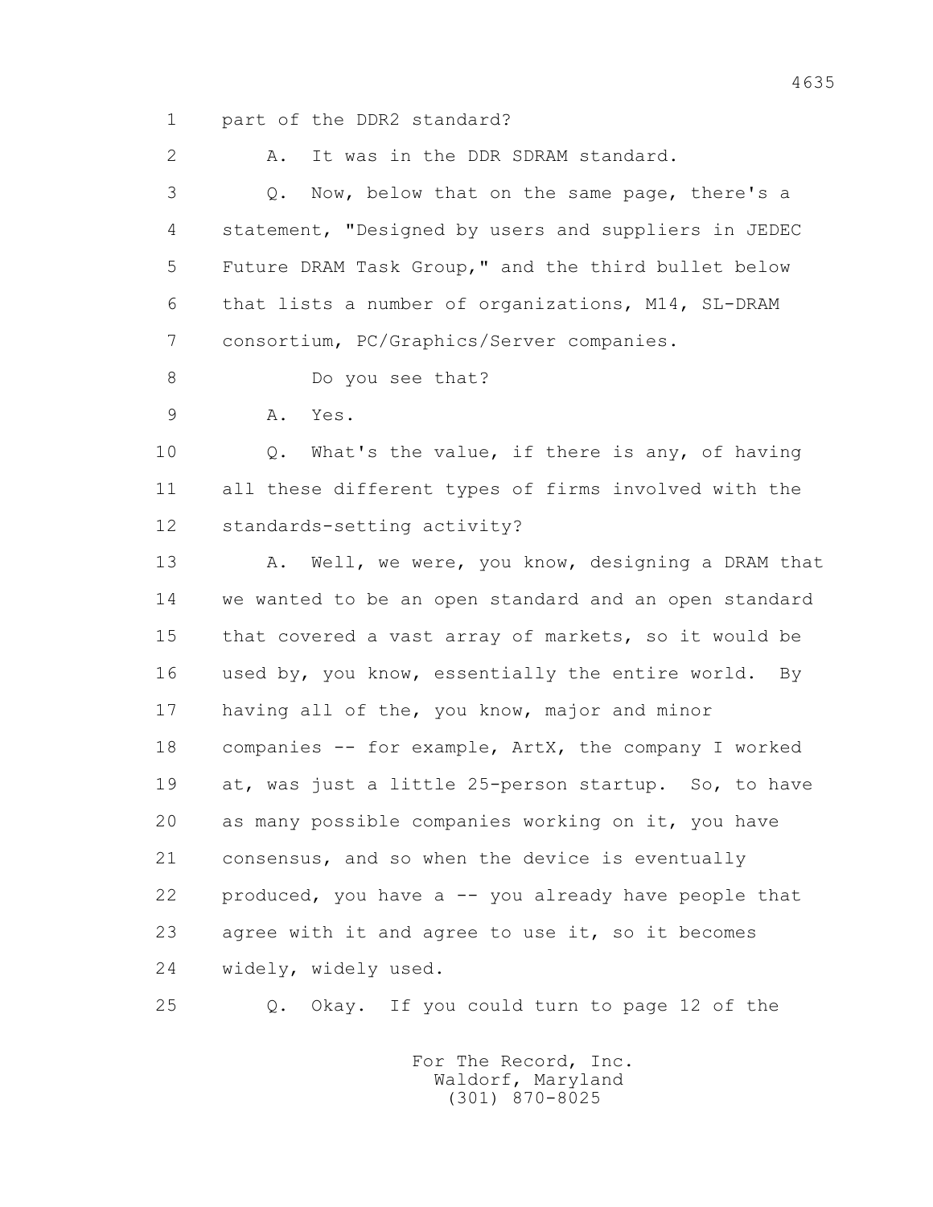part of the DDR2 standard?

A. It was in the DDR SDRAM standard.

Q. Now, below that on the same page, there's a statement, "Designed by users and suppliers in JEDEC Future DRAM Task Group," and the third bullet below that lists a number of organizations, M14, SL-DRAM consortium, PC/Graphics/Server companies.

Do you see that?

A. Yes.

Q. What's the value, if there is any, of having all these different types of firms involved with the standards-setting activity?

A. Well, we were, you know, designing a DRAM that we wanted to be an open standard and an open standard that covered a vast array of markets, so it would be used by, you know, essentially the entire world. By having all of the, you know, major and minor companies -- for example, ArtX, the company I worked at, was just a little 25-person startup. So, to have as many possible companies working on it, you have consensus, and so when the device is eventually produced, you have a -- you already have people that agree with it and agree to use it, so it becomes widely, widely used.

Q. Okay. If you could turn to page 12 of the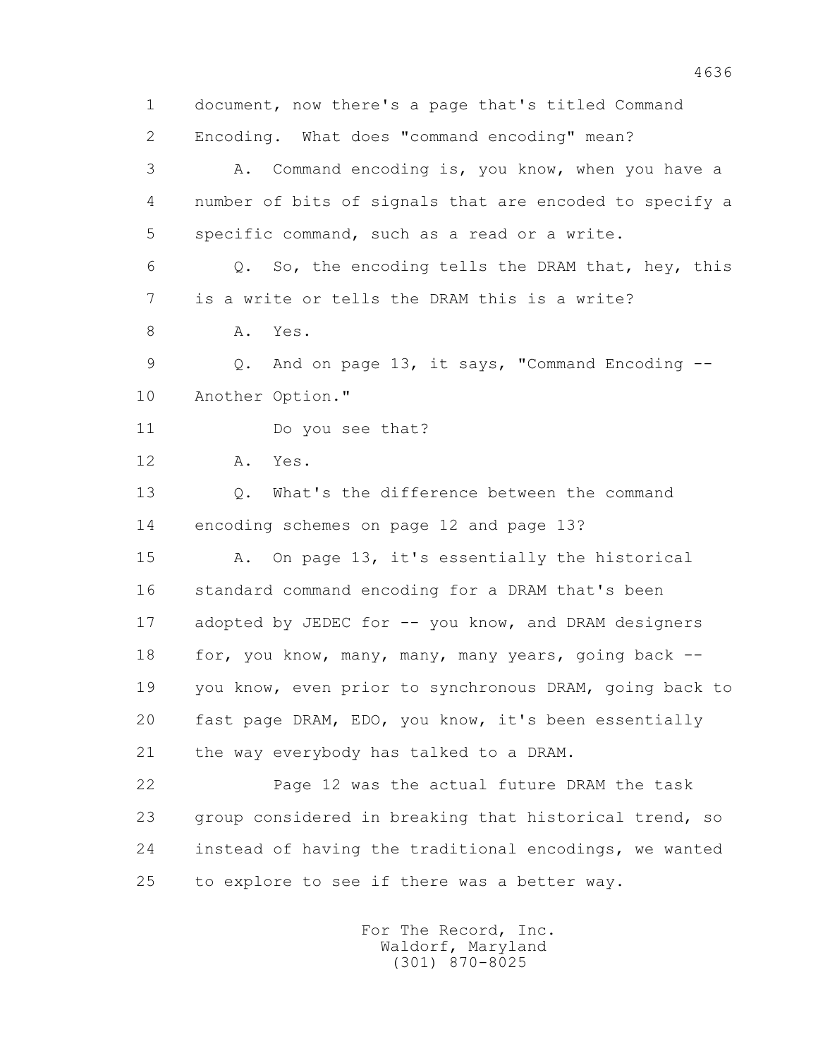1 document, now there's a page that's titled Command

2 Encoding. What does "command encoding" mean?

3 A. Command encoding is, you know, when you have a

4 number of bits of signals that are encoded to specify a

5 specific command, such as a read or a write.

6 Q. So, the encoding tells the DRAM that, hey, this

7 is a write or tells the DRAM this is a write?

8 A. Yes.

9 Q. And on page 13, it says, "Command Encoding --

10 Another Option."

11 Do you see that?

12 A. Yes.

13 Q. What's the difference between the command

14 encoding schemes on page 12 and page 13?

15 A. On page 13, it's essentially the historical

16 standard command encoding for a DRAM that's been

17 adopted by JEDEC for -- you know, and DRAM designers

18 for, you know, many, many, many years, going back --

19 you know, even prior to synchronous DRAM, going back to

20 fast page DRAM, EDO, you know, it's been essentially

21 the way everybody has talked to a DRAM.

22 Page 12 was the actual future DRAM the task

23 group considered in breaking that historical trend, so

24 instead of having the traditional encodings, we wanted

25 to explore to see if there was a better way.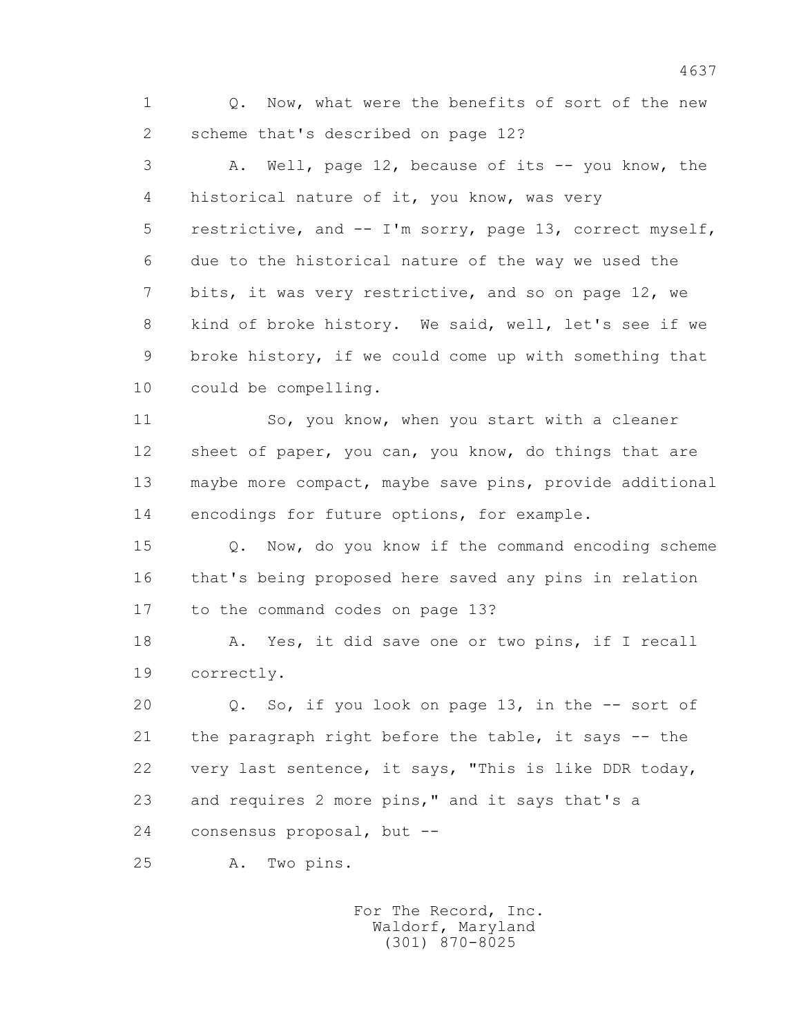1 Q. Now, what were the benefits of sort of the new
2 scheme that's described on page 12?

3 A. Well, page 12, because of its -- you know, the
4 historical nature of it, you know, was very
5 restrictive, and -- I'm sorry, page 13, correct myself,
6 due to the historical nature of the way we used the
7 bits, it was very restrictive, and so on page 12, we
8 kind of broke history. We said, well, let's see if we
9 broke history, if we could come up with something that
10 could be compelling.

11 So, you know, when you start with a cleaner
12 sheet of paper, you can, you know, do things that are
13 maybe more compact, maybe save pins, provide additional
14 encodings for future options, for example.

15 Q. Now, do you know if the command encoding scheme
16 that's being proposed here saved any pins in relation
17 to the command codes on page 13?

18 A. Yes, it did save one or two pins, if I recall
19 correctly.

20 Q. So, if you look on page 13, in the -- sort of
21 the paragraph right before the table, it says -- the
22 very last sentence, it says, "This is like DDR today,
23 and requires 2 more pins," and it says that's a
24 consensus proposal, but --

25 A. Two pins.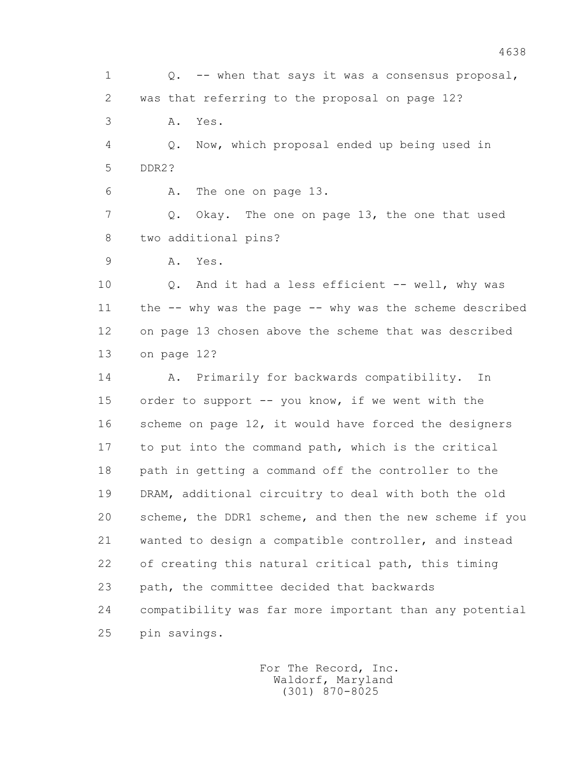1 Q. -- when that says it was a consensus proposal,
2 was that referring to the proposal on page 12?
3 A. Yes.
4 Q. Now, which proposal ended up being used in
5 DDR2?
6 A. The one on page 13.
7 Q. Okay. The one on page 13, the one that used
8 two additional pins?
9 A. Yes.
10 Q. And it had a less efficient -- well, why was
11 the -- why was the page -- why was the scheme described
12 on page 13 chosen above the scheme that was described
13 on page 12?
14 A. Primarily for backwards compatibility. In
15 order to support -- you know, if we went with the
16 scheme on page 12, it would have forced the designers
17 to put into the command path, which is the critical
18 path in getting a command off the controller to the
19 DRAM, additional circuitry to deal with both the old
20 scheme, the DDR1 scheme, and then the new scheme if you
21 wanted to design a compatible controller, and instead
22 of creating this natural critical path, this timing
23 path, the committee decided that backwards
24 compatibility was far more important than any potential
25 pin savings.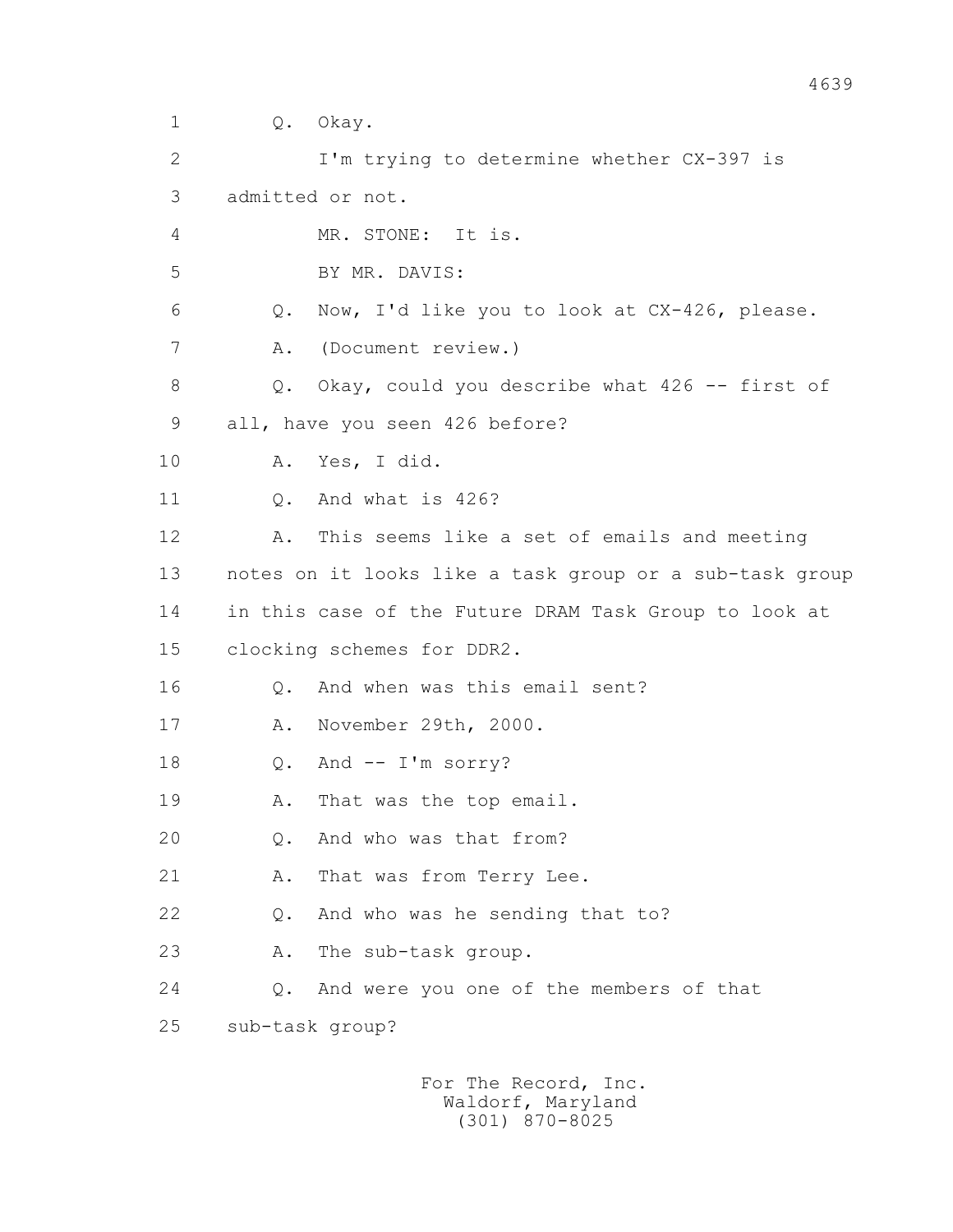1 Q. Okay.

2 I'm trying to determine whether CX-397 is

3 admitted or not.

4 MR. STONE: It is.

5 BY MR. DAVIS:

6 Q. Now, I'd like you to look at CX-426, please.

7 A. (Document review.)

8 Q. Okay, could you describe what 426 -- first of

9 all, have you seen 426 before?

10 A. Yes, I did.

11 Q. And what is 426?

12 A. This seems like a set of emails and meeting

13 notes on it looks like a task group or a sub-task group

14 in this case of the Future DRAM Task Group to look at

15 clocking schemes for DDR2.

16 Q. And when was this email sent?

17 A. November 29th, 2000.

18 Q. And -- I'm sorry?

19 A. That was the top email.

20 Q. And who was that from?

21 A. That was from Terry Lee.

22 Q. And who was he sending that to?

23 A. The sub-task group.

24 Q. And were you one of the members of that

25 sub-task group?

For The Record, Inc.
Waldorf, Maryland
(301) 870-8025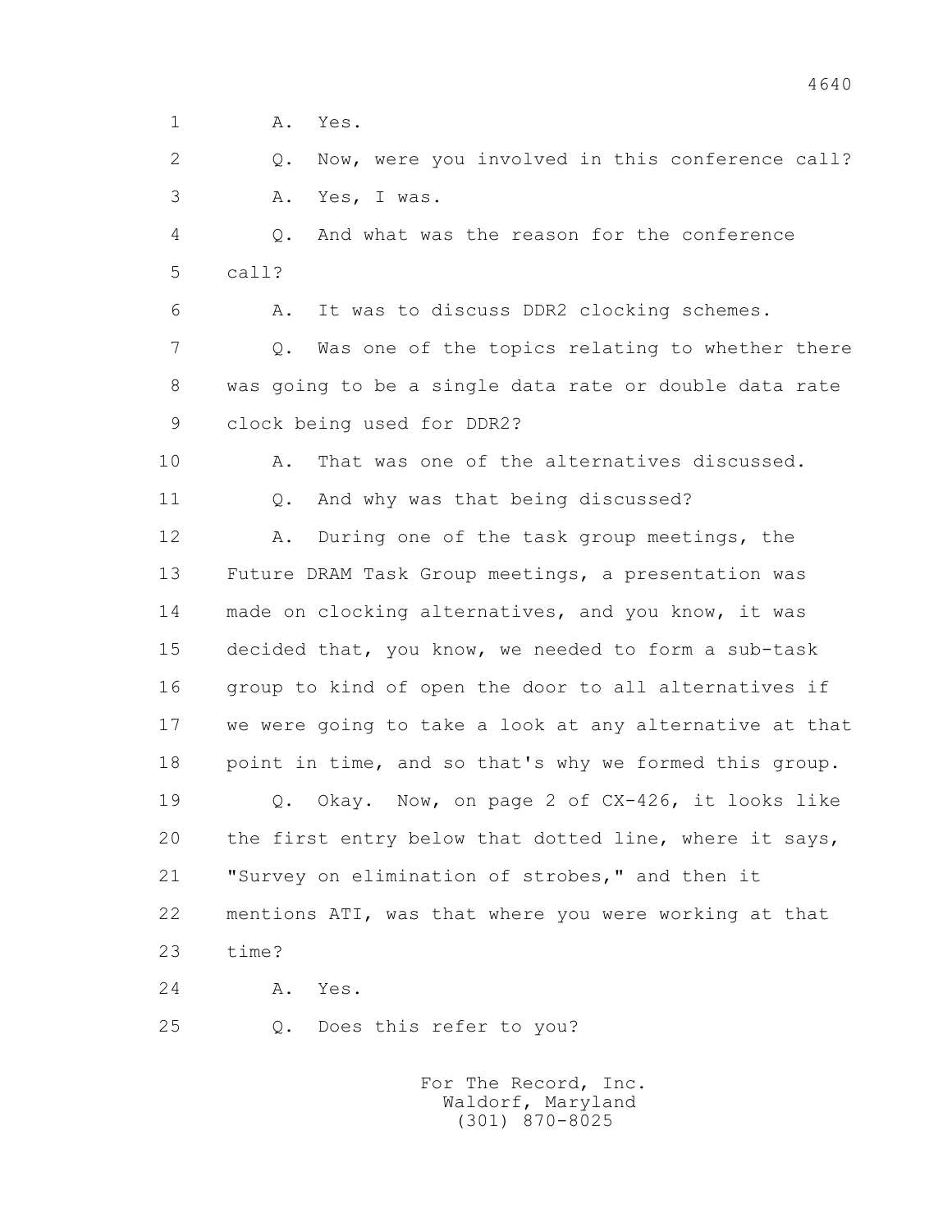1 A. Yes.

2 Q. Now, were you involved in this conference call?

3 A. Yes, I was.

4 Q. And what was the reason for the conference

5 call?

6 A. It was to discuss DDR2 clocking schemes.

7 Q. Was one of the topics relating to whether there

8 was going to be a single data rate or double data rate

9 clock being used for DDR2?

10 A. That was one of the alternatives discussed.

11 Q. And why was that being discussed?

12 A. During one of the task group meetings, the

13 Future DRAM Task Group meetings, a presentation was

14 made on clocking alternatives, and you know, it was

15 decided that, you know, we needed to form a sub-task

16 group to kind of open the door to all alternatives if

17 we were going to take a look at any alternative at that

18 point in time, and so that's why we formed this group.

19 Q. Okay. Now, on page 2 of CX-426, it looks like

20 the first entry below that dotted line, where it says,

21 "Survey on elimination of strobes," and then it

22 mentions ATI, was that where you were working at that

23 time?

24 A. Yes.

25 Q. Does this refer to you?

For The Record, Inc.
Waldorf, Maryland
(301) 870-8025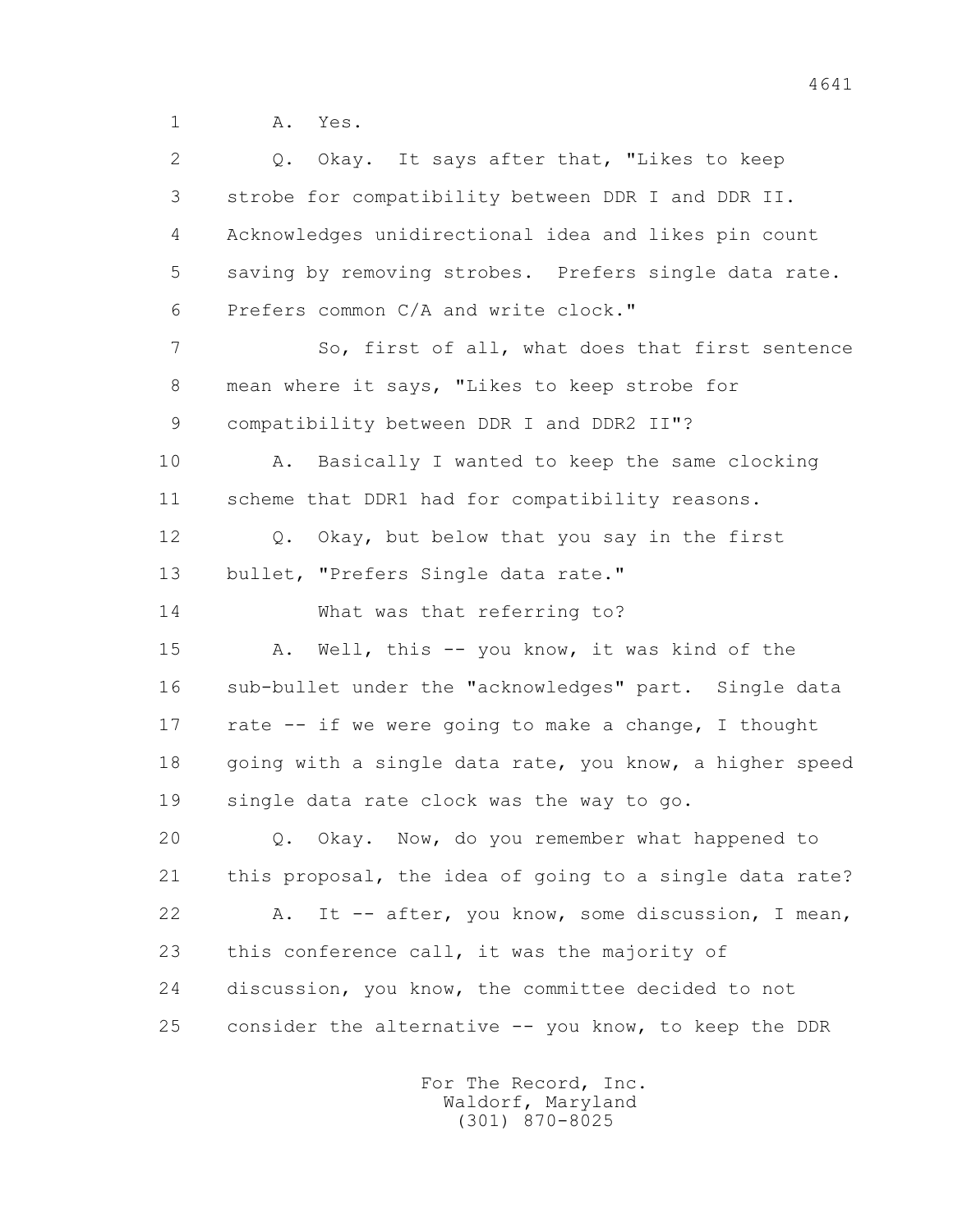1 A. Yes.

2 Q. Okay. It says after that, "Likes to keep

3 strobe for compatibility between DDR I and DDR II.

4 Acknowledges unidirectional idea and likes pin count

5 saving by removing strobes. Prefers single data rate.

6 Prefers common C/A and write clock."

7 So, first of all, what does that first sentence

8 mean where it says, "Likes to keep strobe for

9 compatibility between DDR I and DDR2 II"?

10 A. Basically I wanted to keep the same clocking

11 scheme that DDR1 had for compatibility reasons.

12 Q. Okay, but below that you say in the first

13 bullet, "Prefers Single data rate."

14 What was that referring to?

15 A. Well, this -- you know, it was kind of the

16 sub-bullet under the "acknowledges" part. Single data

17 rate -- if we were going to make a change, I thought

18 going with a single data rate, you know, a higher speed

19 single data rate clock was the way to go.

20 Q. Okay. Now, do you remember what happened to

21 this proposal, the idea of going to a single data rate?

22 A. It -- after, you know, some discussion, I mean,

23 this conference call, it was the majority of

24 discussion, you know, the committee decided to not

25 consider the alternative -- you know, to keep the DDR

For The Record, Inc.
Waldorf, Maryland
(301) 870-8025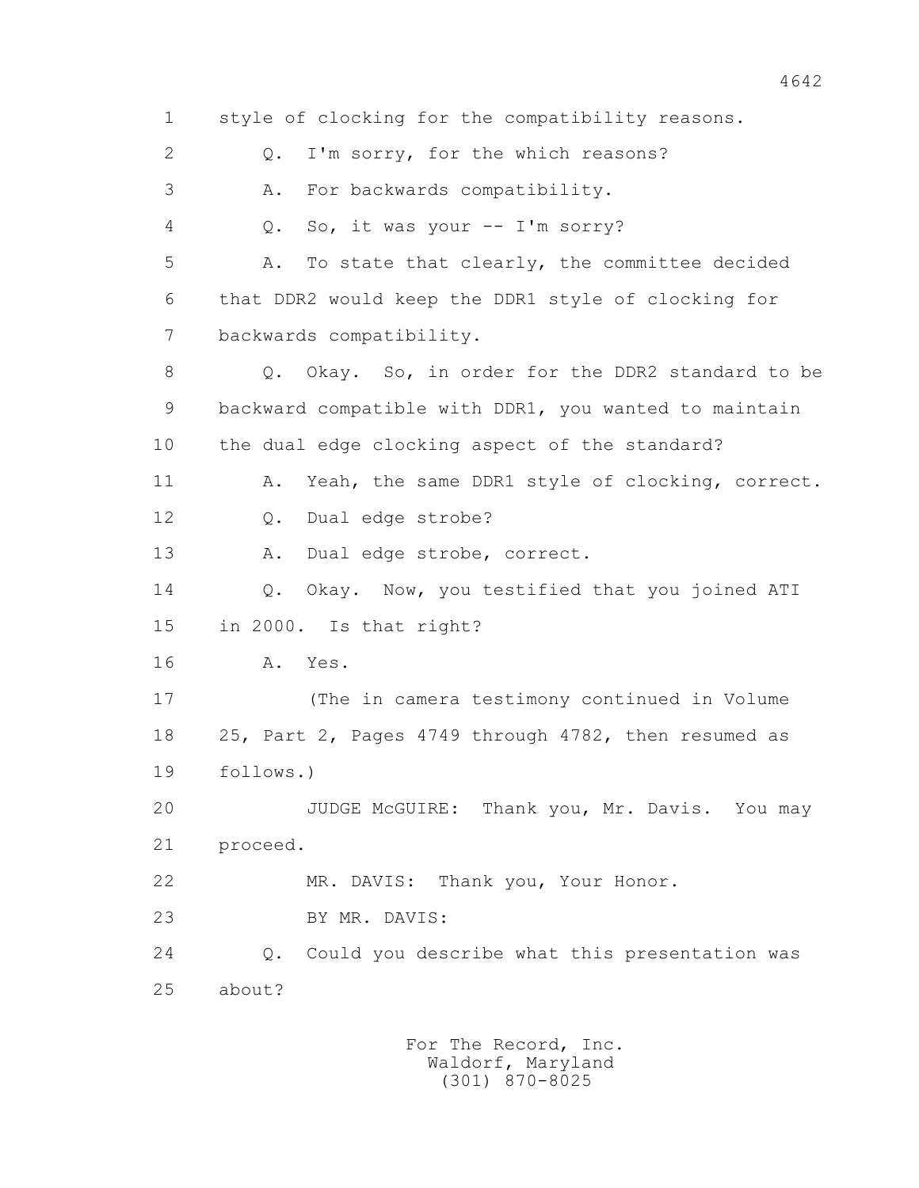1 style of clocking for the compatibility reasons.

2 Q. I'm sorry, for the which reasons?

3 A. For backwards compatibility.

4 Q. So, it was your -- I'm sorry?

5 A. To state that clearly, the committee decided

6 that DDR2 would keep the DDR1 style of clocking for

7 backwards compatibility.

8 Q. Okay. So, in order for the DDR2 standard to be

9 backward compatible with DDR1, you wanted to maintain

10 the dual edge clocking aspect of the standard?

11 A. Yeah, the same DDR1 style of clocking, correct.

12 Q. Dual edge strobe?

13 A. Dual edge strobe, correct.

14 Q. Okay. Now, you testified that you joined ATI

15 in 2000. Is that right?

16 A. Yes.

17 (The in camera testimony continued in Volume

18 25, Part 2, Pages 4749 through 4782, then resumed as

19 follows.)

20 JUDGE McGUIRE: Thank you, Mr. Davis. You may

21 proceed.

22 MR. DAVIS: Thank you, Your Honor.

23 BY MR. DAVIS:

24 Q. Could you describe what this presentation was

25 about?

For The Record, Inc.
Waldorf, Maryland
(301) 870-8025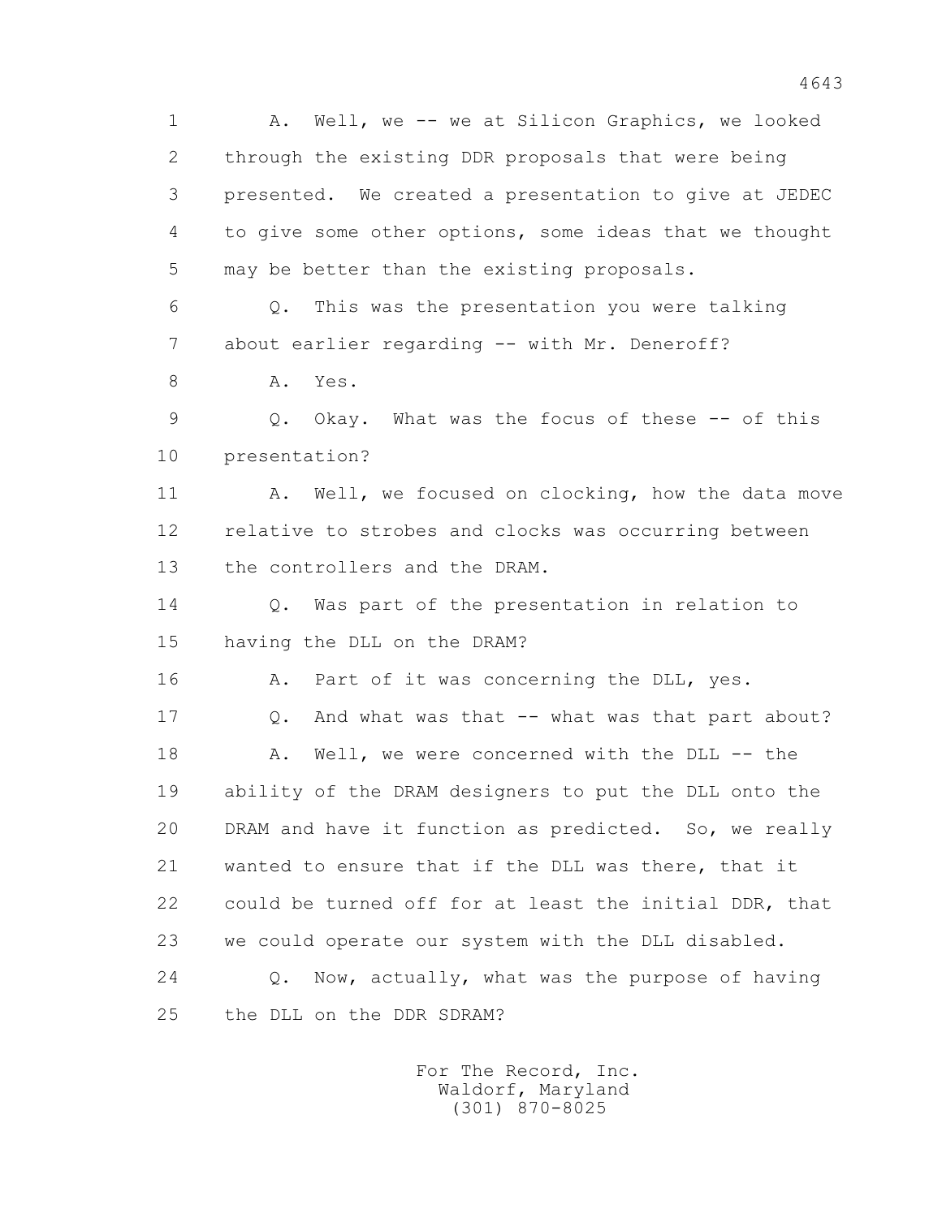1 A. Well, we -- we at Silicon Graphics, we looked
2 through the existing DDR proposals that were being
3 presented. We created a presentation to give at JEDEC
4 to give some other options, some ideas that we thought
5 may be better than the existing proposals.
6 Q. This was the presentation you were talking
7 about earlier regarding -- with Mr. Deneroff?
8 A. Yes.
9 Q. Okay. What was the focus of these -- of this
10 presentation?
11 A. Well, we focused on clocking, how the data move
12 relative to strobes and clocks was occurring between
13 the controllers and the DRAM.
14 Q. Was part of the presentation in relation to
15 having the DLL on the DRAM?
16 A. Part of it was concerning the DLL, yes.
17 Q. And what was that -- what was that part about?
18 A. Well, we were concerned with the DLL -- the
19 ability of the DRAM designers to put the DLL onto the
20 DRAM and have it function as predicted. So, we really
21 wanted to ensure that if the DLL was there, that it
22 could be turned off for at least the initial DDR, that
23 we could operate our system with the DLL disabled.
24 Q. Now, actually, what was the purpose of having
25 the DLL on the DDR SDRAM?

For The Record, Inc.
Waldorf, Maryland
(301) 870-8025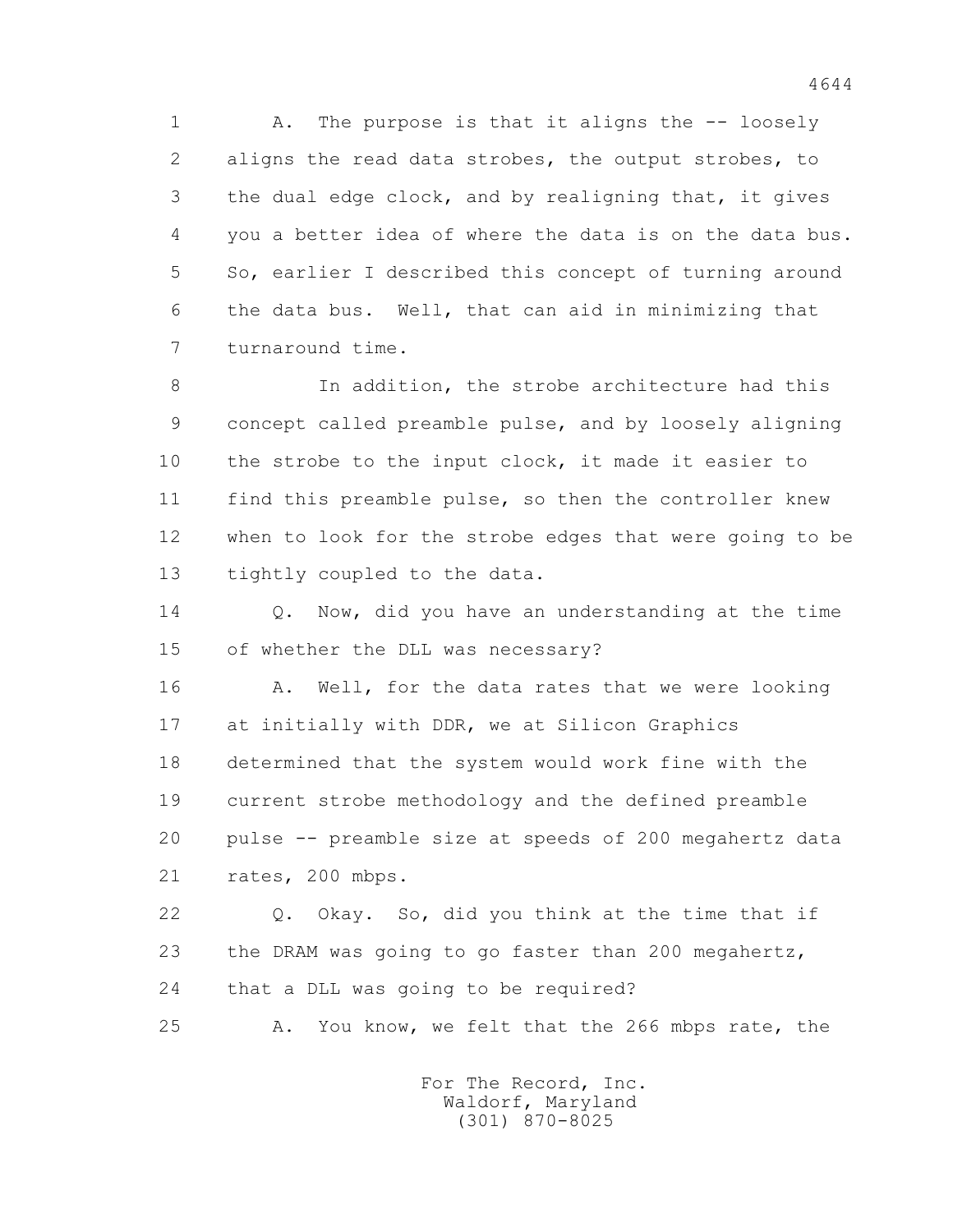1 A. The purpose is that it aligns the -- loosely
2 aligns the read data strobes, the output strobes, to
3 the dual edge clock, and by realigning that, it gives
4 you a better idea of where the data is on the data bus.
5 So, earlier I described this concept of turning around
6 the data bus. Well, that can aid in minimizing that
7 turnaround time.

8 In addition, the strobe architecture had this
9 concept called preamble pulse, and by loosely aligning
10 the strobe to the input clock, it made it easier to
11 find this preamble pulse, so then the controller knew
12 when to look for the strobe edges that were going to be
13 tightly coupled to the data.

14 Q. Now, did you have an understanding at the time
15 of whether the DLL was necessary?

16 A. Well, for the data rates that we were looking
17 at initially with DDR, we at Silicon Graphics
18 determined that the system would work fine with the
19 current strobe methodology and the defined preamble
20 pulse -- preamble size at speeds of 200 megahertz data
21 rates, 200 mbps.

22 Q. Okay. So, did you think at the time that if
23 the DRAM was going to go faster than 200 megahertz,
24 that a DLL was going to be required?

25 A. You know, we felt that the 266 mbps rate, the

For The Record, Inc.
Waldorf, Maryland
(301) 870-8025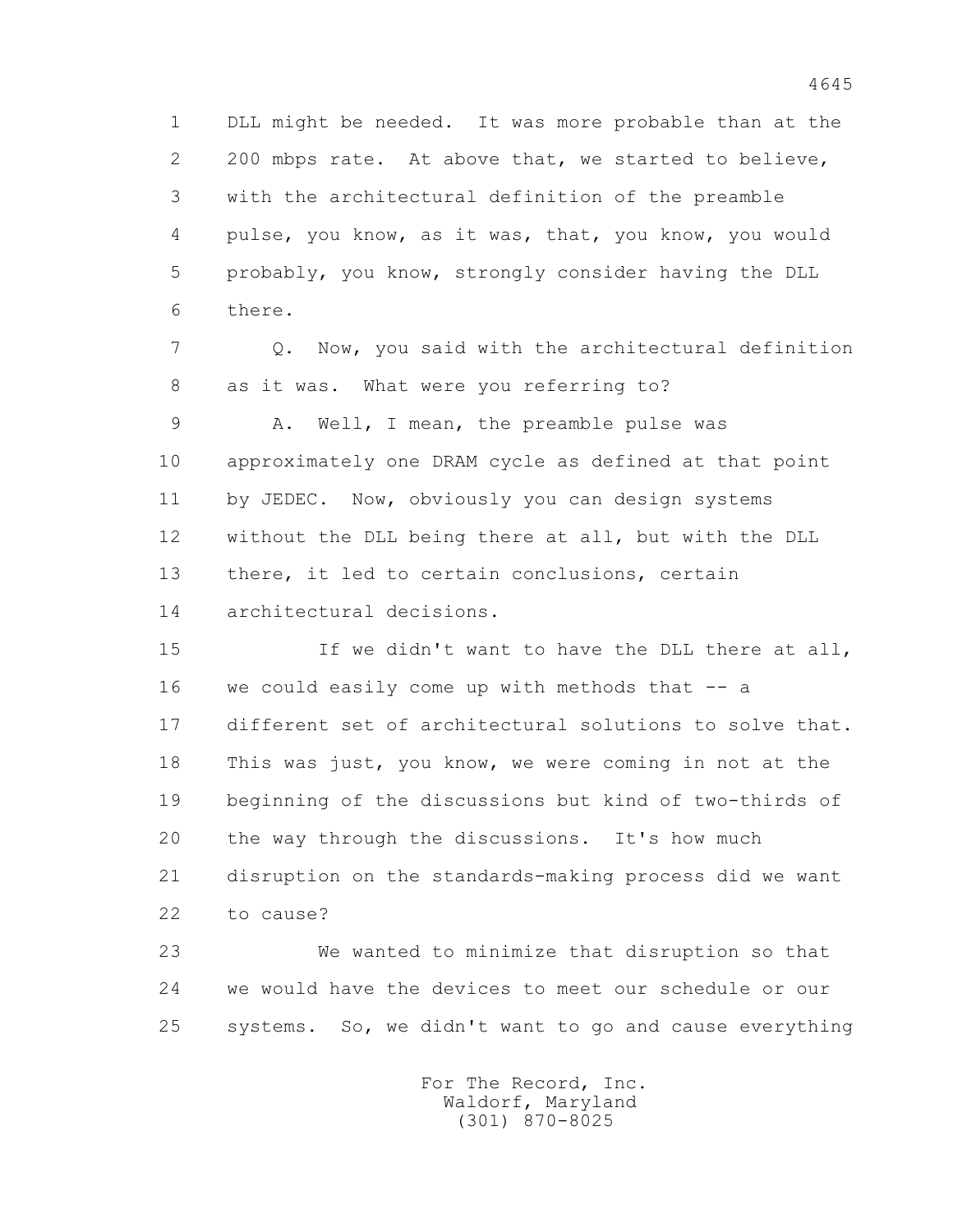1 DLL might be needed. It was more probable than at the
2 200 mbps rate. At above that, we started to believe,
3 with the architectural definition of the preamble
4 pulse, you know, as it was, that, you know, you would
5 probably, you know, strongly consider having the DLL
6 there.

7 Q. Now, you said with the architectural definition
8 as it was. What were you referring to?

9 A. Well, I mean, the preamble pulse was
10 approximately one DRAM cycle as defined at that point
11 by JEDEC. Now, obviously you can design systems
12 without the DLL being there at all, but with the DLL
13 there, it led to certain conclusions, certain
14 architectural decisions.

15 If we didn't want to have the DLL there at all,
16 we could easily come up with methods that -- a
17 different set of architectural solutions to solve that.
18 This was just, you know, we were coming in not at the
19 beginning of the discussions but kind of two-thirds of
20 the way through the discussions. It's how much
21 disruption on the standards-making process did we want
22 to cause?

23 We wanted to minimize that disruption so that
24 we would have the devices to meet our schedule or our
25 systems. So, we didn't want to go and cause everything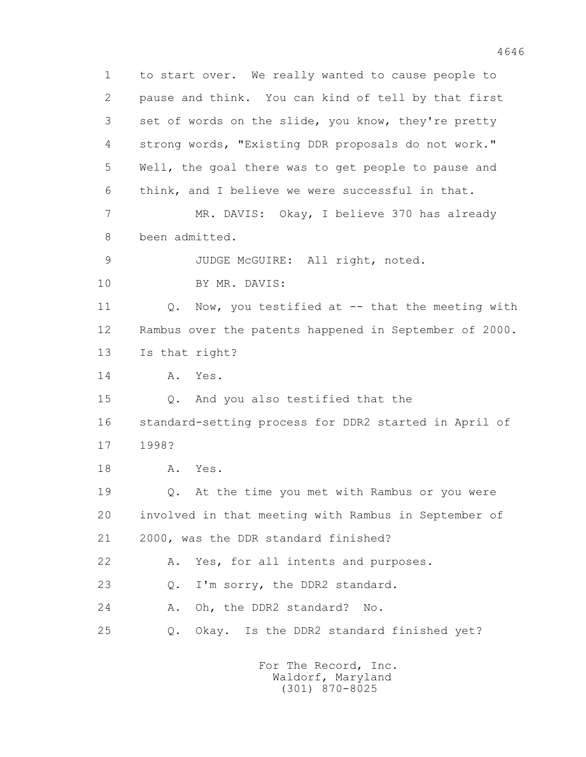1 to start over. We really wanted to cause people to
2 pause and think. You can kind of tell by that first
3 set of words on the slide, you know, they're pretty
4 strong words, "Existing DDR proposals do not work."
5 Well, the goal there was to get people to pause and
6 think, and I believe we were successful in that.
7 MR. DAVIS: Okay, I believe 370 has already
8 been admitted.
9 JUDGE McGUIRE: All right, noted.
10 BY MR. DAVIS:
11 Q. Now, you testified at -- that the meeting with
12 Rambus over the patents happened in September of 2000.
13 Is that right?
14 A. Yes.
15 Q. And you also testified that the
16 standard-setting process for DDR2 started in April of
17 1998?
18 A. Yes.
19 Q. At the time you met with Rambus or you were
20 involved in that meeting with Rambus in September of
21 2000, was the DDR standard finished?
22 A. Yes, for all intents and purposes.
23 Q. I'm sorry, the DDR2 standard.
24 A. Oh, the DDR2 standard? No.
25 Q. Okay. Is the DDR2 standard finished yet?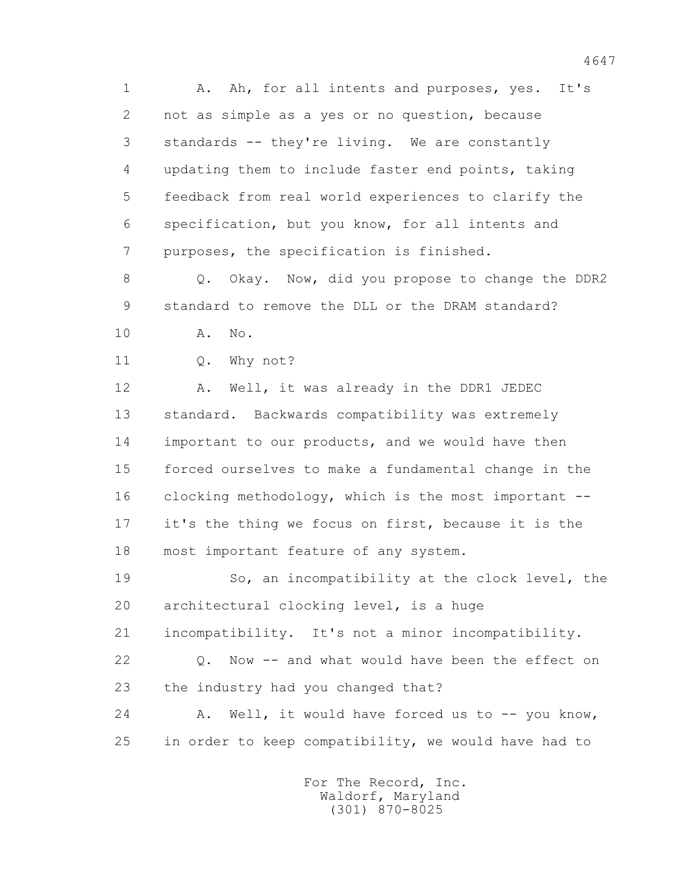1 A. Ah, for all intents and purposes, yes. It's
2 not as simple as a yes or no question, because
3 standards -- they're living. We are constantly
4 updating them to include faster end points, taking
5 feedback from real world experiences to clarify the
6 specification, but you know, for all intents and
7 purposes, the specification is finished.

8 Q. Okay. Now, did you propose to change the DDR2
9 standard to remove the DLL or the DRAM standard?

10 A. No.

11 Q. Why not?

12 A. Well, it was already in the DDR1 JEDEC
13 standard. Backwards compatibility was extremely
14 important to our products, and we would have then
15 forced ourselves to make a fundamental change in the
16 clocking methodology, which is the most important --
17 it's the thing we focus on first, because it is the
18 most important feature of any system.

19 So, an incompatibility at the clock level, the
20 architectural clocking level, is a huge
21 incompatibility. It's not a minor incompatibility.

22 Q. Now -- and what would have been the effect on
23 the industry had you changed that?

24 A. Well, it would have forced us to -- you know,
25 in order to keep compatibility, we would have had to

For The Record, Inc.
Waldorf, Maryland
(301) 870-8025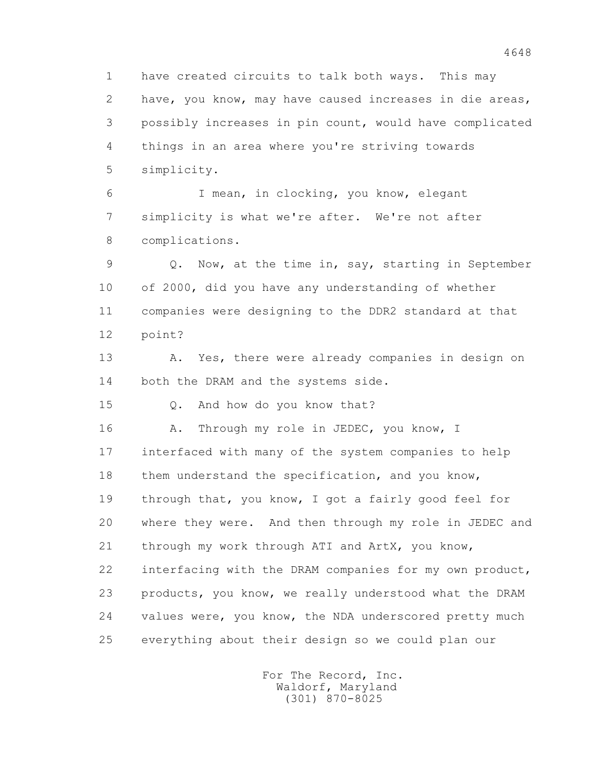1 have created circuits to talk both ways. This may
2 have, you know, may have caused increases in die areas,
3 possibly increases in pin count, would have complicated
4 things in an area where you're striving towards
5 simplicity.

6 I mean, in clocking, you know, elegant
7 simplicity is what we're after. We're not after
8 complications.

9 Q. Now, at the time in, say, starting in September
10 of 2000, did you have any understanding of whether
11 companies were designing to the DDR2 standard at that
12 point?

13 A. Yes, there were already companies in design on
14 both the DRAM and the systems side.

15 Q. And how do you know that?

16 A. Through my role in JEDEC, you know, I
17 interfaced with many of the system companies to help
18 them understand the specification, and you know,
19 through that, you know, I got a fairly good feel for
20 where they were. And then through my role in JEDEC and
21 through my work through ATI and ArtX, you know,
22 interfacing with the DRAM companies for my own product,
23 products, you know, we really understood what the DRAM
24 values were, you know, the NDA underscored pretty much
25 everything about their design so we could plan our

For The Record, Inc.
Waldorf, Maryland
(301) 870-8025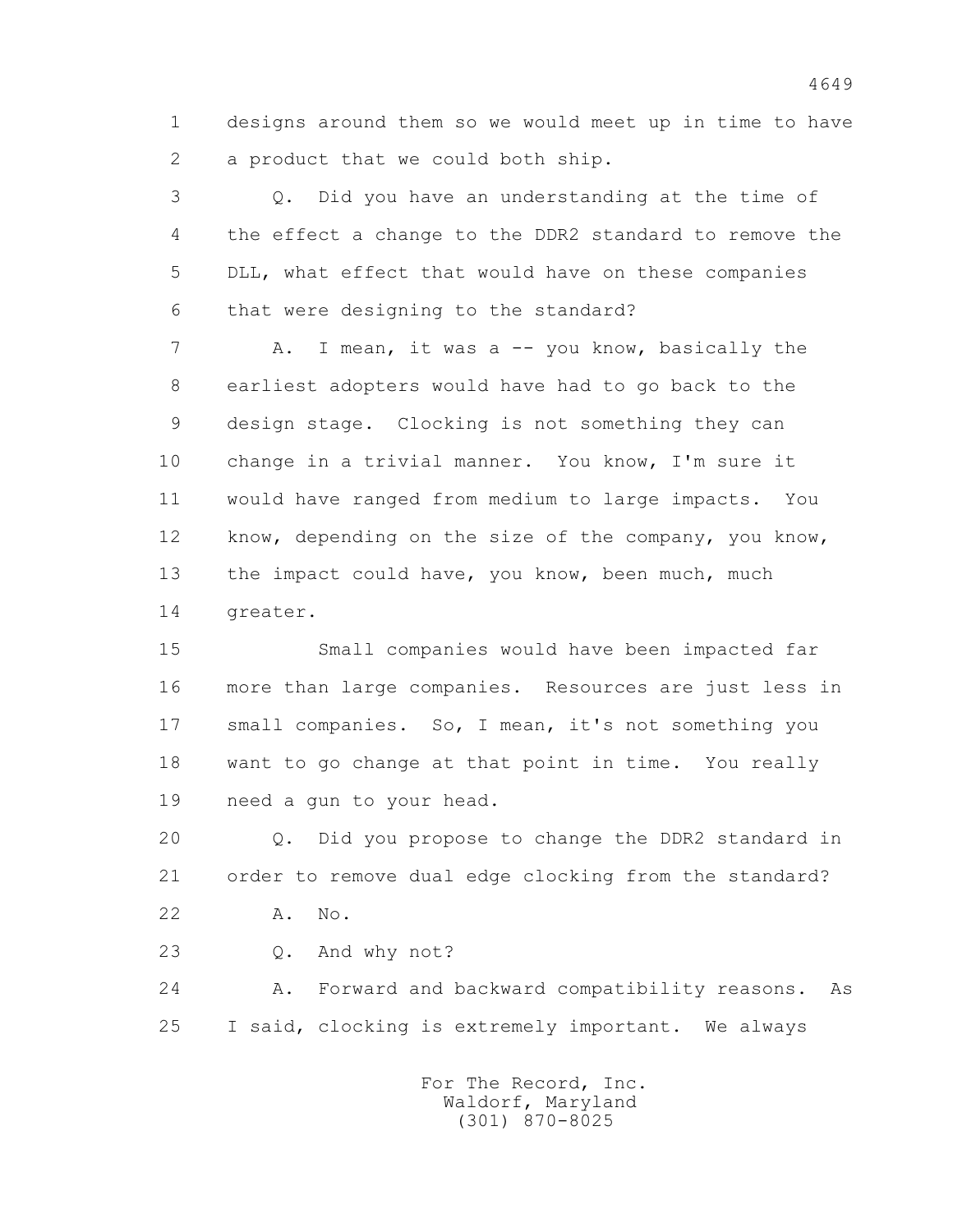1 designs around them so we would meet up in time to have
2 a product that we could both ship.

3 Q. Did you have an understanding at the time of
4 the effect a change to the DDR2 standard to remove the
5 DLL, what effect that would have on these companies
6 that were designing to the standard?

7 A. I mean, it was a -- you know, basically the
8 earliest adopters would have had to go back to the
9 design stage. Clocking is not something they can
10 change in a trivial manner. You know, I'm sure it
11 would have ranged from medium to large impacts. You
12 know, depending on the size of the company, you know,
13 the impact could have, you know, been much, much
14 greater.

15 Small companies would have been impacted far
16 more than large companies. Resources are just less in
17 small companies. So, I mean, it's not something you
18 want to go change at that point in time. You really
19 need a gun to your head.

20 Q. Did you propose to change the DDR2 standard in
21 order to remove dual edge clocking from the standard?

22 A. No.

23 Q. And why not?

24 A. Forward and backward compatibility reasons. As
25 I said, clocking is extremely important. We always

For The Record, Inc.
Waldorf, Maryland
(301) 870-8025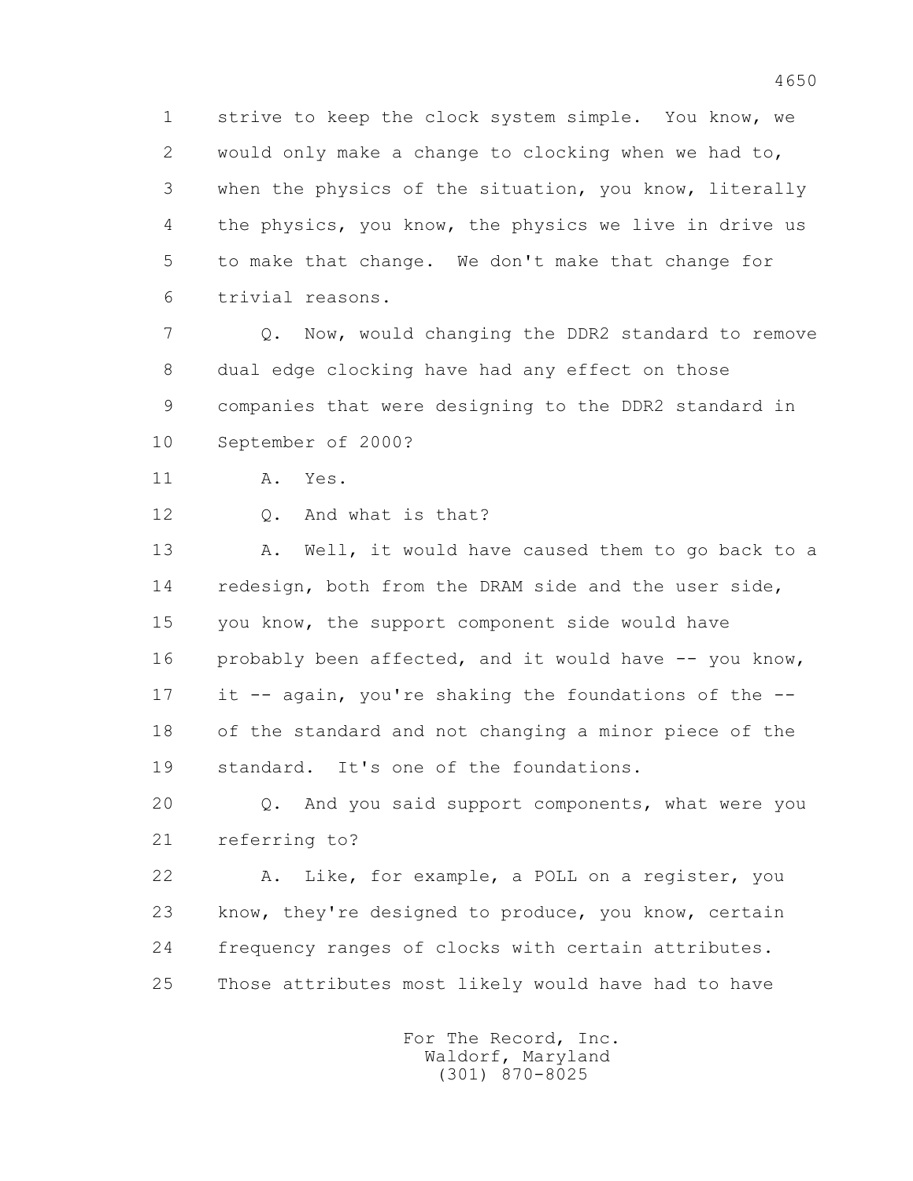strive to keep the clock system simple. You know, we would only make a change to clocking when we had to, when the physics of the situation, you know, literally the physics, you know, the physics we live in drive us to make that change. We don't make that change for trivial reasons.

Q. Now, would changing the DDR2 standard to remove dual edge clocking have had any effect on those companies that were designing to the DDR2 standard in September of 2000?

A. Yes.

Q. And what is that?

A. Well, it would have caused them to go back to a redesign, both from the DRAM side and the user side, you know, the support component side would have probably been affected, and it would have -- you know, it -- again, you're shaking the foundations of the -- of the standard and not changing a minor piece of the standard. It's one of the foundations.

Q. And you said support components, what were you referring to?

A. Like, for example, a POLL on a register, you know, they're designed to produce, you know, certain frequency ranges of clocks with certain attributes. Those attributes most likely would have had to have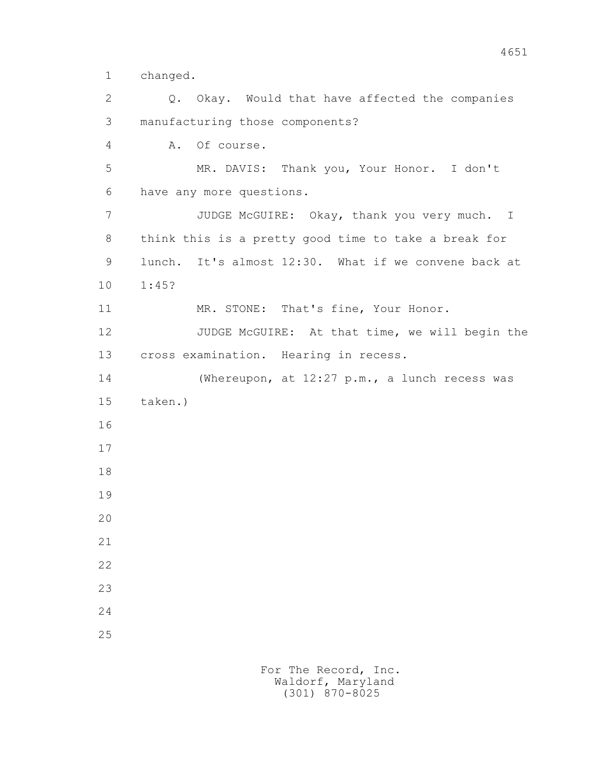changed.

Q. Okay. Would that have affected the companies manufacturing those components?

A. Of course.

MR. DAVIS: Thank you, Your Honor. I don't have any more questions.

JUDGE McGUIRE: Okay, thank you very much. I think this is a pretty good time to take a break for lunch. It's almost 12:30. What if we convene back at 1:45?

MR. STONE: That's fine, Your Honor.

JUDGE McGUIRE: At that time, we will begin the cross examination. Hearing in recess.

(Whereupon, at 12:27 p.m., a lunch recess was taken.)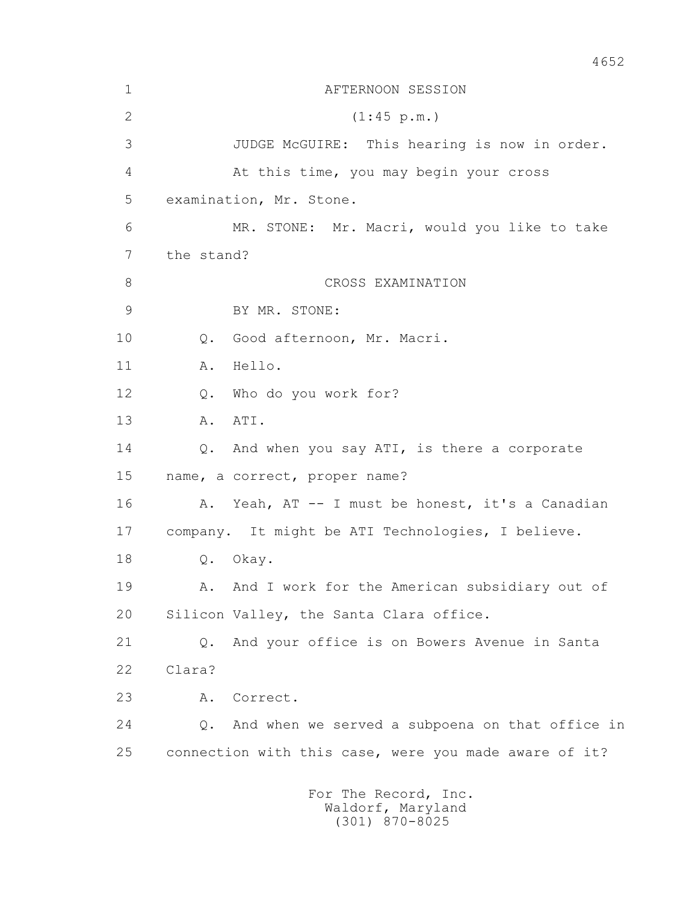AFTERNOON SESSION

(1:45 p.m.)

JUDGE McGUIRE: This hearing is now in order.

At this time, you may begin your cross examination, Mr. Stone.

MR. STONE: Mr. Macri, would you like to take the stand?

CROSS EXAMINATION

BY MR. STONE:

Q. Good afternoon, Mr. Macri.

A. Hello.

Q. Who do you work for?

A. ATI.

Q. And when you say ATI, is there a corporate name, a correct, proper name?

A. Yeah, AT -- I must be honest, it's a Canadian company. It might be ATI Technologies, I believe.

Q. Okay.

A. And I work for the American subsidiary out of Silicon Valley, the Santa Clara office.

Q. And your office is on Bowers Avenue in Santa Clara?

A. Correct.

Q. And when we served a subpoena on that office in connection with this case, were you made aware of it?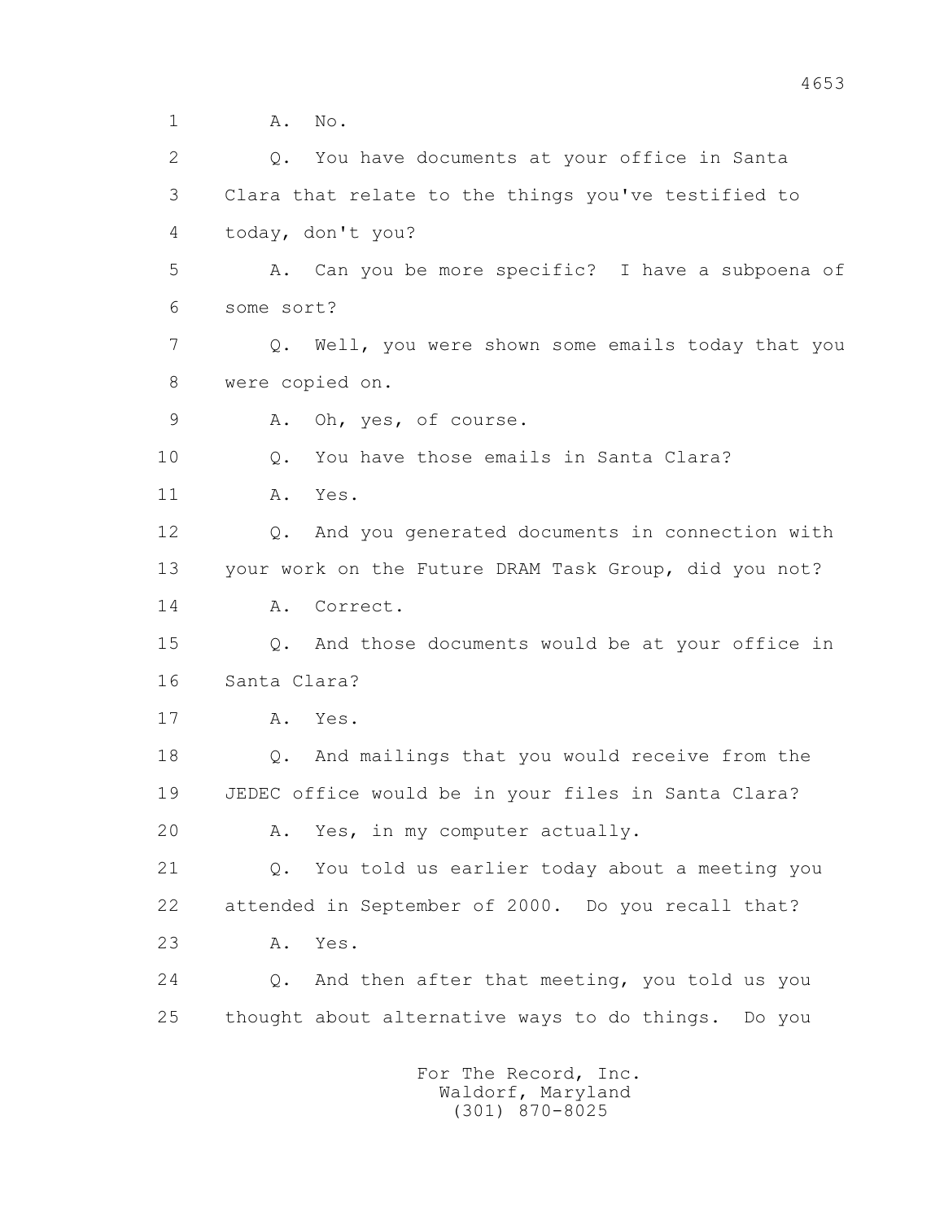1 A. No.

2 Q. You have documents at your office in Santa

3 Clara that relate to the things you've testified to

4 today, don't you?

5 A. Can you be more specific? I have a subpoena of

6 some sort?

7 Q. Well, you were shown some emails today that you

8 were copied on.

9 A. Oh, yes, of course.

10 Q. You have those emails in Santa Clara?

11 A. Yes.

12 Q. And you generated documents in connection with

13 your work on the Future DRAM Task Group, did you not?

14 A. Correct.

15 Q. And those documents would be at your office in

16 Santa Clara?

17 A. Yes.

18 Q. And mailings that you would receive from the

19 JEDEC office would be in your files in Santa Clara?

20 A. Yes, in my computer actually.

21 Q. You told us earlier today about a meeting you

22 attended in September of 2000. Do you recall that?

23 A. Yes.

24 Q. And then after that meeting, you told us you

25 thought about alternative ways to do things. Do you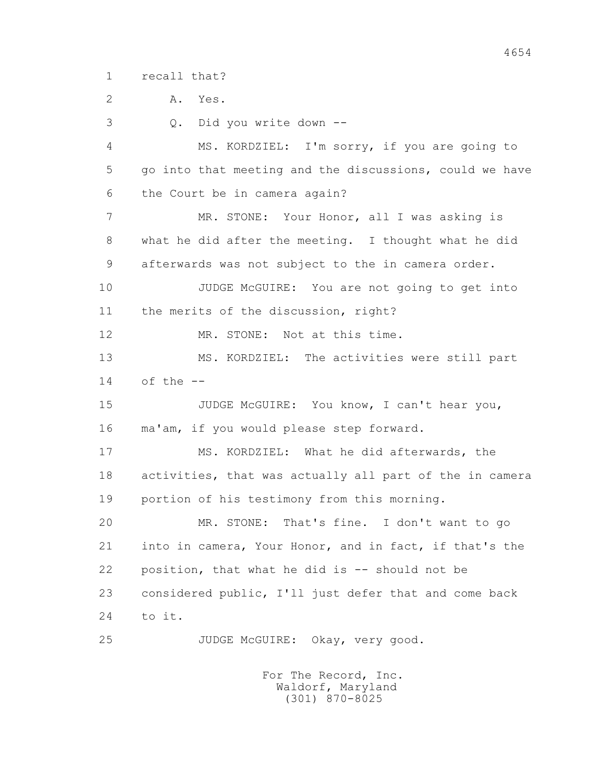1 recall that?

2 A. Yes.

3 Q. Did you write down --

4 MS. KORDZIEL: I'm sorry, if you are going to

5 go into that meeting and the discussions, could we have

6 the Court be in camera again?

7 MR. STONE: Your Honor, all I was asking is

8 what he did after the meeting. I thought what he did

9 afterwards was not subject to the in camera order.

10 JUDGE McGUIRE: You are not going to get into

11 the merits of the discussion, right?

12 MR. STONE: Not at this time.

13 MS. KORDZIEL: The activities were still part

14 of the --

15 JUDGE McGUIRE: You know, I can't hear you,

16 ma'am, if you would please step forward.

17 MS. KORDZIEL: What he did afterwards, the

18 activities, that was actually all part of the in camera

19 portion of his testimony from this morning.

20 MR. STONE: That's fine. I don't want to go

21 into in camera, Your Honor, and in fact, if that's the

22 position, that what he did is -- should not be

23 considered public, I'll just defer that and come back

24 to it.

25 JUDGE McGUIRE: Okay, very good.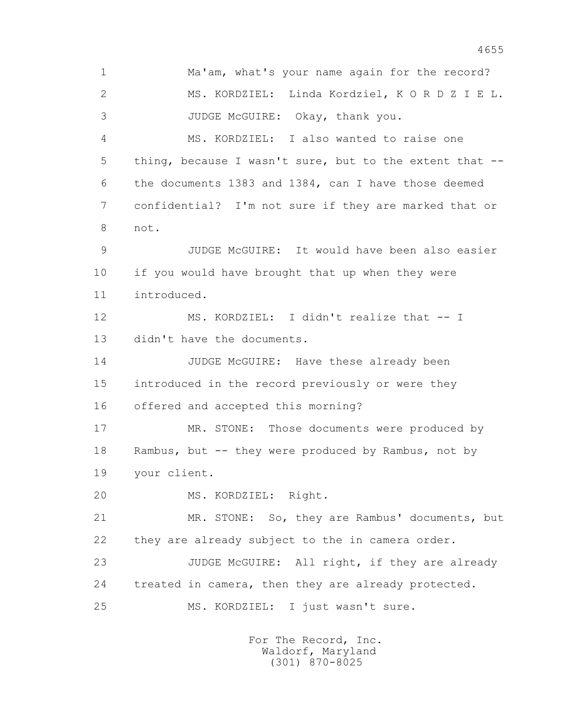1 Ma'am, what's your name again for the record?

2 MS. KORDZIEL: Linda Kordziel, K O R D Z I E L.

3 JUDGE McGUIRE: Okay, thank you.

4 MS. KORDZIEL: I also wanted to raise one

5 thing, because I wasn't sure, but to the extent that --

6 the documents 1383 and 1384, can I have those deemed

7 confidential? I'm not sure if they are marked that or

8 not.

9 JUDGE McGUIRE: It would have been also easier

10 if you would have brought that up when they were

11 introduced.

12 MS. KORDZIEL: I didn't realize that -- I

13 didn't have the documents.

14 JUDGE McGUIRE: Have these already been

15 introduced in the record previously or were they

16 offered and accepted this morning?

17 MR. STONE: Those documents were produced by

18 Rambus, but -- they were produced by Rambus, not by

19 your client.

20 MS. KORDZIEL: Right.

21 MR. STONE: So, they are Rambus' documents, but

22 they are already subject to the in camera order.

23 JUDGE McGUIRE: All right, if they are already

24 treated in camera, then they are already protected.

25 MS. KORDZIEL: I just wasn't sure.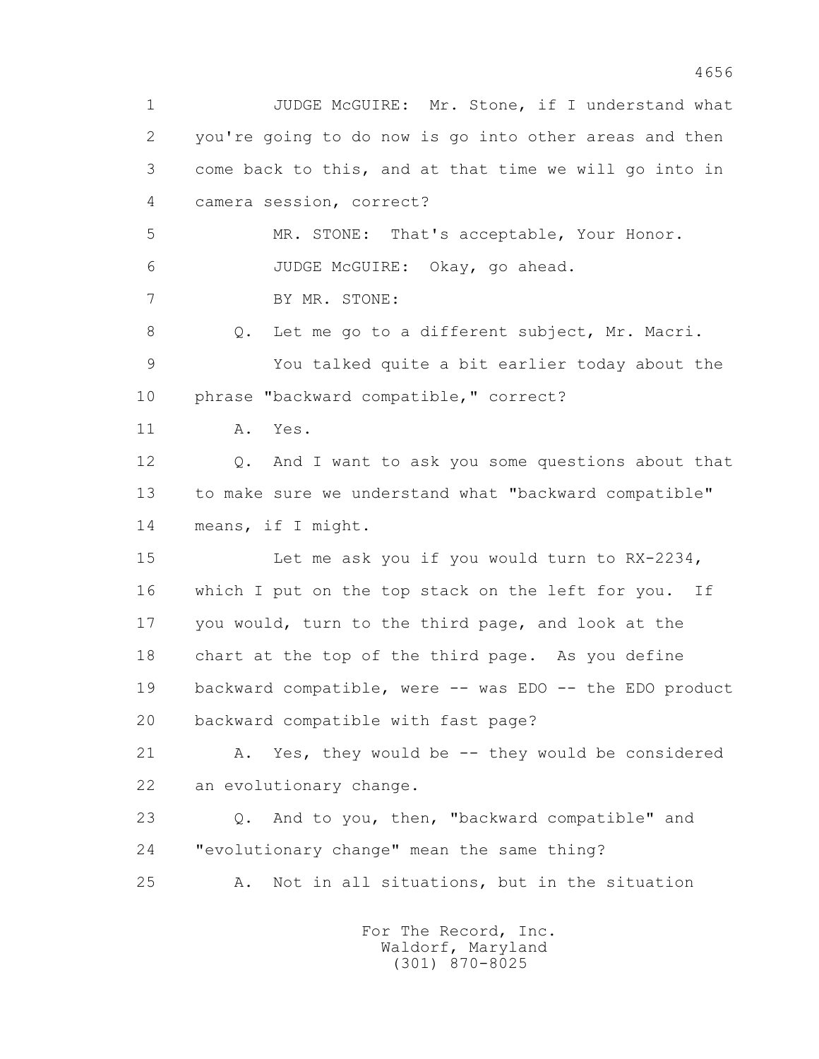1 JUDGE McGUIRE: Mr. Stone, if I understand what
2 you're going to do now is go into other areas and then
3 come back to this, and at that time we will go into in
4 camera session, correct?
5 MR. STONE: That's acceptable, Your Honor.
6 JUDGE McGUIRE: Okay, go ahead.
7 BY MR. STONE:
8 Q. Let me go to a different subject, Mr. Macri.
9 You talked quite a bit earlier today about the
10 phrase "backward compatible," correct?
11 A. Yes.
12 Q. And I want to ask you some questions about that
13 to make sure we understand what "backward compatible"
14 means, if I might.
15 Let me ask you if you would turn to RX-2234,
16 which I put on the top stack on the left for you. If
17 you would, turn to the third page, and look at the
18 chart at the top of the third page. As you define
19 backward compatible, were -- was EDO -- the EDO product
20 backward compatible with fast page?
21 A. Yes, they would be -- they would be considered
22 an evolutionary change.
23 Q. And to you, then, "backward compatible" and
24 "evolutionary change" mean the same thing?
25 A. Not in all situations, but in the situation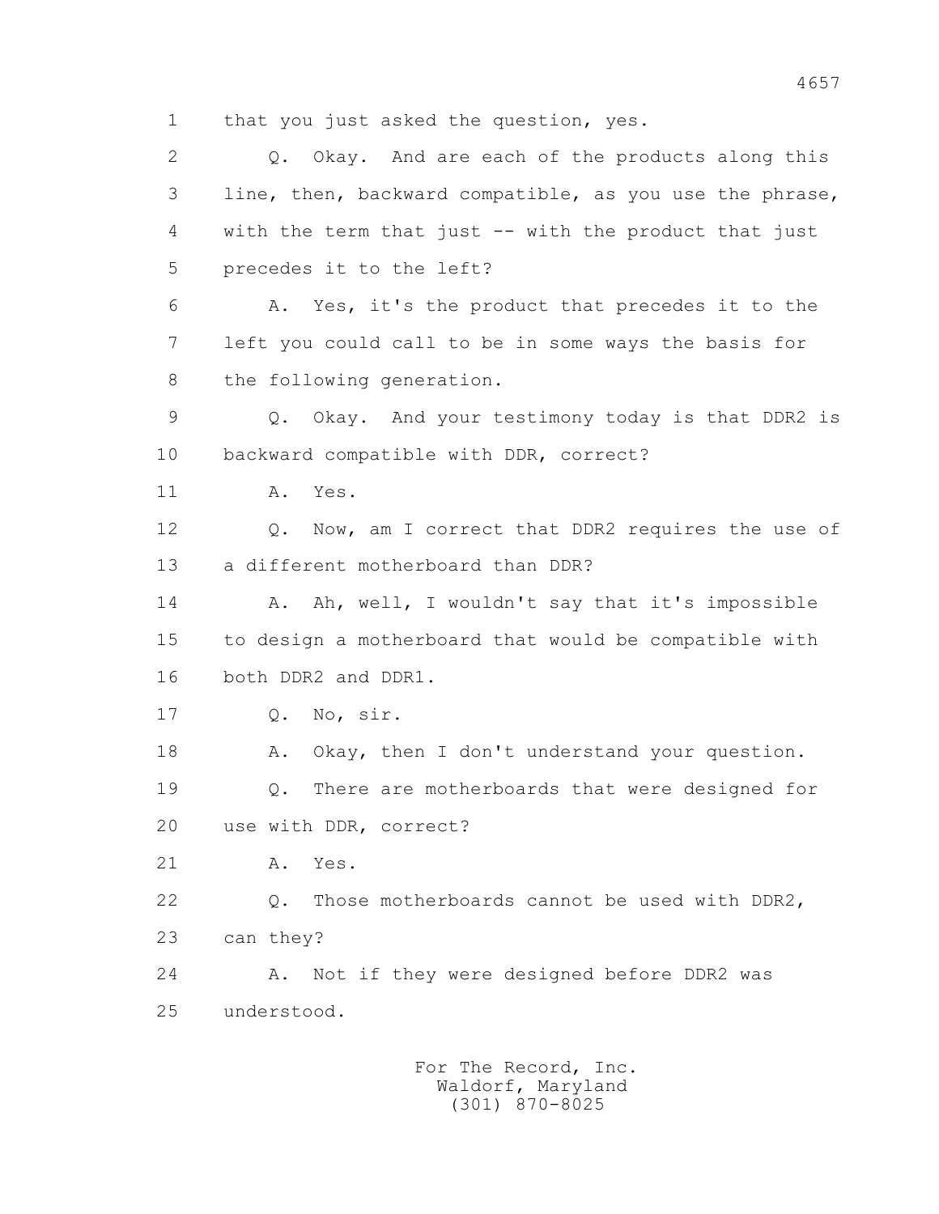1 that you just asked the question, yes.

2 Q. Okay. And are each of the products along this

3 line, then, backward compatible, as you use the phrase,

4 with the term that just -- with the product that just

5 precedes it to the left?

6 A. Yes, it's the product that precedes it to the

7 left you could call to be in some ways the basis for

8 the following generation.

9 Q. Okay. And your testimony today is that DDR2 is

10 backward compatible with DDR, correct?

11 A. Yes.

12 Q. Now, am I correct that DDR2 requires the use of

13 a different motherboard than DDR?

14 A. Ah, well, I wouldn't say that it's impossible

15 to design a motherboard that would be compatible with

16 both DDR2 and DDR1.

17 Q. No, sir.

18 A. Okay, then I don't understand your question.

19 Q. There are motherboards that were designed for

20 use with DDR, correct?

21 A. Yes.

22 Q. Those motherboards cannot be used with DDR2,

23 can they?

24 A. Not if they were designed before DDR2 was

25 understood.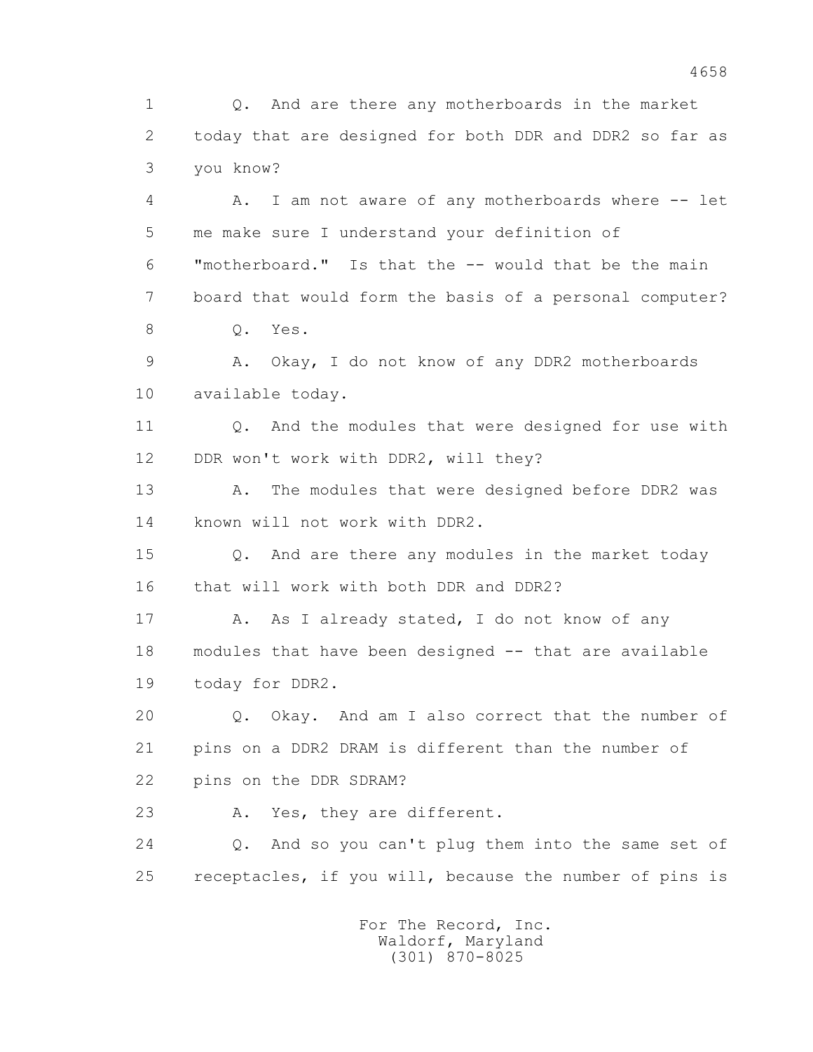1 Q. And are there any motherboards in the market
2 today that are designed for both DDR and DDR2 so far as
3 you know?
4 A. I am not aware of any motherboards where -- let
5 me make sure I understand your definition of
6 "motherboard." Is that the -- would that be the main
7 board that would form the basis of a personal computer?
8 Q. Yes.
9 A. Okay, I do not know of any DDR2 motherboards
10 available today.
11 Q. And the modules that were designed for use with
12 DDR won't work with DDR2, will they?
13 A. The modules that were designed before DDR2 was
14 known will not work with DDR2.
15 Q. And are there any modules in the market today
16 that will work with both DDR and DDR2?
17 A. As I already stated, I do not know of any
18 modules that have been designed -- that are available
19 today for DDR2.
20 Q. Okay. And am I also correct that the number of
21 pins on a DDR2 DRAM is different than the number of
22 pins on the DDR SDRAM?
23 A. Yes, they are different.
24 Q. And so you can't plug them into the same set of
25 receptacles, if you will, because the number of pins is

For The Record, Inc.
Waldorf, Maryland
(301) 870-8025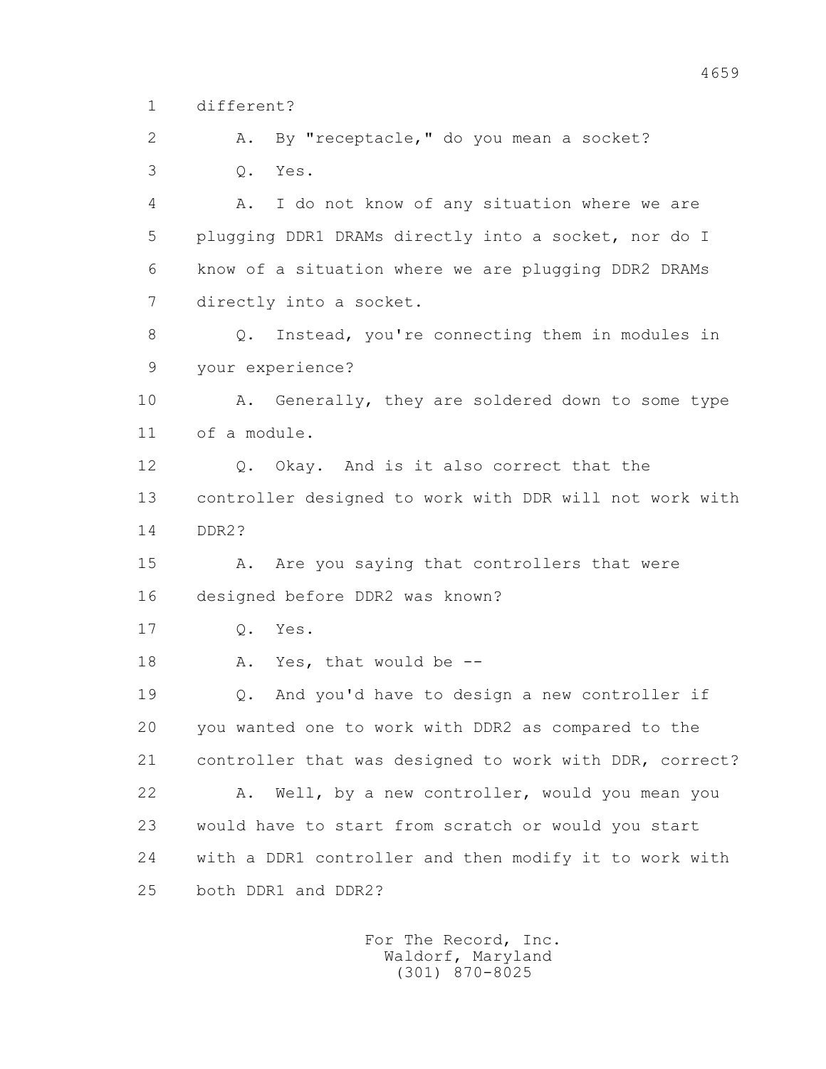1 different?

2 A. By "receptacle," do you mean a socket?

3 Q. Yes.

4 A. I do not know of any situation where we are

5 plugging DDR1 DRAMs directly into a socket, nor do I

6 know of a situation where we are plugging DDR2 DRAMs

7 directly into a socket.

8 Q. Instead, you're connecting them in modules in

9 your experience?

10 A. Generally, they are soldered down to some type

11 of a module.

12 Q. Okay. And is it also correct that the

13 controller designed to work with DDR will not work with

14 DDR2?

15 A. Are you saying that controllers that were

16 designed before DDR2 was known?

17 Q. Yes.

18 A. Yes, that would be --

19 Q. And you'd have to design a new controller if

20 you wanted one to work with DDR2 as compared to the

21 controller that was designed to work with DDR, correct?

22 A. Well, by a new controller, would you mean you

23 would have to start from scratch or would you start

24 with a DDR1 controller and then modify it to work with

25 both DDR1 and DDR2?

For The Record, Inc.
Waldorf, Maryland
(301) 870-8025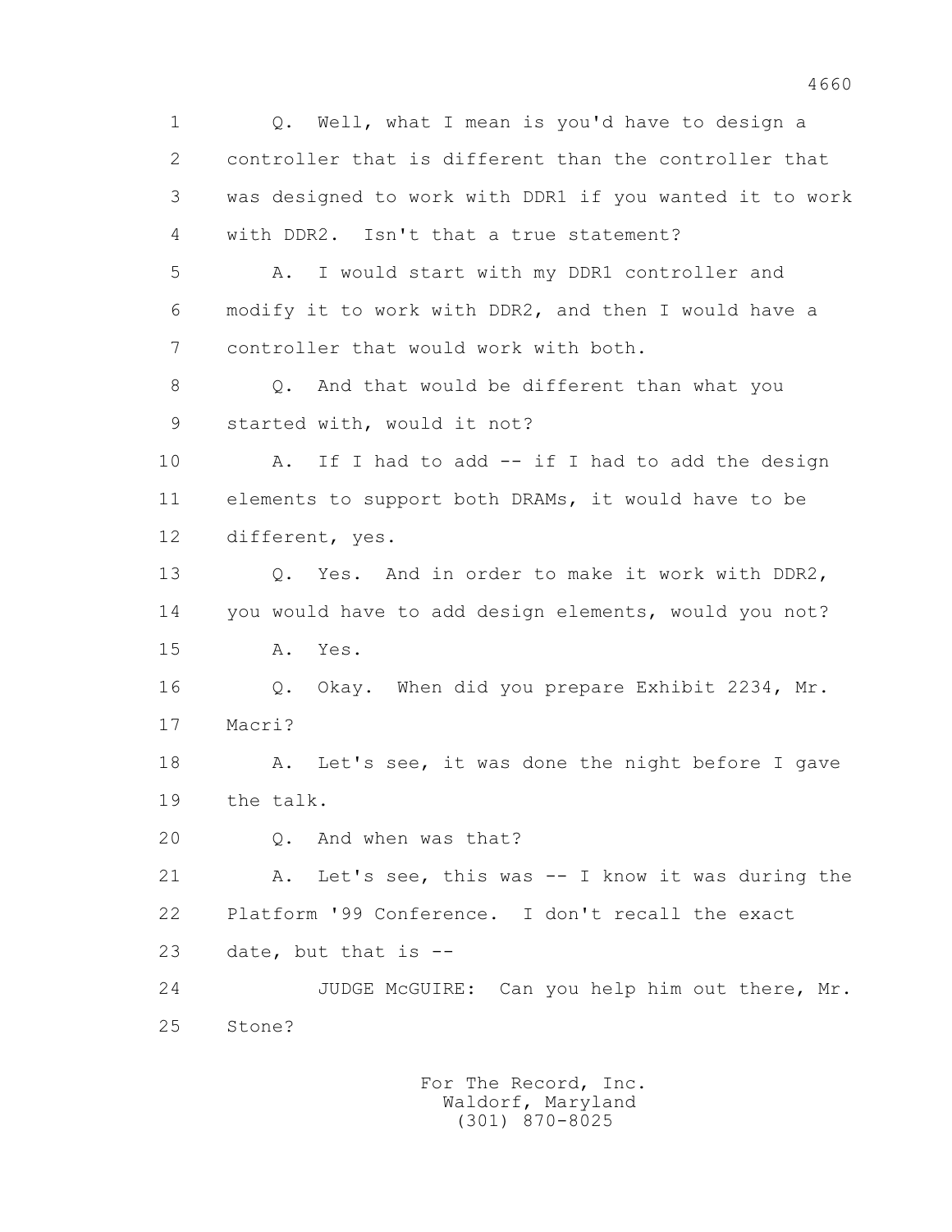1 Q. Well, what I mean is you'd have to design a
2 controller that is different than the controller that
3 was designed to work with DDR1 if you wanted it to work
4 with DDR2. Isn't that a true statement?
5 A. I would start with my DDR1 controller and
6 modify it to work with DDR2, and then I would have a
7 controller that would work with both.
8 Q. And that would be different than what you
9 started with, would it not?
10 A. If I had to add -- if I had to add the design
11 elements to support both DRAMs, it would have to be
12 different, yes.
13 Q. Yes. And in order to make it work with DDR2,
14 you would have to add design elements, would you not?
15 A. Yes.
16 Q. Okay. When did you prepare Exhibit 2234, Mr.
17 Macri?
18 A. Let's see, it was done the night before I gave
19 the talk.
20 Q. And when was that?
21 A. Let's see, this was -- I know it was during the
22 Platform '99 Conference. I don't recall the exact
23 date, but that is --
24 JUDGE McGUIRE: Can you help him out there, Mr.
25 Stone?

For The Record, Inc.
Waldorf, Maryland
(301) 870-8025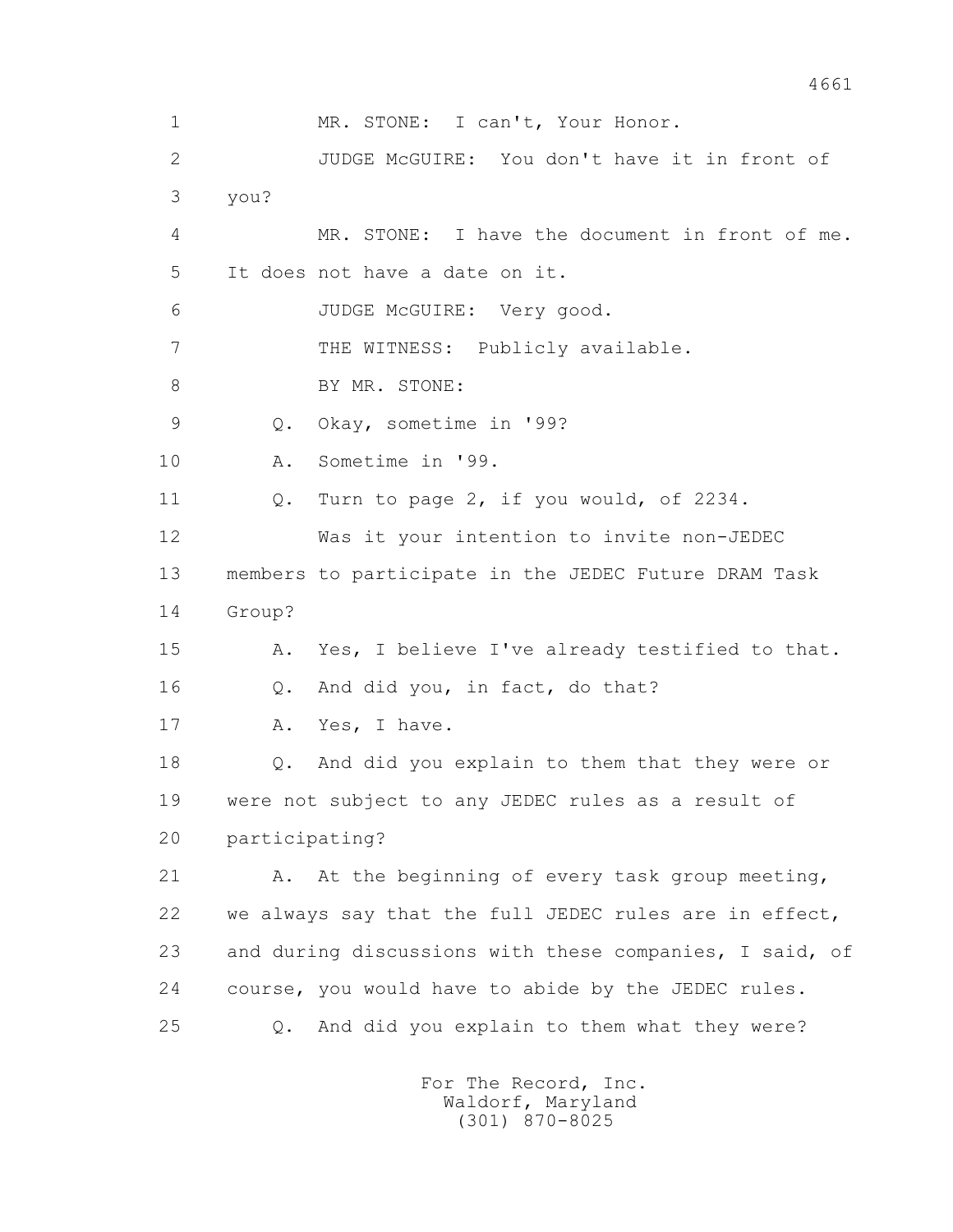1 MR. STONE: I can't, Your Honor.

2 JUDGE McGUIRE: You don't have it in front of

3 you?

4 MR. STONE: I have the document in front of me.

5 It does not have a date on it.

6 JUDGE McGUIRE: Very good.

7 THE WITNESS: Publicly available.

8 BY MR. STONE:

9 Q. Okay, sometime in '99?

10 A. Sometime in '99.

11 Q. Turn to page 2, if you would, of 2234.

12 Was it your intention to invite non-JEDEC

13 members to participate in the JEDEC Future DRAM Task

14 Group?

15 A. Yes, I believe I've already testified to that.

16 Q. And did you, in fact, do that?

17 A. Yes, I have.

18 Q. And did you explain to them that they were or

19 were not subject to any JEDEC rules as a result of

20 participating?

21 A. At the beginning of every task group meeting,

22 we always say that the full JEDEC rules are in effect,

23 and during discussions with these companies, I said, of

24 course, you would have to abide by the JEDEC rules.

25 Q. And did you explain to them what they were?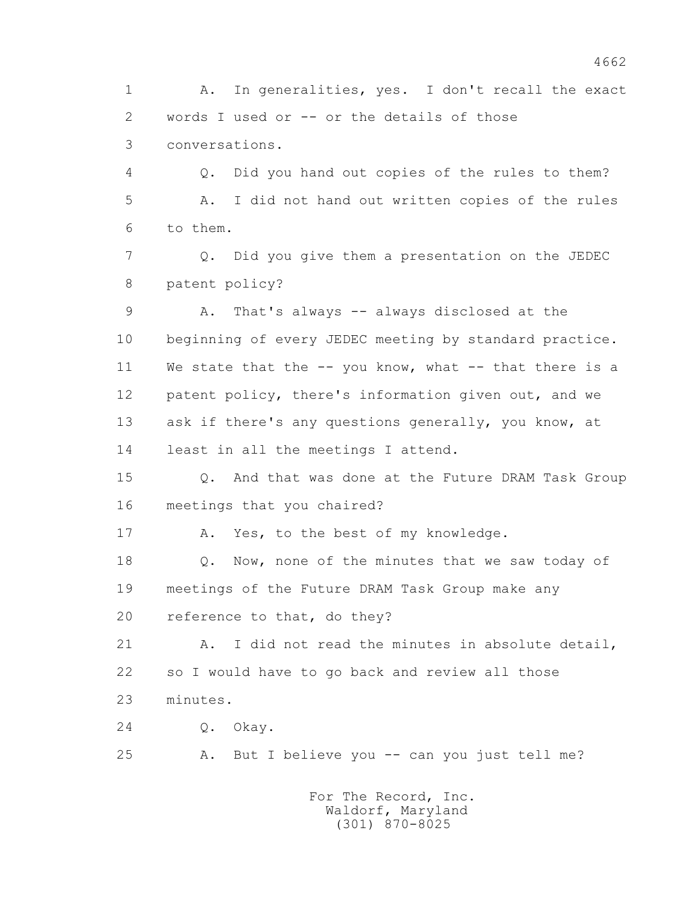1 A. In generalities, yes. I don't recall the exact
2 words I used or -- or the details of those
3 conversations.
4 Q. Did you hand out copies of the rules to them?
5 A. I did not hand out written copies of the rules
6 to them.
7 Q. Did you give them a presentation on the JEDEC
8 patent policy?
9 A. That's always -- always disclosed at the
10 beginning of every JEDEC meeting by standard practice.
11 We state that the -- you know, what -- that there is a
12 patent policy, there's information given out, and we
13 ask if there's any questions generally, you know, at
14 least in all the meetings I attend.
15 Q. And that was done at the Future DRAM Task Group
16 meetings that you chaired?
17 A. Yes, to the best of my knowledge.
18 Q. Now, none of the minutes that we saw today of
19 meetings of the Future DRAM Task Group make any
20 reference to that, do they?
21 A. I did not read the minutes in absolute detail,
22 so I would have to go back and review all those
23 minutes.
24 Q. Okay.
25 A. But I believe you -- can you just tell me?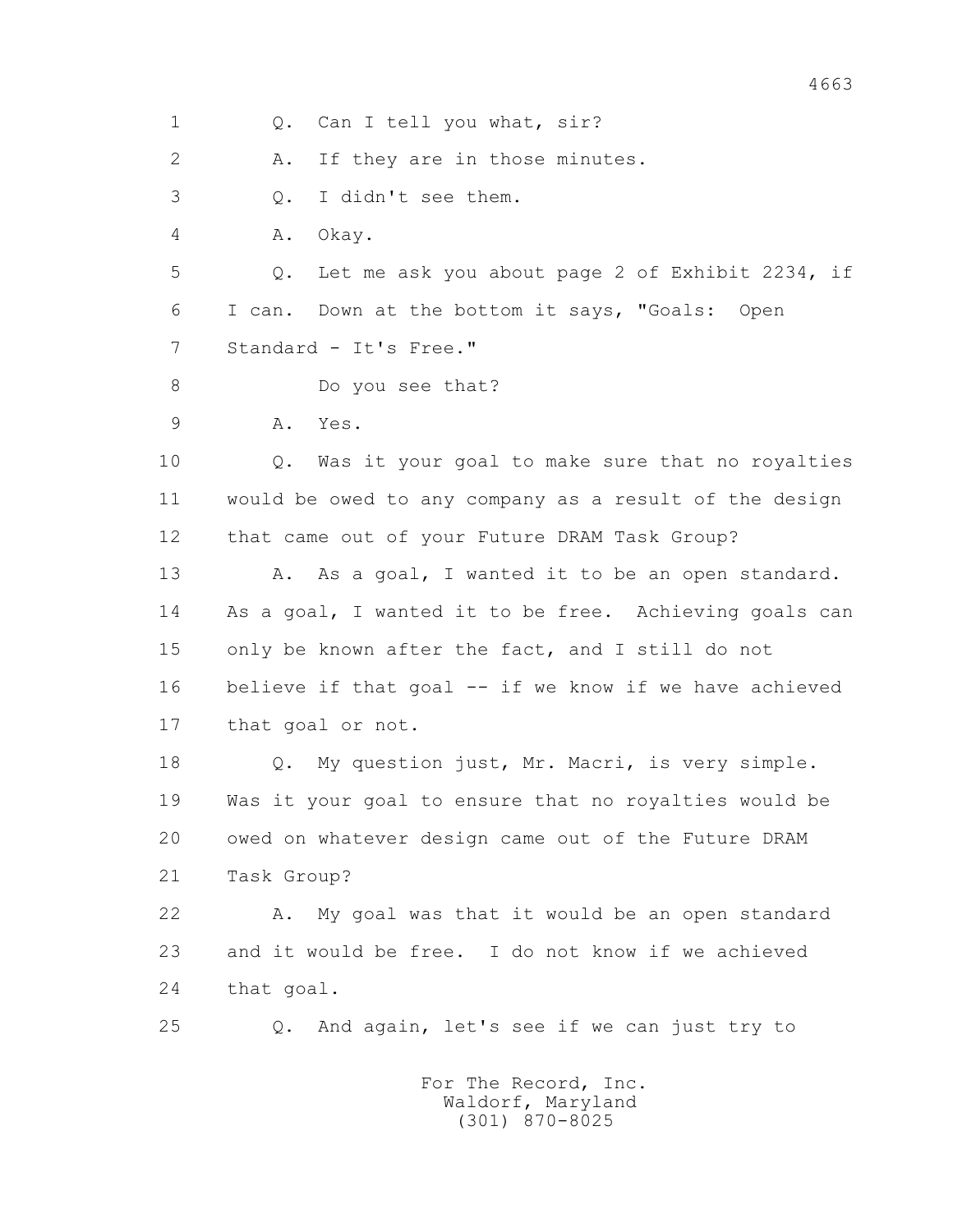1 Q. Can I tell you what, sir?

2 A. If they are in those minutes.

3 Q. I didn't see them.

4 A. Okay.

5 Q. Let me ask you about page 2 of Exhibit 2234, if

6 I can. Down at the bottom it says, "Goals: Open

7 Standard - It's Free."

8 Do you see that?

9 A. Yes.

10 Q. Was it your goal to make sure that no royalties

11 would be owed to any company as a result of the design

12 that came out of your Future DRAM Task Group?

13 A. As a goal, I wanted it to be an open standard.

14 As a goal, I wanted it to be free. Achieving goals can

15 only be known after the fact, and I still do not

16 believe if that goal -- if we know if we have achieved

17 that goal or not.

18 Q. My question just, Mr. Macri, is very simple.

19 Was it your goal to ensure that no royalties would be

20 owed on whatever design came out of the Future DRAM

21 Task Group?

22 A. My goal was that it would be an open standard

23 and it would be free. I do not know if we achieved

24 that goal.

25 Q. And again, let's see if we can just try to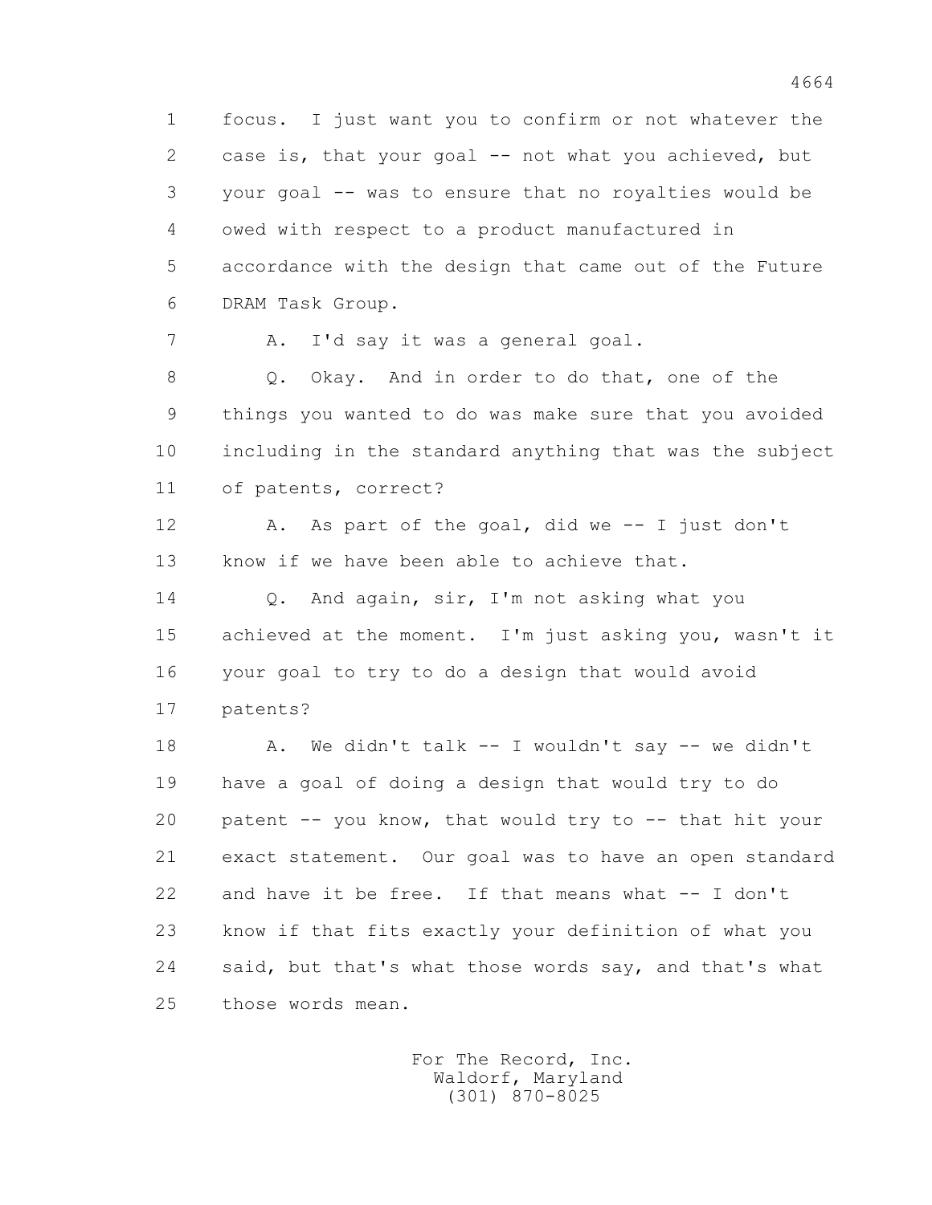1 focus. I just want you to confirm or not whatever the
2 case is, that your goal -- not what you achieved, but
3 your goal -- was to ensure that no royalties would be
4 owed with respect to a product manufactured in
5 accordance with the design that came out of the Future
6 DRAM Task Group.

7 A. I'd say it was a general goal.

8 Q. Okay. And in order to do that, one of the
9 things you wanted to do was make sure that you avoided
10 including in the standard anything that was the subject
11 of patents, correct?

12 A. As part of the goal, did we -- I just don't
13 know if we have been able to achieve that.

14 Q. And again, sir, I'm not asking what you
15 achieved at the moment. I'm just asking you, wasn't it
16 your goal to try to do a design that would avoid
17 patents?

18 A. We didn't talk -- I wouldn't say -- we didn't
19 have a goal of doing a design that would try to do
20 patent -- you know, that would try to -- that hit your
21 exact statement. Our goal was to have an open standard
22 and have it be free. If that means what -- I don't
23 know if that fits exactly your definition of what you
24 said, but that's what those words say, and that's what
25 those words mean.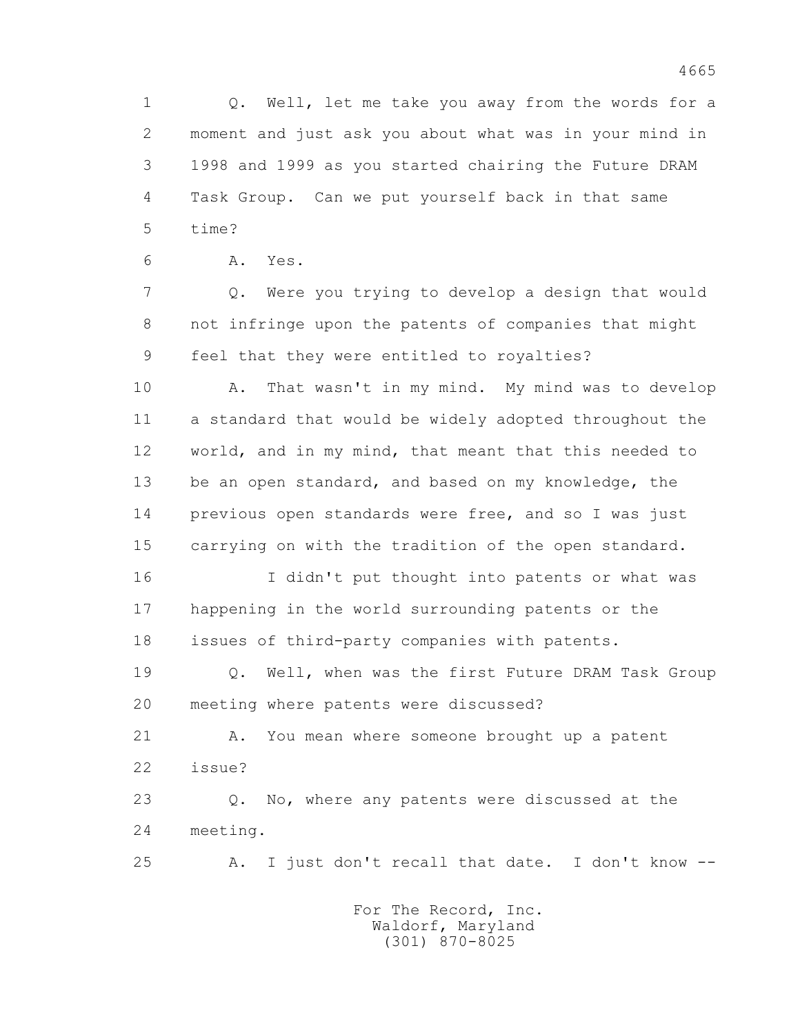1 Q. Well, let me take you away from the words for a
2 moment and just ask you about what was in your mind in
3 1998 and 1999 as you started chairing the Future DRAM
4 Task Group. Can we put yourself back in that same
5 time?

6 A. Yes.

7 Q. Were you trying to develop a design that would
8 not infringe upon the patents of companies that might
9 feel that they were entitled to royalties?

10 A. That wasn't in my mind. My mind was to develop
11 a standard that would be widely adopted throughout the
12 world, and in my mind, that meant that this needed to
13 be an open standard, and based on my knowledge, the
14 previous open standards were free, and so I was just
15 carrying on with the tradition of the open standard.

16 I didn't put thought into patents or what was
17 happening in the world surrounding patents or the
18 issues of third-party companies with patents.

19 Q. Well, when was the first Future DRAM Task Group
20 meeting where patents were discussed?

21 A. You mean where someone brought up a patent
22 issue?

23 Q. No, where any patents were discussed at the
24 meeting.

25 A. I just don't recall that date. I don't know --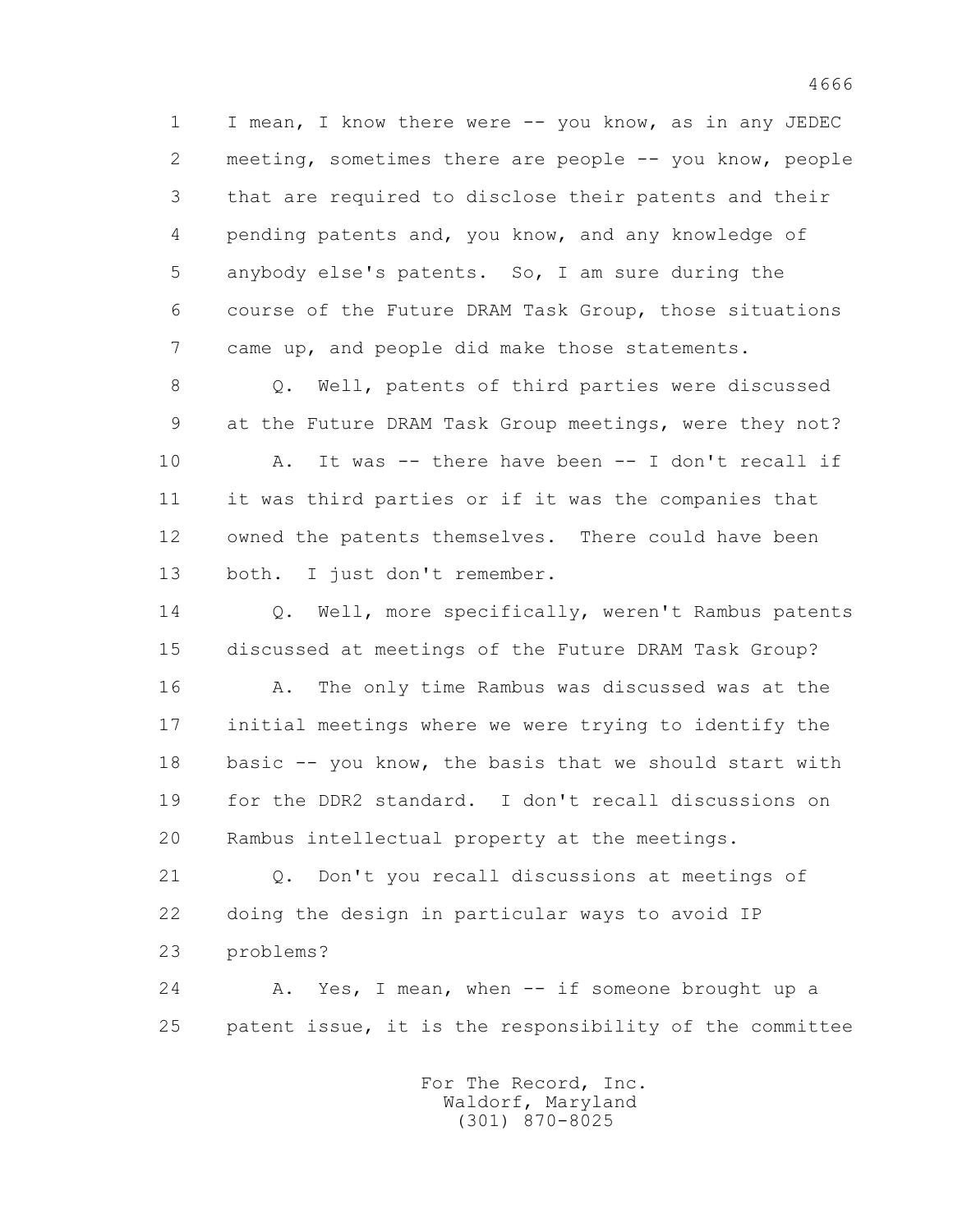1 I mean, I know there were -- you know, as in any JEDEC
2 meeting, sometimes there are people -- you know, people
3 that are required to disclose their patents and their
4 pending patents and, you know, and any knowledge of
5 anybody else's patents. So, I am sure during the
6 course of the Future DRAM Task Group, those situations
7 came up, and people did make those statements.

8 Q. Well, patents of third parties were discussed
9 at the Future DRAM Task Group meetings, were they not?

10 A. It was -- there have been -- I don't recall if
11 it was third parties or if it was the companies that
12 owned the patents themselves. There could have been
13 both. I just don't remember.

14 Q. Well, more specifically, weren't Rambus patents
15 discussed at meetings of the Future DRAM Task Group?

16 A. The only time Rambus was discussed was at the
17 initial meetings where we were trying to identify the
18 basic -- you know, the basis that we should start with
19 for the DDR2 standard. I don't recall discussions on
20 Rambus intellectual property at the meetings.

21 Q. Don't you recall discussions at meetings of
22 doing the design in particular ways to avoid IP
23 problems?

24 A. Yes, I mean, when -- if someone brought up a
25 patent issue, it is the responsibility of the committee

For The Record, Inc.
Waldorf, Maryland
(301) 870-8025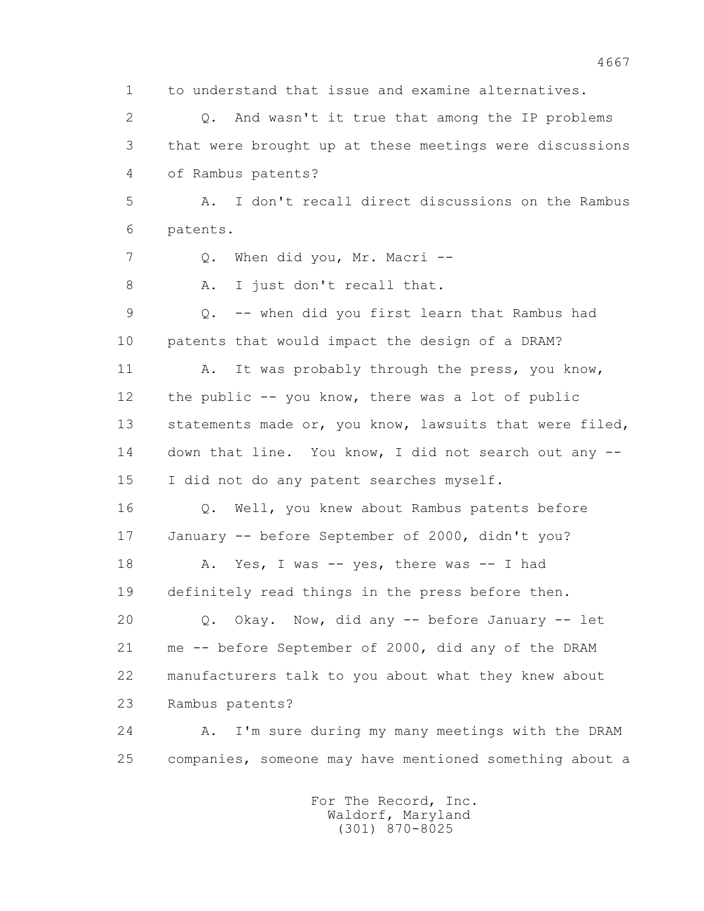1 to understand that issue and examine alternatives.

2 Q. And wasn't it true that among the IP problems

3 that were brought up at these meetings were discussions

4 of Rambus patents?

5 A. I don't recall direct discussions on the Rambus

6 patents.

7 Q. When did you, Mr. Macri --

8 A. I just don't recall that.

9 Q. -- when did you first learn that Rambus had

10 patents that would impact the design of a DRAM?

11 A. It was probably through the press, you know,

12 the public -- you know, there was a lot of public

13 statements made or, you know, lawsuits that were filed,

14 down that line. You know, I did not search out any --

15 I did not do any patent searches myself.

16 Q. Well, you knew about Rambus patents before

17 January -- before September of 2000, didn't you?

18 A. Yes, I was -- yes, there was -- I had

19 definitely read things in the press before then.

20 Q. Okay. Now, did any -- before January -- let

21 me -- before September of 2000, did any of the DRAM

22 manufacturers talk to you about what they knew about

23 Rambus patents?

24 A. I'm sure during my many meetings with the DRAM

25 companies, someone may have mentioned something about a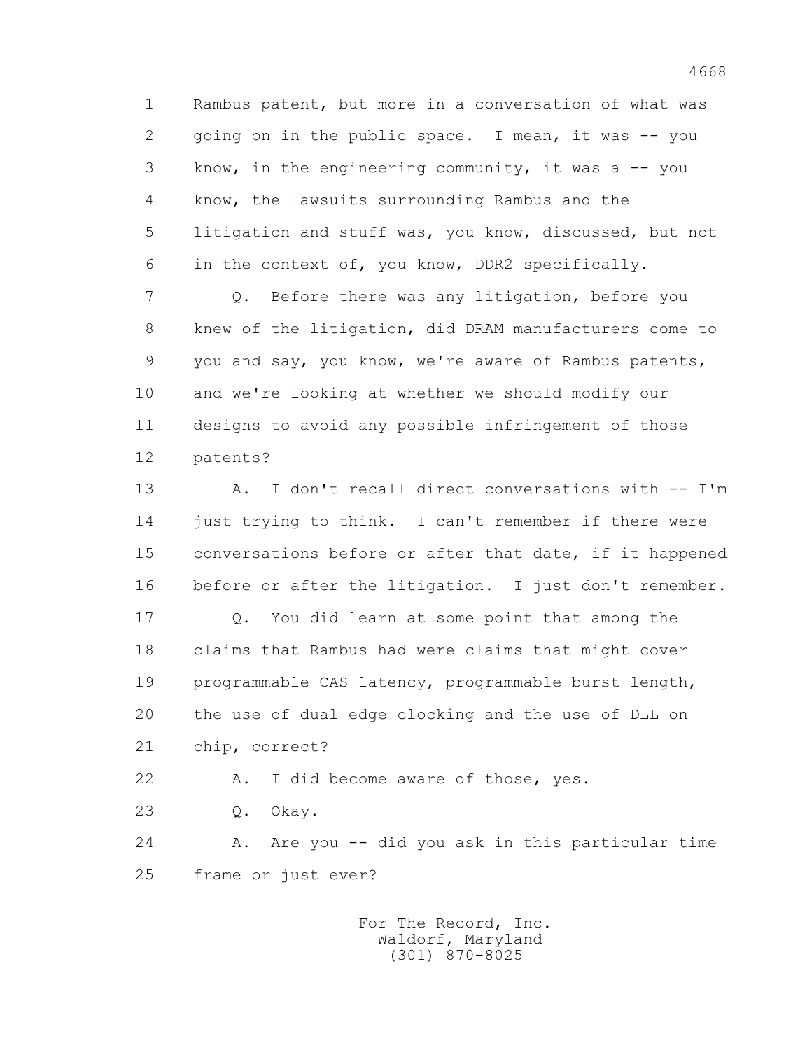1 Rambus patent, but more in a conversation of what was
2 going on in the public space. I mean, it was -- you
3 know, in the engineering community, it was a -- you
4 know, the lawsuits surrounding Rambus and the
5 litigation and stuff was, you know, discussed, but not
6 in the context of, you know, DDR2 specifically.

7 Q. Before there was any litigation, before you
8 knew of the litigation, did DRAM manufacturers come to
9 you and say, you know, we're aware of Rambus patents,
10 and we're looking at whether we should modify our
11 designs to avoid any possible infringement of those
12 patents?

13 A. I don't recall direct conversations with -- I'm
14 just trying to think. I can't remember if there were
15 conversations before or after that date, if it happened
16 before or after the litigation. I just don't remember.

17 Q. You did learn at some point that among the
18 claims that Rambus had were claims that might cover
19 programmable CAS latency, programmable burst length,
20 the use of dual edge clocking and the use of DLL on
21 chip, correct?

22 A. I did become aware of those, yes.

23 Q. Okay.

24 A. Are you -- did you ask in this particular time
25 frame or just ever?

For The Record, Inc.
Waldorf, Maryland
(301) 870-8025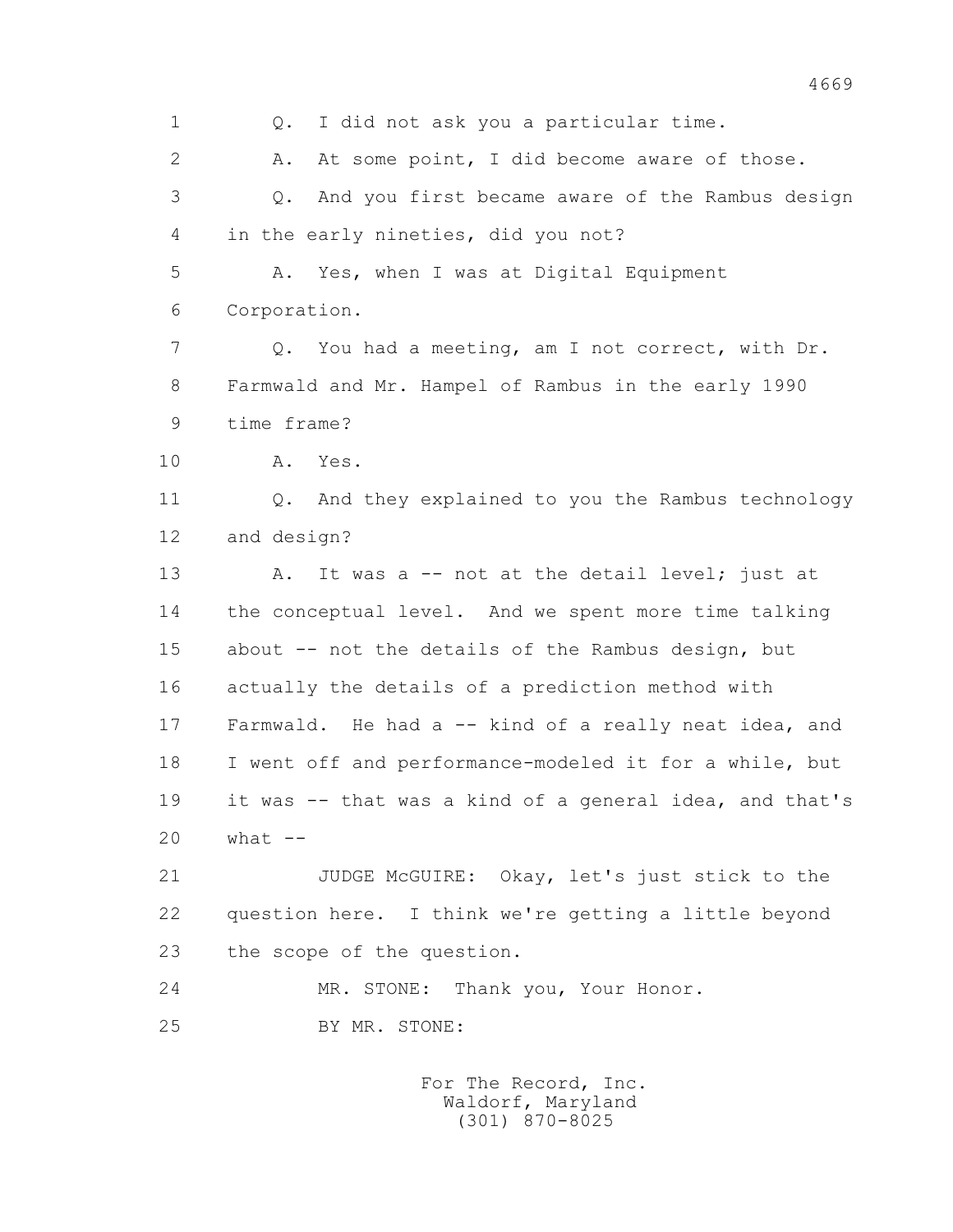1 Q. I did not ask you a particular time.

2 A. At some point, I did become aware of those.

3 Q. And you first became aware of the Rambus design

4 in the early nineties, did you not?

5 A. Yes, when I was at Digital Equipment

6 Corporation.

7 Q. You had a meeting, am I not correct, with Dr.

8 Farmwald and Mr. Hampel of Rambus in the early 1990

9 time frame?

10 A. Yes.

11 Q. And they explained to you the Rambus technology

12 and design?

13 A. It was a -- not at the detail level; just at

14 the conceptual level. And we spent more time talking

15 about -- not the details of the Rambus design, but

16 actually the details of a prediction method with

17 Farmwald. He had a -- kind of a really neat idea, and

18 I went off and performance-modeled it for a while, but

19 it was -- that was a kind of a general idea, and that's

20 what --

21 JUDGE McGUIRE: Okay, let's just stick to the

22 question here. I think we're getting a little beyond

23 the scope of the question.

24 MR. STONE: Thank you, Your Honor.

25 BY MR. STONE:

For The Record, Inc.
Waldorf, Maryland
(301) 870-8025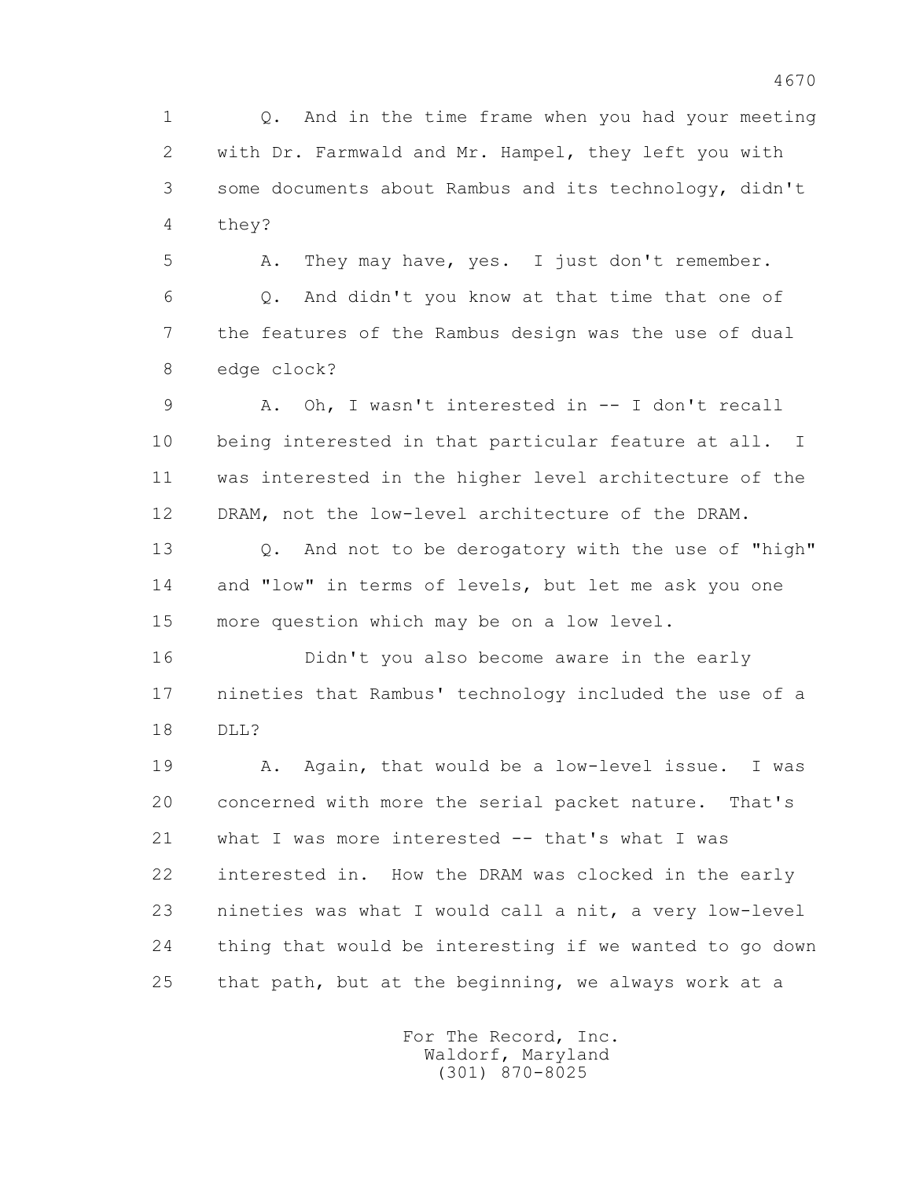1 Q. And in the time frame when you had your meeting
2 with Dr. Farmwald and Mr. Hampel, they left you with
3 some documents about Rambus and its technology, didn't
4 they?

5 A. They may have, yes. I just don't remember.

6 Q. And didn't you know at that time that one of
7 the features of the Rambus design was the use of dual
8 edge clock?

9 A. Oh, I wasn't interested in -- I don't recall
10 being interested in that particular feature at all. I
11 was interested in the higher level architecture of the
12 DRAM, not the low-level architecture of the DRAM.

13 Q. And not to be derogatory with the use of "high"
14 and "low" in terms of levels, but let me ask you one
15 more question which may be on a low level.

16 Didn't you also become aware in the early
17 nineties that Rambus' technology included the use of a
18 DLL?

19 A. Again, that would be a low-level issue. I was
20 concerned with more the serial packet nature. That's
21 what I was more interested -- that's what I was
22 interested in. How the DRAM was clocked in the early
23 nineties was what I would call a nit, a very low-level
24 thing that would be interesting if we wanted to go down
25 that path, but at the beginning, we always work at a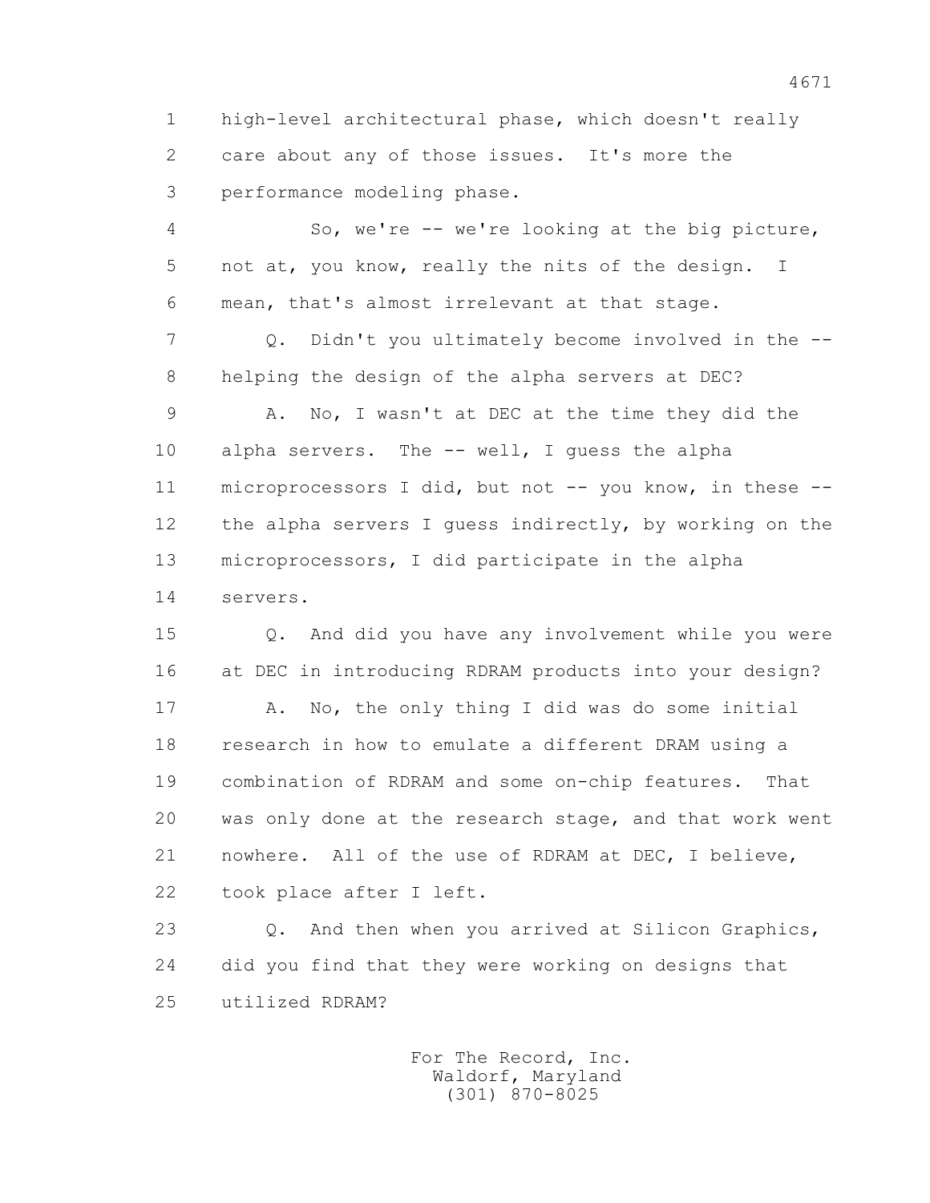1 high-level architectural phase, which doesn't really
2 care about any of those issues. It's more the
3 performance modeling phase.

4 So, we're -- we're looking at the big picture,
5 not at, you know, really the nits of the design. I
6 mean, that's almost irrelevant at that stage.

7 Q. Didn't you ultimately become involved in the --
8 helping the design of the alpha servers at DEC?

9 A. No, I wasn't at DEC at the time they did the
10 alpha servers. The -- well, I guess the alpha
11 microprocessors I did, but not -- you know, in these --
12 the alpha servers I guess indirectly, by working on the
13 microprocessors, I did participate in the alpha
14 servers.

15 Q. And did you have any involvement while you were
16 at DEC in introducing RDRAM products into your design?

17 A. No, the only thing I did was do some initial
18 research in how to emulate a different DRAM using a
19 combination of RDRAM and some on-chip features. That
20 was only done at the research stage, and that work went
21 nowhere. All of the use of RDRAM at DEC, I believe,
22 took place after I left.

23 Q. And then when you arrived at Silicon Graphics,
24 did you find that they were working on designs that
25 utilized RDRAM?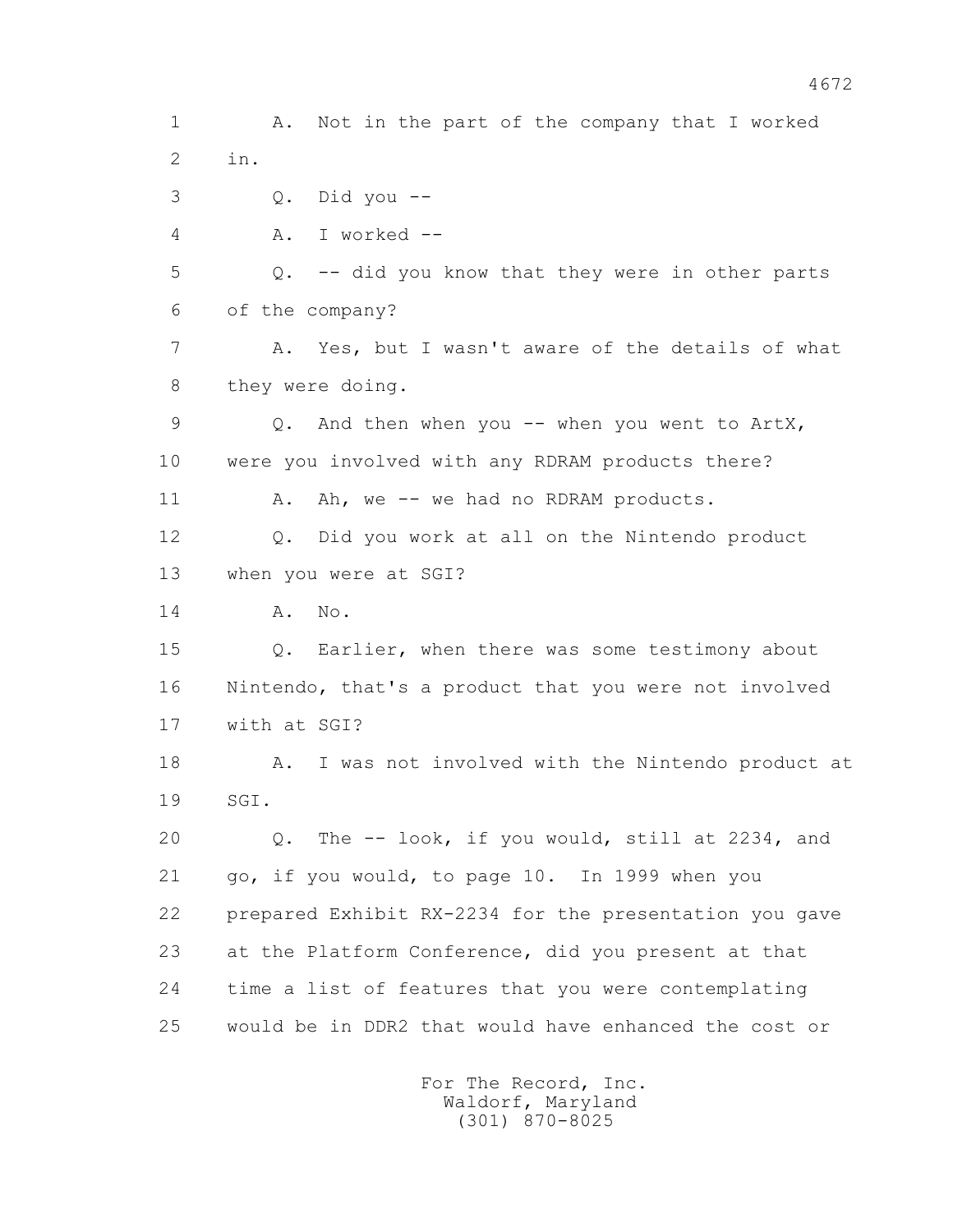1 A. Not in the part of the company that I worked
2 in.
3 Q. Did you --
4 A. I worked --
5 Q. -- did you know that they were in other parts
6 of the company?
7 A. Yes, but I wasn't aware of the details of what
8 they were doing.
9 Q. And then when you -- when you went to ArtX,
10 were you involved with any RDRAM products there?
11 A. Ah, we -- we had no RDRAM products.
12 Q. Did you work at all on the Nintendo product
13 when you were at SGI?
14 A. No.
15 Q. Earlier, when there was some testimony about
16 Nintendo, that's a product that you were not involved
17 with at SGI?
18 A. I was not involved with the Nintendo product at
19 SGI.
20 Q. The -- look, if you would, still at 2234, and
21 go, if you would, to page 10. In 1999 when you
22 prepared Exhibit RX-2234 for the presentation you gave
23 at the Platform Conference, did you present at that
24 time a list of features that you were contemplating
25 would be in DDR2 that would have enhanced the cost or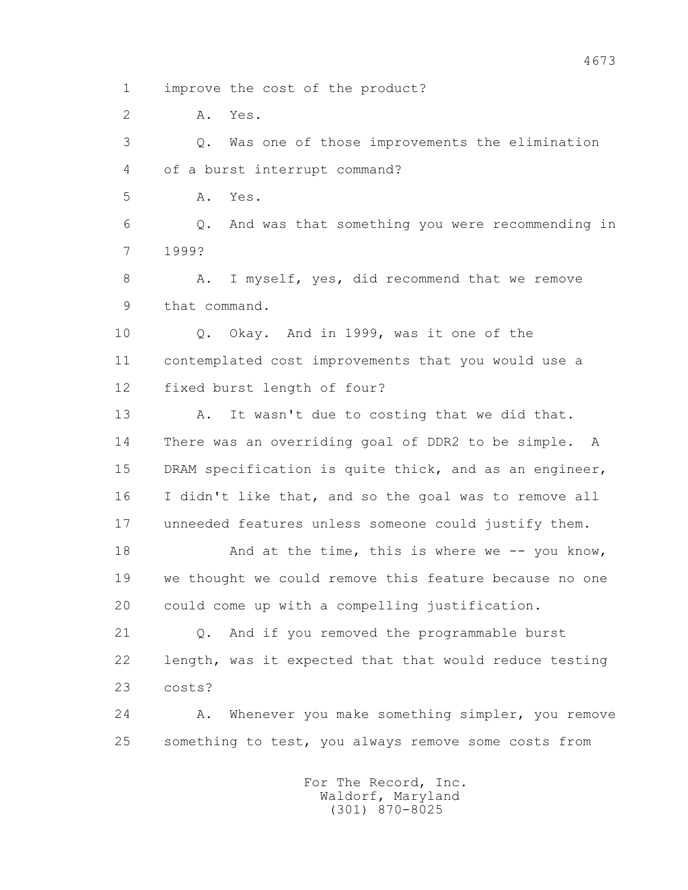1 improve the cost of the product?

2 A. Yes.

3 Q. Was one of those improvements the elimination

4 of a burst interrupt command?

5 A. Yes.

6 Q. And was that something you were recommending in

7 1999?

8 A. I myself, yes, did recommend that we remove

9 that command.

10 Q. Okay. And in 1999, was it one of the

11 contemplated cost improvements that you would use a

12 fixed burst length of four?

13 A. It wasn't due to costing that we did that.

14 There was an overriding goal of DDR2 to be simple. A

15 DRAM specification is quite thick, and as an engineer,

16 I didn't like that, and so the goal was to remove all

17 unneeded features unless someone could justify them.

18 And at the time, this is where we -- you know,

19 we thought we could remove this feature because no one

20 could come up with a compelling justification.

21 Q. And if you removed the programmable burst

22 length, was it expected that that would reduce testing

23 costs?

24 A. Whenever you make something simpler, you remove

25 something to test, you always remove some costs from

For The Record, Inc.
Waldorf, Maryland
(301) 870-8025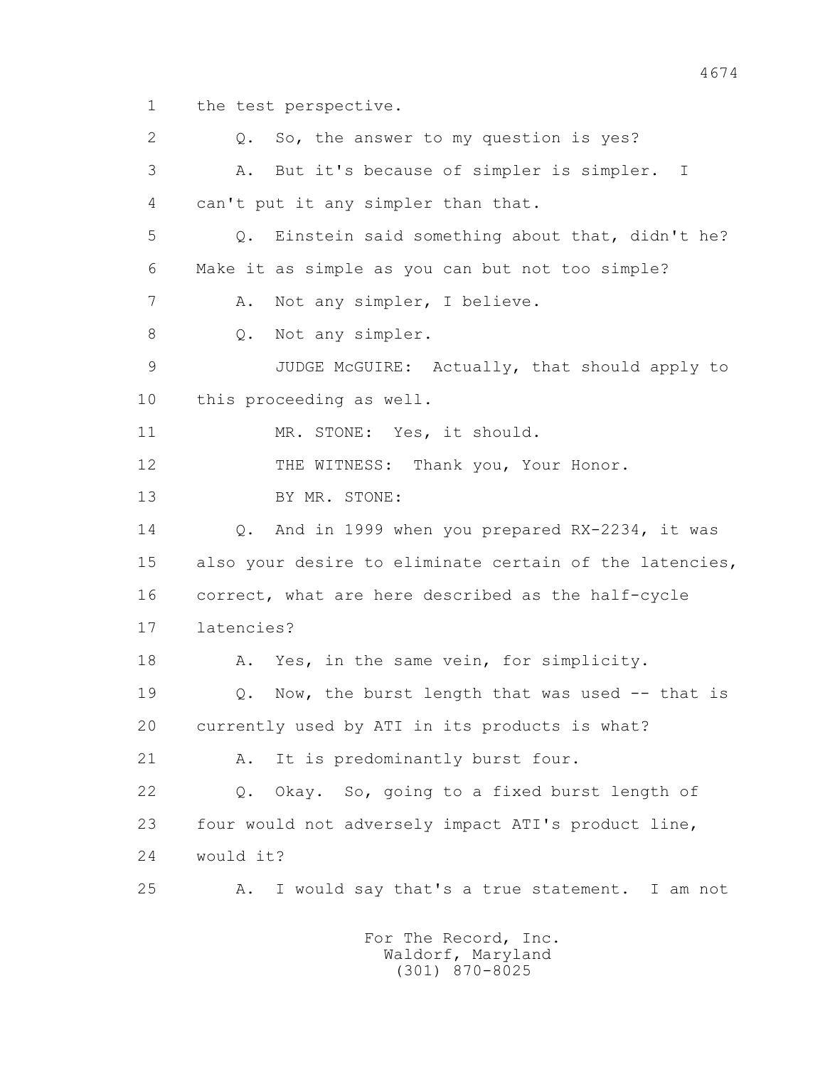1 the test perspective.

2 Q. So, the answer to my question is yes?

3 A. But it's because of simpler is simpler. I

4 can't put it any simpler than that.

5 Q. Einstein said something about that, didn't he?

6 Make it as simple as you can but not too simple?

7 A. Not any simpler, I believe.

8 Q. Not any simpler.

9 JUDGE McGUIRE: Actually, that should apply to

10 this proceeding as well.

11 MR. STONE: Yes, it should.

12 THE WITNESS: Thank you, Your Honor.

13 BY MR. STONE:

14 Q. And in 1999 when you prepared RX-2234, it was

15 also your desire to eliminate certain of the latencies,

16 correct, what are here described as the half-cycle

17 latencies?

18 A. Yes, in the same vein, for simplicity.

19 Q. Now, the burst length that was used -- that is

20 currently used by ATI in its products is what?

21 A. It is predominantly burst four.

22 Q. Okay. So, going to a fixed burst length of

23 four would not adversely impact ATI's product line,

24 would it?

25 A. I would say that's a true statement. I am not

For The Record, Inc.
Waldorf, Maryland
(301) 870-8025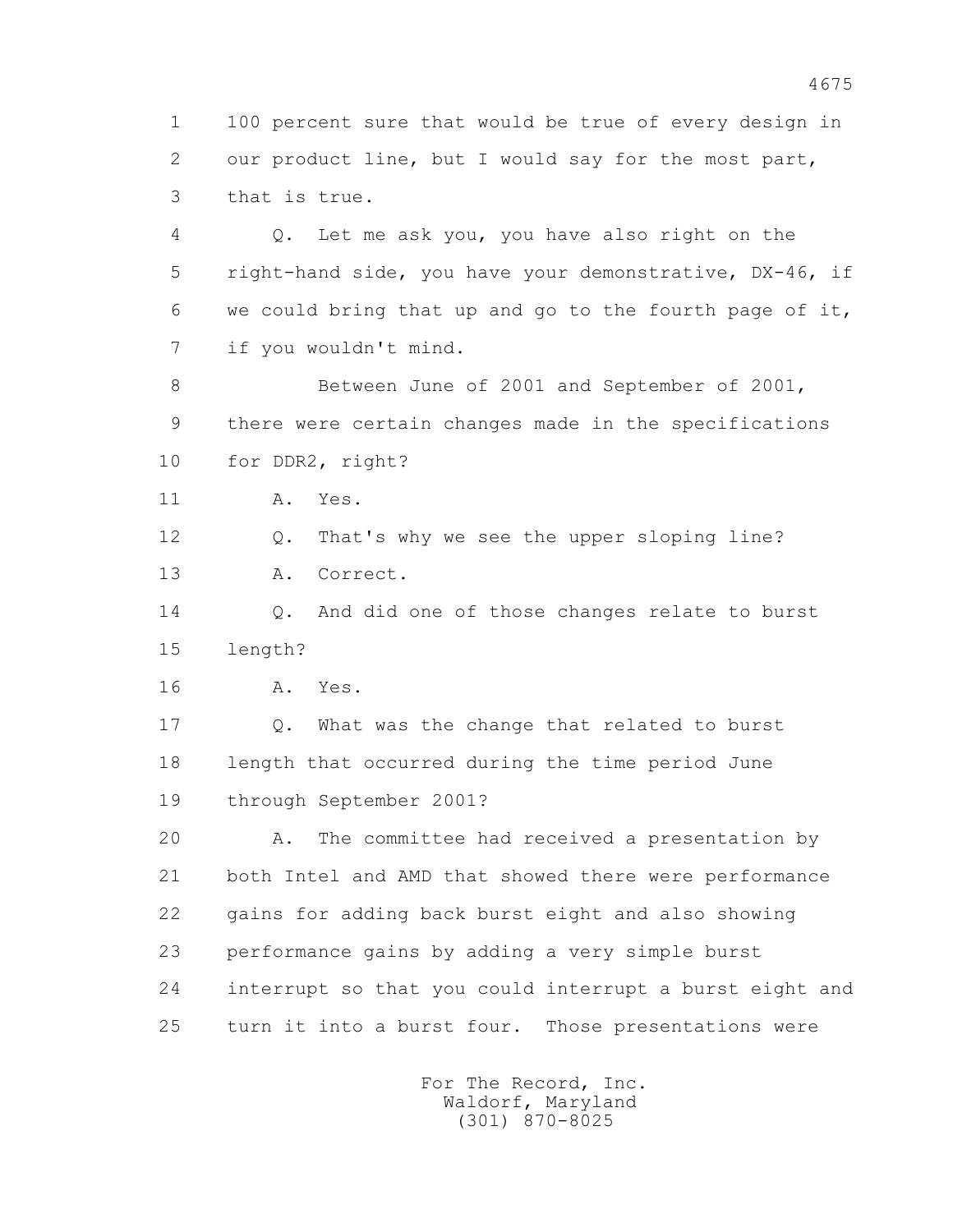1 100 percent sure that would be true of every design in
2 our product line, but I would say for the most part,
3 that is true.

4 Q. Let me ask you, you have also right on the
5 right-hand side, you have your demonstrative, DX-46, if
6 we could bring that up and go to the fourth page of it,
7 if you wouldn't mind.

8 Between June of 2001 and September of 2001,
9 there were certain changes made in the specifications
10 for DDR2, right?

11 A. Yes.

12 Q. That's why we see the upper sloping line?

13 A. Correct.

14 Q. And did one of those changes relate to burst
15 length?

16 A. Yes.

17 Q. What was the change that related to burst
18 length that occurred during the time period June
19 through September 2001?

20 A. The committee had received a presentation by
21 both Intel and AMD that showed there were performance
22 gains for adding back burst eight and also showing
23 performance gains by adding a very simple burst
24 interrupt so that you could interrupt a burst eight and
25 turn it into a burst four. Those presentations were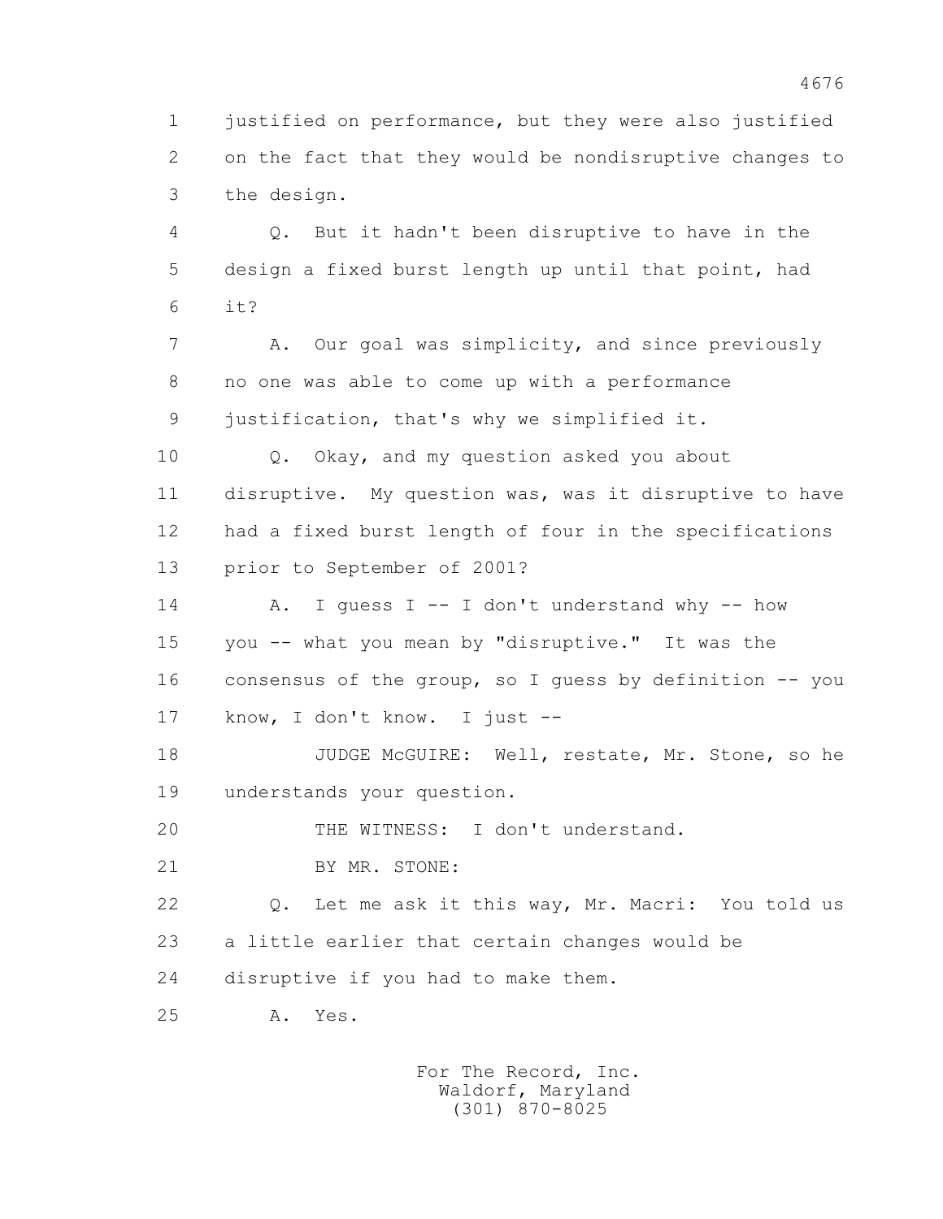1 justified on performance, but they were also justified
2 on the fact that they would be nondisruptive changes to
3 the design.

4 Q. But it hadn't been disruptive to have in the
5 design a fixed burst length up until that point, had
6 it?

7 A. Our goal was simplicity, and since previously
8 no one was able to come up with a performance
9 justification, that's why we simplified it.

10 Q. Okay, and my question asked you about
11 disruptive. My question was, was it disruptive to have
12 had a fixed burst length of four in the specifications
13 prior to September of 2001?

14 A. I guess I -- I don't understand why -- how
15 you -- what you mean by "disruptive." It was the
16 consensus of the group, so I guess by definition -- you
17 know, I don't know. I just --

18 JUDGE McGUIRE: Well, restate, Mr. Stone, so he
19 understands your question.

20 THE WITNESS: I don't understand.

21 BY MR. STONE:

22 Q. Let me ask it this way, Mr. Macri: You told us
23 a little earlier that certain changes would be
24 disruptive if you had to make them.

25 A. Yes.

For The Record, Inc.
Waldorf, Maryland
(301) 870-8025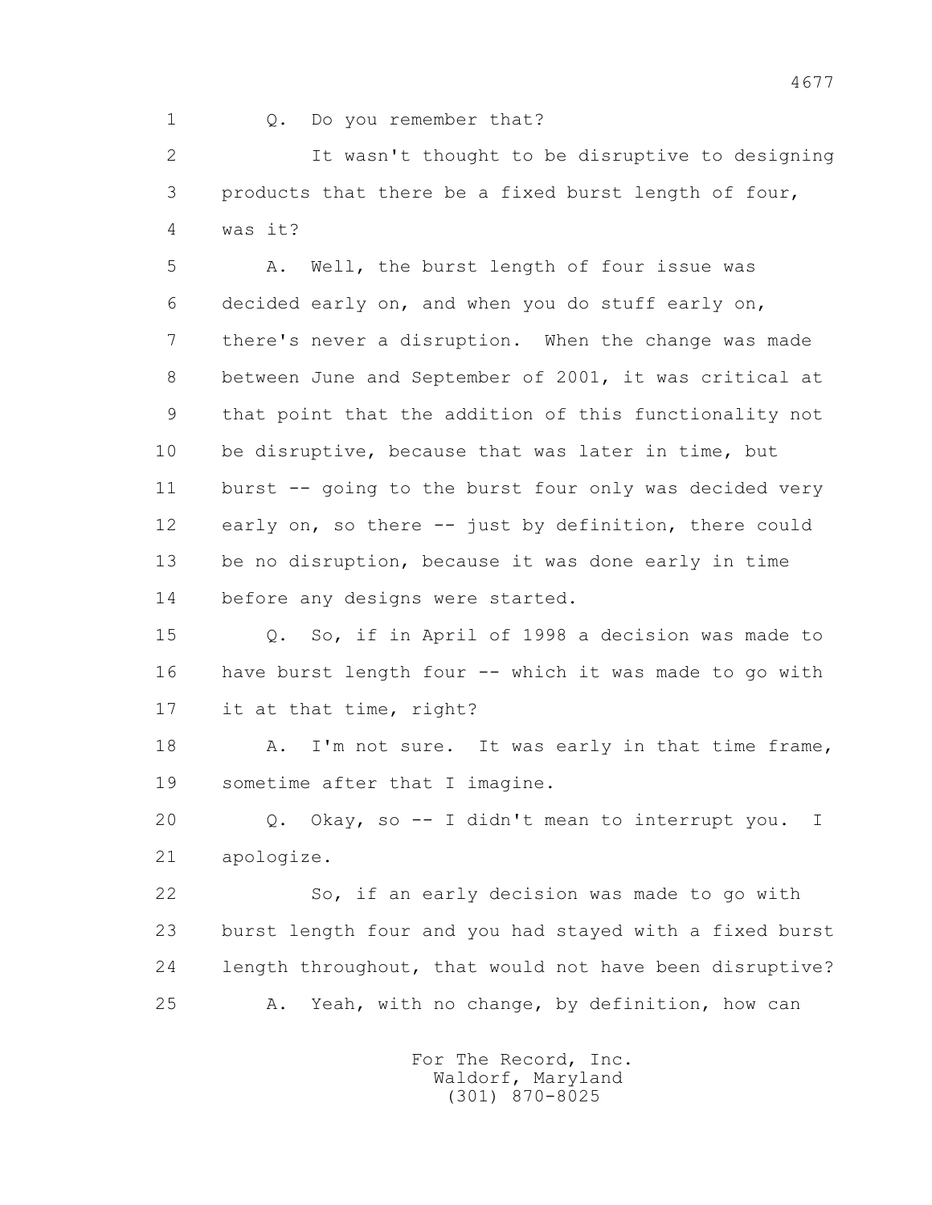1 Q. Do you remember that?

2 It wasn't thought to be disruptive to designing

3 products that there be a fixed burst length of four,

4 was it?

5 A. Well, the burst length of four issue was

6 decided early on, and when you do stuff early on,

7 there's never a disruption. When the change was made

8 between June and September of 2001, it was critical at

9 that point that the addition of this functionality not

10 be disruptive, because that was later in time, but

11 burst -- going to the burst four only was decided very

12 early on, so there -- just by definition, there could

13 be no disruption, because it was done early in time

14 before any designs were started.

15 Q. So, if in April of 1998 a decision was made to

16 have burst length four -- which it was made to go with

17 it at that time, right?

18 A. I'm not sure. It was early in that time frame,

19 sometime after that I imagine.

20 Q. Okay, so -- I didn't mean to interrupt you. I

21 apologize.

22 So, if an early decision was made to go with

23 burst length four and you had stayed with a fixed burst

24 length throughout, that would not have been disruptive?

25 A. Yeah, with no change, by definition, how can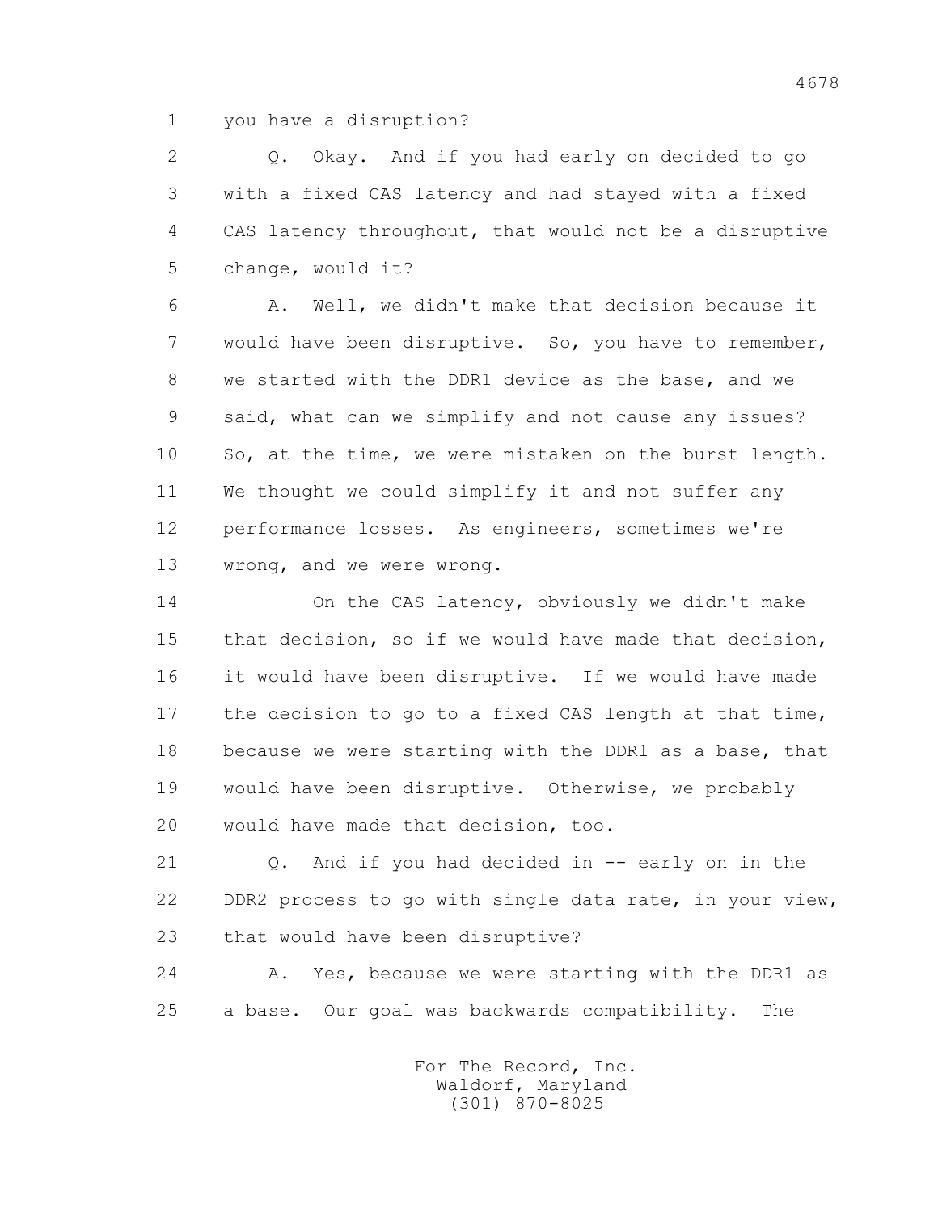1 you have a disruption?

2 Q. Okay. And if you had early on decided to go
3 with a fixed CAS latency and had stayed with a fixed
4 CAS latency throughout, that would not be a disruptive
5 change, would it?

6 A. Well, we didn't make that decision because it
7 would have been disruptive. So, you have to remember,
8 we started with the DDR1 device as the base, and we
9 said, what can we simplify and not cause any issues?
10 So, at the time, we were mistaken on the burst length.
11 We thought we could simplify it and not suffer any
12 performance losses. As engineers, sometimes we're
13 wrong, and we were wrong.

14 On the CAS latency, obviously we didn't make
15 that decision, so if we would have made that decision,
16 it would have been disruptive. If we would have made
17 the decision to go to a fixed CAS length at that time,
18 because we were starting with the DDR1 as a base, that
19 would have been disruptive. Otherwise, we probably
20 would have made that decision, too.

21 Q. And if you had decided in -- early on in the
22 DDR2 process to go with single data rate, in your view,
23 that would have been disruptive?

24 A. Yes, because we were starting with the DDR1 as
25 a base. Our goal was backwards compatibility. The

For The Record, Inc.
Waldorf, Maryland
(301) 870-8025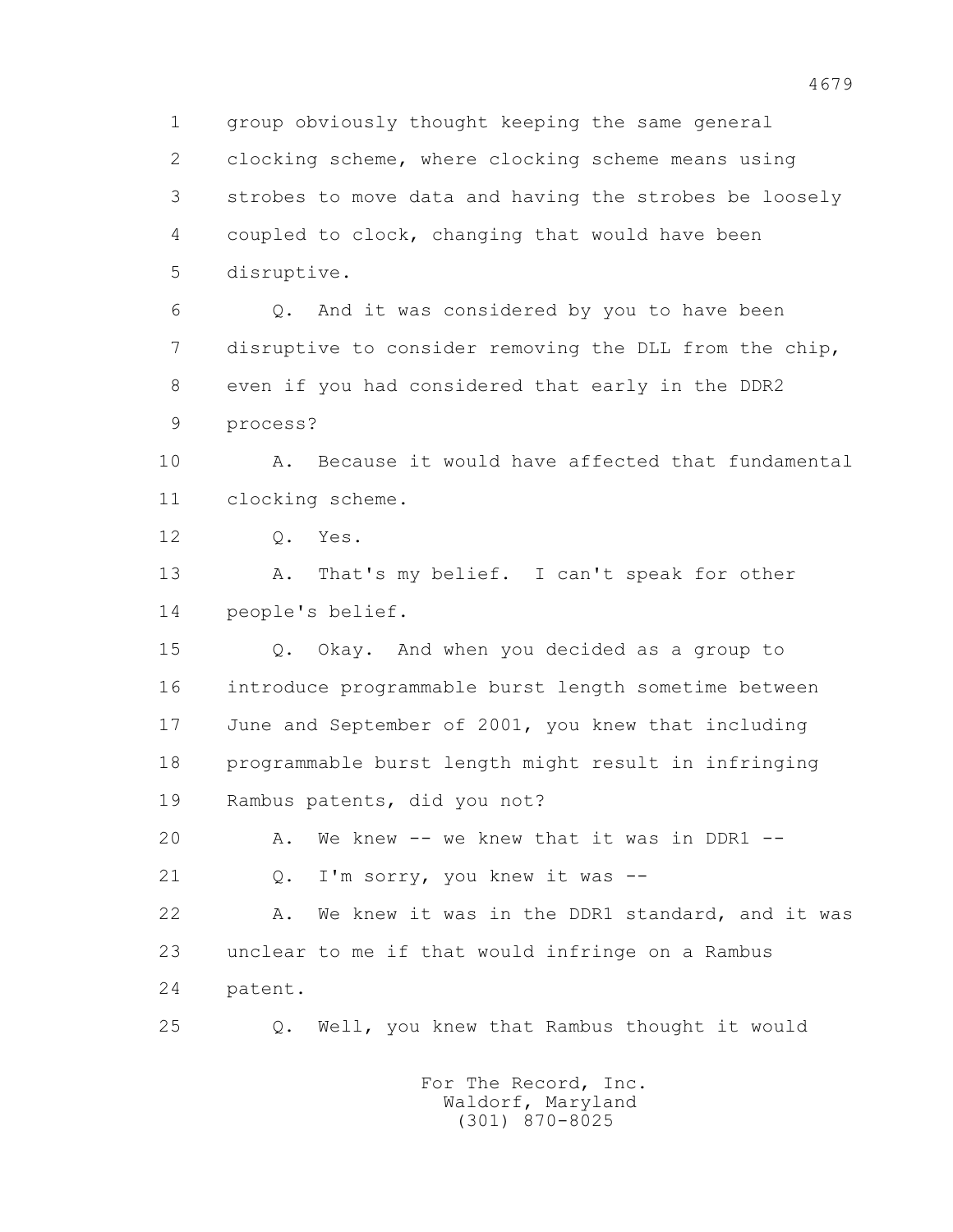1 group obviously thought keeping the same general
2 clocking scheme, where clocking scheme means using
3 strobes to move data and having the strobes be loosely
4 coupled to clock, changing that would have been
5 disruptive.

6 Q. And it was considered by you to have been
7 disruptive to consider removing the DLL from the chip,
8 even if you had considered that early in the DDR2
9 process?

10 A. Because it would have affected that fundamental
11 clocking scheme.

12 Q. Yes.

13 A. That's my belief. I can't speak for other
14 people's belief.

15 Q. Okay. And when you decided as a group to
16 introduce programmable burst length sometime between
17 June and September of 2001, you knew that including
18 programmable burst length might result in infringing
19 Rambus patents, did you not?

20 A. We knew -- we knew that it was in DDR1 --

21 Q. I'm sorry, you knew it was --

22 A. We knew it was in the DDR1 standard, and it was
23 unclear to me if that would infringe on a Rambus
24 patent.

25 Q. Well, you knew that Rambus thought it would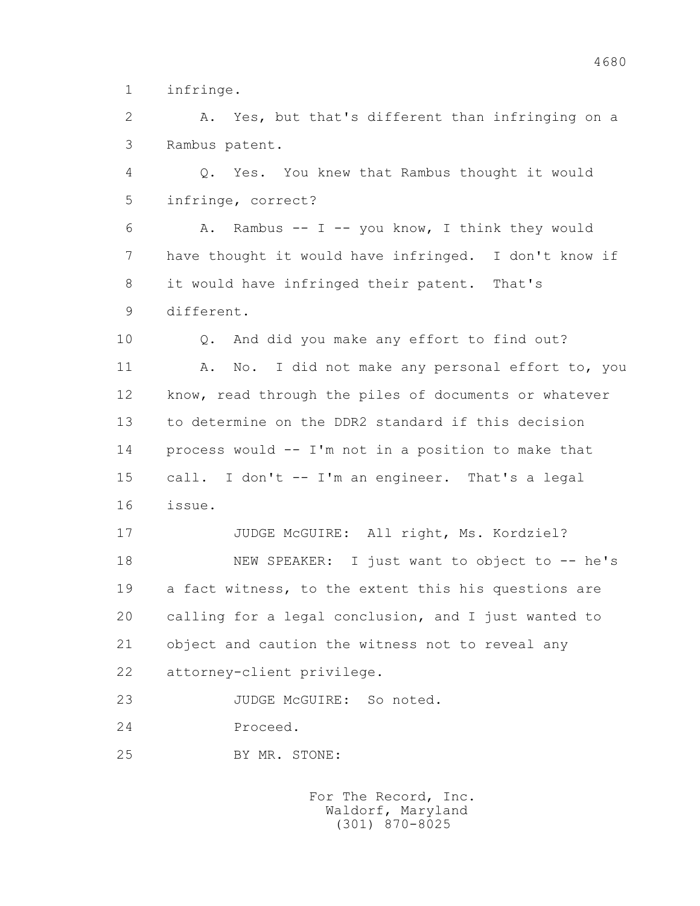1 infringe.

2 A. Yes, but that's different than infringing on a

3 Rambus patent.

4 Q. Yes. You knew that Rambus thought it would

5 infringe, correct?

6 A. Rambus -- I -- you know, I think they would

7 have thought it would have infringed. I don't know if

8 it would have infringed their patent. That's

9 different.

10 Q. And did you make any effort to find out?

11 A. No. I did not make any personal effort to, you

12 know, read through the piles of documents or whatever

13 to determine on the DDR2 standard if this decision

14 process would -- I'm not in a position to make that

15 call. I don't -- I'm an engineer. That's a legal

16 issue.

17 JUDGE McGUIRE: All right, Ms. Kordziel?

18 NEW SPEAKER: I just want to object to -- he's

19 a fact witness, to the extent this his questions are

20 calling for a legal conclusion, and I just wanted to

21 object and caution the witness not to reveal any

22 attorney-client privilege.

23 JUDGE McGUIRE: So noted.

24 Proceed.

25 BY MR. STONE: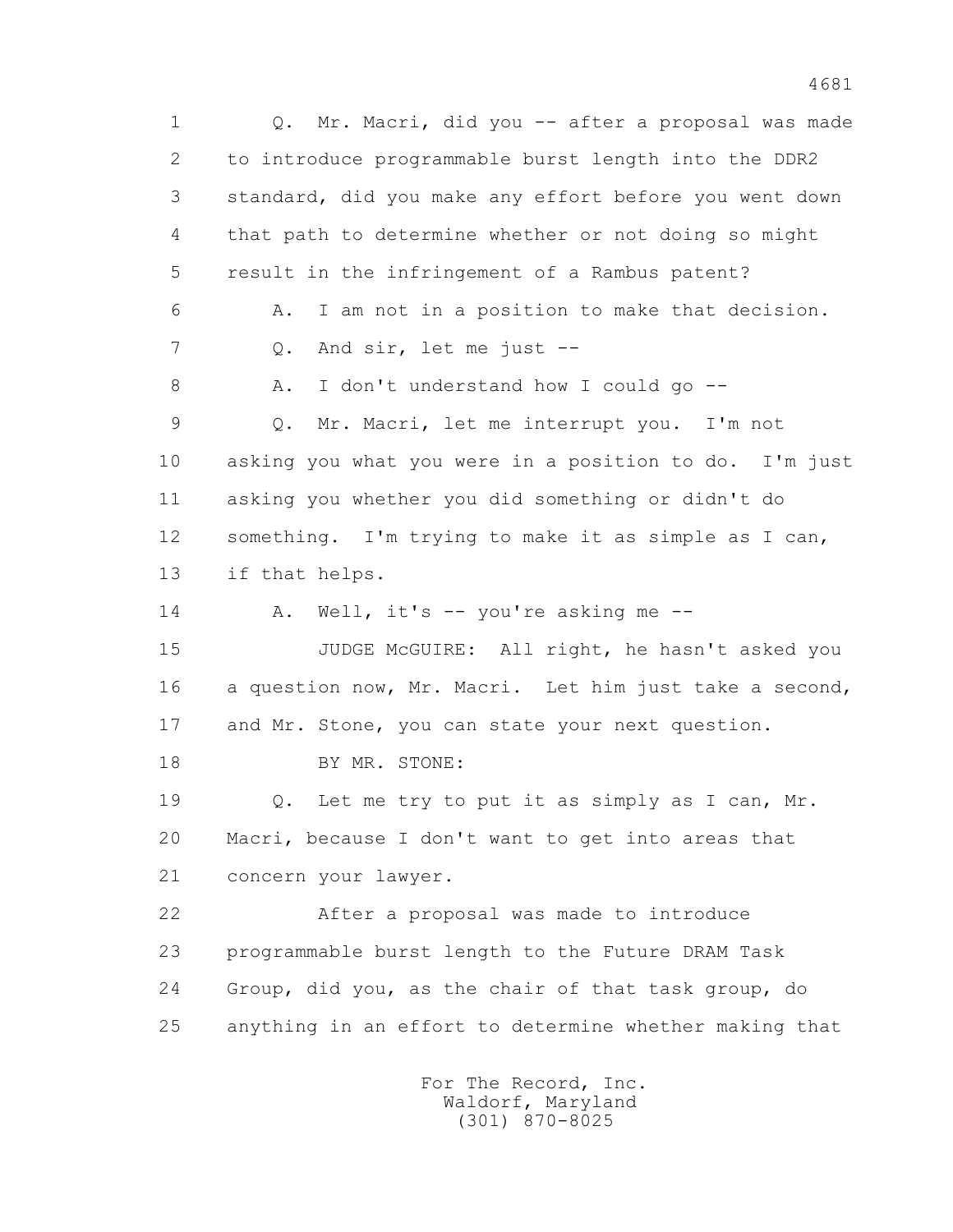1 Q. Mr. Macri, did you -- after a proposal was made
2 to introduce programmable burst length into the DDR2
3 standard, did you make any effort before you went down
4 that path to determine whether or not doing so might
5 result in the infringement of a Rambus patent?
6 A. I am not in a position to make that decision.
7 Q. And sir, let me just --
8 A. I don't understand how I could go --
9 Q. Mr. Macri, let me interrupt you. I'm not
10 asking you what you were in a position to do. I'm just
11 asking you whether you did something or didn't do
12 something. I'm trying to make it as simple as I can,
13 if that helps.
14 A. Well, it's -- you're asking me --
15 JUDGE McGUIRE: All right, he hasn't asked you
16 a question now, Mr. Macri. Let him just take a second,
17 and Mr. Stone, you can state your next question.
18 BY MR. STONE:
19 Q. Let me try to put it as simply as I can, Mr.
20 Macri, because I don't want to get into areas that
21 concern your lawyer.
22 After a proposal was made to introduce
23 programmable burst length to the Future DRAM Task
24 Group, did you, as the chair of that task group, do
25 anything in an effort to determine whether making that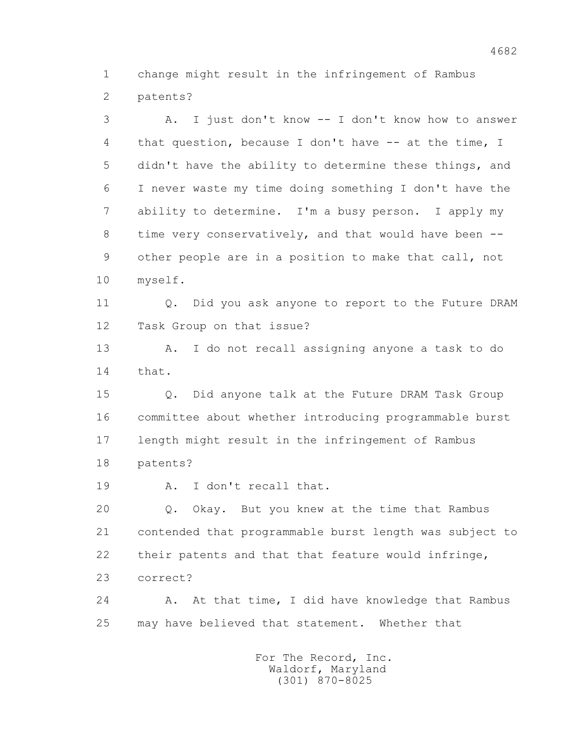1 change might result in the infringement of Rambus
2 patents?

3 A. I just don't know -- I don't know how to answer
4 that question, because I don't have -- at the time, I
5 didn't have the ability to determine these things, and
6 I never waste my time doing something I don't have the
7 ability to determine. I'm a busy person. I apply my
8 time very conservatively, and that would have been --
9 other people are in a position to make that call, not
10 myself.

11 Q. Did you ask anyone to report to the Future DRAM
12 Task Group on that issue?

13 A. I do not recall assigning anyone a task to do
14 that.

15 Q. Did anyone talk at the Future DRAM Task Group
16 committee about whether introducing programmable burst
17 length might result in the infringement of Rambus
18 patents?

19 A. I don't recall that.

20 Q. Okay. But you knew at the time that Rambus
21 contended that programmable burst length was subject to
22 their patents and that that feature would infringe,
23 correct?

24 A. At that time, I did have knowledge that Rambus
25 may have believed that statement. Whether that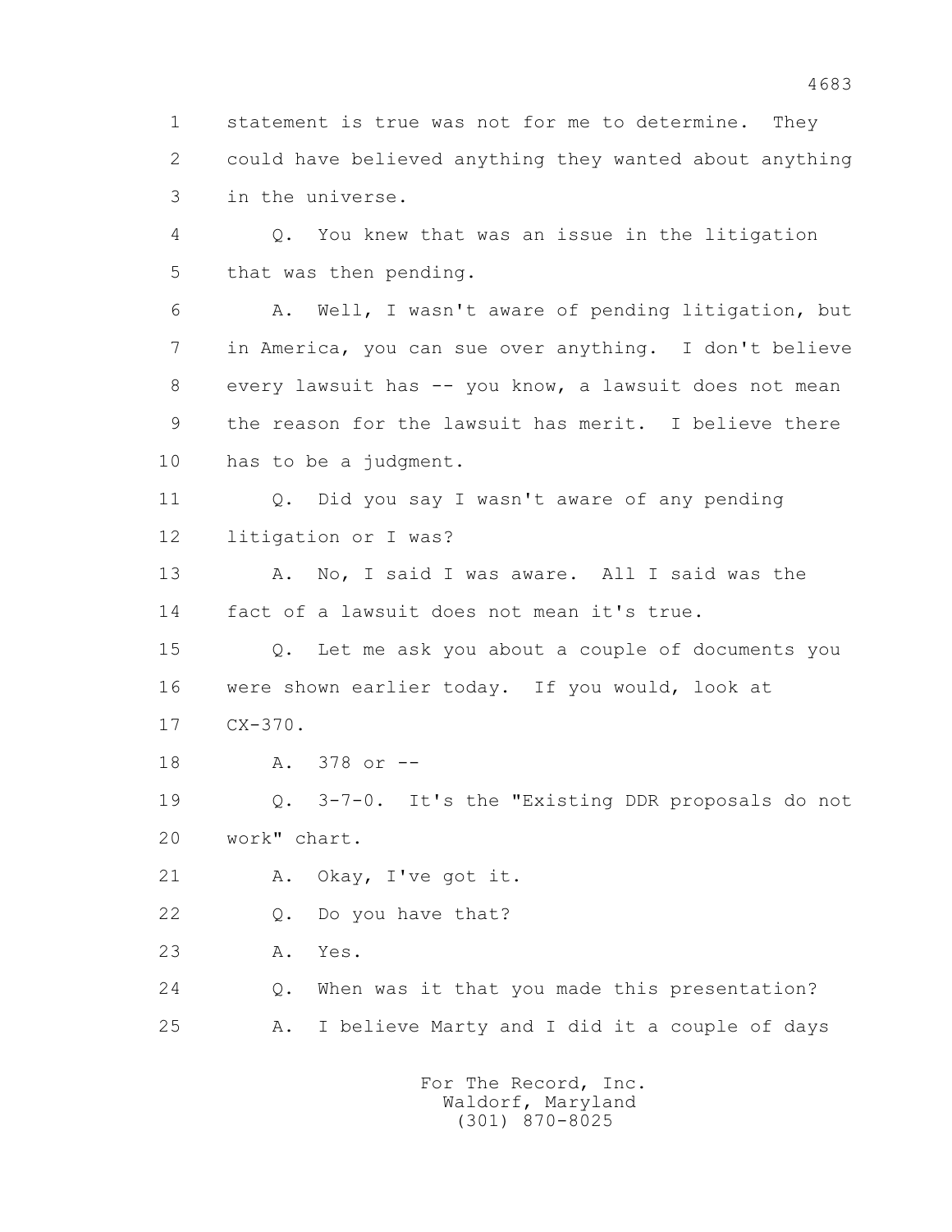1 statement is true was not for me to determine. They
2 could have believed anything they wanted about anything
3 in the universe.

4 Q. You knew that was an issue in the litigation
5 that was then pending.

6 A. Well, I wasn't aware of pending litigation, but
7 in America, you can sue over anything. I don't believe
8 every lawsuit has -- you know, a lawsuit does not mean
9 the reason for the lawsuit has merit. I believe there
10 has to be a judgment.

11 Q. Did you say I wasn't aware of any pending
12 litigation or I was?

13 A. No, I said I was aware. All I said was the
14 fact of a lawsuit does not mean it's true.

15 Q. Let me ask you about a couple of documents you
16 were shown earlier today. If you would, look at
17 CX-370.

18 A. 378 or --

19 Q. 3-7-0. It's the "Existing DDR proposals do not
20 work" chart.

21 A. Okay, I've got it.

22 Q. Do you have that?

23 A. Yes.

24 Q. When was it that you made this presentation?

25 A. I believe Marty and I did it a couple of days

For The Record, Inc.
Waldorf, Maryland
(301) 870-8025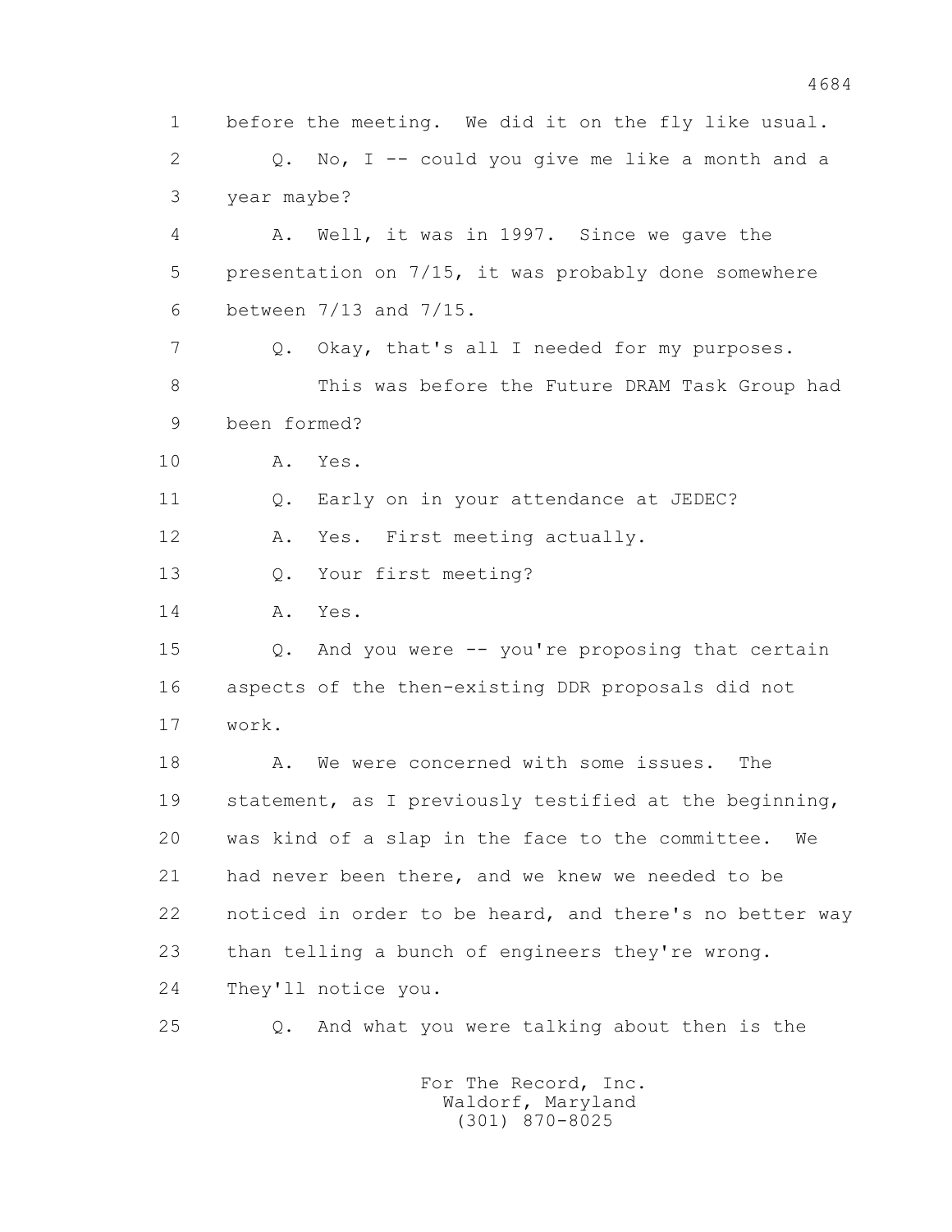1 before the meeting. We did it on the fly like usual.

2 Q. No, I -- could you give me like a month and a

3 year maybe?

4 A. Well, it was in 1997. Since we gave the

5 presentation on 7/15, it was probably done somewhere

6 between 7/13 and 7/15.

7 Q. Okay, that's all I needed for my purposes.

8 This was before the Future DRAM Task Group had

9 been formed?

10 A. Yes.

11 Q. Early on in your attendance at JEDEC?

12 A. Yes. First meeting actually.

13 Q. Your first meeting?

14 A. Yes.

15 Q. And you were -- you're proposing that certain

16 aspects of the then-existing DDR proposals did not

17 work.

18 A. We were concerned with some issues. The

19 statement, as I previously testified at the beginning,

20 was kind of a slap in the face to the committee. We

21 had never been there, and we knew we needed to be

22 noticed in order to be heard, and there's no better way

23 than telling a bunch of engineers they're wrong.

24 They'll notice you.

25 Q. And what you were talking about then is the

For The Record, Inc.
Waldorf, Maryland
(301) 870-8025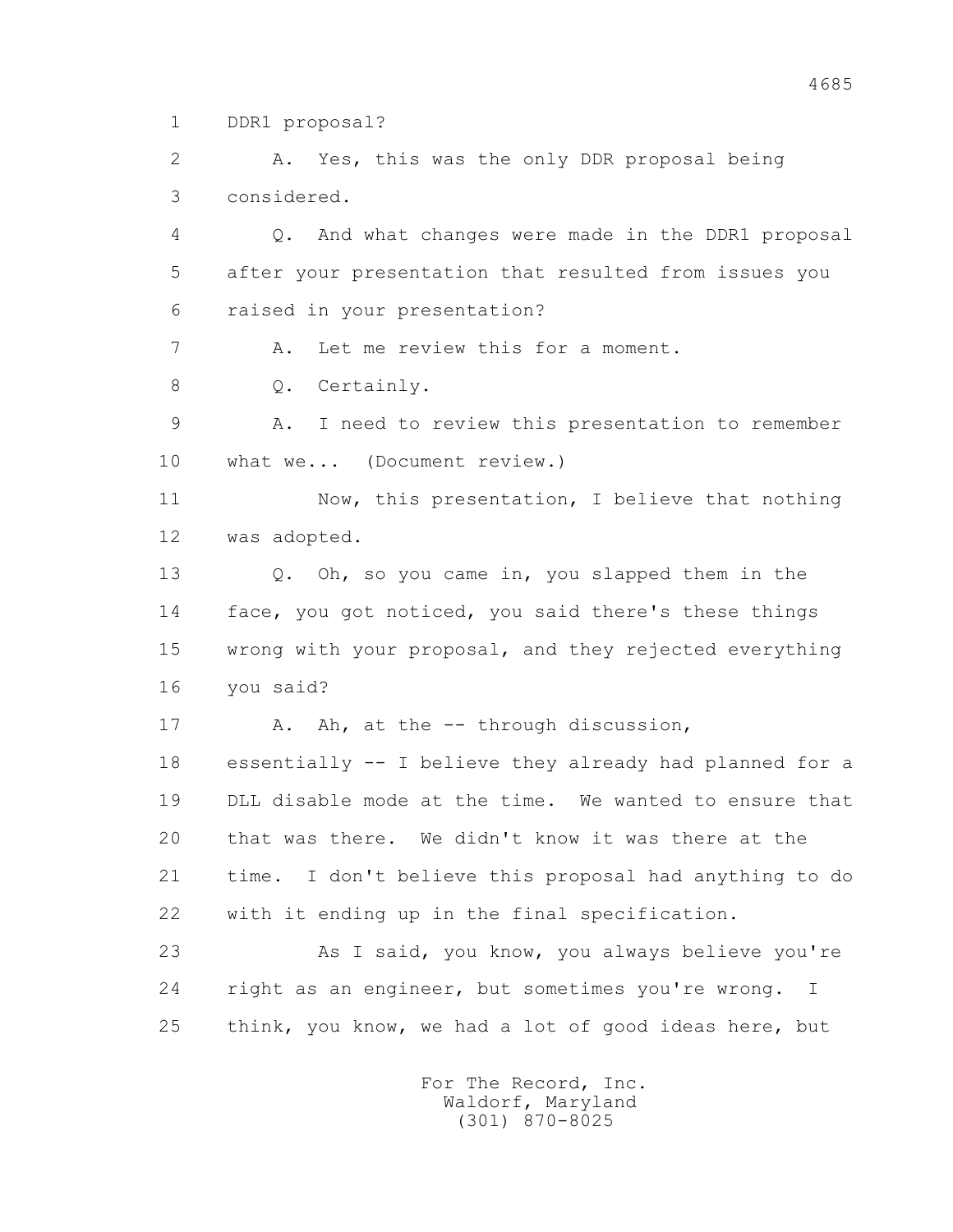1 DDR1 proposal?

2 A. Yes, this was the only DDR proposal being

3 considered.

4 Q. And what changes were made in the DDR1 proposal

5 after your presentation that resulted from issues you

6 raised in your presentation?

7 A. Let me review this for a moment.

8 Q. Certainly.

9 A. I need to review this presentation to remember

10 what we... (Document review.)

11 Now, this presentation, I believe that nothing

12 was adopted.

13 Q. Oh, so you came in, you slapped them in the

14 face, you got noticed, you said there's these things

15 wrong with your proposal, and they rejected everything

16 you said?

17 A. Ah, at the -- through discussion,

18 essentially -- I believe they already had planned for a

19 DLL disable mode at the time. We wanted to ensure that

20 that was there. We didn't know it was there at the

21 time. I don't believe this proposal had anything to do

22 with it ending up in the final specification.

23 As I said, you know, you always believe you're

24 right as an engineer, but sometimes you're wrong. I

25 think, you know, we had a lot of good ideas here, but

For The Record, Inc.
Waldorf, Maryland
(301) 870-8025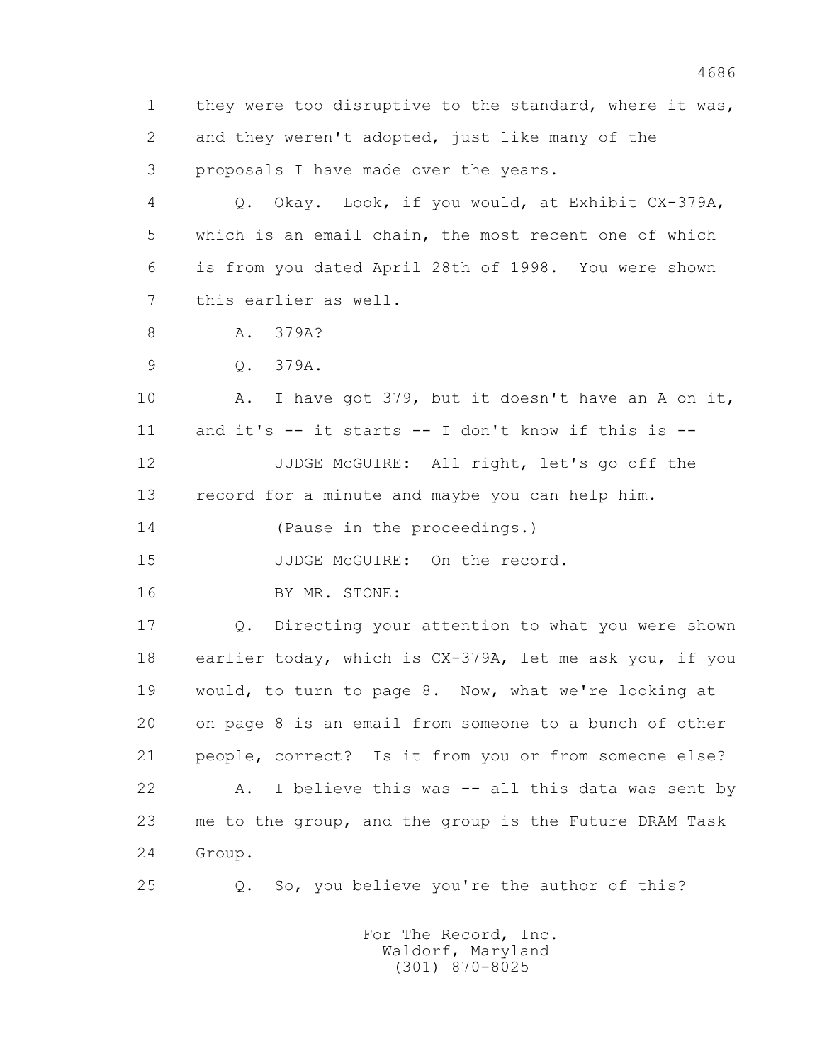1 they were too disruptive to the standard, where it was,

2 and they weren't adopted, just like many of the

3 proposals I have made over the years.

4 Q. Okay. Look, if you would, at Exhibit CX-379A,

5 which is an email chain, the most recent one of which

6 is from you dated April 28th of 1998. You were shown

7 this earlier as well.

8 A. 379A?

9 Q. 379A.

10 A. I have got 379, but it doesn't have an A on it,

11 and it's -- it starts -- I don't know if this is --

12 JUDGE McGUIRE: All right, let's go off the

13 record for a minute and maybe you can help him.

14 (Pause in the proceedings.)

15 JUDGE McGUIRE: On the record.

16 BY MR. STONE:

17 Q. Directing your attention to what you were shown

18 earlier today, which is CX-379A, let me ask you, if you

19 would, to turn to page 8. Now, what we're looking at

20 on page 8 is an email from someone to a bunch of other

21 people, correct? Is it from you or from someone else?

22 A. I believe this was -- all this data was sent by

23 me to the group, and the group is the Future DRAM Task

24 Group.

25 Q. So, you believe you're the author of this?

For The Record, Inc.
Waldorf, Maryland
(301) 870-8025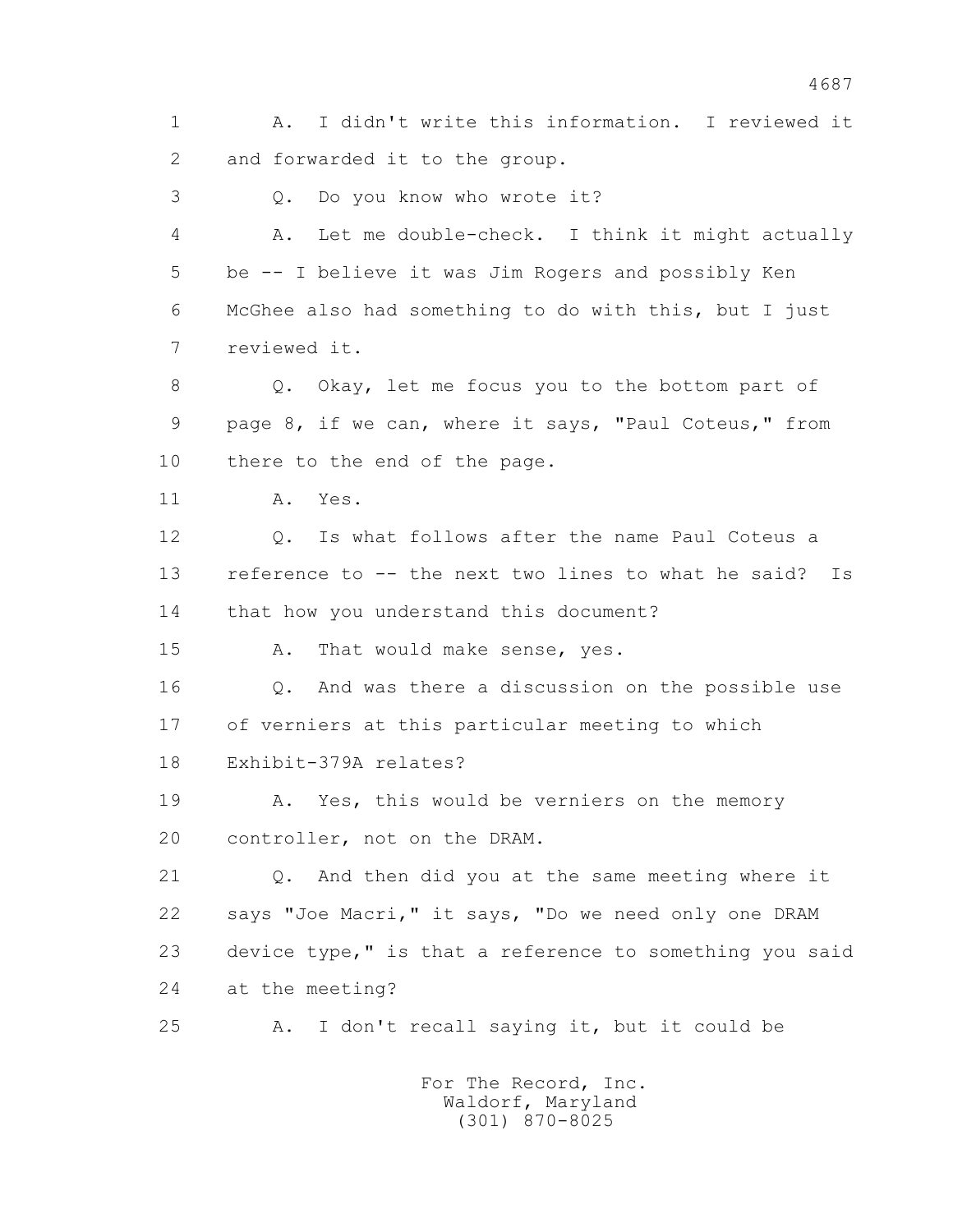1 A. I didn't write this information. I reviewed it
2 and forwarded it to the group.

3 Q. Do you know who wrote it?

4 A. Let me double-check. I think it might actually
5 be -- I believe it was Jim Rogers and possibly Ken
6 McGhee also had something to do with this, but I just
7 reviewed it.

8 Q. Okay, let me focus you to the bottom part of
9 page 8, if we can, where it says, "Paul Coteus," from
10 there to the end of the page.

11 A. Yes.

12 Q. Is what follows after the name Paul Coteus a
13 reference to -- the next two lines to what he said? Is
14 that how you understand this document?

15 A. That would make sense, yes.

16 Q. And was there a discussion on the possible use
17 of verniers at this particular meeting to which
18 Exhibit-379A relates?

19 A. Yes, this would be verniers on the memory
20 controller, not on the DRAM.

21 Q. And then did you at the same meeting where it
22 says "Joe Macri," it says, "Do we need only one DRAM
23 device type," is that a reference to something you said
24 at the meeting?

25 A. I don't recall saying it, but it could be

For The Record, Inc.
Waldorf, Maryland
(301) 870-8025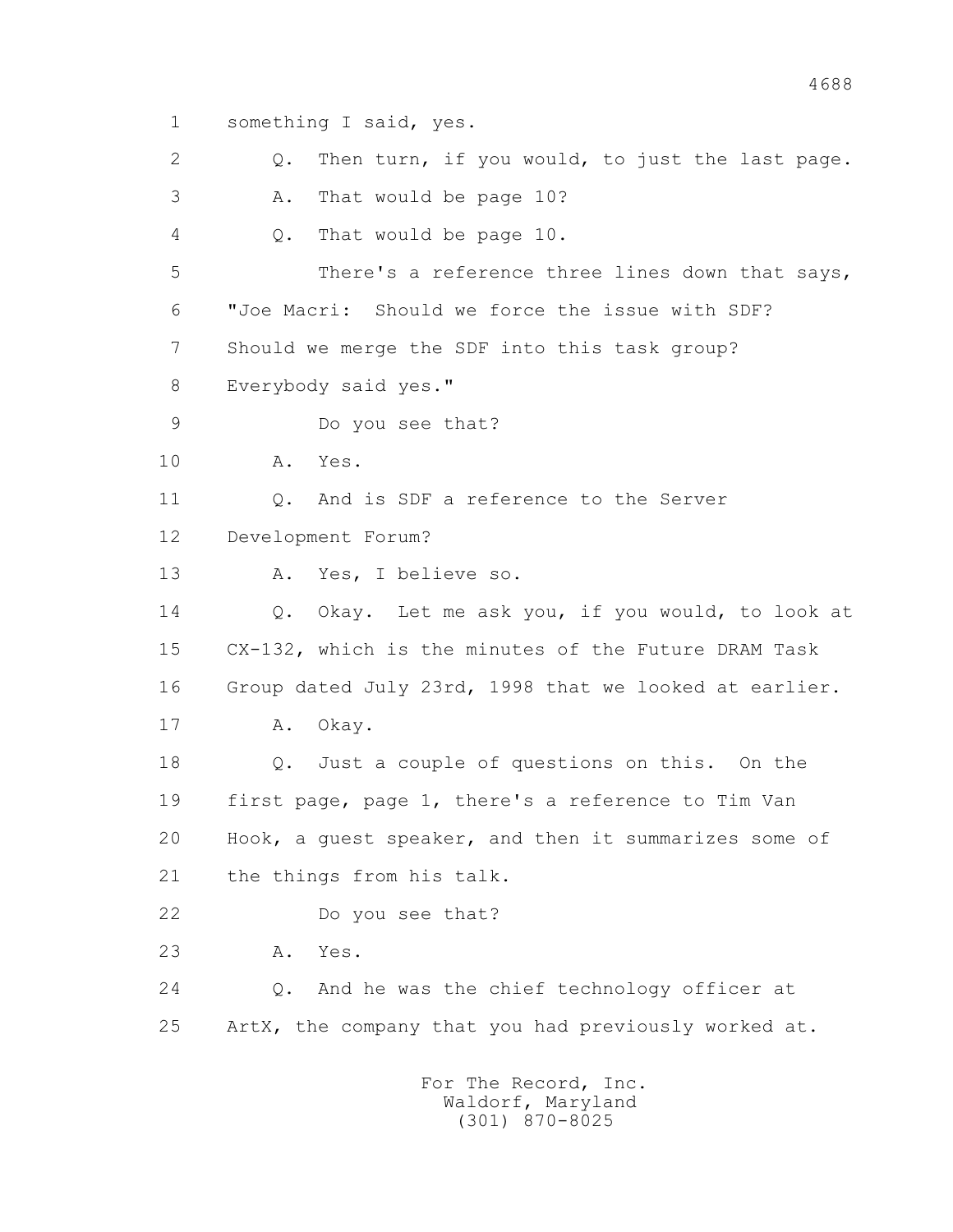1 something I said, yes.

2 Q. Then turn, if you would, to just the last page.

3 A. That would be page 10?

4 Q. That would be page 10.

5 There's a reference three lines down that says,

6 "Joe Macri: Should we force the issue with SDF?

7 Should we merge the SDF into this task group?

8 Everybody said yes."

9 Do you see that?

10 A. Yes.

11 Q. And is SDF a reference to the Server

12 Development Forum?

13 A. Yes, I believe so.

14 Q. Okay. Let me ask you, if you would, to look at

15 CX-132, which is the minutes of the Future DRAM Task

16 Group dated July 23rd, 1998 that we looked at earlier.

17 A. Okay.

18 Q. Just a couple of questions on this. On the

19 first page, page 1, there's a reference to Tim Van

20 Hook, a guest speaker, and then it summarizes some of

21 the things from his talk.

22 Do you see that?

23 A. Yes.

24 Q. And he was the chief technology officer at

25 ArtX, the company that you had previously worked at.

For The Record, Inc.
Waldorf, Maryland
(301) 870-8025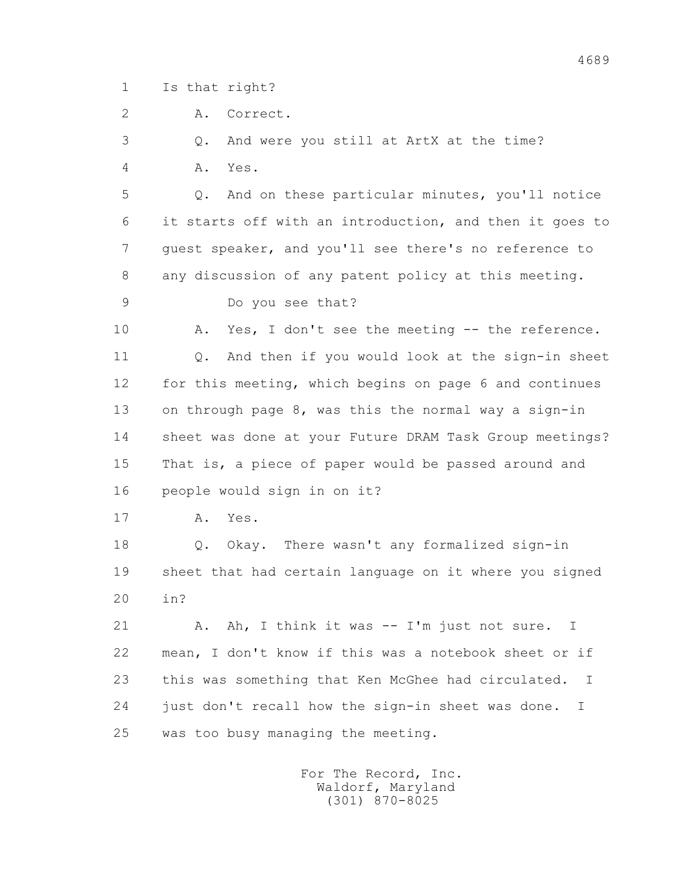1 Is that right?

2 A. Correct.

3 Q. And were you still at ArtX at the time?

4 A. Yes.

5 Q. And on these particular minutes, you'll notice

6 it starts off with an introduction, and then it goes to

7 guest speaker, and you'll see there's no reference to

8 any discussion of any patent policy at this meeting.

9 Do you see that?

10 A. Yes, I don't see the meeting -- the reference.

11 Q. And then if you would look at the sign-in sheet

12 for this meeting, which begins on page 6 and continues

13 on through page 8, was this the normal way a sign-in

14 sheet was done at your Future DRAM Task Group meetings?

15 That is, a piece of paper would be passed around and

16 people would sign in on it?

17 A. Yes.

18 Q. Okay. There wasn't any formalized sign-in

19 sheet that had certain language on it where you signed

20 in?

21 A. Ah, I think it was -- I'm just not sure. I

22 mean, I don't know if this was a notebook sheet or if

23 this was something that Ken McGhee had circulated. I

24 just don't recall how the sign-in sheet was done. I

25 was too busy managing the meeting.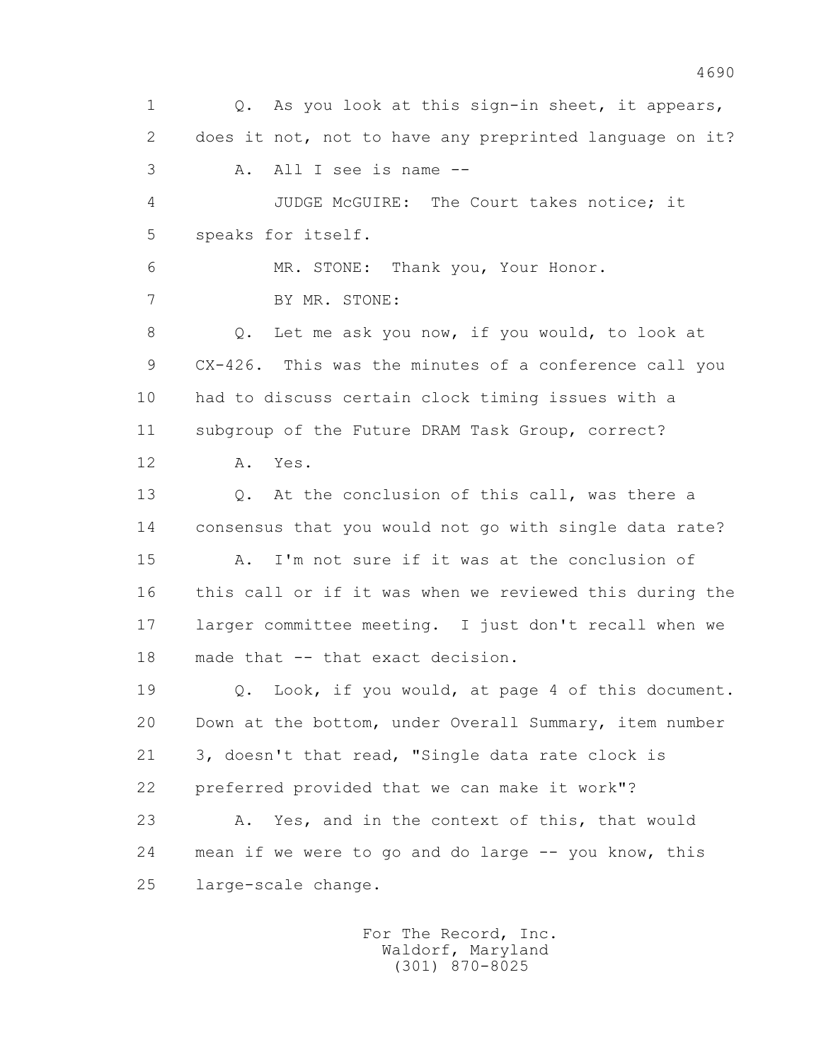1 Q. As you look at this sign-in sheet, it appears,
2 does it not, not to have any preprinted language on it?
3 A. All I see is name --
4 JUDGE McGUIRE: The Court takes notice; it
5 speaks for itself.
6 MR. STONE: Thank you, Your Honor.
7 BY MR. STONE:
8 Q. Let me ask you now, if you would, to look at
9 CX-426. This was the minutes of a conference call you
10 had to discuss certain clock timing issues with a
11 subgroup of the Future DRAM Task Group, correct?
12 A. Yes.
13 Q. At the conclusion of this call, was there a
14 consensus that you would not go with single data rate?
15 A. I'm not sure if it was at the conclusion of
16 this call or if it was when we reviewed this during the
17 larger committee meeting. I just don't recall when we
18 made that -- that exact decision.
19 Q. Look, if you would, at page 4 of this document.
20 Down at the bottom, under Overall Summary, item number
21 3, doesn't that read, "Single data rate clock is
22 preferred provided that we can make it work"?
23 A. Yes, and in the context of this, that would
24 mean if we were to go and do large -- you know, this
25 large-scale change.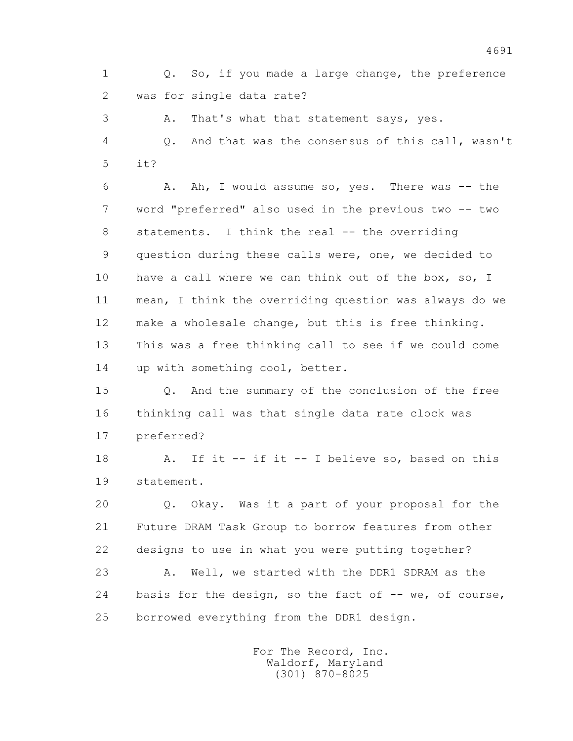1 Q. So, if you made a large change, the preference
2 was for single data rate?
3 A. That's what that statement says, yes.
4 Q. And that was the consensus of this call, wasn't
5 it?
6 A. Ah, I would assume so, yes. There was -- the
7 word "preferred" also used in the previous two -- two
8 statements. I think the real -- the overriding
9 question during these calls were, one, we decided to
10 have a call where we can think out of the box, so, I
11 mean, I think the overriding question was always do we
12 make a wholesale change, but this is free thinking.
13 This was a free thinking call to see if we could come
14 up with something cool, better.
15 Q. And the summary of the conclusion of the free
16 thinking call was that single data rate clock was
17 preferred?
18 A. If it -- if it -- I believe so, based on this
19 statement.
20 Q. Okay. Was it a part of your proposal for the
21 Future DRAM Task Group to borrow features from other
22 designs to use in what you were putting together?
23 A. Well, we started with the DDR1 SDRAM as the
24 basis for the design, so the fact of -- we, of course,
25 borrowed everything from the DDR1 design.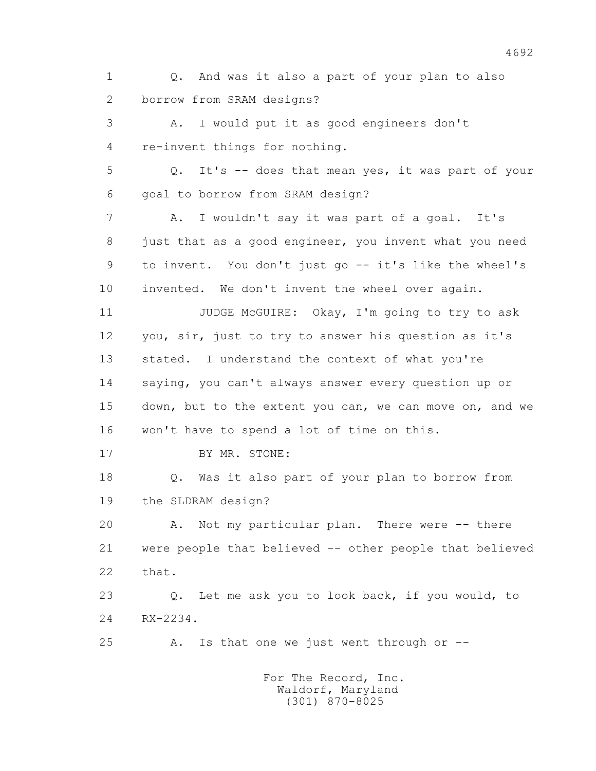Q. And was it also a part of your plan to also borrow from SRAM designs?

A. I would put it as good engineers don't re-invent things for nothing.

Q. It's -- does that mean yes, it was part of your goal to borrow from SRAM design?

A. I wouldn't say it was part of a goal. It's just that as a good engineer, you invent what you need to invent. You don't just go -- it's like the wheel's invented. We don't invent the wheel over again.

JUDGE McGUIRE: Okay, I'm going to try to ask you, sir, just to try to answer his question as it's stated. I understand the context of what you're saying, you can't always answer every question up or down, but to the extent you can, we can move on, and we won't have to spend a lot of time on this.

BY MR. STONE:

Q. Was it also part of your plan to borrow from the SLDRAM design?

A. Not my particular plan. There were -- there were people that believed -- other people that believed that.

Q. Let me ask you to look back, if you would, to RX-2234.

A. Is that one we just went through or --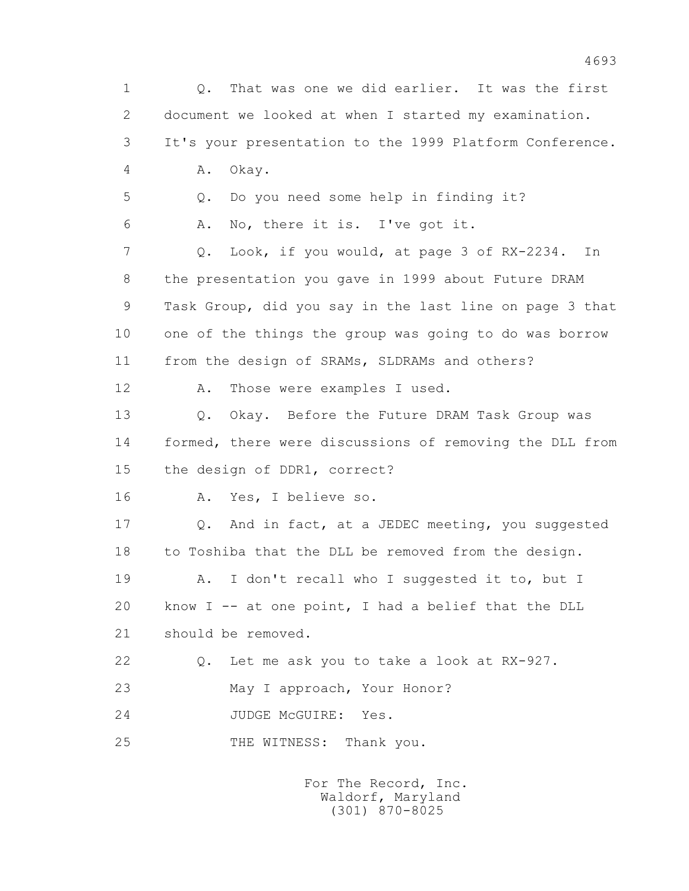1 Q. That was one we did earlier. It was the first
2 document we looked at when I started my examination.
3 It's your presentation to the 1999 Platform Conference.
4 A. Okay.
5 Q. Do you need some help in finding it?
6 A. No, there it is. I've got it.
7 Q. Look, if you would, at page 3 of RX-2234. In
8 the presentation you gave in 1999 about Future DRAM
9 Task Group, did you say in the last line on page 3 that
10 one of the things the group was going to do was borrow
11 from the design of SRAMs, SLDRAMs and others?
12 A. Those were examples I used.
13 Q. Okay. Before the Future DRAM Task Group was
14 formed, there were discussions of removing the DLL from
15 the design of DDR1, correct?
16 A. Yes, I believe so.
17 Q. And in fact, at a JEDEC meeting, you suggested
18 to Toshiba that the DLL be removed from the design.
19 A. I don't recall who I suggested it to, but I
20 know I -- at one point, I had a belief that the DLL
21 should be removed.
22 Q. Let me ask you to take a look at RX-927.
23 May I approach, Your Honor?
24 JUDGE McGUIRE: Yes.
25 THE WITNESS: Thank you.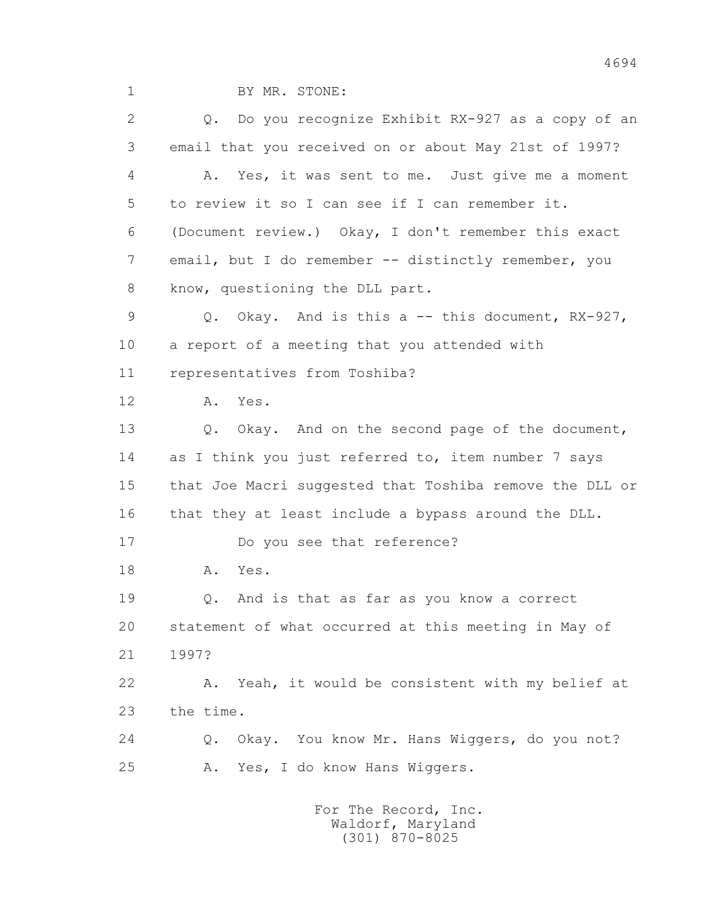1 BY MR. STONE:

2 Q. Do you recognize Exhibit RX-927 as a copy of an

3 email that you received on or about May 21st of 1997?

4 A. Yes, it was sent to me. Just give me a moment

5 to review it so I can see if I can remember it.

6 (Document review.) Okay, I don't remember this exact

7 email, but I do remember -- distinctly remember, you

8 know, questioning the DLL part.

9 Q. Okay. And is this a -- this document, RX-927,

10 a report of a meeting that you attended with

11 representatives from Toshiba?

12 A. Yes.

13 Q. Okay. And on the second page of the document,

14 as I think you just referred to, item number 7 says

15 that Joe Macri suggested that Toshiba remove the DLL or

16 that they at least include a bypass around the DLL.

17 Do you see that reference?

18 A. Yes.

19 Q. And is that as far as you know a correct

20 statement of what occurred at this meeting in May of

21 1997?

22 A. Yeah, it would be consistent with my belief at

23 the time.

24 Q. Okay. You know Mr. Hans Wiggers, do you not?

25 A. Yes, I do know Hans Wiggers.

For The Record, Inc.
Waldorf, Maryland
(301) 870-8025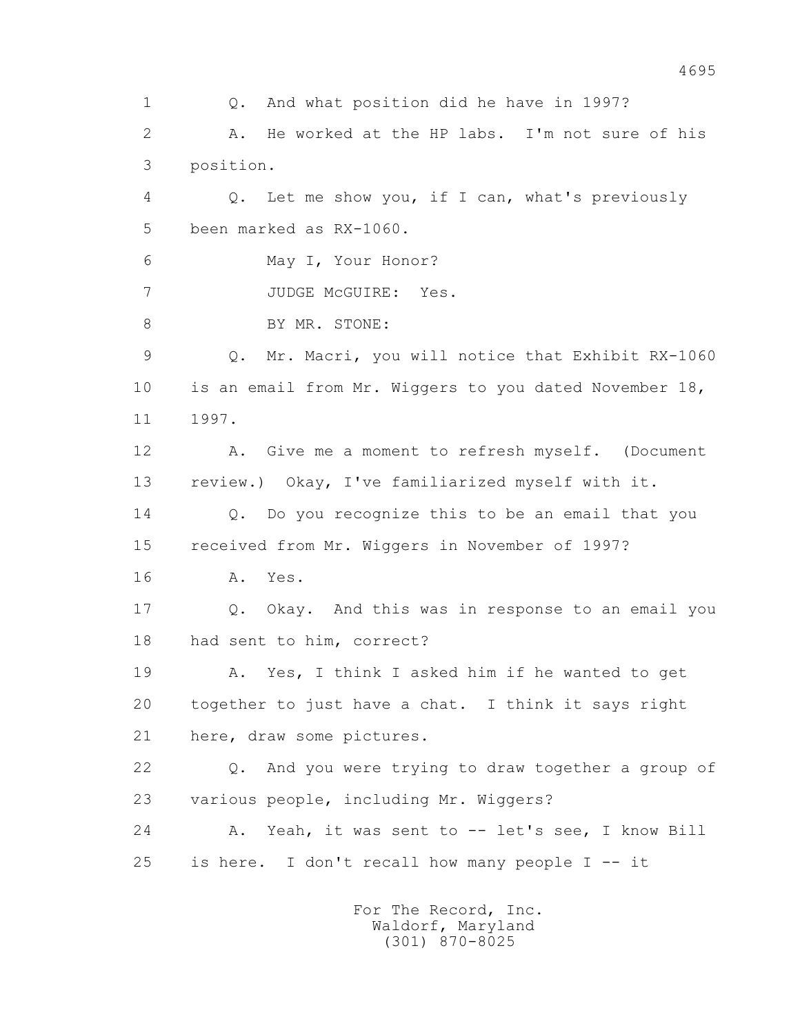1 Q. And what position did he have in 1997?

2 A. He worked at the HP labs. I'm not sure of his

3 position.

4 Q. Let me show you, if I can, what's previously

5 been marked as RX-1060.

6 May I, Your Honor?

7 JUDGE McGUIRE: Yes.

8 BY MR. STONE:

9 Q. Mr. Macri, you will notice that Exhibit RX-1060

10 is an email from Mr. Wiggers to you dated November 18,

11 1997.

12 A. Give me a moment to refresh myself. (Document

13 review.) Okay, I've familiarized myself with it.

14 Q. Do you recognize this to be an email that you

15 received from Mr. Wiggers in November of 1997?

16 A. Yes.

17 Q. Okay. And this was in response to an email you

18 had sent to him, correct?

19 A. Yes, I think I asked him if he wanted to get

20 together to just have a chat. I think it says right

21 here, draw some pictures.

22 Q. And you were trying to draw together a group of

23 various people, including Mr. Wiggers?

24 A. Yeah, it was sent to -- let's see, I know Bill

25 is here. I don't recall how many people I -- it

For The Record, Inc.
Waldorf, Maryland
(301) 870-8025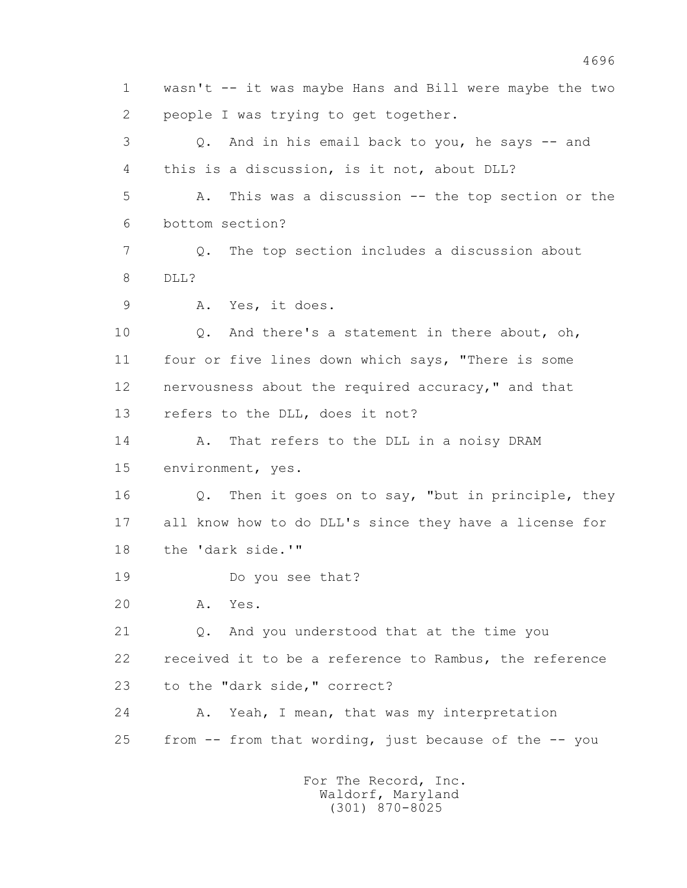1 wasn't -- it was maybe Hans and Bill were maybe the two
2 people I was trying to get together.

3 Q. And in his email back to you, he says -- and
4 this is a discussion, is it not, about DLL?

5 A. This was a discussion -- the top section or the
6 bottom section?

7 Q. The top section includes a discussion about
8 DLL?

9 A. Yes, it does.

10 Q. And there's a statement in there about, oh,
11 four or five lines down which says, "There is some
12 nervousness about the required accuracy," and that
13 refers to the DLL, does it not?

14 A. That refers to the DLL in a noisy DRAM
15 environment, yes.

16 Q. Then it goes on to say, "but in principle, they
17 all know how to do DLL's since they have a license for
18 the 'dark side.'"

19 Do you see that?

20 A. Yes.

21 Q. And you understood that at the time you
22 received it to be a reference to Rambus, the reference
23 to the "dark side," correct?

24 A. Yeah, I mean, that was my interpretation
25 from -- from that wording, just because of the -- you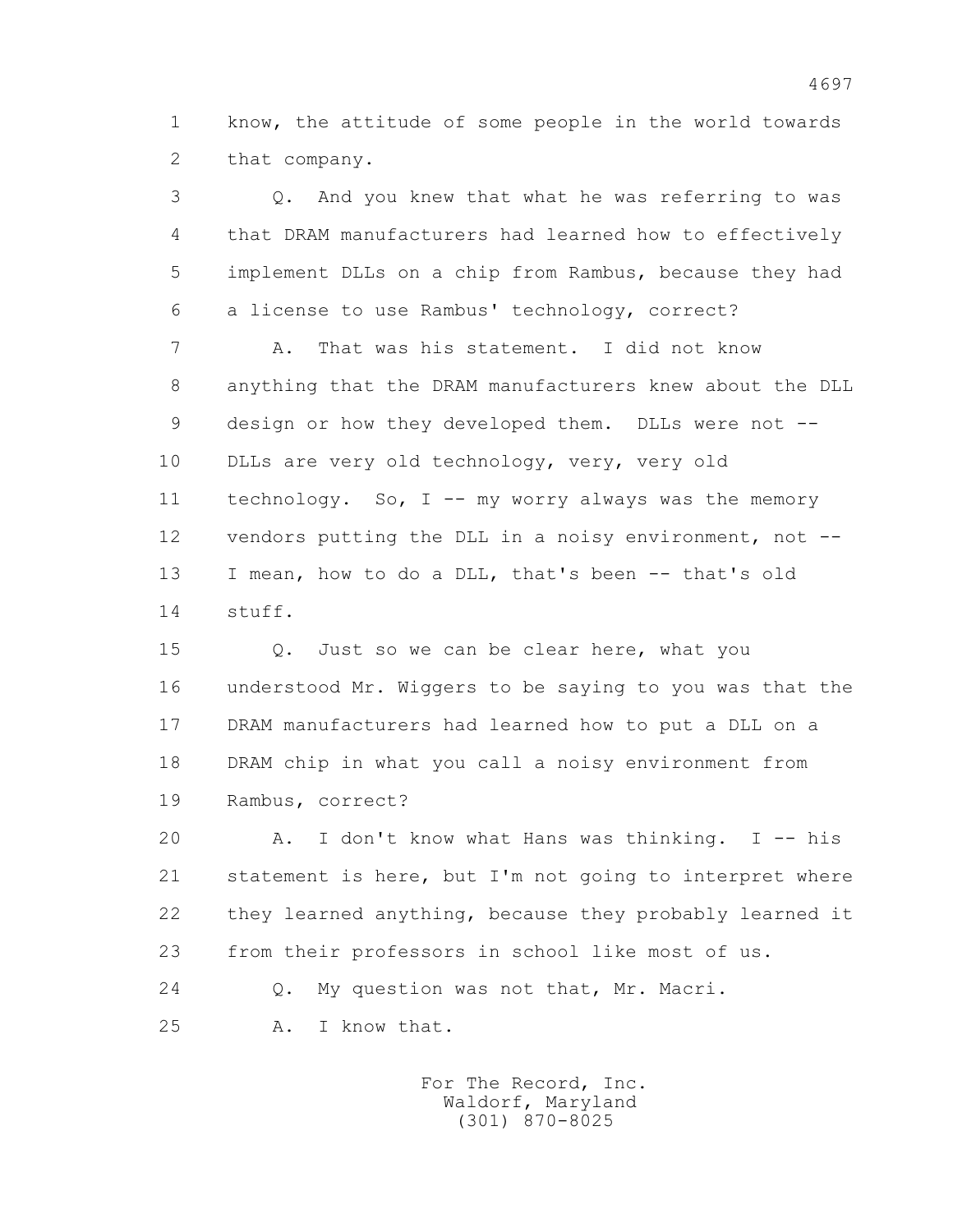1 know, the attitude of some people in the world towards
2 that company.

3 Q. And you knew that what he was referring to was
4 that DRAM manufacturers had learned how to effectively
5 implement DLLs on a chip from Rambus, because they had
6 a license to use Rambus' technology, correct?

7 A. That was his statement. I did not know
8 anything that the DRAM manufacturers knew about the DLL
9 design or how they developed them. DLLs were not --
10 DLLs are very old technology, very, very old
11 technology. So, I -- my worry always was the memory
12 vendors putting the DLL in a noisy environment, not --
13 I mean, how to do a DLL, that's been -- that's old
14 stuff.

15 Q. Just so we can be clear here, what you
16 understood Mr. Wiggers to be saying to you was that the
17 DRAM manufacturers had learned how to put a DLL on a
18 DRAM chip in what you call a noisy environment from
19 Rambus, correct?

20 A. I don't know what Hans was thinking. I -- his
21 statement is here, but I'm not going to interpret where
22 they learned anything, because they probably learned it
23 from their professors in school like most of us.

24 Q. My question was not that, Mr. Macri.

25 A. I know that.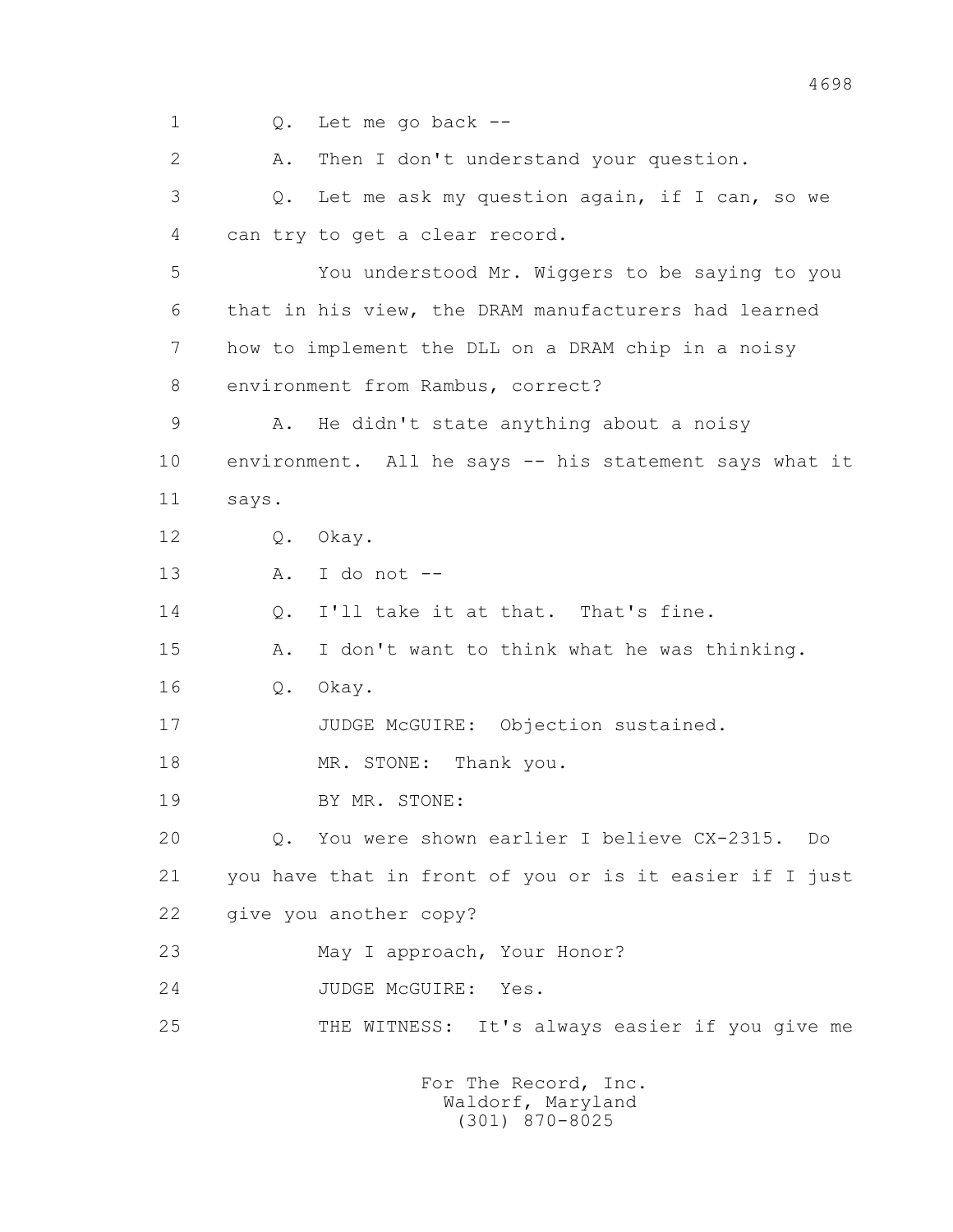1 Q. Let me go back --

2 A. Then I don't understand your question.

3 Q. Let me ask my question again, if I can, so we

4 can try to get a clear record.

5 You understood Mr. Wiggers to be saying to you

6 that in his view, the DRAM manufacturers had learned

7 how to implement the DLL on a DRAM chip in a noisy

8 environment from Rambus, correct?

9 A. He didn't state anything about a noisy

10 environment. All he says -- his statement says what it

11 says.

12 Q. Okay.

13 A. I do not --

14 Q. I'll take it at that. That's fine.

15 A. I don't want to think what he was thinking.

16 Q. Okay.

17 JUDGE McGUIRE: Objection sustained.

18 MR. STONE: Thank you.

19 BY MR. STONE:

20 Q. You were shown earlier I believe CX-2315. Do

21 you have that in front of you or is it easier if I just

22 give you another copy?

23 May I approach, Your Honor?

24 JUDGE McGUIRE: Yes.

25 THE WITNESS: It's always easier if you give me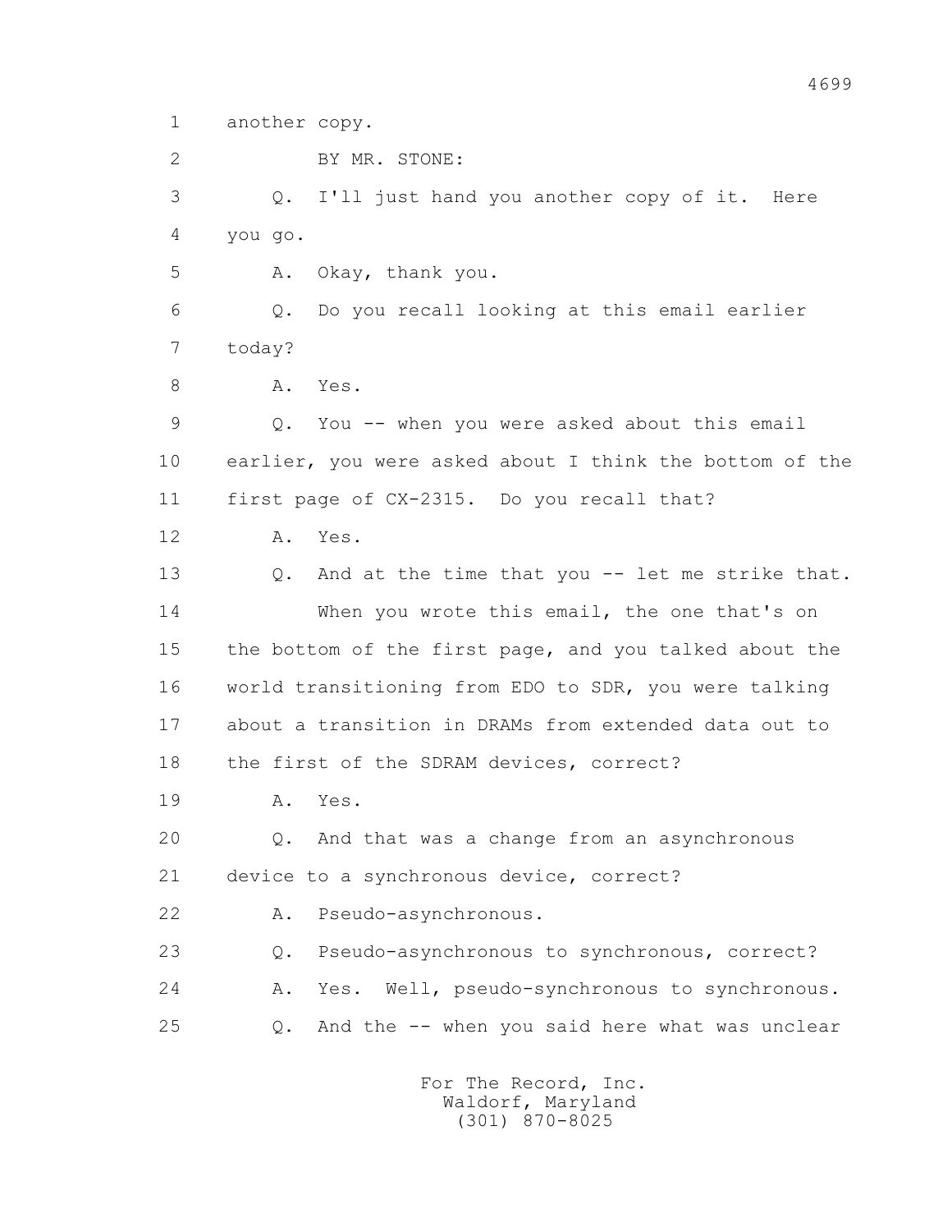1 another copy.

2 BY MR. STONE:

3 Q. I'll just hand you another copy of it. Here

4 you go.

5 A. Okay, thank you.

6 Q. Do you recall looking at this email earlier

7 today?

8 A. Yes.

9 Q. You -- when you were asked about this email

10 earlier, you were asked about I think the bottom of the

11 first page of CX-2315. Do you recall that?

12 A. Yes.

13 Q. And at the time that you -- let me strike that.

14 When you wrote this email, the one that's on

15 the bottom of the first page, and you talked about the

16 world transitioning from EDO to SDR, you were talking

17 about a transition in DRAMs from extended data out to

18 the first of the SDRAM devices, correct?

19 A. Yes.

20 Q. And that was a change from an asynchronous

21 device to a synchronous device, correct?

22 A. Pseudo-asynchronous.

23 Q. Pseudo-asynchronous to synchronous, correct?

24 A. Yes. Well, pseudo-synchronous to synchronous.

25 Q. And the -- when you said here what was unclear

For The Record, Inc.
Waldorf, Maryland
(301) 870-8025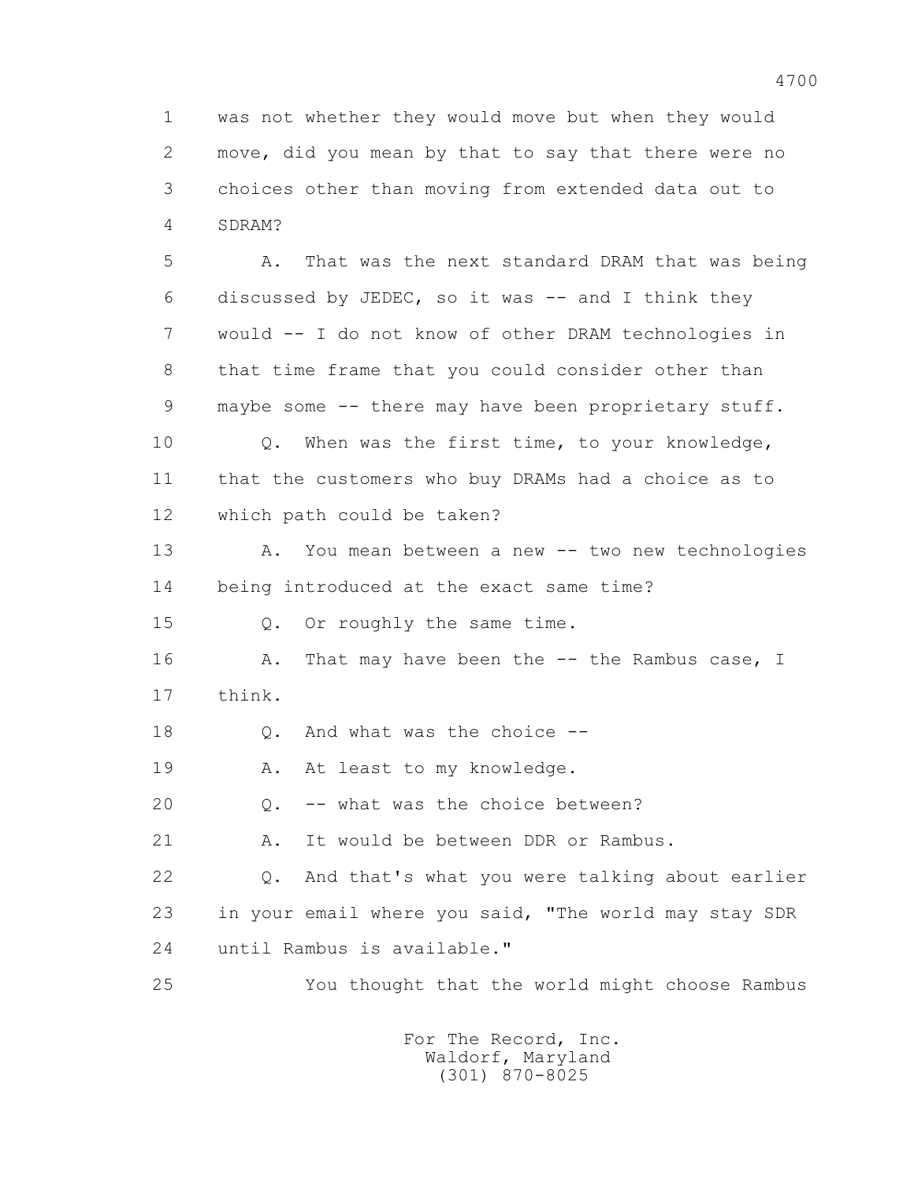1 was not whether they would move but when they would
2 move, did you mean by that to say that there were no
3 choices other than moving from extended data out to
4 SDRAM?

5 A. That was the next standard DRAM that was being
6 discussed by JEDEC, so it was -- and I think they
7 would -- I do not know of other DRAM technologies in
8 that time frame that you could consider other than
9 maybe some -- there may have been proprietary stuff.

10 Q. When was the first time, to your knowledge,
11 that the customers who buy DRAMs had a choice as to
12 which path could be taken?

13 A. You mean between a new -- two new technologies
14 being introduced at the exact same time?

15 Q. Or roughly the same time.

16 A. That may have been the -- the Rambus case, I
17 think.

18 Q. And what was the choice --

19 A. At least to my knowledge.

20 Q. -- what was the choice between?

21 A. It would be between DDR or Rambus.

22 Q. And that's what you were talking about earlier
23 in your email where you said, "The world may stay SDR
24 until Rambus is available."

25 You thought that the world might choose Rambus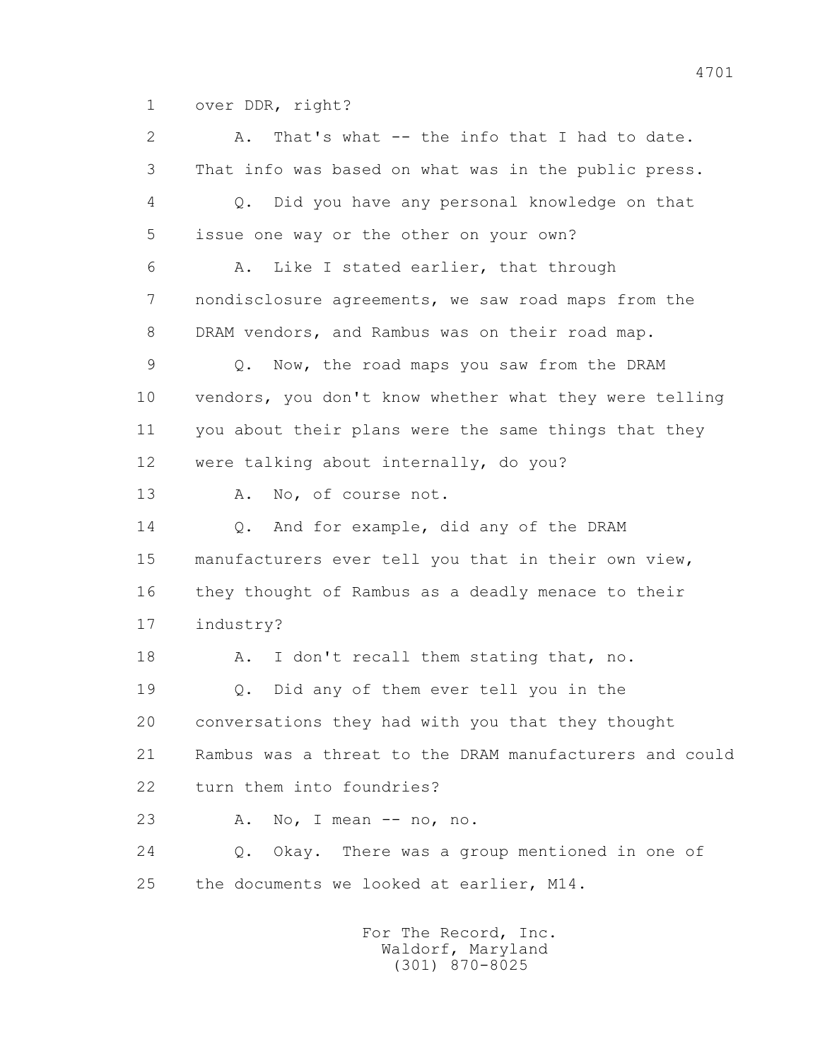1 over DDR, right?

2 A. That's what -- the info that I had to date.

3 That info was based on what was in the public press.

4 Q. Did you have any personal knowledge on that

5 issue one way or the other on your own?

6 A. Like I stated earlier, that through

7 nondisclosure agreements, we saw road maps from the

8 DRAM vendors, and Rambus was on their road map.

9 Q. Now, the road maps you saw from the DRAM

10 vendors, you don't know whether what they were telling

11 you about their plans were the same things that they

12 were talking about internally, do you?

13 A. No, of course not.

14 Q. And for example, did any of the DRAM

15 manufacturers ever tell you that in their own view,

16 they thought of Rambus as a deadly menace to their

17 industry?

18 A. I don't recall them stating that, no.

19 Q. Did any of them ever tell you in the

20 conversations they had with you that they thought

21 Rambus was a threat to the DRAM manufacturers and could

22 turn them into foundries?

23 A. No, I mean -- no, no.

24 Q. Okay. There was a group mentioned in one of

25 the documents we looked at earlier, M14.

For The Record, Inc.
Waldorf, Maryland
(301) 870-8025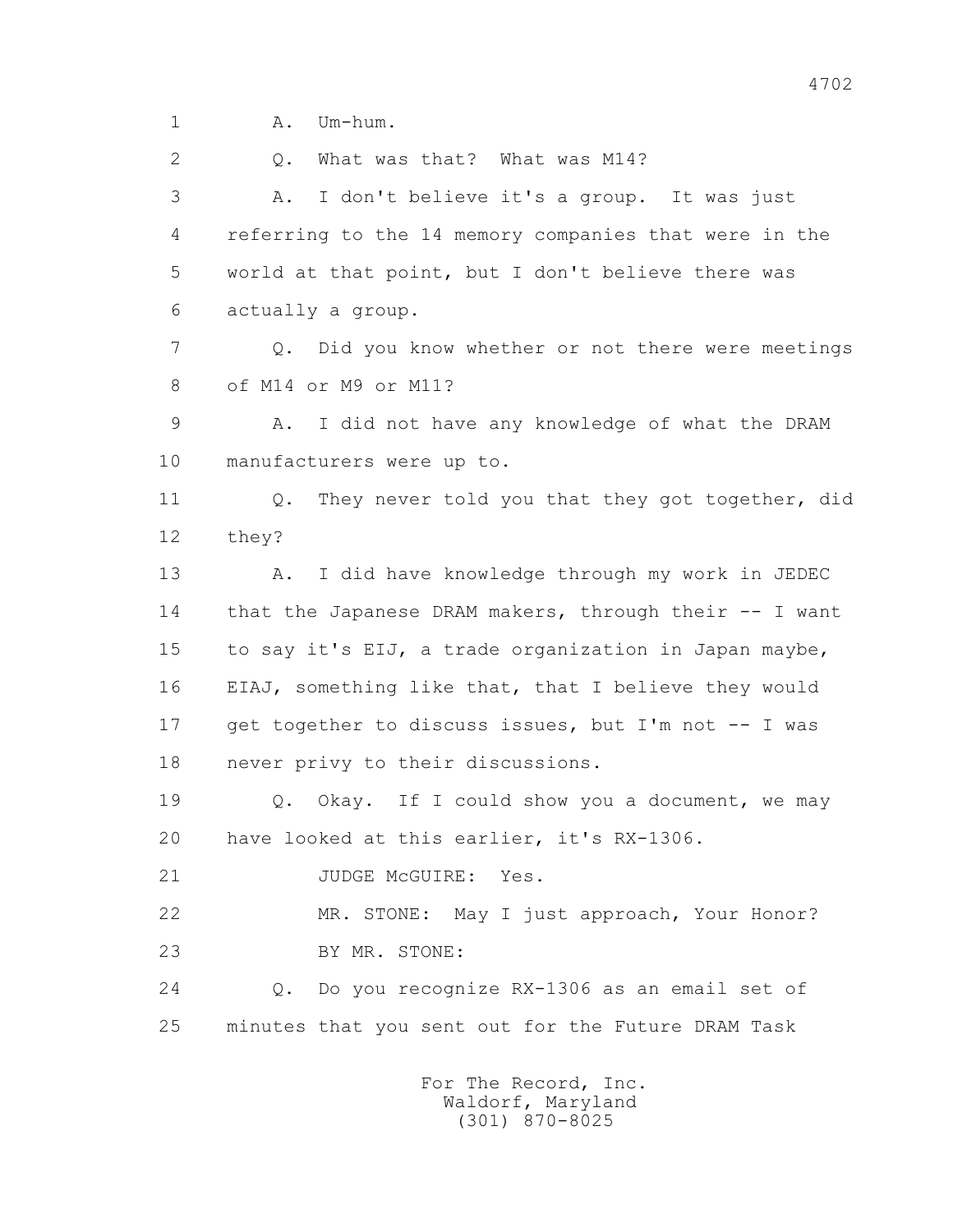1 A. Um-hum.

2 Q. What was that? What was M14?

3 A. I don't believe it's a group. It was just

4 referring to the 14 memory companies that were in the

5 world at that point, but I don't believe there was

6 actually a group.

7 Q. Did you know whether or not there were meetings

8 of M14 or M9 or M11?

9 A. I did not have any knowledge of what the DRAM

10 manufacturers were up to.

11 Q. They never told you that they got together, did

12 they?

13 A. I did have knowledge through my work in JEDEC

14 that the Japanese DRAM makers, through their -- I want

15 to say it's EIJ, a trade organization in Japan maybe,

16 EIAJ, something like that, that I believe they would

17 get together to discuss issues, but I'm not -- I was

18 never privy to their discussions.

19 Q. Okay. If I could show you a document, we may

20 have looked at this earlier, it's RX-1306.

21 JUDGE McGUIRE: Yes.

22 MR. STONE: May I just approach, Your Honor?

23 BY MR. STONE:

24 Q. Do you recognize RX-1306 as an email set of

25 minutes that you sent out for the Future DRAM Task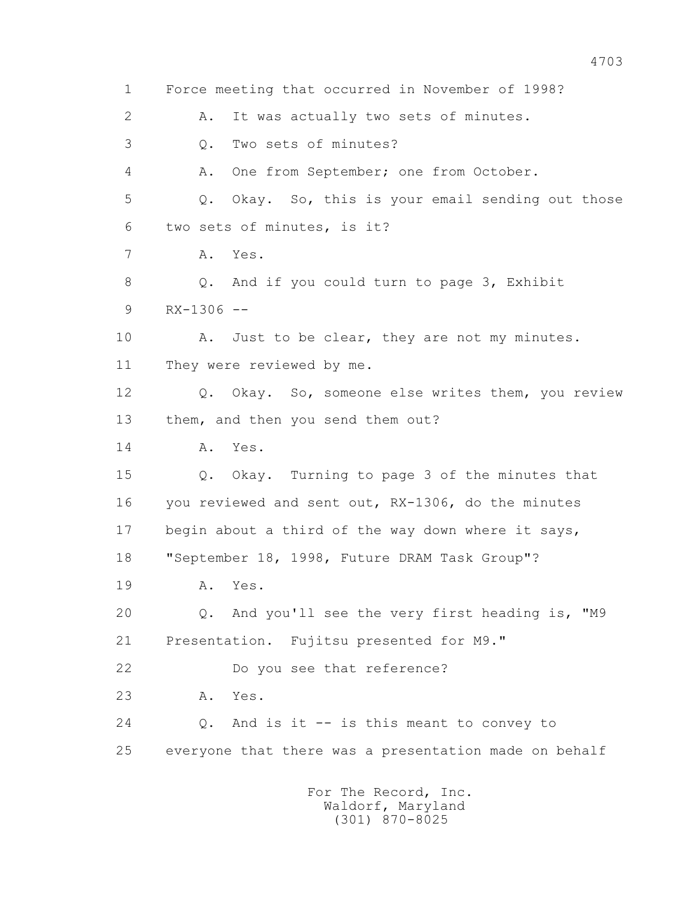1 Force meeting that occurred in November of 1998?

2 A. It was actually two sets of minutes.

3 Q. Two sets of minutes?

4 A. One from September; one from October.

5 Q. Okay. So, this is your email sending out those

6 two sets of minutes, is it?

7 A. Yes.

8 Q. And if you could turn to page 3, Exhibit

9 RX-1306 --

10 A. Just to be clear, they are not my minutes.

11 They were reviewed by me.

12 Q. Okay. So, someone else writes them, you review

13 them, and then you send them out?

14 A. Yes.

15 Q. Okay. Turning to page 3 of the minutes that

16 you reviewed and sent out, RX-1306, do the minutes

17 begin about a third of the way down where it says,

18 "September 18, 1998, Future DRAM Task Group"?

19 A. Yes.

20 Q. And you'll see the very first heading is, "M9

21 Presentation. Fujitsu presented for M9."

22 Do you see that reference?

23 A. Yes.

24 Q. And is it -- is this meant to convey to

25 everyone that there was a presentation made on behalf

For The Record, Inc.
Waldorf, Maryland
(301) 870-8025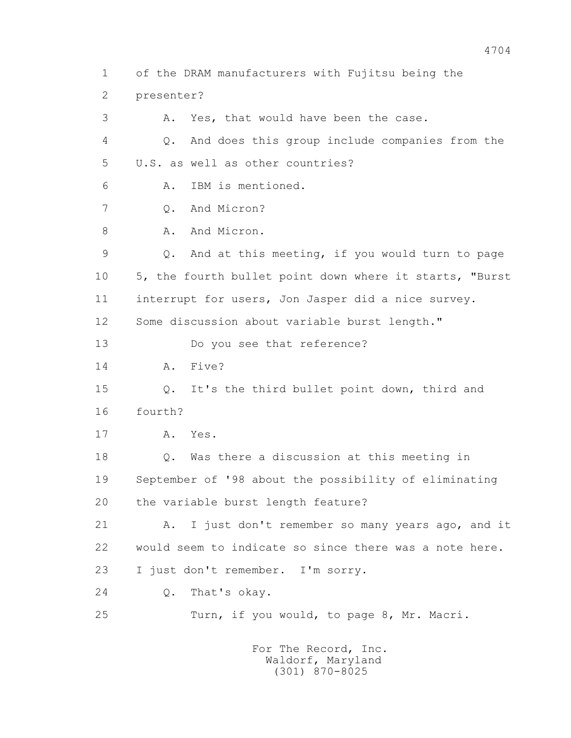1 of the DRAM manufacturers with Fujitsu being the
2 presenter?
3 A. Yes, that would have been the case.
4 Q. And does this group include companies from the
5 U.S. as well as other countries?
6 A. IBM is mentioned.
7 Q. And Micron?
8 A. And Micron.
9 Q. And at this meeting, if you would turn to page
10 5, the fourth bullet point down where it starts, "Burst
11 interrupt for users, Jon Jasper did a nice survey.
12 Some discussion about variable burst length."
13 Do you see that reference?
14 A. Five?
15 Q. It's the third bullet point down, third and
16 fourth?
17 A. Yes.
18 Q. Was there a discussion at this meeting in
19 September of '98 about the possibility of eliminating
20 the variable burst length feature?
21 A. I just don't remember so many years ago, and it
22 would seem to indicate so since there was a note here.
23 I just don't remember. I'm sorry.
24 Q. That's okay.
25 Turn, if you would, to page 8, Mr. Macri.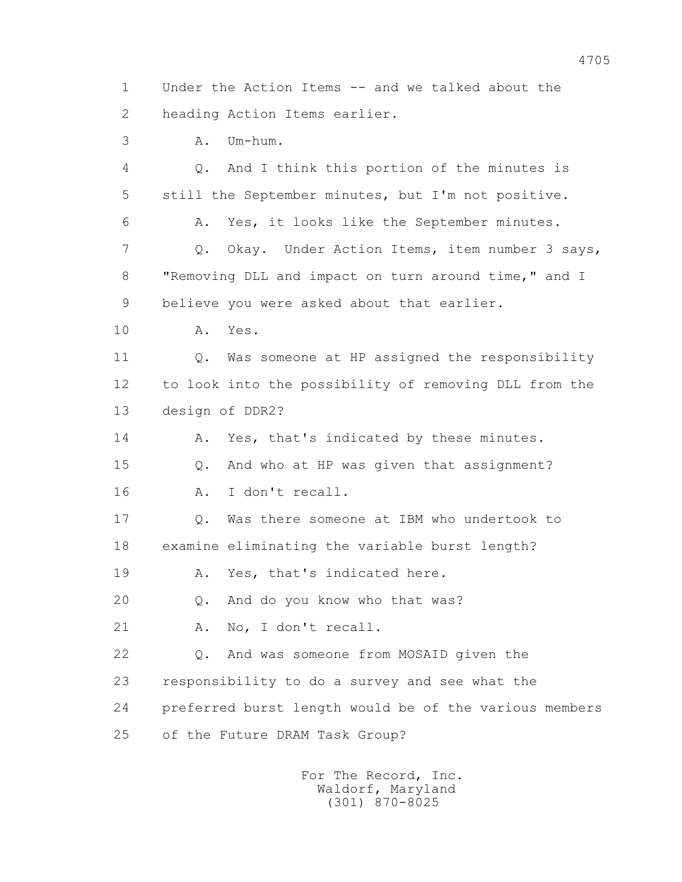1 Under the Action Items -- and we talked about the
2 heading Action Items earlier.
3 A. Um-hum.
4 Q. And I think this portion of the minutes is
5 still the September minutes, but I'm not positive.
6 A. Yes, it looks like the September minutes.
7 Q. Okay. Under Action Items, item number 3 says,
8 "Removing DLL and impact on turn around time," and I
9 believe you were asked about that earlier.
10 A. Yes.
11 Q. Was someone at HP assigned the responsibility
12 to look into the possibility of removing DLL from the
13 design of DDR2?
14 A. Yes, that's indicated by these minutes.
15 Q. And who at HP was given that assignment?
16 A. I don't recall.
17 Q. Was there someone at IBM who undertook to
18 examine eliminating the variable burst length?
19 A. Yes, that's indicated here.
20 Q. And do you know who that was?
21 A. No, I don't recall.
22 Q. And was someone from MOSAID given the
23 responsibility to do a survey and see what the
24 preferred burst length would be of the various members
25 of the Future DRAM Task Group?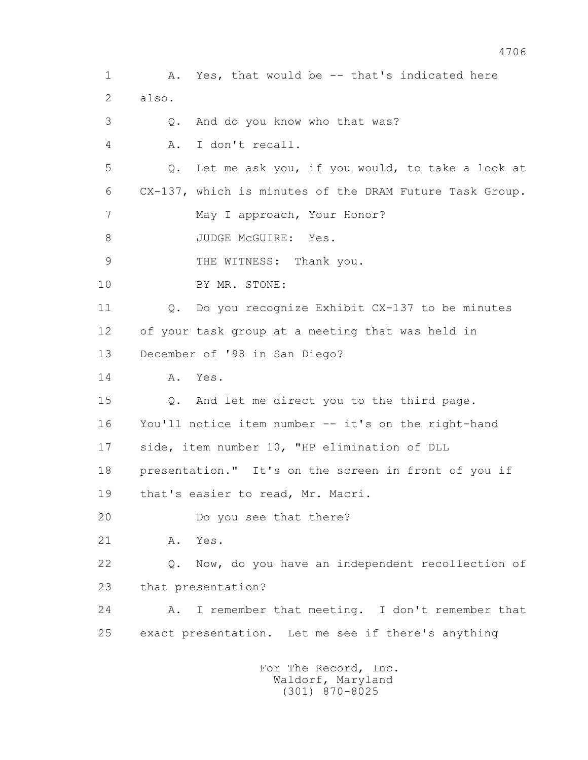1 A. Yes, that would be -- that's indicated here

2 also.

3 Q. And do you know who that was?

4 A. I don't recall.

5 Q. Let me ask you, if you would, to take a look at

6 CX-137, which is minutes of the DRAM Future Task Group.

7 May I approach, Your Honor?

8 JUDGE McGUIRE: Yes.

9 THE WITNESS: Thank you.

10 BY MR. STONE:

11 Q. Do you recognize Exhibit CX-137 to be minutes

12 of your task group at a meeting that was held in

13 December of '98 in San Diego?

14 A. Yes.

15 Q. And let me direct you to the third page.

16 You'll notice item number -- it's on the right-hand

17 side, item number 10, "HP elimination of DLL

18 presentation." It's on the screen in front of you if

19 that's easier to read, Mr. Macri.

20 Do you see that there?

21 A. Yes.

22 Q. Now, do you have an independent recollection of

23 that presentation?

24 A. I remember that meeting. I don't remember that

25 exact presentation. Let me see if there's anything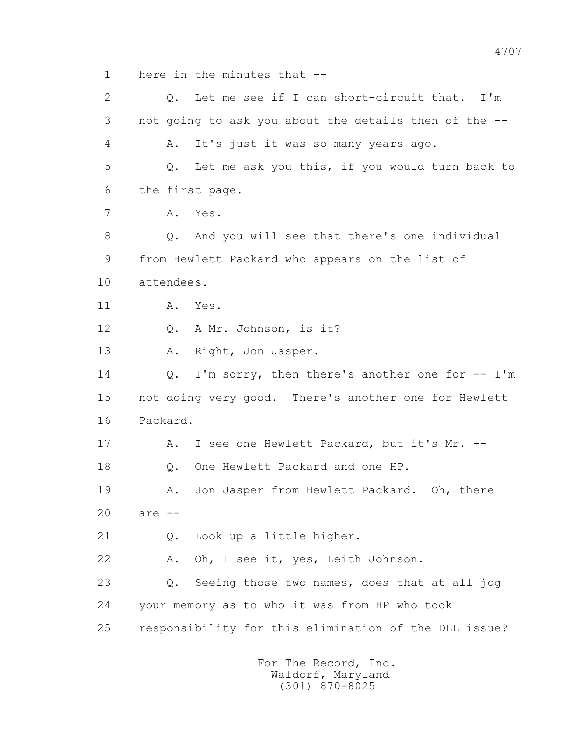1 here in the minutes that --

2 Q. Let me see if I can short-circuit that. I'm

3 not going to ask you about the details then of the --

4 A. It's just it was so many years ago.

5 Q. Let me ask you this, if you would turn back to

6 the first page.

7 A. Yes.

8 Q. And you will see that there's one individual

9 from Hewlett Packard who appears on the list of

10 attendees.

11 A. Yes.

12 Q. A Mr. Johnson, is it?

13 A. Right, Jon Jasper.

14 Q. I'm sorry, then there's another one for -- I'm

15 not doing very good. There's another one for Hewlett

16 Packard.

17 A. I see one Hewlett Packard, but it's Mr. --

18 Q. One Hewlett Packard and one HP.

19 A. Jon Jasper from Hewlett Packard. Oh, there

20 are --

21 Q. Look up a little higher.

22 A. Oh, I see it, yes, Leith Johnson.

23 Q. Seeing those two names, does that at all jog

24 your memory as to who it was from HP who took

25 responsibility for this elimination of the DLL issue?

For The Record, Inc.
Waldorf, Maryland
(301) 870-8025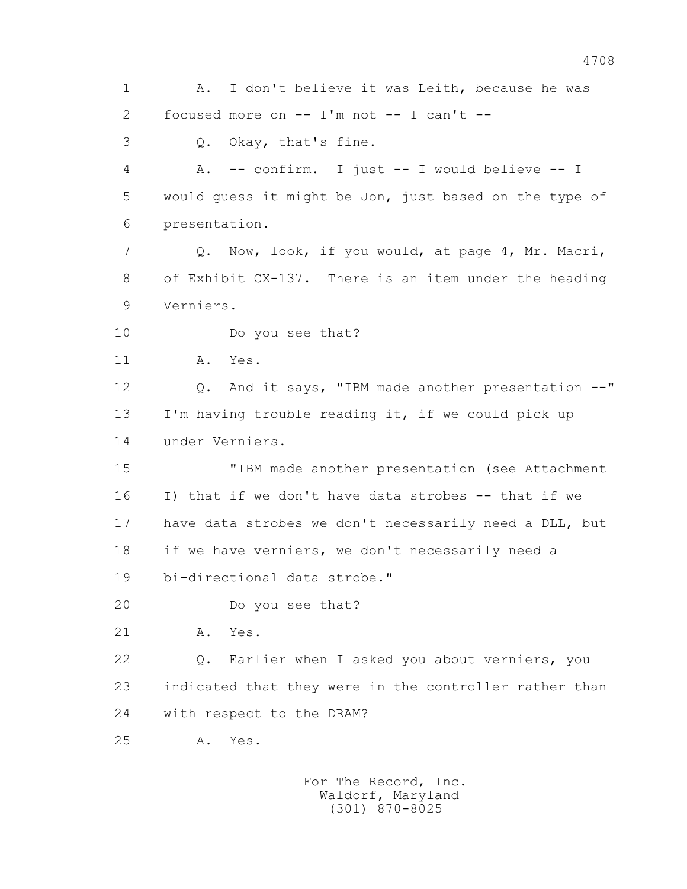1 A. I don't believe it was Leith, because he was
2 focused more on -- I'm not -- I can't --
3 Q. Okay, that's fine.
4 A. -- confirm. I just -- I would believe -- I
5 would guess it might be Jon, just based on the type of
6 presentation.
7 Q. Now, look, if you would, at page 4, Mr. Macri,
8 of Exhibit CX-137. There is an item under the heading
9 Verniers.
10 Do you see that?
11 A. Yes.
12 Q. And it says, "IBM made another presentation --"
13 I'm having trouble reading it, if we could pick up
14 under Verniers.
15 "IBM made another presentation (see Attachment
16 I) that if we don't have data strobes -- that if we
17 have data strobes we don't necessarily need a DLL, but
18 if we have verniers, we don't necessarily need a
19 bi-directional data strobe."
20 Do you see that?
21 A. Yes.
22 Q. Earlier when I asked you about verniers, you
23 indicated that they were in the controller rather than
24 with respect to the DRAM?
25 A. Yes.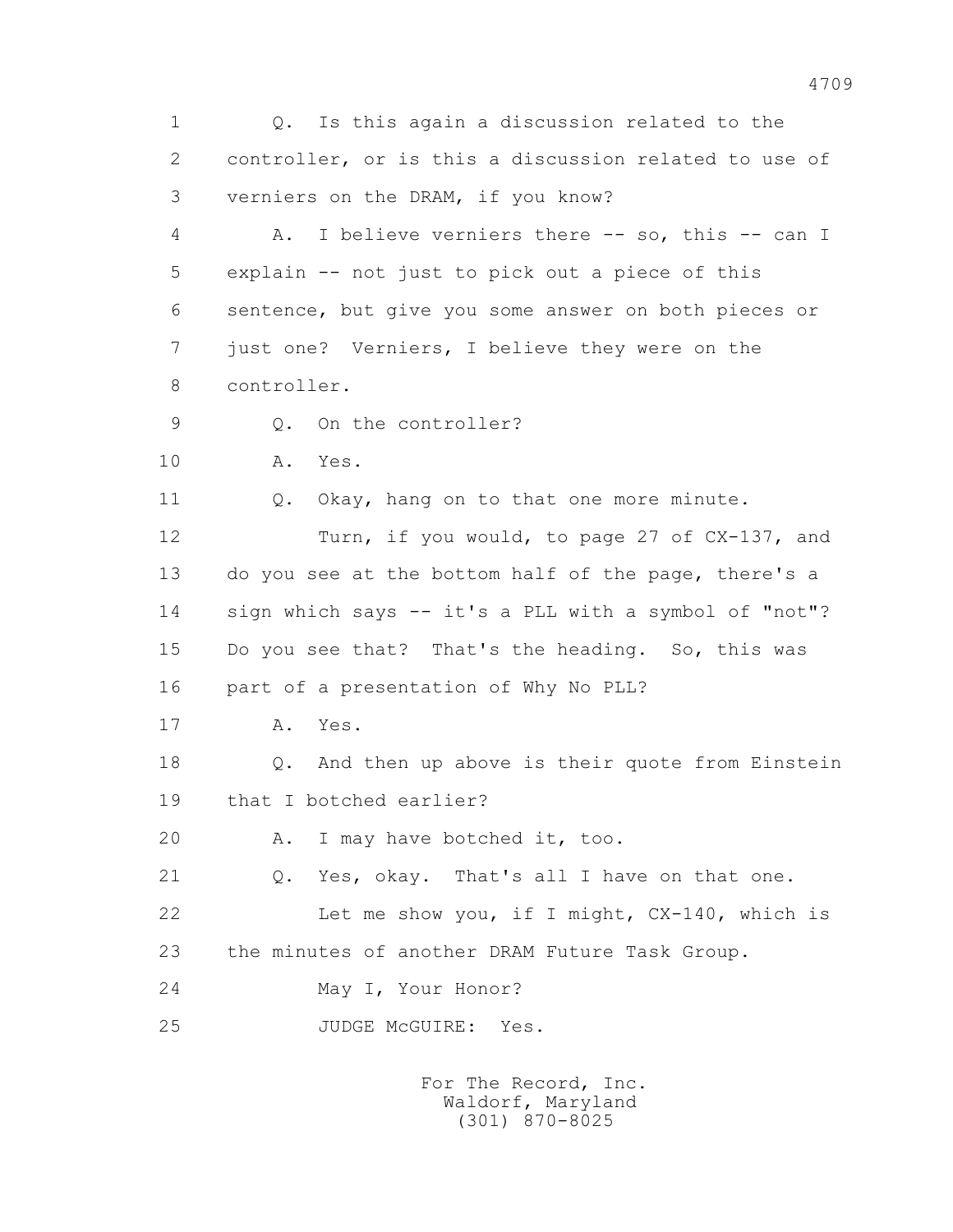1 Q. Is this again a discussion related to the
2 controller, or is this a discussion related to use of
3 verniers on the DRAM, if you know?
4 A. I believe verniers there -- so, this -- can I
5 explain -- not just to pick out a piece of this
6 sentence, but give you some answer on both pieces or
7 just one? Verniers, I believe they were on the
8 controller.
9 Q. On the controller?
10 A. Yes.
11 Q. Okay, hang on to that one more minute.
12 Turn, if you would, to page 27 of CX-137, and
13 do you see at the bottom half of the page, there's a
14 sign which says -- it's a PLL with a symbol of "not"?
15 Do you see that? That's the heading. So, this was
16 part of a presentation of Why No PLL?
17 A. Yes.
18 Q. And then up above is their quote from Einstein
19 that I botched earlier?
20 A. I may have botched it, too.
21 Q. Yes, okay. That's all I have on that one.
22 Let me show you, if I might, CX-140, which is
23 the minutes of another DRAM Future Task Group.
24 May I, Your Honor?
25 JUDGE McGUIRE: Yes.

For The Record, Inc.
Waldorf, Maryland
(301) 870-8025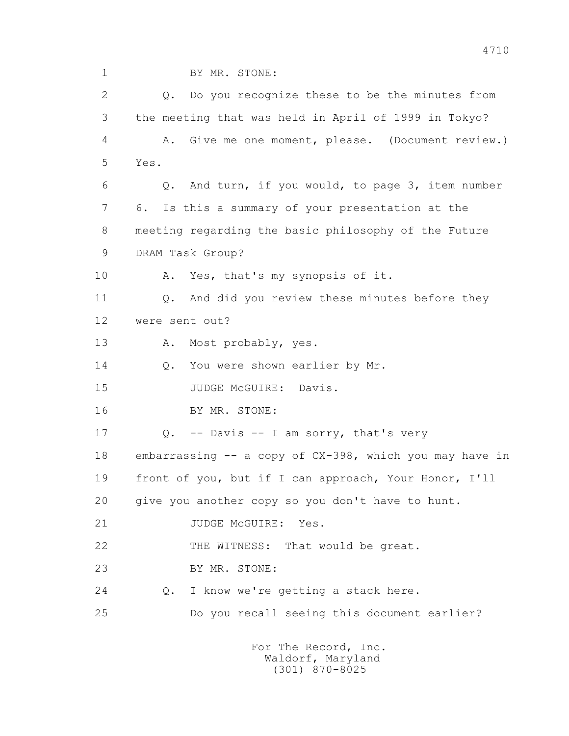BY MR. STONE:

Q. Do you recognize these to be the minutes from the meeting that was held in April of 1999 in Tokyo?

A. Give me one moment, please. (Document review.) Yes.

Q. And turn, if you would, to page 3, item number 6. Is this a summary of your presentation at the meeting regarding the basic philosophy of the Future DRAM Task Group?

A. Yes, that's my synopsis of it.

Q. And did you review these minutes before they were sent out?

A. Most probably, yes.

Q. You were shown earlier by Mr.

JUDGE McGUIRE: Davis.

BY MR. STONE:

Q. -- Davis -- I am sorry, that's very embarrassing -- a copy of CX-398, which you may have in front of you, but if I can approach, Your Honor, I'll give you another copy so you don't have to hunt.

JUDGE McGUIRE: Yes.

THE WITNESS: That would be great.

BY MR. STONE:

Q. I know we're getting a stack here.

Do you recall seeing this document earlier?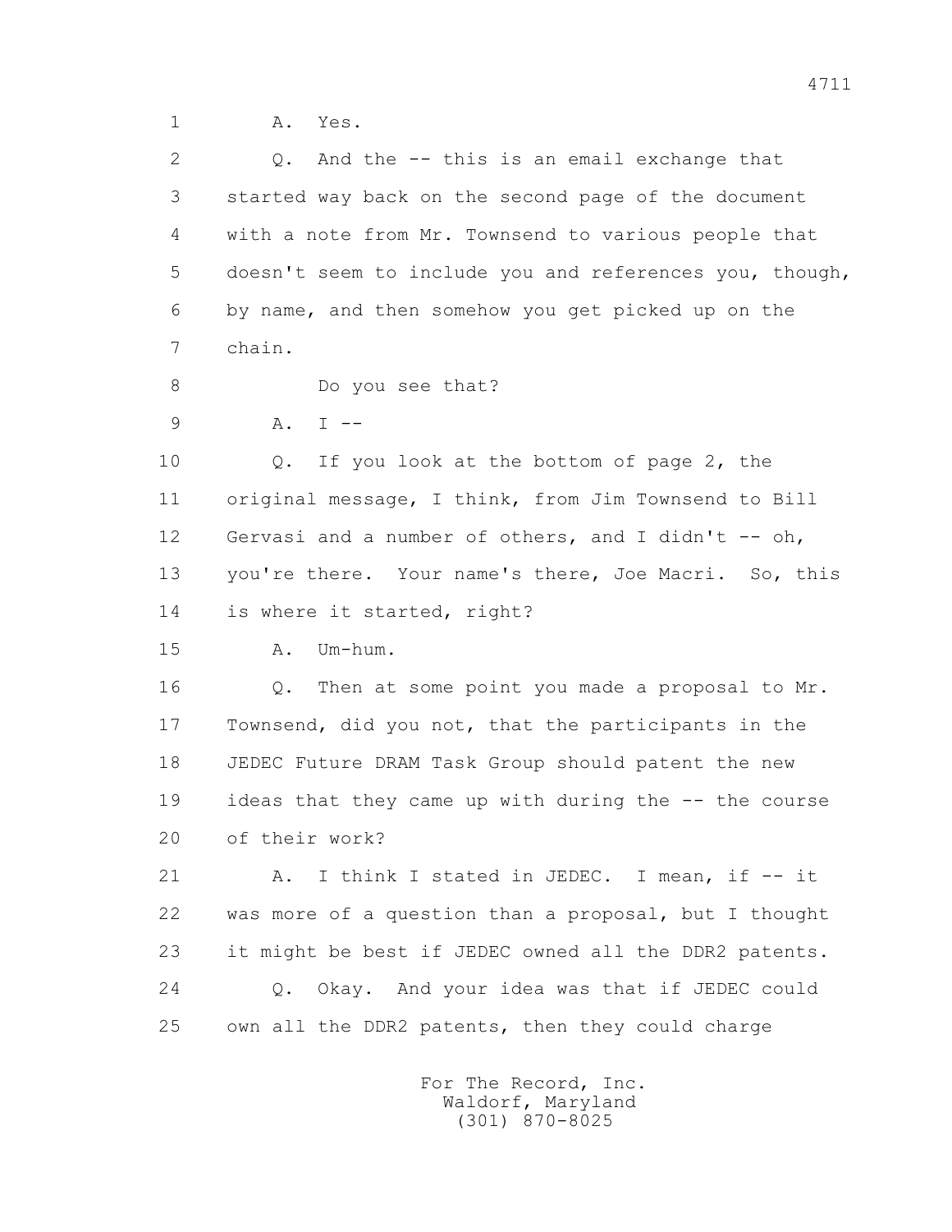1 A. Yes.

2 Q. And the -- this is an email exchange that

3 started way back on the second page of the document

4 with a note from Mr. Townsend to various people that

5 doesn't seem to include you and references you, though,

6 by name, and then somehow you get picked up on the

7 chain.

8 Do you see that?

9 A. I --

10 Q. If you look at the bottom of page 2, the

11 original message, I think, from Jim Townsend to Bill

12 Gervasi and a number of others, and I didn't -- oh,

13 you're there. Your name's there, Joe Macri. So, this

14 is where it started, right?

15 A. Um-hum.

16 Q. Then at some point you made a proposal to Mr.

17 Townsend, did you not, that the participants in the

18 JEDEC Future DRAM Task Group should patent the new

19 ideas that they came up with during the -- the course

20 of their work?

21 A. I think I stated in JEDEC. I mean, if -- it

22 was more of a question than a proposal, but I thought

23 it might be best if JEDEC owned all the DDR2 patents.

24 Q. Okay. And your idea was that if JEDEC could

25 own all the DDR2 patents, then they could charge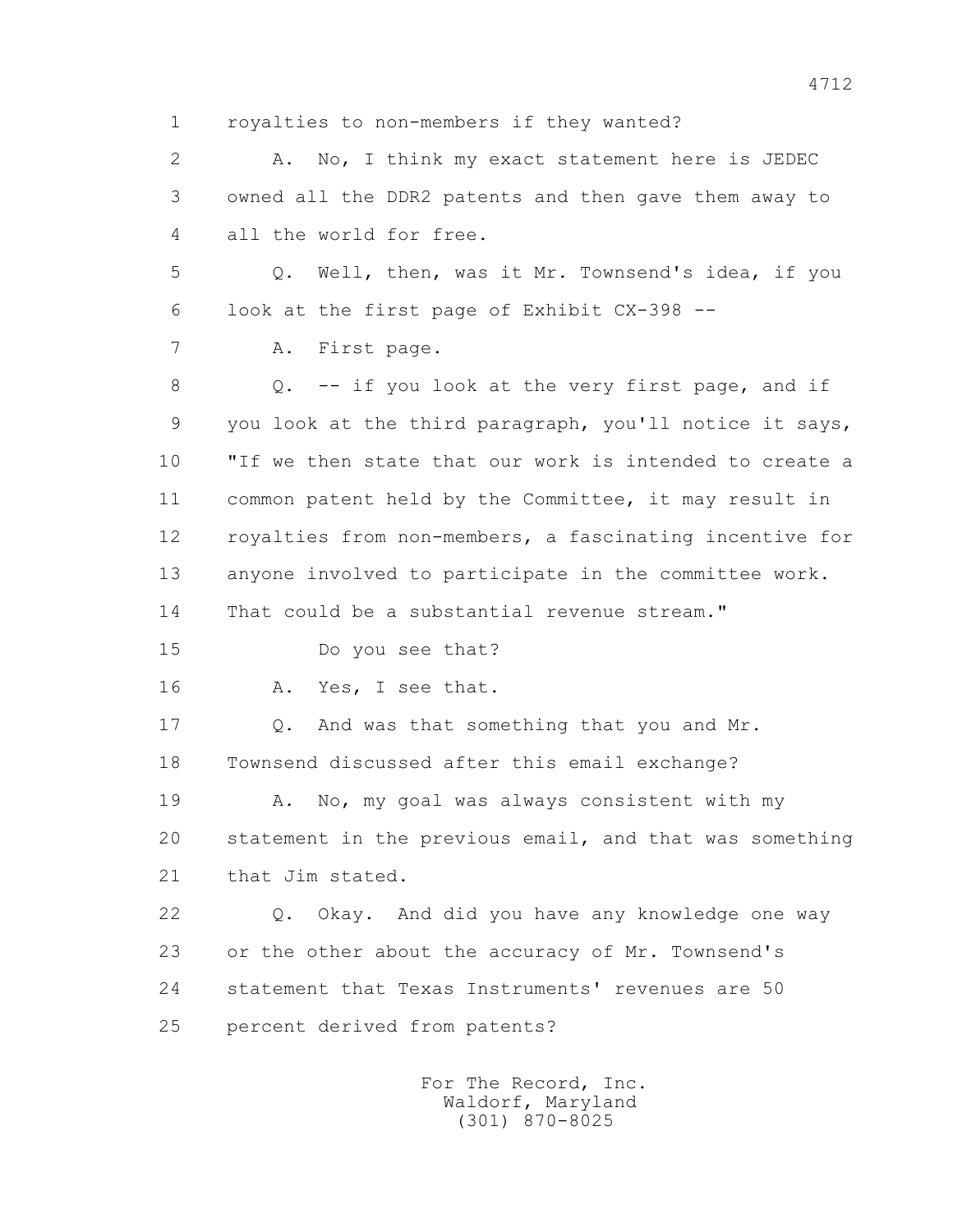1 royalties to non-members if they wanted?

2 A. No, I think my exact statement here is JEDEC

3 owned all the DDR2 patents and then gave them away to

4 all the world for free.

5 Q. Well, then, was it Mr. Townsend's idea, if you

6 look at the first page of Exhibit CX-398 --

7 A. First page.

8 Q. -- if you look at the very first page, and if

9 you look at the third paragraph, you'll notice it says,

10 "If we then state that our work is intended to create a

11 common patent held by the Committee, it may result in

12 royalties from non-members, a fascinating incentive for

13 anyone involved to participate in the committee work.

14 That could be a substantial revenue stream."

15 Do you see that?

16 A. Yes, I see that.

17 Q. And was that something that you and Mr.

18 Townsend discussed after this email exchange?

19 A. No, my goal was always consistent with my

20 statement in the previous email, and that was something

21 that Jim stated.

22 Q. Okay. And did you have any knowledge one way

23 or the other about the accuracy of Mr. Townsend's

24 statement that Texas Instruments' revenues are 50

25 percent derived from patents?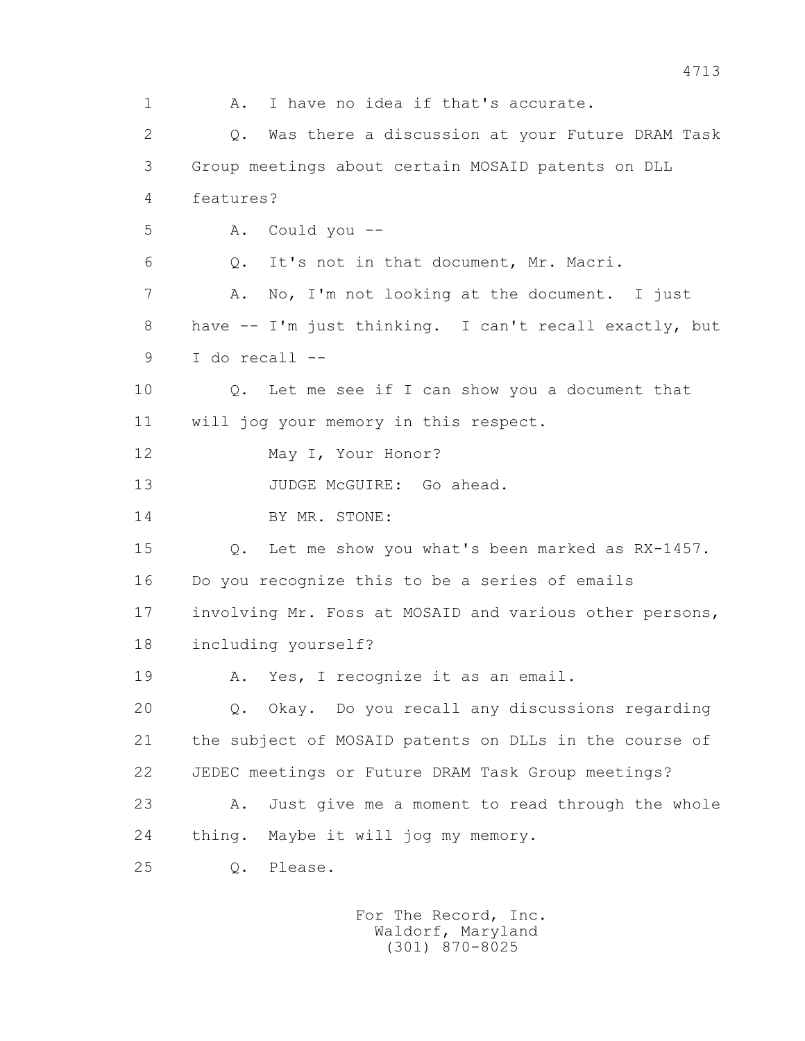1 A. I have no idea if that's accurate.

2 Q. Was there a discussion at your Future DRAM Task

3 Group meetings about certain MOSAID patents on DLL

4 features?

5 A. Could you --

6 Q. It's not in that document, Mr. Macri.

7 A. No, I'm not looking at the document. I just

8 have -- I'm just thinking. I can't recall exactly, but

9 I do recall --

10 Q. Let me see if I can show you a document that

11 will jog your memory in this respect.

12 May I, Your Honor?

13 JUDGE McGUIRE: Go ahead.

14 BY MR. STONE:

15 Q. Let me show you what's been marked as RX-1457.

16 Do you recognize this to be a series of emails

17 involving Mr. Foss at MOSAID and various other persons,

18 including yourself?

19 A. Yes, I recognize it as an email.

20 Q. Okay. Do you recall any discussions regarding

21 the subject of MOSAID patents on DLLs in the course of

22 JEDEC meetings or Future DRAM Task Group meetings?

23 A. Just give me a moment to read through the whole

24 thing. Maybe it will jog my memory.

25 Q. Please.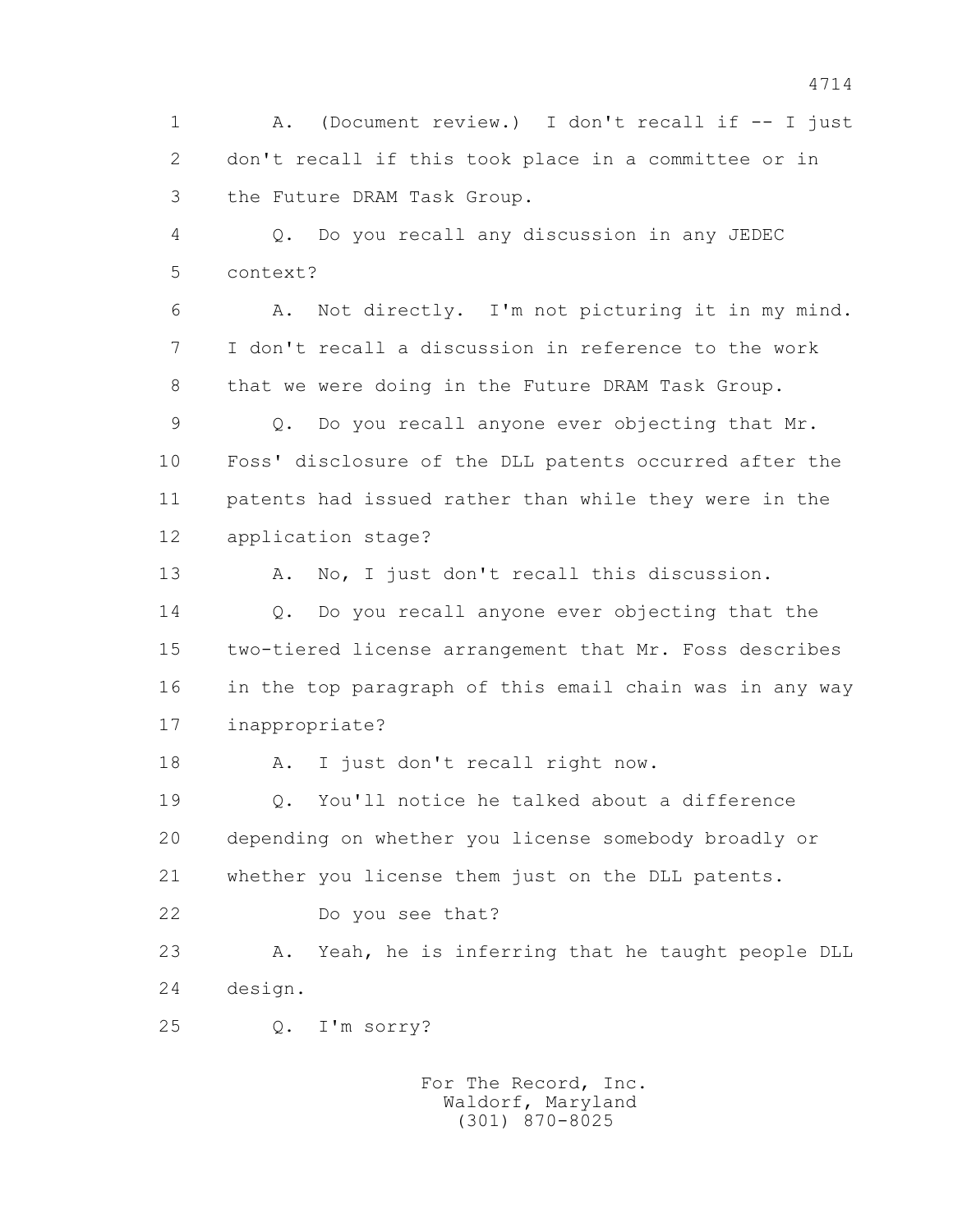1 A. (Document review.) I don't recall if -- I just
2 don't recall if this took place in a committee or in
3 the Future DRAM Task Group.
4 Q. Do you recall any discussion in any JEDEC
5 context?
6 A. Not directly. I'm not picturing it in my mind.
7 I don't recall a discussion in reference to the work
8 that we were doing in the Future DRAM Task Group.
9 Q. Do you recall anyone ever objecting that Mr.
10 Foss' disclosure of the DLL patents occurred after the
11 patents had issued rather than while they were in the
12 application stage?
13 A. No, I just don't recall this discussion.
14 Q. Do you recall anyone ever objecting that the
15 two-tiered license arrangement that Mr. Foss describes
16 in the top paragraph of this email chain was in any way
17 inappropriate?
18 A. I just don't recall right now.
19 Q. You'll notice he talked about a difference
20 depending on whether you license somebody broadly or
21 whether you license them just on the DLL patents.
22 Do you see that?
23 A. Yeah, he is inferring that he taught people DLL
24 design.
25 Q. I'm sorry?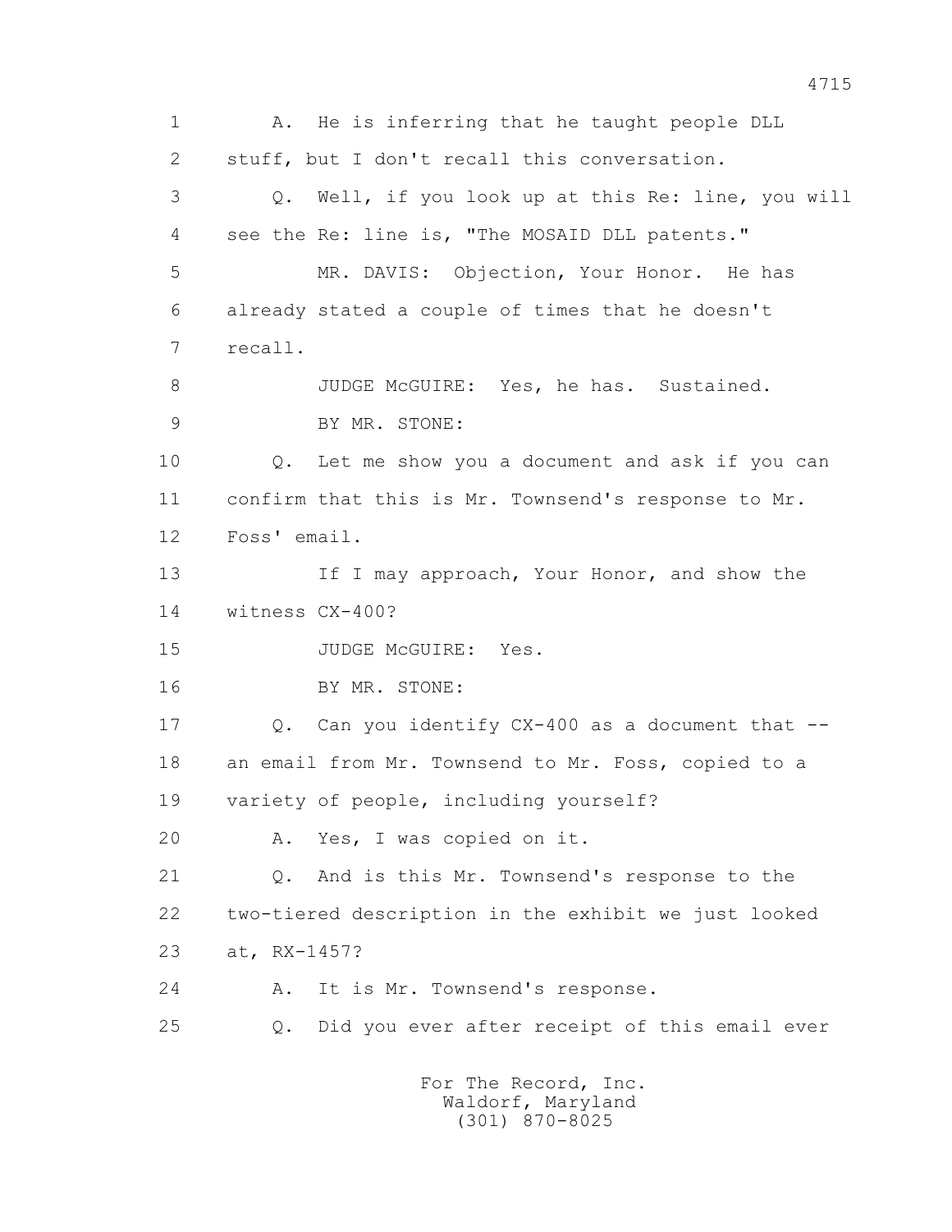1 A. He is inferring that he taught people DLL
2 stuff, but I don't recall this conversation.
3 Q. Well, if you look up at this Re: line, you will
4 see the Re: line is, "The MOSAID DLL patents."
5 MR. DAVIS: Objection, Your Honor. He has
6 already stated a couple of times that he doesn't
7 recall.
8 JUDGE McGUIRE: Yes, he has. Sustained.
9 BY MR. STONE:
10 Q. Let me show you a document and ask if you can
11 confirm that this is Mr. Townsend's response to Mr.
12 Foss' email.
13 If I may approach, Your Honor, and show the
14 witness CX-400?
15 JUDGE McGUIRE: Yes.
16 BY MR. STONE:
17 Q. Can you identify CX-400 as a document that --
18 an email from Mr. Townsend to Mr. Foss, copied to a
19 variety of people, including yourself?
20 A. Yes, I was copied on it.
21 Q. And is this Mr. Townsend's response to the
22 two-tiered description in the exhibit we just looked
23 at, RX-1457?
24 A. It is Mr. Townsend's response.
25 Q. Did you ever after receipt of this email ever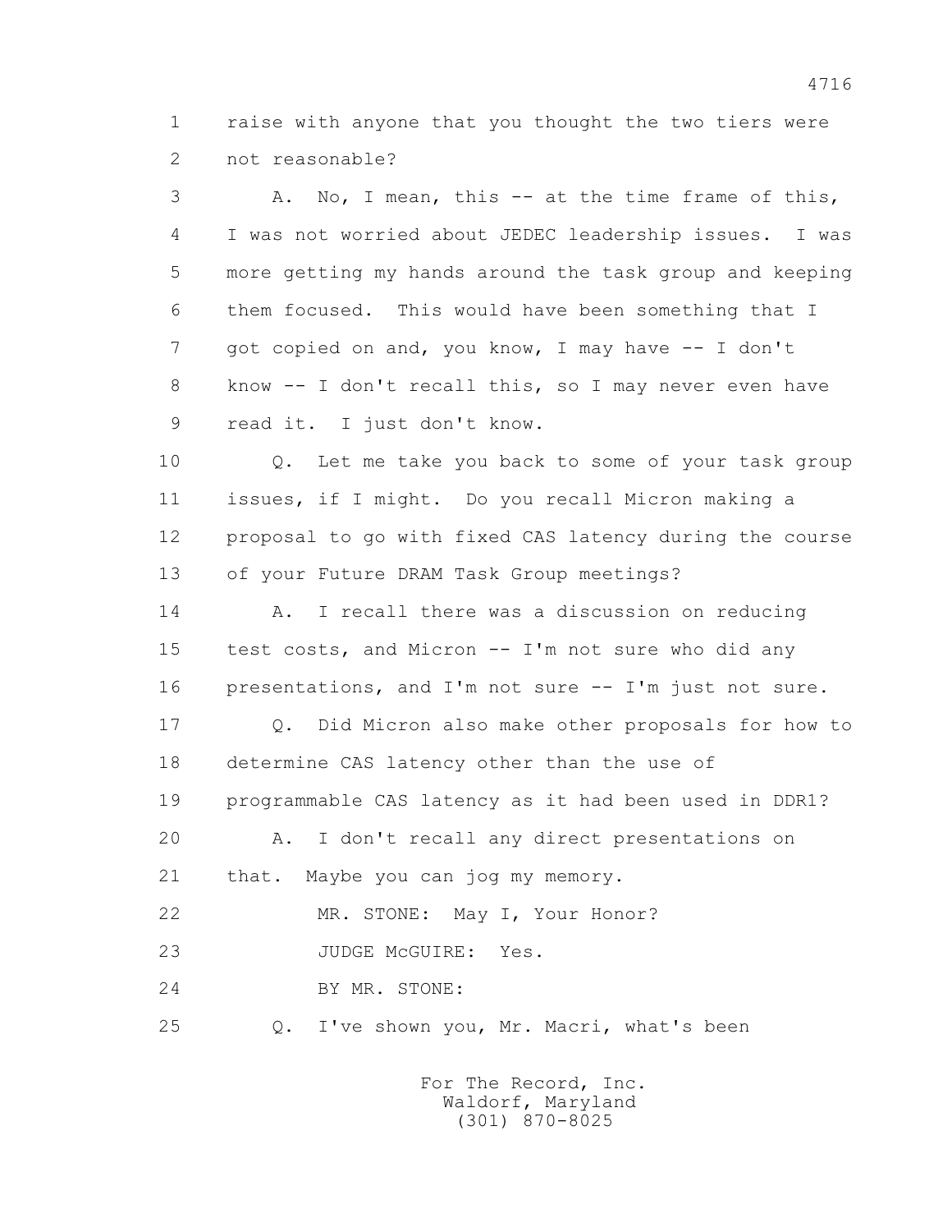1 raise with anyone that you thought the two tiers were
2 not reasonable?

3 A. No, I mean, this -- at the time frame of this,
4 I was not worried about JEDEC leadership issues. I was
5 more getting my hands around the task group and keeping
6 them focused. This would have been something that I
7 got copied on and, you know, I may have -- I don't
8 know -- I don't recall this, so I may never even have
9 read it. I just don't know.

10 Q. Let me take you back to some of your task group
11 issues, if I might. Do you recall Micron making a
12 proposal to go with fixed CAS latency during the course
13 of your Future DRAM Task Group meetings?

14 A. I recall there was a discussion on reducing
15 test costs, and Micron -- I'm not sure who did any
16 presentations, and I'm not sure -- I'm just not sure.

17 Q. Did Micron also make other proposals for how to
18 determine CAS latency other than the use of
19 programmable CAS latency as it had been used in DDR1?

20 A. I don't recall any direct presentations on
21 that. Maybe you can jog my memory.

22 MR. STONE: May I, Your Honor?

23 JUDGE McGUIRE: Yes.

24 BY MR. STONE:

25 Q. I've shown you, Mr. Macri, what's been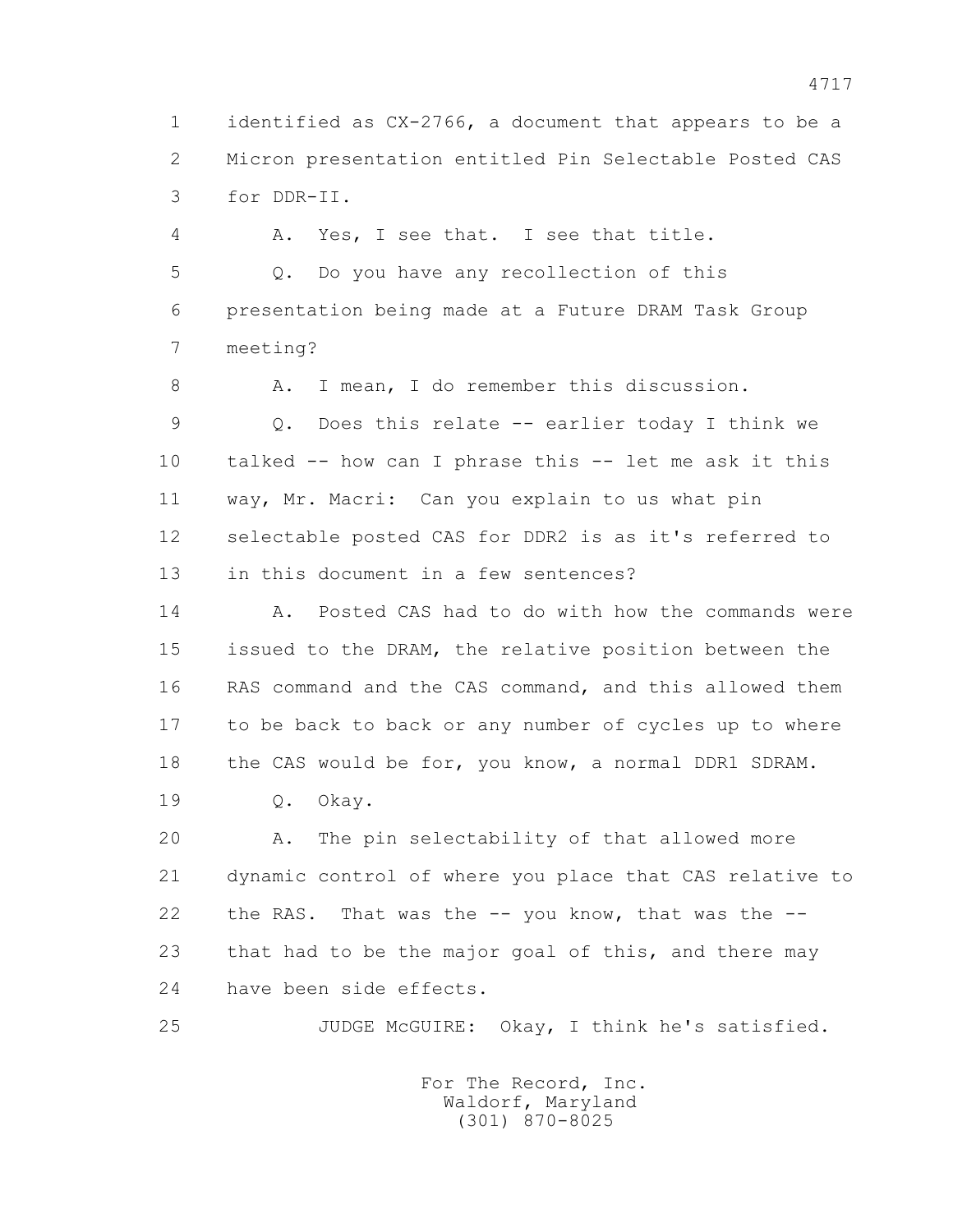1 identified as CX-2766, a document that appears to be a
2 Micron presentation entitled Pin Selectable Posted CAS
3 for DDR-II.

4 A. Yes, I see that. I see that title.

5 Q. Do you have any recollection of this
6 presentation being made at a Future DRAM Task Group
7 meeting?

8 A. I mean, I do remember this discussion.

9 Q. Does this relate -- earlier today I think we
10 talked -- how can I phrase this -- let me ask it this
11 way, Mr. Macri: Can you explain to us what pin
12 selectable posted CAS for DDR2 is as it's referred to
13 in this document in a few sentences?

14 A. Posted CAS had to do with how the commands were
15 issued to the DRAM, the relative position between the
16 RAS command and the CAS command, and this allowed them
17 to be back to back or any number of cycles up to where
18 the CAS would be for, you know, a normal DDR1 SDRAM.

19 Q. Okay.

20 A. The pin selectability of that allowed more
21 dynamic control of where you place that CAS relative to
22 the RAS. That was the -- you know, that was the --
23 that had to be the major goal of this, and there may
24 have been side effects.

25 JUDGE McGUIRE: Okay, I think he's satisfied.

For The Record, Inc.
Waldorf, Maryland
(301) 870-8025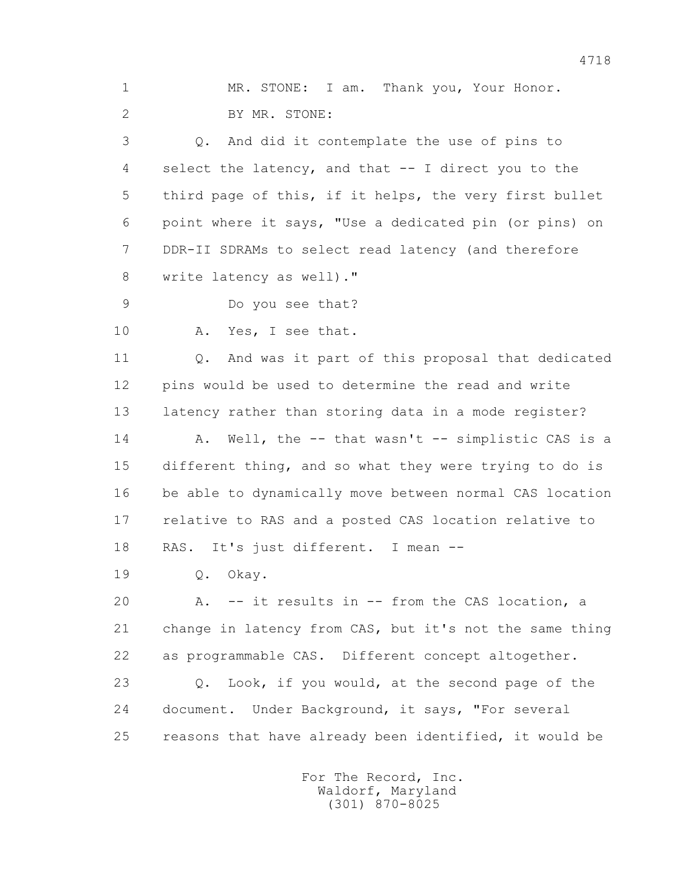MR. STONE: I am. Thank you, Your Honor.

BY MR. STONE:

Q. And did it contemplate the use of pins to select the latency, and that -- I direct you to the third page of this, if it helps, the very first bullet point where it says, "Use a dedicated pin (or pins) on DDR-II SDRAMs to select read latency (and therefore write latency as well)."

Do you see that?

A. Yes, I see that.

Q. And was it part of this proposal that dedicated pins would be used to determine the read and write latency rather than storing data in a mode register?

A. Well, the -- that wasn't -- simplistic CAS is a different thing, and so what they were trying to do is be able to dynamically move between normal CAS location relative to RAS and a posted CAS location relative to RAS. It's just different. I mean --

Q. Okay.

A. -- it results in -- from the CAS location, a change in latency from CAS, but it's not the same thing as programmable CAS. Different concept altogether.

Q. Look, if you would, at the second page of the document. Under Background, it says, "For several reasons that have already been identified, it would be

For The Record, Inc.
Waldorf, Maryland
(301) 870-8025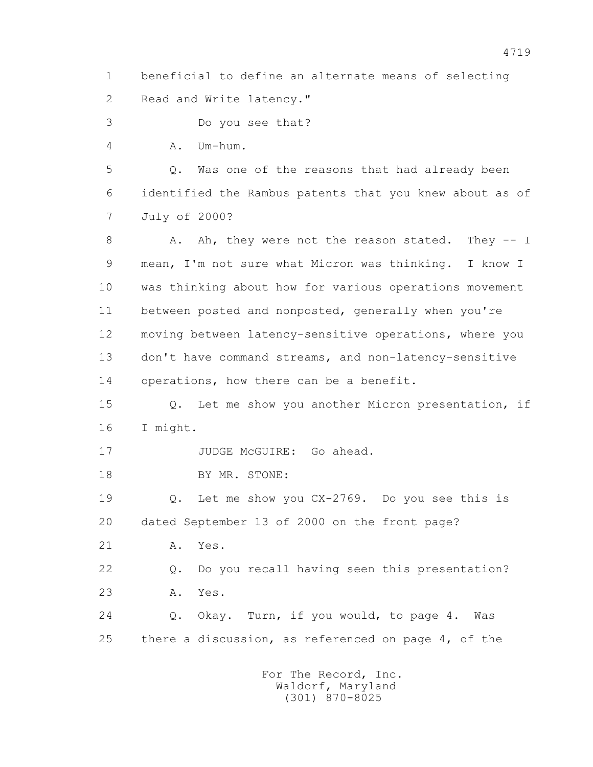1 beneficial to define an alternate means of selecting
2 Read and Write latency."
3 Do you see that?
4 A. Um-hum.
5 Q. Was one of the reasons that had already been
6 identified the Rambus patents that you knew about as of
7 July of 2000?
8 A. Ah, they were not the reason stated. They -- I
9 mean, I'm not sure what Micron was thinking. I know I
10 was thinking about how for various operations movement
11 between posted and nonposted, generally when you're
12 moving between latency-sensitive operations, where you
13 don't have command streams, and non-latency-sensitive
14 operations, how there can be a benefit.
15 Q. Let me show you another Micron presentation, if
16 I might.
17 JUDGE McGUIRE: Go ahead.
18 BY MR. STONE:
19 Q. Let me show you CX-2769. Do you see this is
20 dated September 13 of 2000 on the front page?
21 A. Yes.
22 Q. Do you recall having seen this presentation?
23 A. Yes.
24 Q. Okay. Turn, if you would, to page 4. Was
25 there a discussion, as referenced on page 4, of the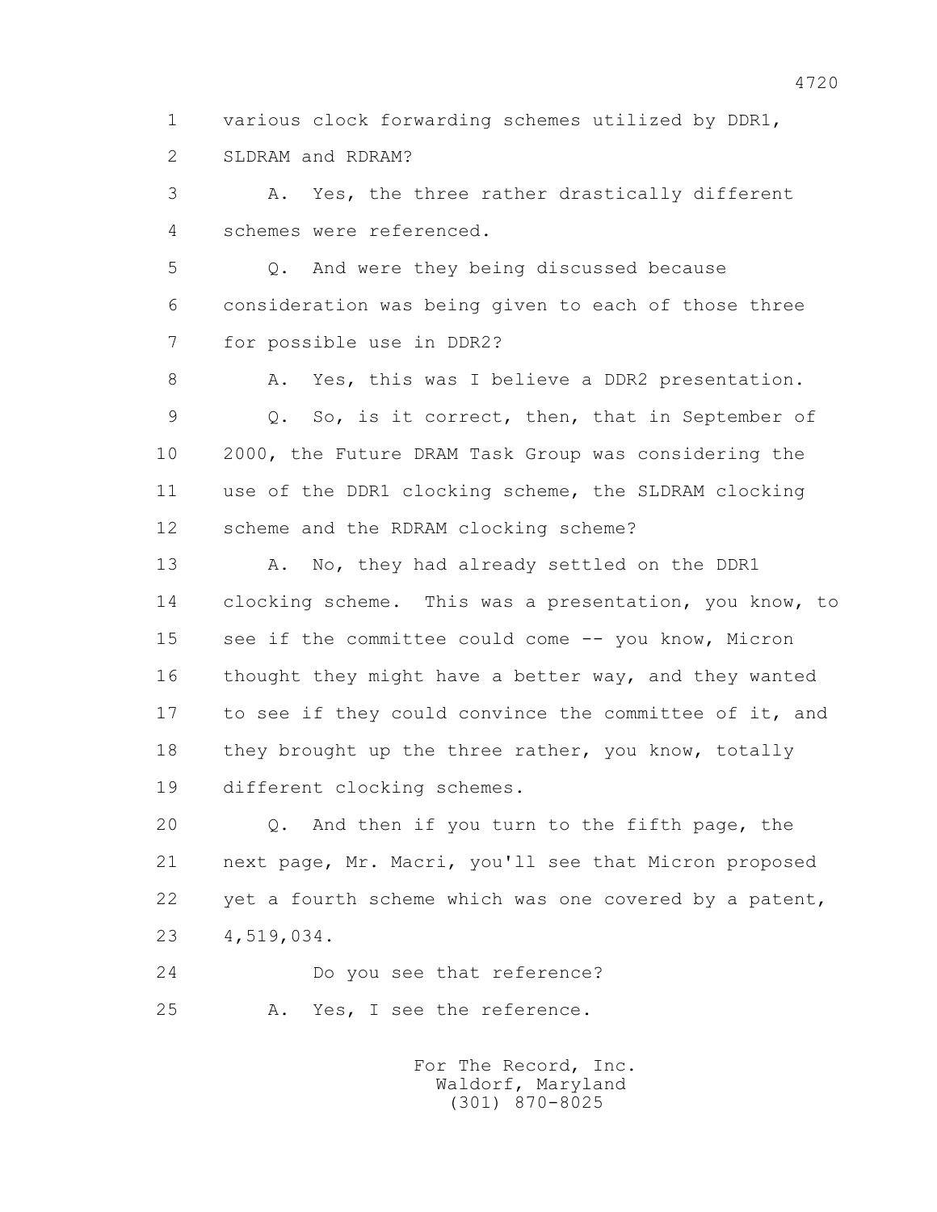1 various clock forwarding schemes utilized by DDR1,
2 SLDRAM and RDRAM?

3 A. Yes, the three rather drastically different
4 schemes were referenced.

5 Q. And were they being discussed because
6 consideration was being given to each of those three
7 for possible use in DDR2?

8 A. Yes, this was I believe a DDR2 presentation.

9 Q. So, is it correct, then, that in September of
10 2000, the Future DRAM Task Group was considering the
11 use of the DDR1 clocking scheme, the SLDRAM clocking
12 scheme and the RDRAM clocking scheme?

13 A. No, they had already settled on the DDR1
14 clocking scheme. This was a presentation, you know, to
15 see if the committee could come -- you know, Micron
16 thought they might have a better way, and they wanted
17 to see if they could convince the committee of it, and
18 they brought up the three rather, you know, totally
19 different clocking schemes.

20 Q. And then if you turn to the fifth page, the
21 next page, Mr. Macri, you'll see that Micron proposed
22 yet a fourth scheme which was one covered by a patent,
23 4,519,034.

24 Do you see that reference?

25 A. Yes, I see the reference.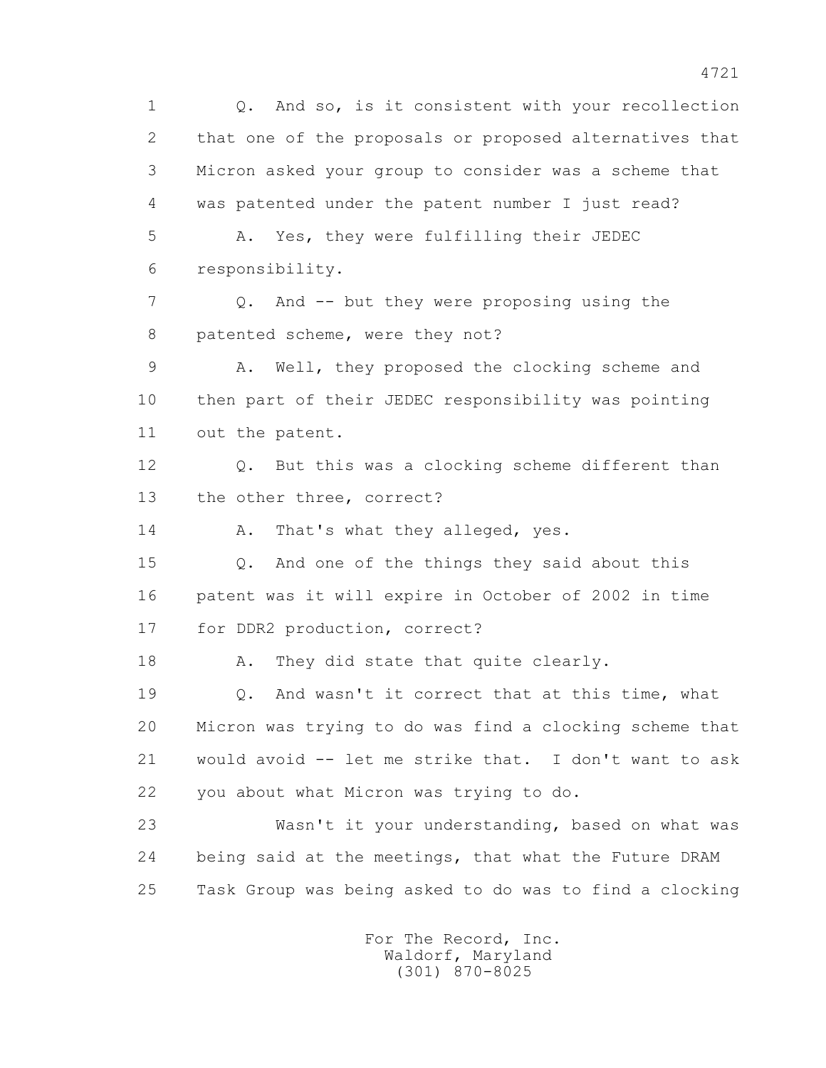1 Q. And so, is it consistent with your recollection
2 that one of the proposals or proposed alternatives that
3 Micron asked your group to consider was a scheme that
4 was patented under the patent number I just read?
5 A. Yes, they were fulfilling their JEDEC
6 responsibility.
7 Q. And -- but they were proposing using the
8 patented scheme, were they not?
9 A. Well, they proposed the clocking scheme and
10 then part of their JEDEC responsibility was pointing
11 out the patent.
12 Q. But this was a clocking scheme different than
13 the other three, correct?
14 A. That's what they alleged, yes.
15 Q. And one of the things they said about this
16 patent was it will expire in October of 2002 in time
17 for DDR2 production, correct?
18 A. They did state that quite clearly.
19 Q. And wasn't it correct that at this time, what
20 Micron was trying to do was find a clocking scheme that
21 would avoid -- let me strike that. I don't want to ask
22 you about what Micron was trying to do.
23 Wasn't it your understanding, based on what was
24 being said at the meetings, that what the Future DRAM
25 Task Group was being asked to do was to find a clocking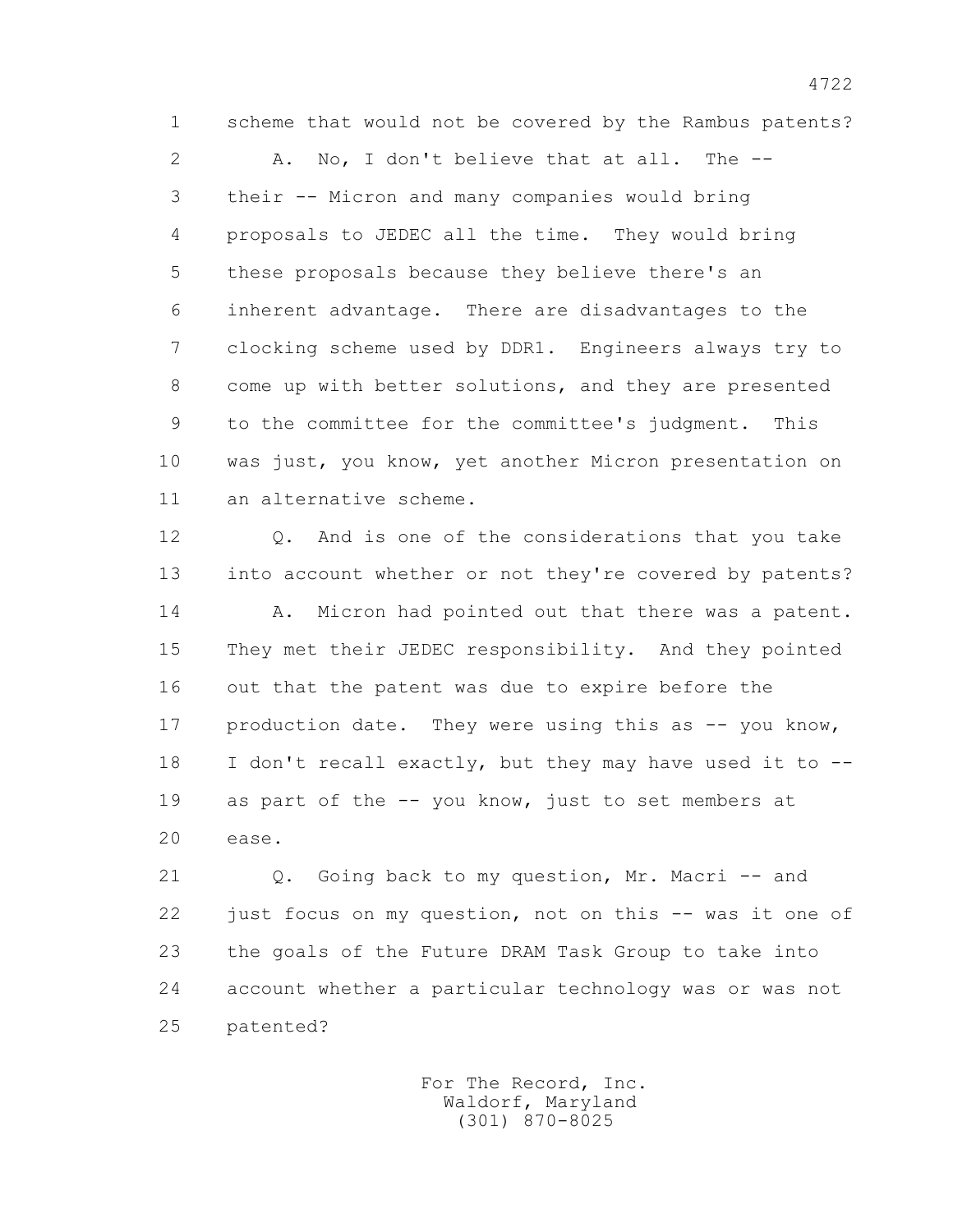1 scheme that would not be covered by the Rambus patents?

2 A. No, I don't believe that at all. The --

3 their -- Micron and many companies would bring

4 proposals to JEDEC all the time. They would bring

5 these proposals because they believe there's an

6 inherent advantage. There are disadvantages to the

7 clocking scheme used by DDR1. Engineers always try to

8 come up with better solutions, and they are presented

9 to the committee for the committee's judgment. This

10 was just, you know, yet another Micron presentation on

11 an alternative scheme.

12 Q. And is one of the considerations that you take

13 into account whether or not they're covered by patents?

14 A. Micron had pointed out that there was a patent.

15 They met their JEDEC responsibility. And they pointed

16 out that the patent was due to expire before the

17 production date. They were using this as -- you know,

18 I don't recall exactly, but they may have used it to --

19 as part of the -- you know, just to set members at

20 ease.

21 Q. Going back to my question, Mr. Macri -- and

22 just focus on my question, not on this -- was it one of

23 the goals of the Future DRAM Task Group to take into

24 account whether a particular technology was or was not

25 patented?

For The Record, Inc.
Waldorf, Maryland
(301) 870-8025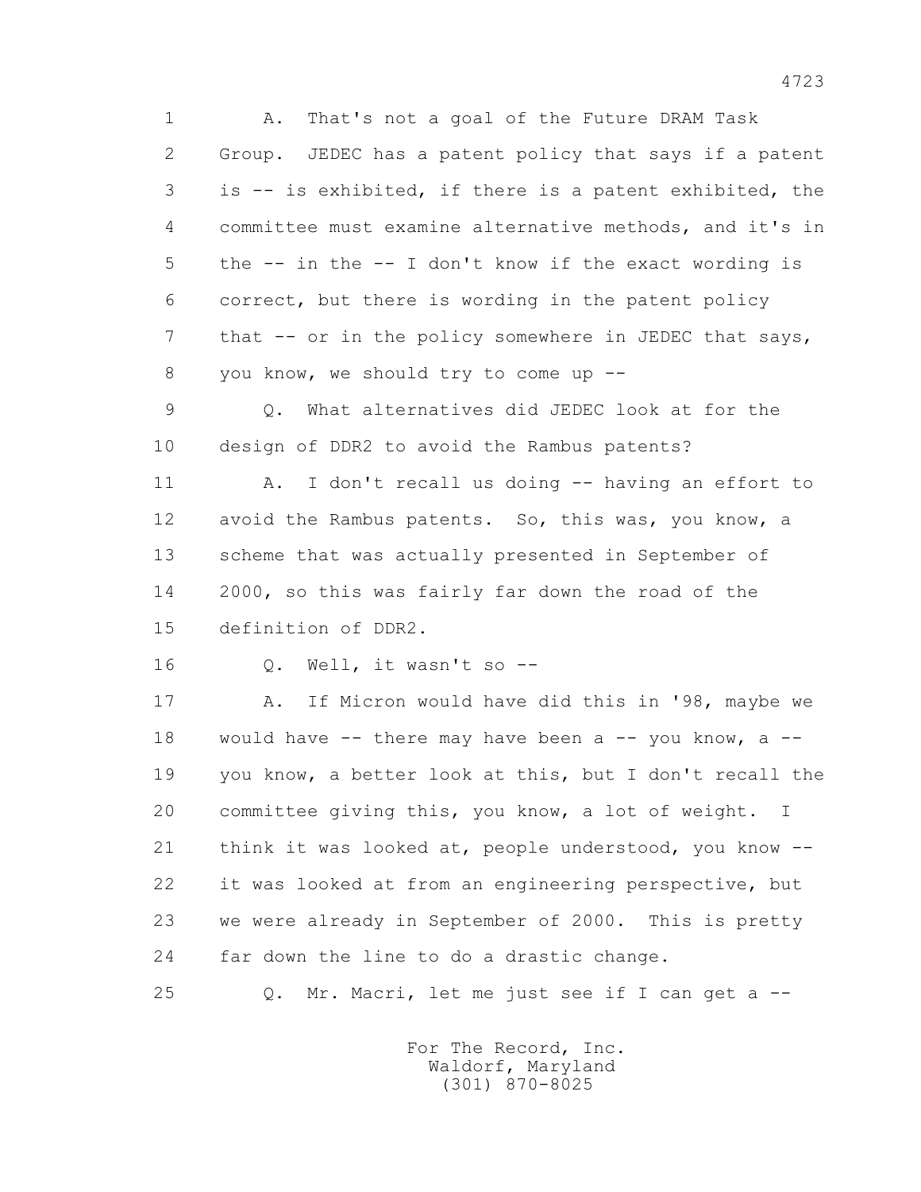1 A. That's not a goal of the Future DRAM Task
2 Group. JEDEC has a patent policy that says if a patent
3 is -- is exhibited, if there is a patent exhibited, the
4 committee must examine alternative methods, and it's in
5 the -- in the -- I don't know if the exact wording is
6 correct, but there is wording in the patent policy
7 that -- or in the policy somewhere in JEDEC that says,
8 you know, we should try to come up --
9 Q. What alternatives did JEDEC look at for the
10 design of DDR2 to avoid the Rambus patents?
11 A. I don't recall us doing -- having an effort to
12 avoid the Rambus patents. So, this was, you know, a
13 scheme that was actually presented in September of
14 2000, so this was fairly far down the road of the
15 definition of DDR2.
16 Q. Well, it wasn't so --
17 A. If Micron would have did this in '98, maybe we
18 would have -- there may have been a -- you know, a --
19 you know, a better look at this, but I don't recall the
20 committee giving this, you know, a lot of weight. I
21 think it was looked at, people understood, you know --
22 it was looked at from an engineering perspective, but
23 we were already in September of 2000. This is pretty
24 far down the line to do a drastic change.
25 Q. Mr. Macri, let me just see if I can get a --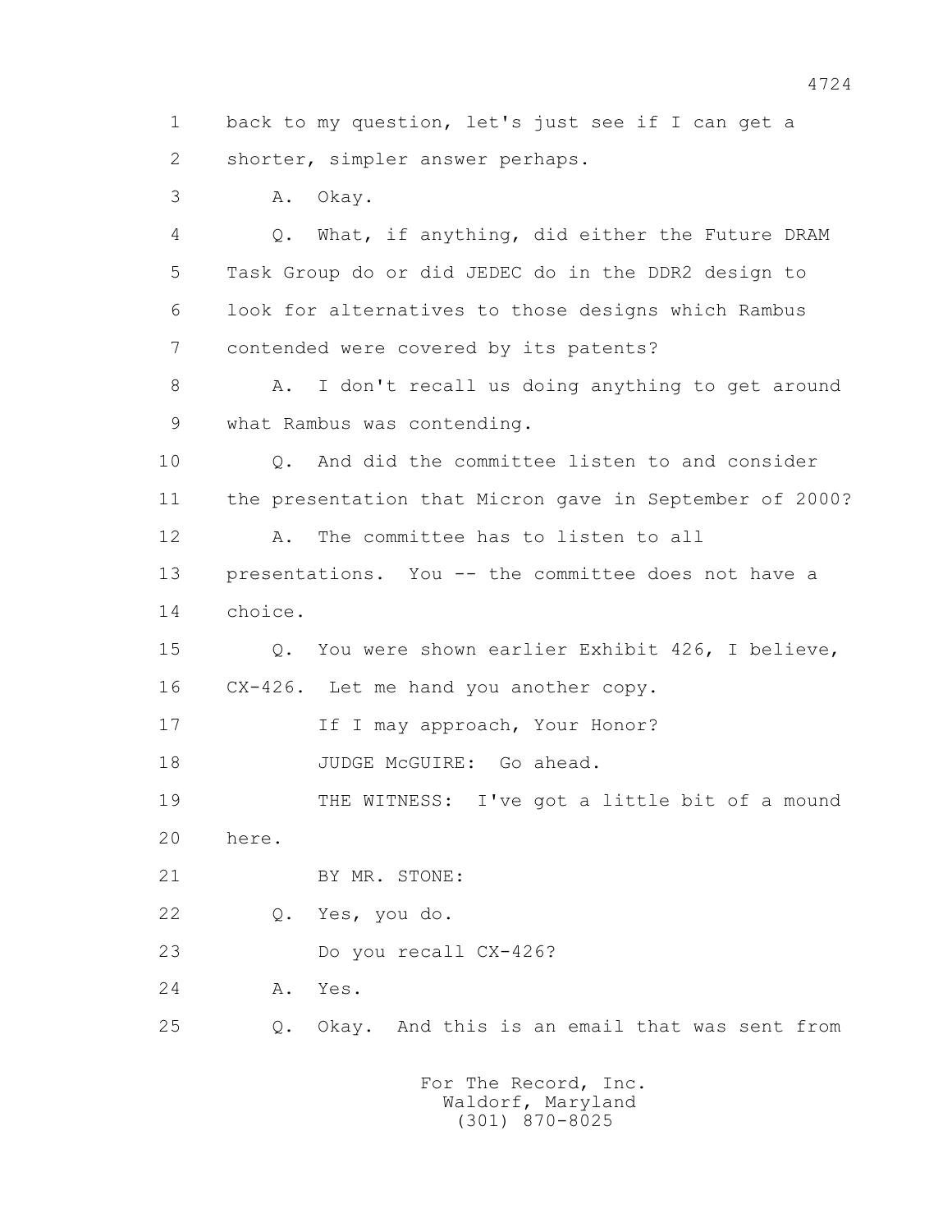1 back to my question, let's just see if I can get a
2 shorter, simpler answer perhaps.
3 A. Okay.
4 Q. What, if anything, did either the Future DRAM
5 Task Group do or did JEDEC do in the DDR2 design to
6 look for alternatives to those designs which Rambus
7 contended were covered by its patents?
8 A. I don't recall us doing anything to get around
9 what Rambus was contending.
10 Q. And did the committee listen to and consider
11 the presentation that Micron gave in September of 2000?
12 A. The committee has to listen to all
13 presentations. You -- the committee does not have a
14 choice.
15 Q. You were shown earlier Exhibit 426, I believe,
16 CX-426. Let me hand you another copy.
17 If I may approach, Your Honor?
18 JUDGE McGUIRE: Go ahead.
19 THE WITNESS: I've got a little bit of a mound
20 here.
21 BY MR. STONE:
22 Q. Yes, you do.
23 Do you recall CX-426?
24 A. Yes.
25 Q. Okay. And this is an email that was sent from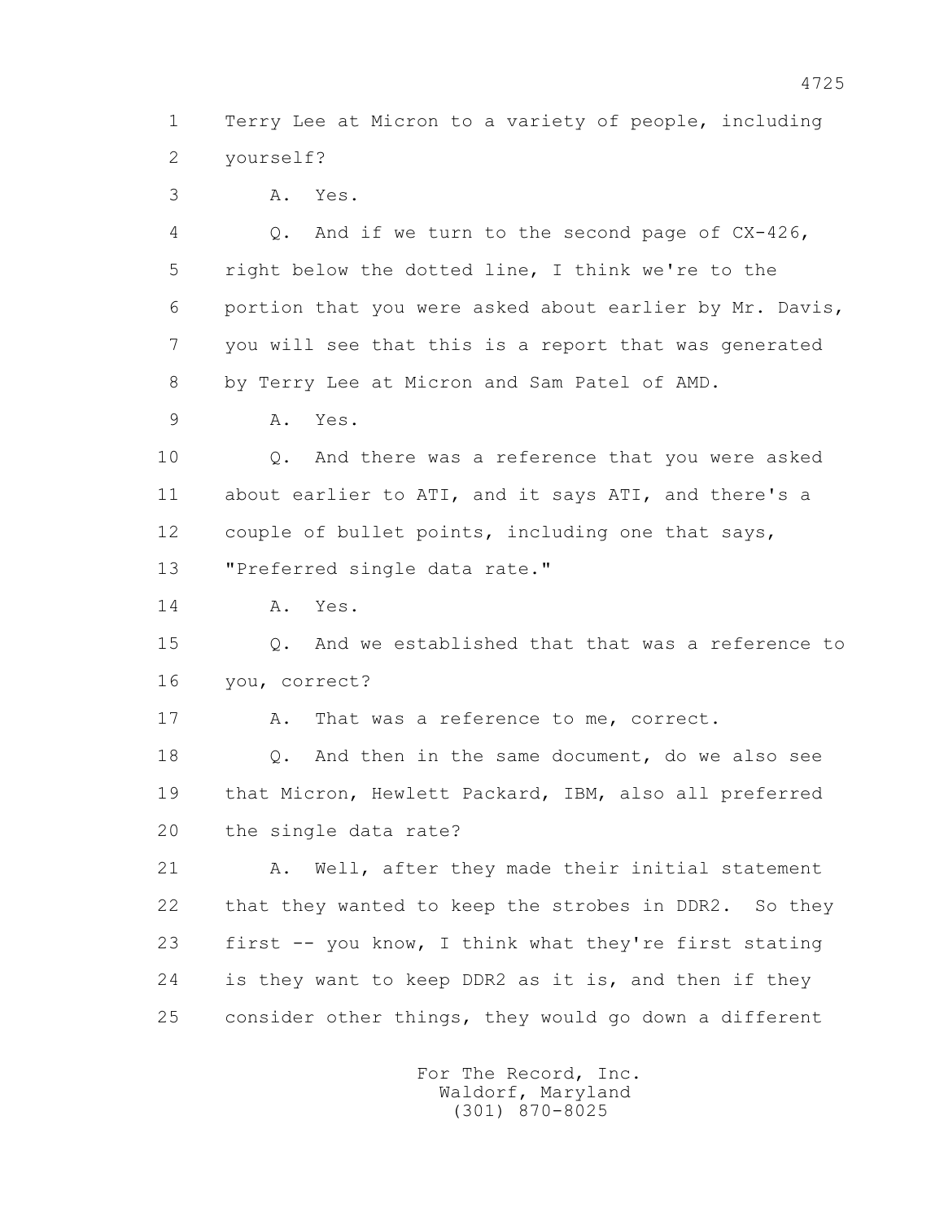1 Terry Lee at Micron to a variety of people, including
2 yourself?
3 A. Yes.
4 Q. And if we turn to the second page of CX-426,
5 right below the dotted line, I think we're to the
6 portion that you were asked about earlier by Mr. Davis,
7 you will see that this is a report that was generated
8 by Terry Lee at Micron and Sam Patel of AMD.
9 A. Yes.
10 Q. And there was a reference that you were asked
11 about earlier to ATI, and it says ATI, and there's a
12 couple of bullet points, including one that says,
13 "Preferred single data rate."
14 A. Yes.
15 Q. And we established that that was a reference to
16 you, correct?
17 A. That was a reference to me, correct.
18 Q. And then in the same document, do we also see
19 that Micron, Hewlett Packard, IBM, also all preferred
20 the single data rate?
21 A. Well, after they made their initial statement
22 that they wanted to keep the strobes in DDR2. So they
23 first -- you know, I think what they're first stating
24 is they want to keep DDR2 as it is, and then if they
25 consider other things, they would go down a different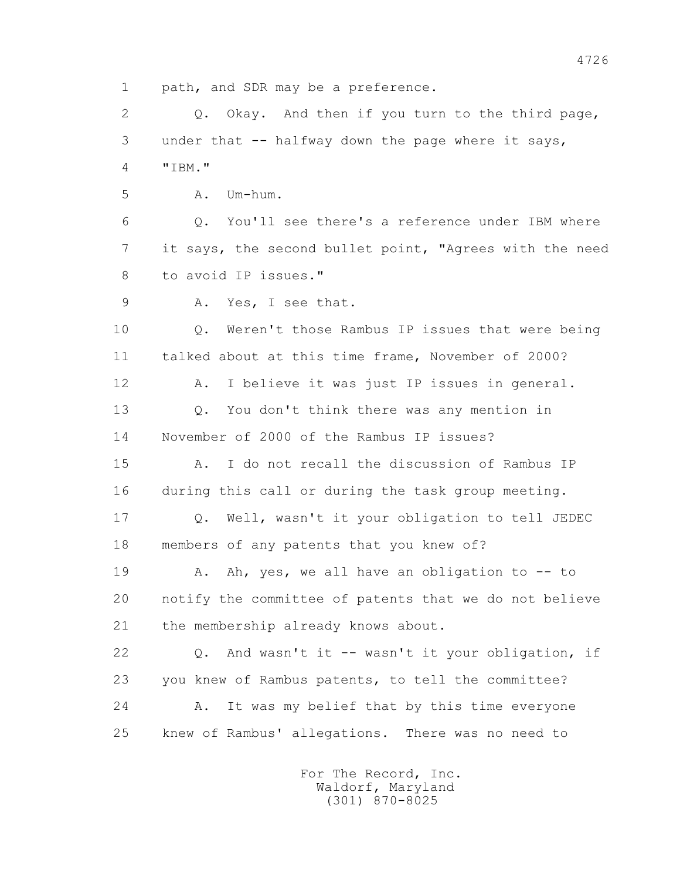1 path, and SDR may be a preference.

2 Q. Okay. And then if you turn to the third page,

3 under that -- halfway down the page where it says,

4 "IBM."

5 A. Um-hum.

6 Q. You'll see there's a reference under IBM where

7 it says, the second bullet point, "Agrees with the need

8 to avoid IP issues."

9 A. Yes, I see that.

10 Q. Weren't those Rambus IP issues that were being

11 talked about at this time frame, November of 2000?

12 A. I believe it was just IP issues in general.

13 Q. You don't think there was any mention in

14 November of 2000 of the Rambus IP issues?

15 A. I do not recall the discussion of Rambus IP

16 during this call or during the task group meeting.

17 Q. Well, wasn't it your obligation to tell JEDEC

18 members of any patents that you knew of?

19 A. Ah, yes, we all have an obligation to -- to

20 notify the committee of patents that we do not believe

21 the membership already knows about.

22 Q. And wasn't it -- wasn't it your obligation, if

23 you knew of Rambus patents, to tell the committee?

24 A. It was my belief that by this time everyone

25 knew of Rambus' allegations. There was no need to

For The Record, Inc.
Waldorf, Maryland
(301) 870-8025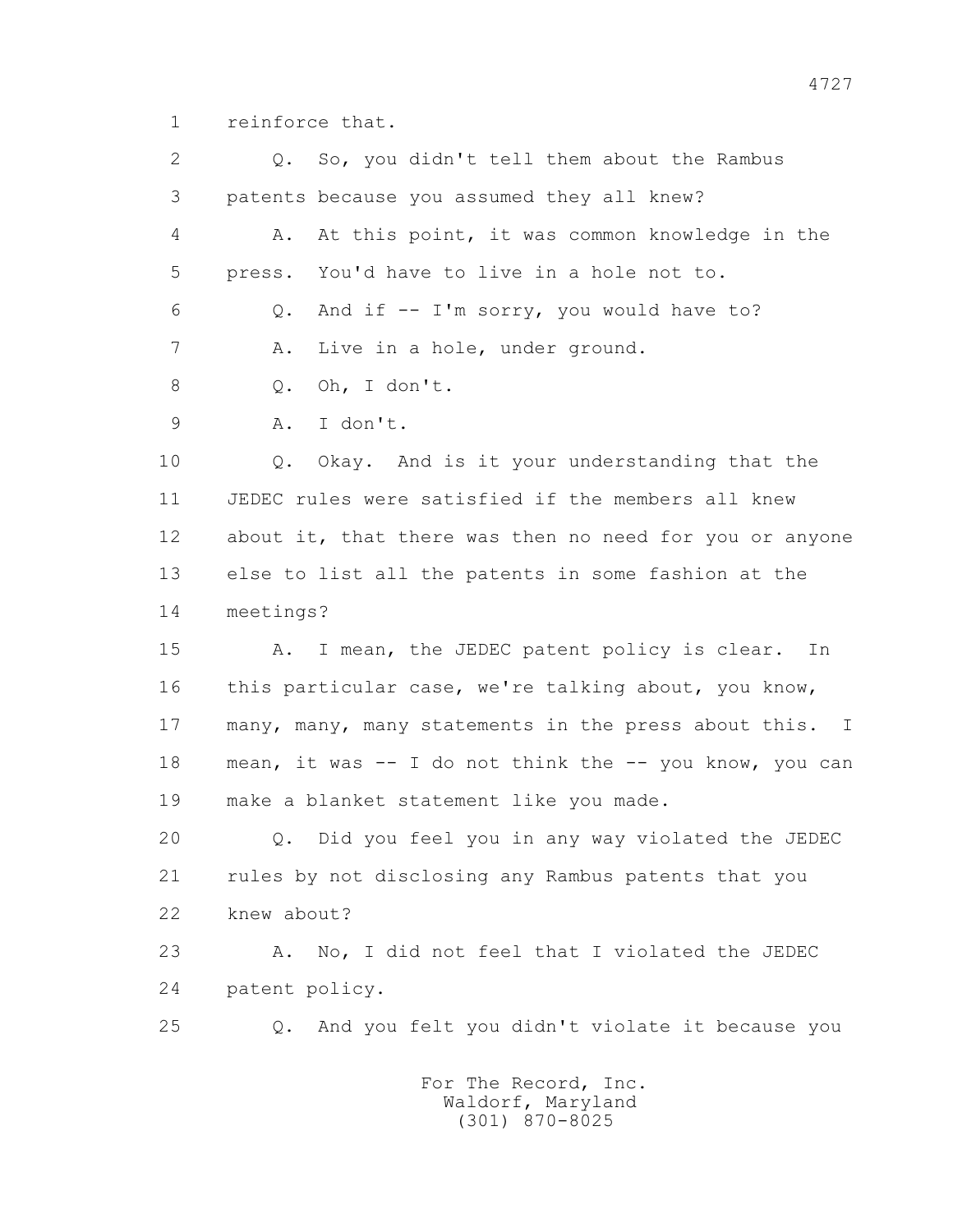1 reinforce that.

2 Q. So, you didn't tell them about the Rambus

3 patents because you assumed they all knew?

4 A. At this point, it was common knowledge in the

5 press. You'd have to live in a hole not to.

6 Q. And if -- I'm sorry, you would have to?

7 A. Live in a hole, under ground.

8 Q. Oh, I don't.

9 A. I don't.

10 Q. Okay. And is it your understanding that the

11 JEDEC rules were satisfied if the members all knew

12 about it, that there was then no need for you or anyone

13 else to list all the patents in some fashion at the

14 meetings?

15 A. I mean, the JEDEC patent policy is clear. In

16 this particular case, we're talking about, you know,

17 many, many, many statements in the press about this. I

18 mean, it was -- I do not think the -- you know, you can

19 make a blanket statement like you made.

20 Q. Did you feel you in any way violated the JEDEC

21 rules by not disclosing any Rambus patents that you

22 knew about?

23 A. No, I did not feel that I violated the JEDEC

24 patent policy.

25 Q. And you felt you didn't violate it because you

For The Record, Inc.
Waldorf, Maryland
(301) 870-8025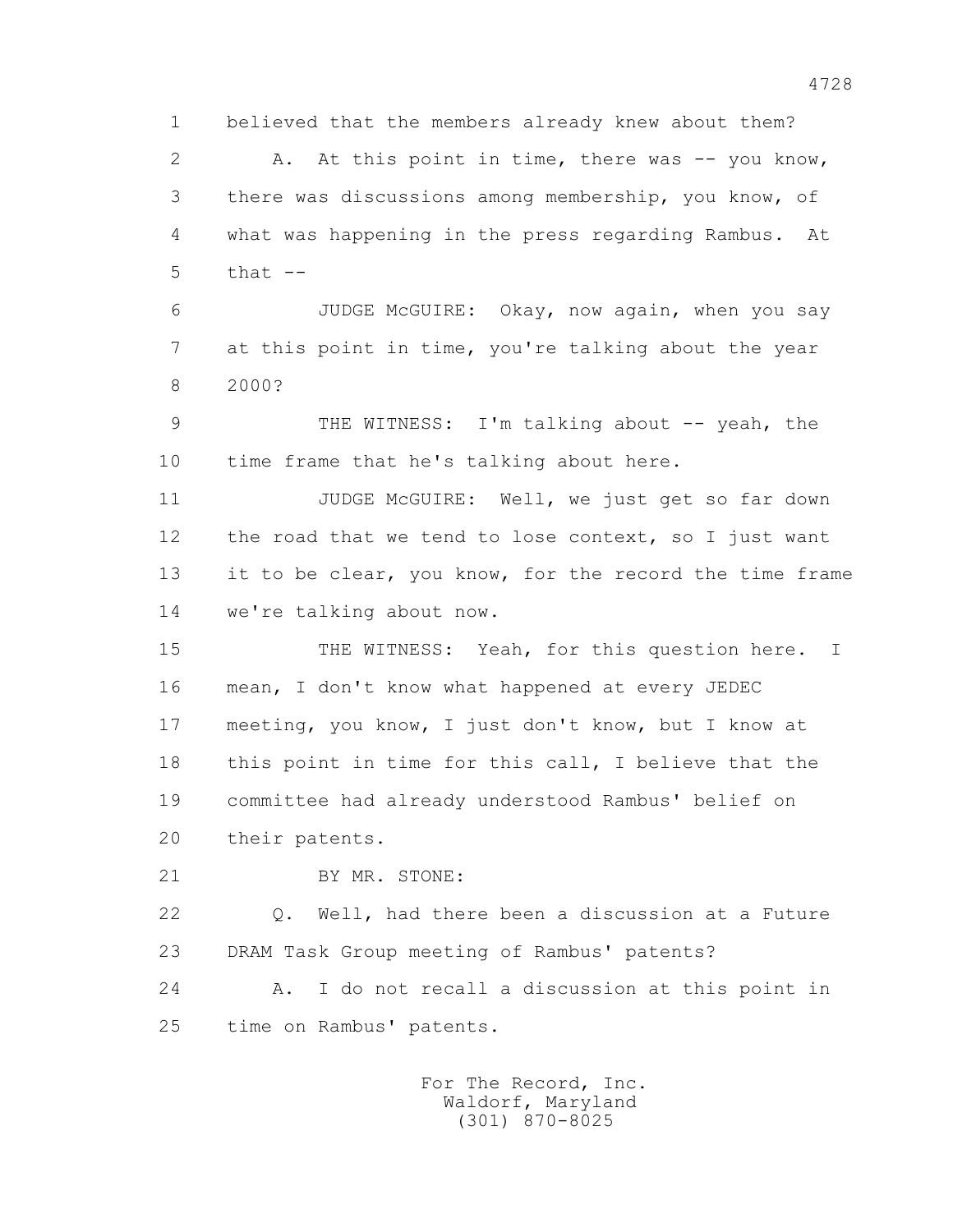1 believed that the members already knew about them?

2 A. At this point in time, there was -- you know,

3 there was discussions among membership, you know, of

4 what was happening in the press regarding Rambus. At

5 that --

6 JUDGE McGUIRE: Okay, now again, when you say

7 at this point in time, you're talking about the year

8 2000?

9 THE WITNESS: I'm talking about -- yeah, the

10 time frame that he's talking about here.

11 JUDGE McGUIRE: Well, we just get so far down

12 the road that we tend to lose context, so I just want

13 it to be clear, you know, for the record the time frame

14 we're talking about now.

15 THE WITNESS: Yeah, for this question here. I

16 mean, I don't know what happened at every JEDEC

17 meeting, you know, I just don't know, but I know at

18 this point in time for this call, I believe that the

19 committee had already understood Rambus' belief on

20 their patents.

21 BY MR. STONE:

22 Q. Well, had there been a discussion at a Future

23 DRAM Task Group meeting of Rambus' patents?

24 A. I do not recall a discussion at this point in

25 time on Rambus' patents.

For The Record, Inc.
Waldorf, Maryland
(301) 870-8025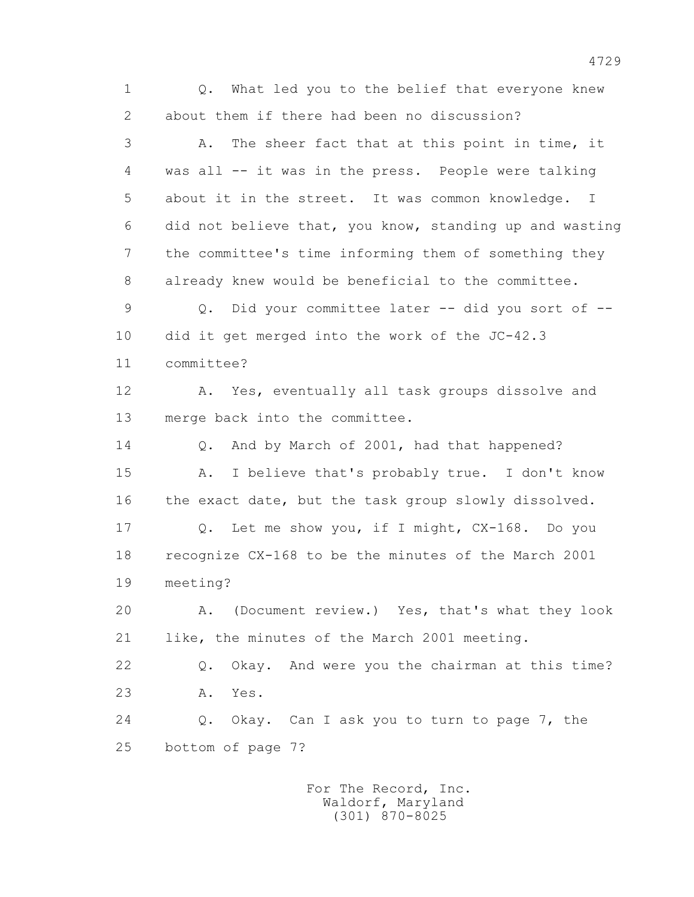1 Q. What led you to the belief that everyone knew
2 about them if there had been no discussion?
3 A. The sheer fact that at this point in time, it
4 was all -- it was in the press. People were talking
5 about it in the street. It was common knowledge. I
6 did not believe that, you know, standing up and wasting
7 the committee's time informing them of something they
8 already knew would be beneficial to the committee.
9 Q. Did your committee later -- did you sort of --
10 did it get merged into the work of the JC-42.3
11 committee?
12 A. Yes, eventually all task groups dissolve and
13 merge back into the committee.
14 Q. And by March of 2001, had that happened?
15 A. I believe that's probably true. I don't know
16 the exact date, but the task group slowly dissolved.
17 Q. Let me show you, if I might, CX-168. Do you
18 recognize CX-168 to be the minutes of the March 2001
19 meeting?
20 A. (Document review.) Yes, that's what they look
21 like, the minutes of the March 2001 meeting.
22 Q. Okay. And were you the chairman at this time?
23 A. Yes.
24 Q. Okay. Can I ask you to turn to page 7, the
25 bottom of page 7?

For The Record, Inc.
Waldorf, Maryland
(301) 870-8025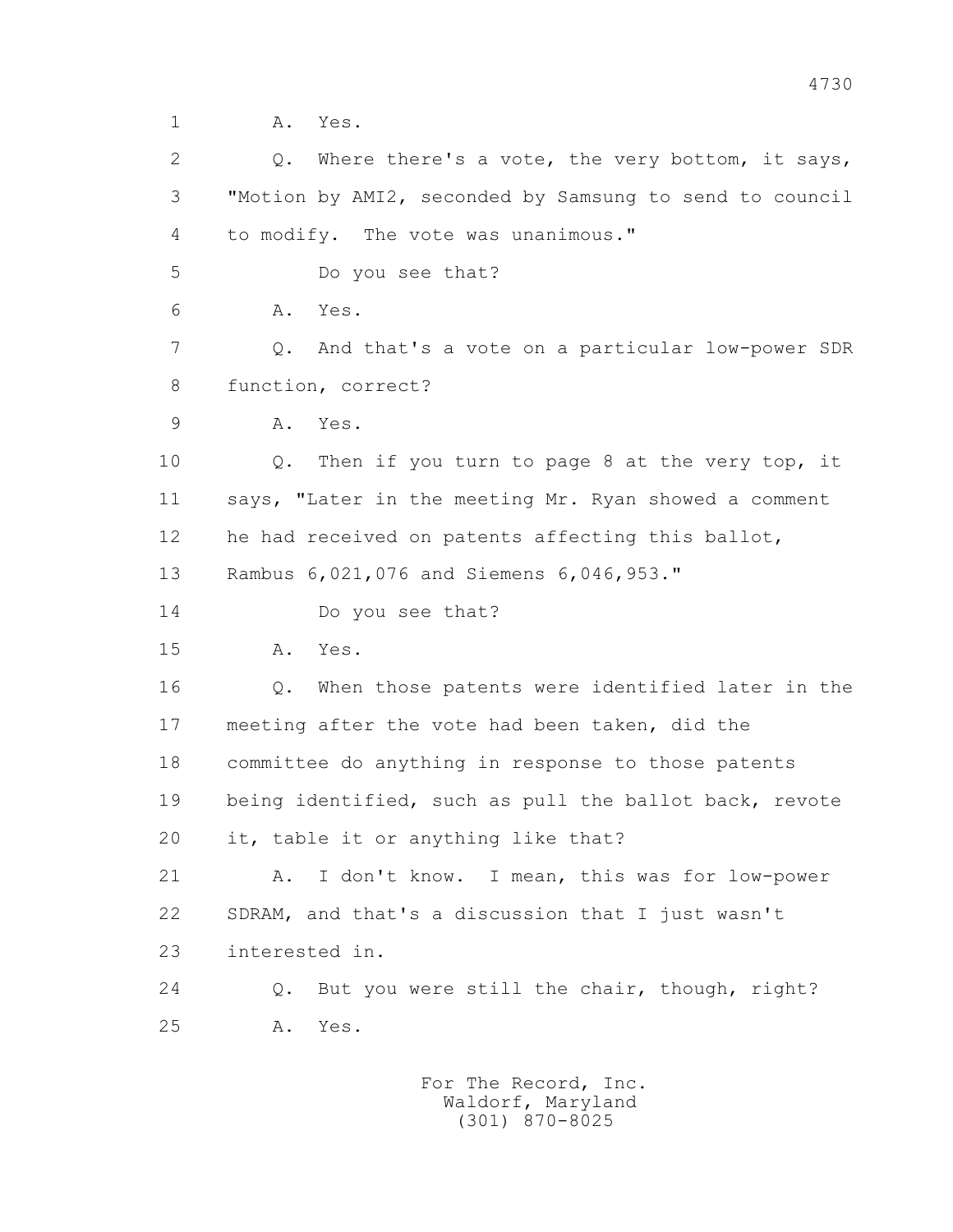1 A. Yes.

2 Q. Where there's a vote, the very bottom, it says,

3 "Motion by AMI2, seconded by Samsung to send to council

4 to modify. The vote was unanimous."

5 Do you see that?

6 A. Yes.

7 Q. And that's a vote on a particular low-power SDR

8 function, correct?

9 A. Yes.

10 Q. Then if you turn to page 8 at the very top, it

11 says, "Later in the meeting Mr. Ryan showed a comment

12 he had received on patents affecting this ballot,

13 Rambus 6,021,076 and Siemens 6,046,953."

14 Do you see that?

15 A. Yes.

16 Q. When those patents were identified later in the

17 meeting after the vote had been taken, did the

18 committee do anything in response to those patents

19 being identified, such as pull the ballot back, revote

20 it, table it or anything like that?

21 A. I don't know. I mean, this was for low-power

22 SDRAM, and that's a discussion that I just wasn't

23 interested in.

24 Q. But you were still the chair, though, right?

25 A. Yes.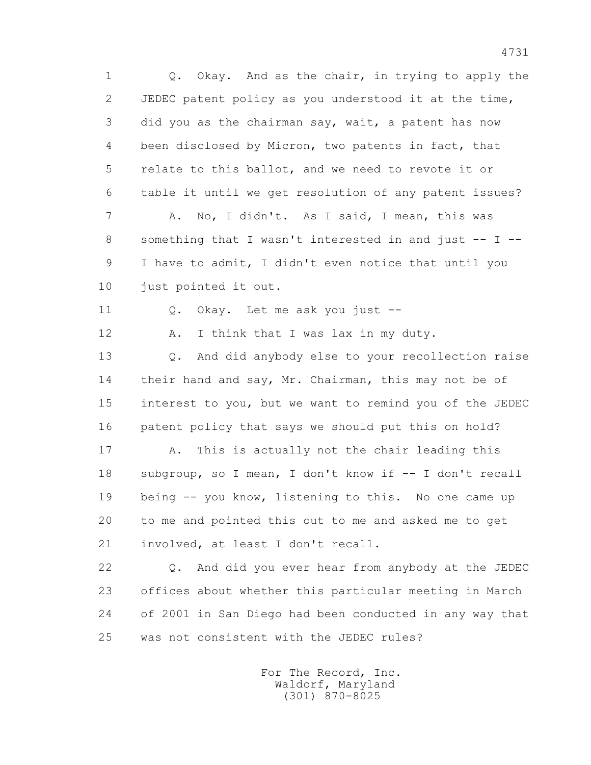1 Q. Okay. And as the chair, in trying to apply the
2 JEDEC patent policy as you understood it at the time,
3 did you as the chairman say, wait, a patent has now
4 been disclosed by Micron, two patents in fact, that
5 relate to this ballot, and we need to revote it or
6 table it until we get resolution of any patent issues?
7 A. No, I didn't. As I said, I mean, this was
8 something that I wasn't interested in and just -- I --
9 I have to admit, I didn't even notice that until you
10 just pointed it out.
11 Q. Okay. Let me ask you just --
12 A. I think that I was lax in my duty.
13 Q. And did anybody else to your recollection raise
14 their hand and say, Mr. Chairman, this may not be of
15 interest to you, but we want to remind you of the JEDEC
16 patent policy that says we should put this on hold?
17 A. This is actually not the chair leading this
18 subgroup, so I mean, I don't know if -- I don't recall
19 being -- you know, listening to this. No one came up
20 to me and pointed this out to me and asked me to get
21 involved, at least I don't recall.
22 Q. And did you ever hear from anybody at the JEDEC
23 offices about whether this particular meeting in March
24 of 2001 in San Diego had been conducted in any way that
25 was not consistent with the JEDEC rules?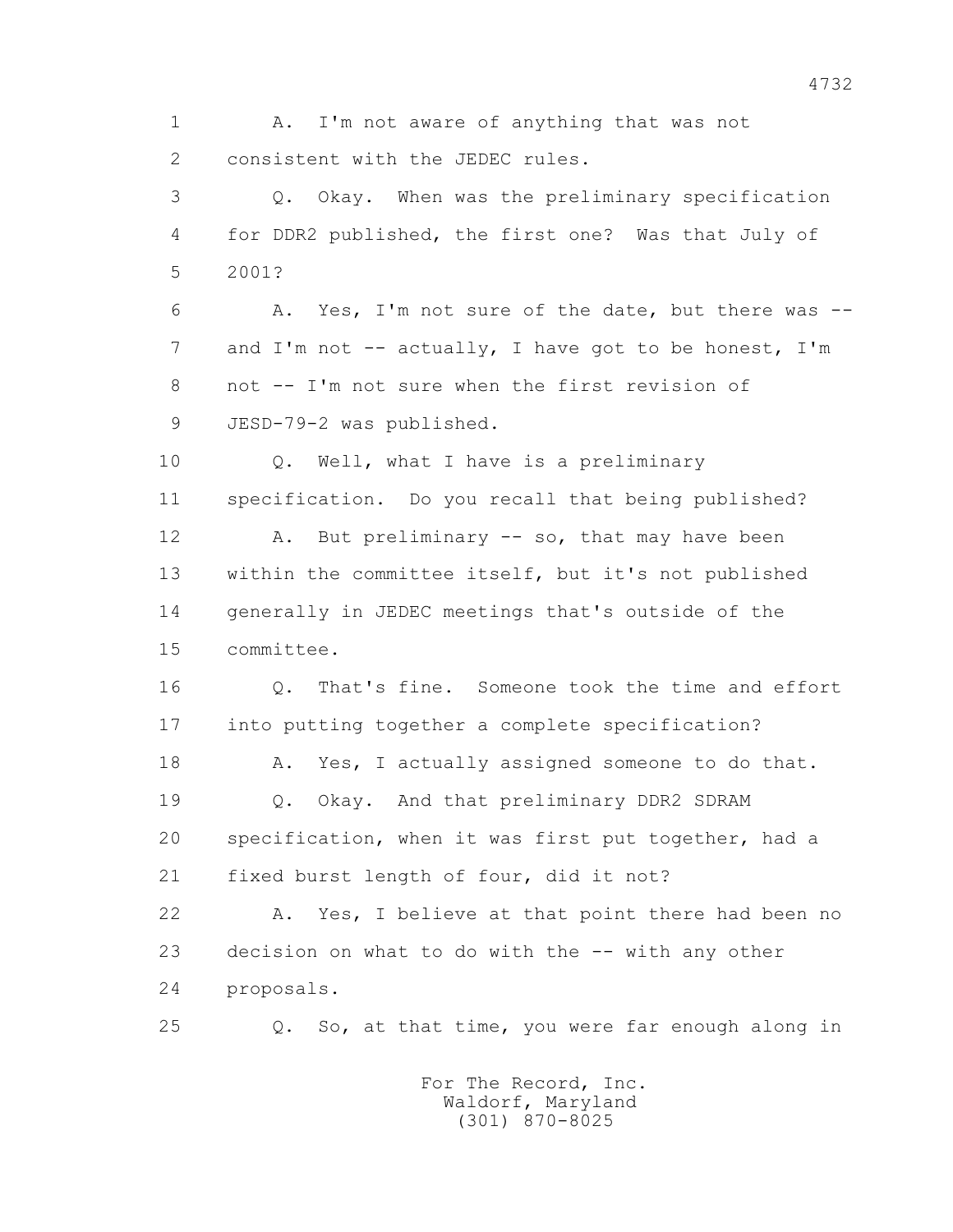1 A. I'm not aware of anything that was not
2 consistent with the JEDEC rules.

3 Q. Okay. When was the preliminary specification
4 for DDR2 published, the first one? Was that July of
5 2001?

6 A. Yes, I'm not sure of the date, but there was --
7 and I'm not -- actually, I have got to be honest, I'm
8 not -- I'm not sure when the first revision of
9 JESD-79-2 was published.

10 Q. Well, what I have is a preliminary
11 specification. Do you recall that being published?

12 A. But preliminary -- so, that may have been
13 within the committee itself, but it's not published
14 generally in JEDEC meetings that's outside of the
15 committee.

16 Q. That's fine. Someone took the time and effort
17 into putting together a complete specification?

18 A. Yes, I actually assigned someone to do that.

19 Q. Okay. And that preliminary DDR2 SDRAM
20 specification, when it was first put together, had a
21 fixed burst length of four, did it not?

22 A. Yes, I believe at that point there had been no
23 decision on what to do with the -- with any other
24 proposals.

25 Q. So, at that time, you were far enough along in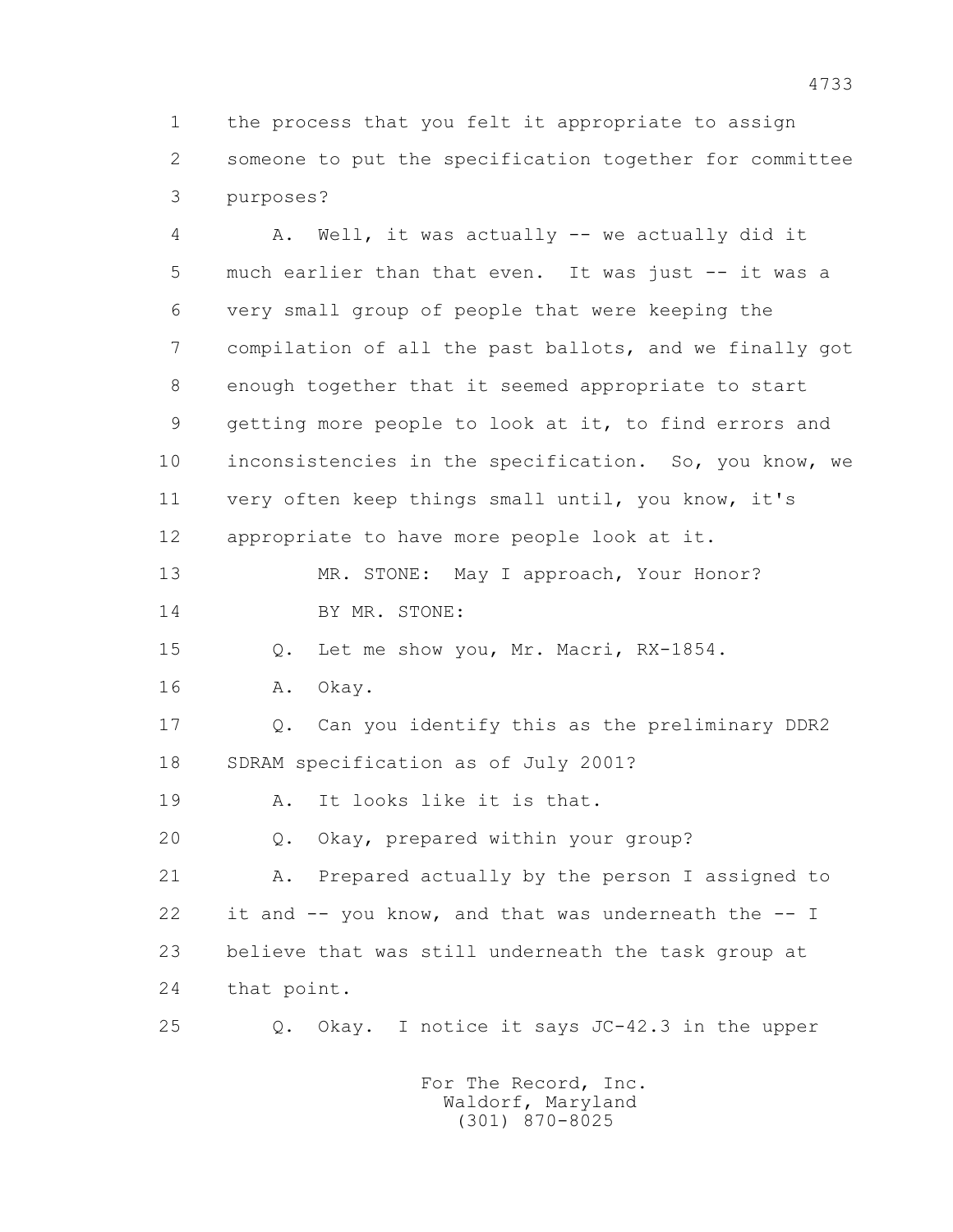1 the process that you felt it appropriate to assign
2 someone to put the specification together for committee
3 purposes?

4 A. Well, it was actually -- we actually did it
5 much earlier than that even. It was just -- it was a
6 very small group of people that were keeping the
7 compilation of all the past ballots, and we finally got
8 enough together that it seemed appropriate to start
9 getting more people to look at it, to find errors and
10 inconsistencies in the specification. So, you know, we
11 very often keep things small until, you know, it's
12 appropriate to have more people look at it.

13 MR. STONE: May I approach, Your Honor?

14 BY MR. STONE:

15 Q. Let me show you, Mr. Macri, RX-1854.

16 A. Okay.

17 Q. Can you identify this as the preliminary DDR2
18 SDRAM specification as of July 2001?

19 A. It looks like it is that.

20 Q. Okay, prepared within your group?

21 A. Prepared actually by the person I assigned to
22 it and -- you know, and that was underneath the -- I
23 believe that was still underneath the task group at
24 that point.

25 Q. Okay. I notice it says JC-42.3 in the upper

For The Record, Inc.
Waldorf, Maryland
(301) 870-8025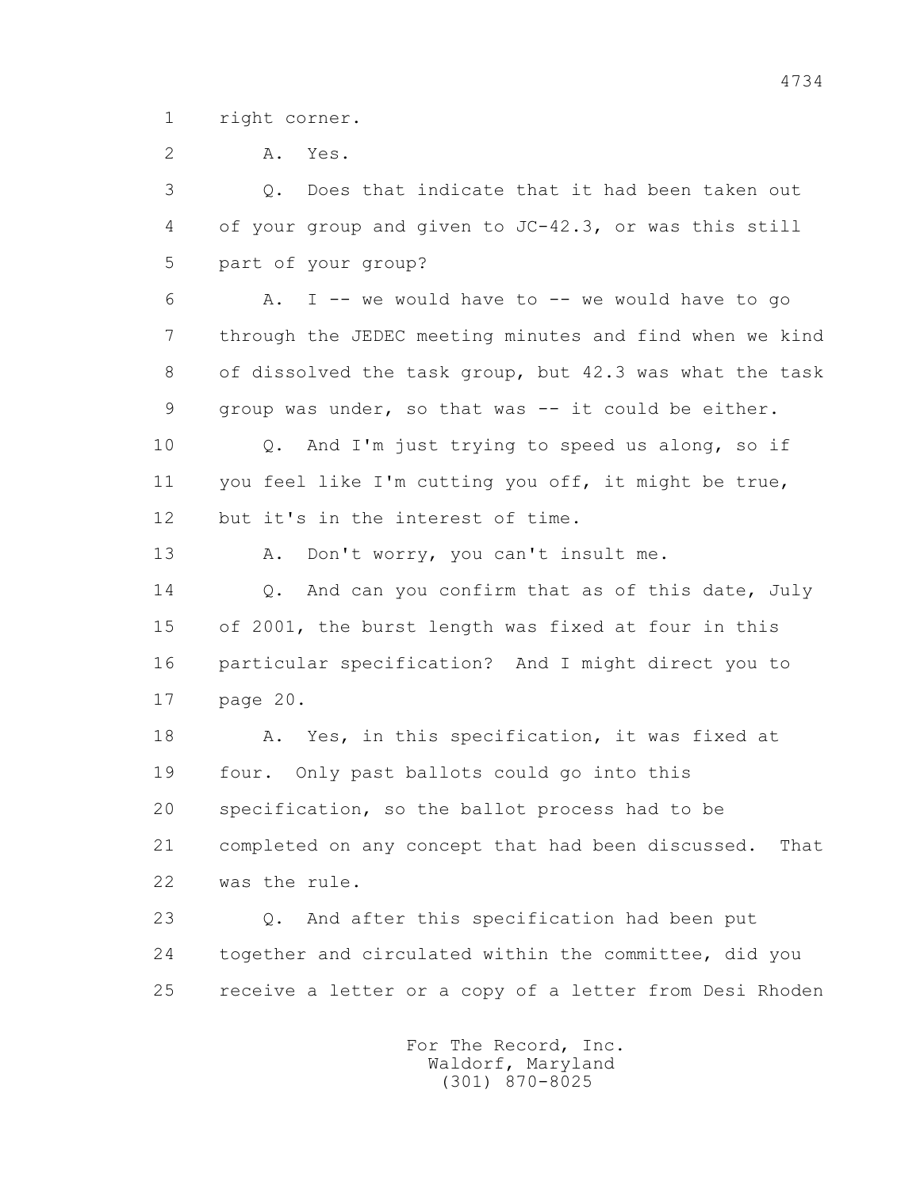1 right corner.

2 A. Yes.

3 Q. Does that indicate that it had been taken out

4 of your group and given to JC-42.3, or was this still

5 part of your group?

6 A. I -- we would have to -- we would have to go

7 through the JEDEC meeting minutes and find when we kind

8 of dissolved the task group, but 42.3 was what the task

9 group was under, so that was -- it could be either.

10 Q. And I'm just trying to speed us along, so if

11 you feel like I'm cutting you off, it might be true,

12 but it's in the interest of time.

13 A. Don't worry, you can't insult me.

14 Q. And can you confirm that as of this date, July

15 of 2001, the burst length was fixed at four in this

16 particular specification? And I might direct you to

17 page 20.

18 A. Yes, in this specification, it was fixed at

19 four. Only past ballots could go into this

20 specification, so the ballot process had to be

21 completed on any concept that had been discussed. That

22 was the rule.

23 Q. And after this specification had been put

24 together and circulated within the committee, did you

25 receive a letter or a copy of a letter from Desi Rhoden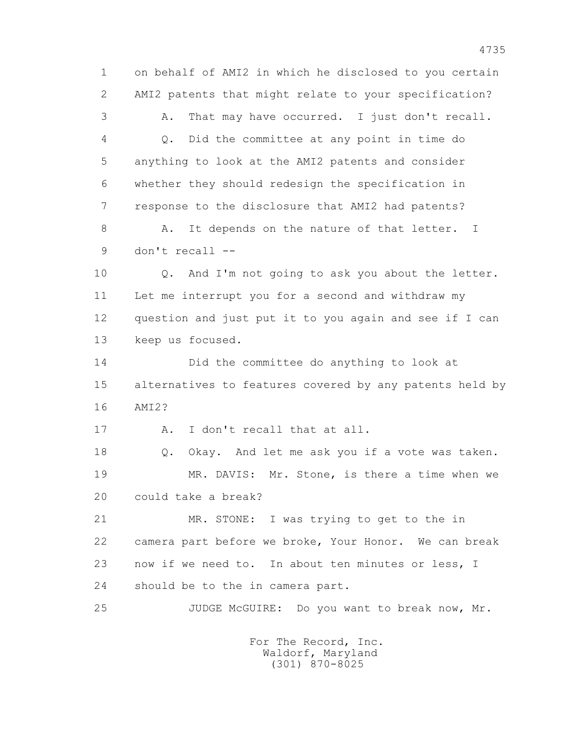1 on behalf of AMI2 in which he disclosed to you certain
2 AMI2 patents that might relate to your specification?
3 A. That may have occurred. I just don't recall.
4 Q. Did the committee at any point in time do
5 anything to look at the AMI2 patents and consider
6 whether they should redesign the specification in
7 response to the disclosure that AMI2 had patents?
8 A. It depends on the nature of that letter. I
9 don't recall --
10 Q. And I'm not going to ask you about the letter.
11 Let me interrupt you for a second and withdraw my
12 question and just put it to you again and see if I can
13 keep us focused.
14 Did the committee do anything to look at
15 alternatives to features covered by any patents held by
16 AMI2?
17 A. I don't recall that at all.
18 Q. Okay. And let me ask you if a vote was taken.
19 MR. DAVIS: Mr. Stone, is there a time when we
20 could take a break?
21 MR. STONE: I was trying to get to the in
22 camera part before we broke, Your Honor. We can break
23 now if we need to. In about ten minutes or less, I
24 should be to the in camera part.
25 JUDGE McGUIRE: Do you want to break now, Mr.

For The Record, Inc.
Waldorf, Maryland
(301) 870-8025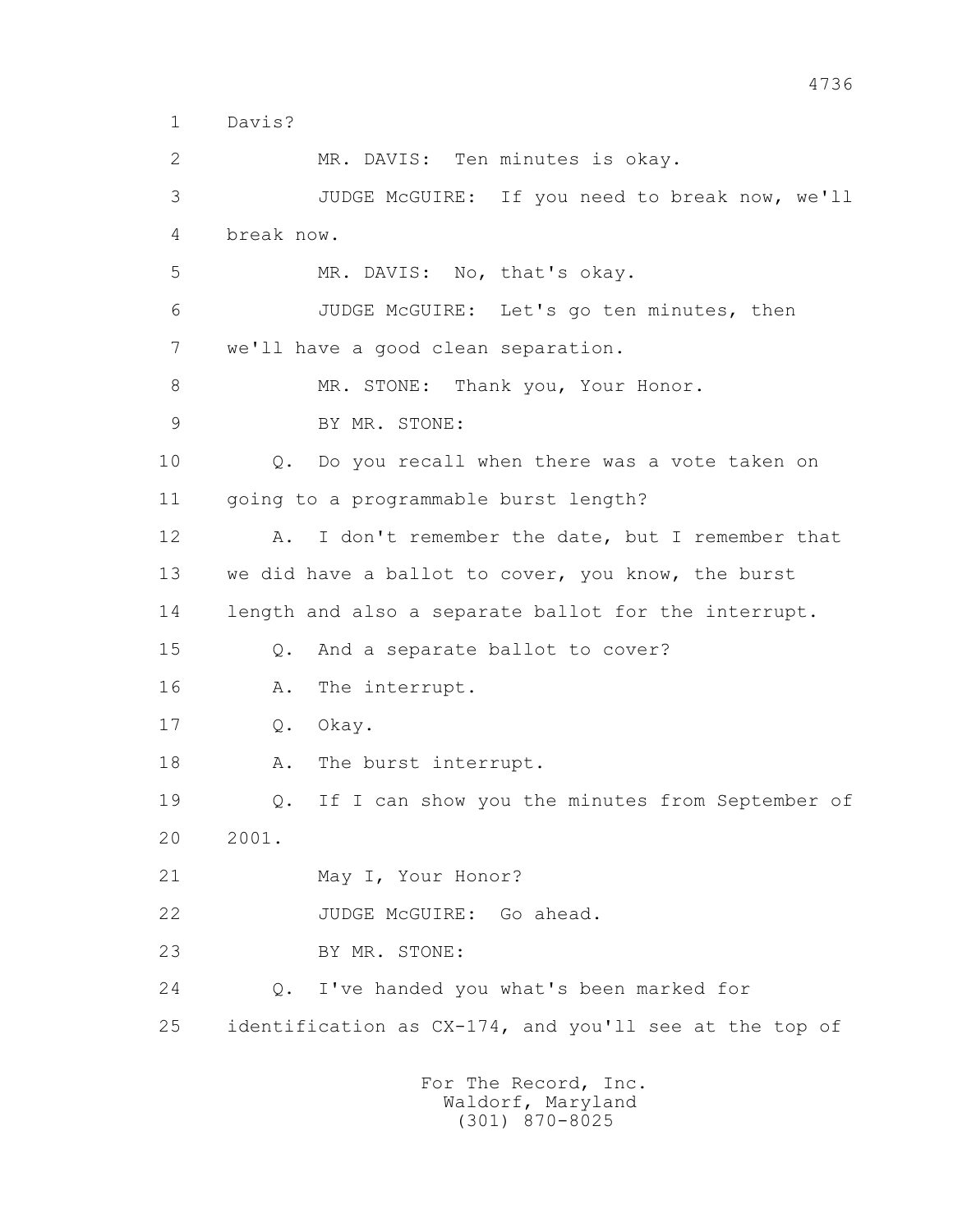1 Davis?

2 MR. DAVIS: Ten minutes is okay.

3 JUDGE McGUIRE: If you need to break now, we'll

4 break now.

5 MR. DAVIS: No, that's okay.

6 JUDGE McGUIRE: Let's go ten minutes, then

7 we'll have a good clean separation.

8 MR. STONE: Thank you, Your Honor.

9 BY MR. STONE:

10 Q. Do you recall when there was a vote taken on

11 going to a programmable burst length?

12 A. I don't remember the date, but I remember that

13 we did have a ballot to cover, you know, the burst

14 length and also a separate ballot for the interrupt.

15 Q. And a separate ballot to cover?

16 A. The interrupt.

17 Q. Okay.

18 A. The burst interrupt.

19 Q. If I can show you the minutes from September of

20 2001.

21 May I, Your Honor?

22 JUDGE McGUIRE: Go ahead.

23 BY MR. STONE:

24 Q. I've handed you what's been marked for

25 identification as CX-174, and you'll see at the top of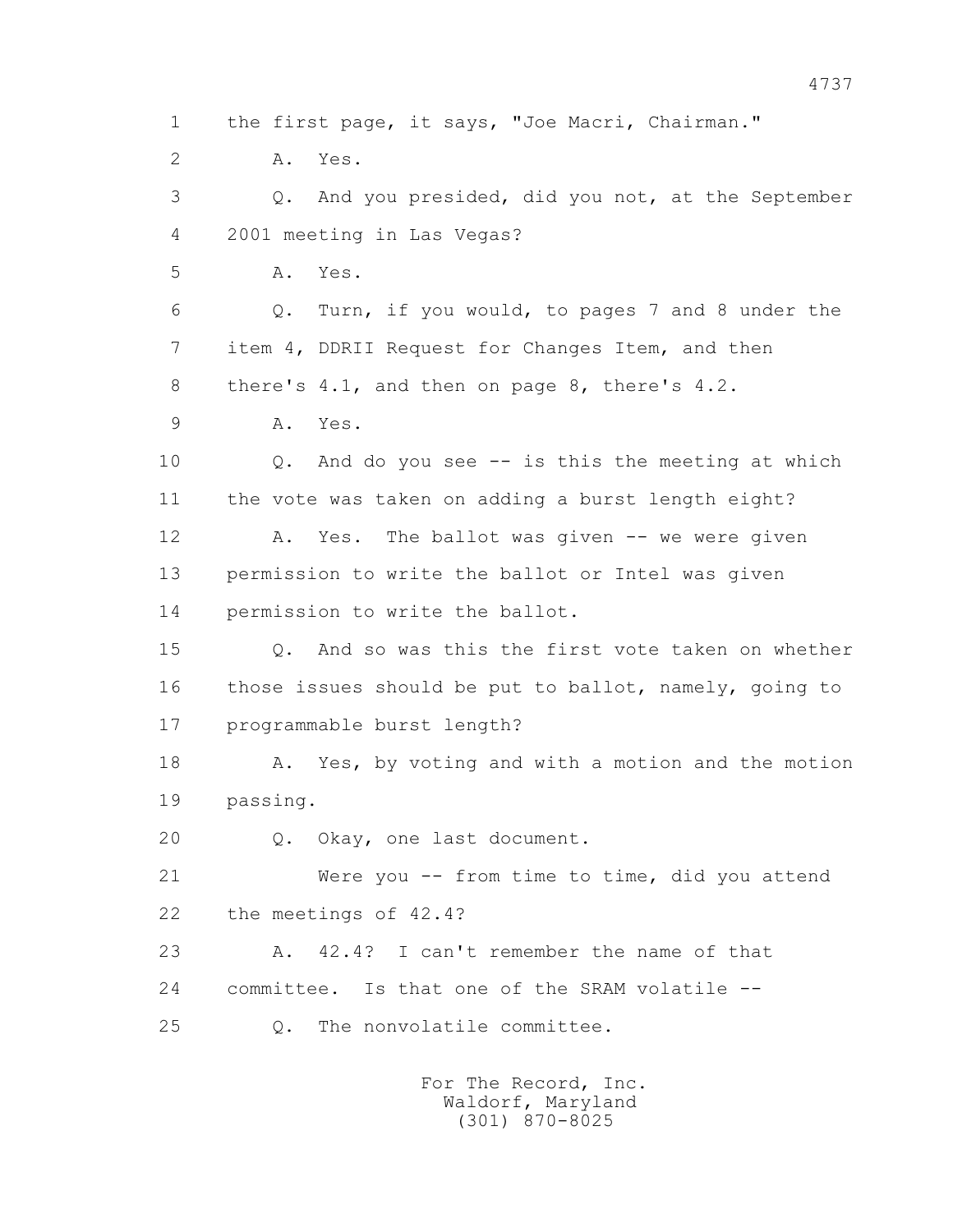1 the first page, it says, "Joe Macri, Chairman."

2 A. Yes.

3 Q. And you presided, did you not, at the September

4 2001 meeting in Las Vegas?

5 A. Yes.

6 Q. Turn, if you would, to pages 7 and 8 under the

7 item 4, DDRII Request for Changes Item, and then

8 there's 4.1, and then on page 8, there's 4.2.

9 A. Yes.

10 Q. And do you see -- is this the meeting at which

11 the vote was taken on adding a burst length eight?

12 A. Yes. The ballot was given -- we were given

13 permission to write the ballot or Intel was given

14 permission to write the ballot.

15 Q. And so was this the first vote taken on whether

16 those issues should be put to ballot, namely, going to

17 programmable burst length?

18 A. Yes, by voting and with a motion and the motion

19 passing.

20 Q. Okay, one last document.

21 Were you -- from time to time, did you attend

22 the meetings of 42.4?

23 A. 42.4? I can't remember the name of that

24 committee. Is that one of the SRAM volatile --

25 Q. The nonvolatile committee.

For The Record, Inc.
Waldorf, Maryland
(301) 870-8025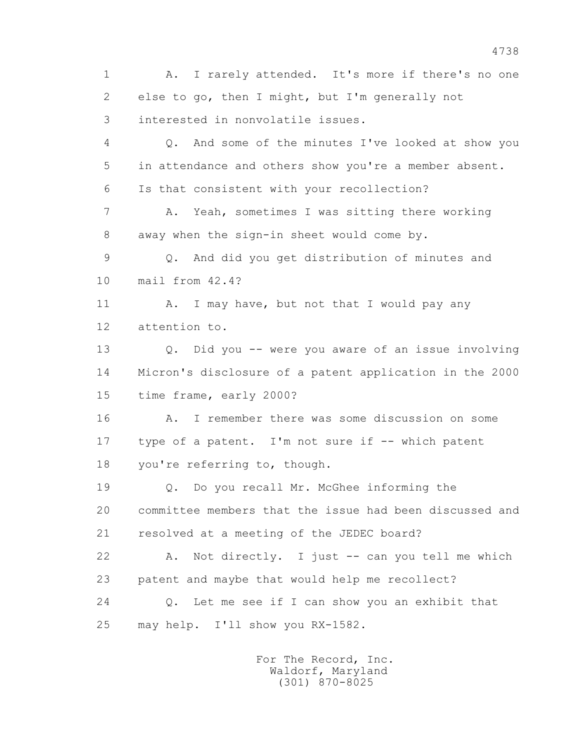1 A. I rarely attended. It's more if there's no one
2 else to go, then I might, but I'm generally not
3 interested in nonvolatile issues.
4 Q. And some of the minutes I've looked at show you
5 in attendance and others show you're a member absent.
6 Is that consistent with your recollection?
7 A. Yeah, sometimes I was sitting there working
8 away when the sign-in sheet would come by.
9 Q. And did you get distribution of minutes and
10 mail from 42.4?
11 A. I may have, but not that I would pay any
12 attention to.
13 Q. Did you -- were you aware of an issue involving
14 Micron's disclosure of a patent application in the 2000
15 time frame, early 2000?
16 A. I remember there was some discussion on some
17 type of a patent. I'm not sure if -- which patent
18 you're referring to, though.
19 Q. Do you recall Mr. McGhee informing the
20 committee members that the issue had been discussed and
21 resolved at a meeting of the JEDEC board?
22 A. Not directly. I just -- can you tell me which
23 patent and maybe that would help me recollect?
24 Q. Let me see if I can show you an exhibit that
25 may help. I'll show you RX-1582.

For The Record, Inc.
Waldorf, Maryland
(301) 870-8025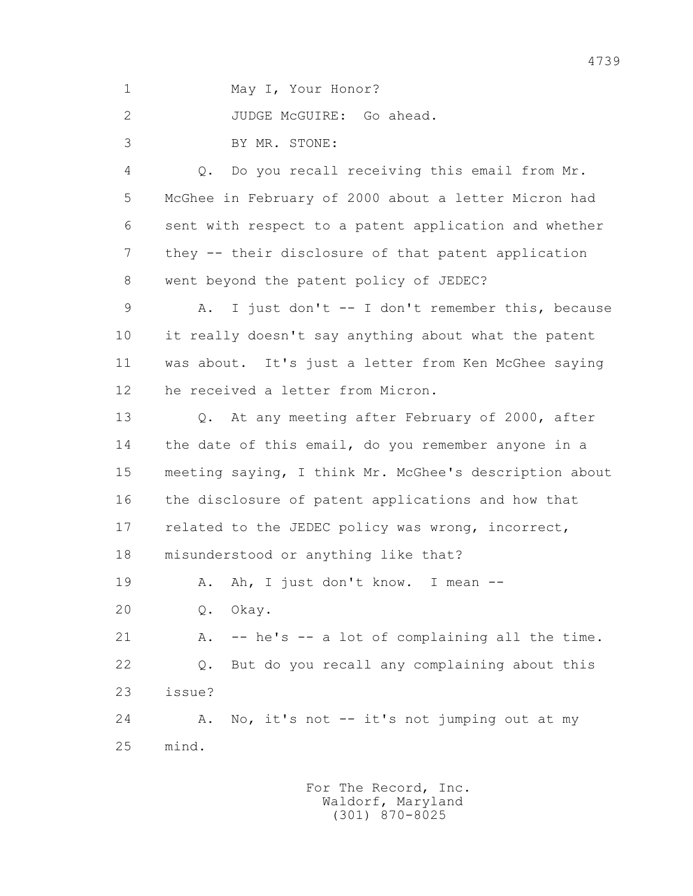1 May I, Your Honor?

2 JUDGE McGUIRE: Go ahead.

3 BY MR. STONE:

4 Q. Do you recall receiving this email from Mr.
5 McGhee in February of 2000 about a letter Micron had
6 sent with respect to a patent application and whether
7 they -- their disclosure of that patent application
8 went beyond the patent policy of JEDEC?

9 A. I just don't -- I don't remember this, because
10 it really doesn't say anything about what the patent
11 was about. It's just a letter from Ken McGhee saying
12 he received a letter from Micron.

13 Q. At any meeting after February of 2000, after
14 the date of this email, do you remember anyone in a
15 meeting saying, I think Mr. McGhee's description about
16 the disclosure of patent applications and how that
17 related to the JEDEC policy was wrong, incorrect,
18 misunderstood or anything like that?

19 A. Ah, I just don't know. I mean --

20 Q. Okay.

21 A. -- he's -- a lot of complaining all the time.

22 Q. But do you recall any complaining about this
23 issue?

24 A. No, it's not -- it's not jumping out at my
25 mind.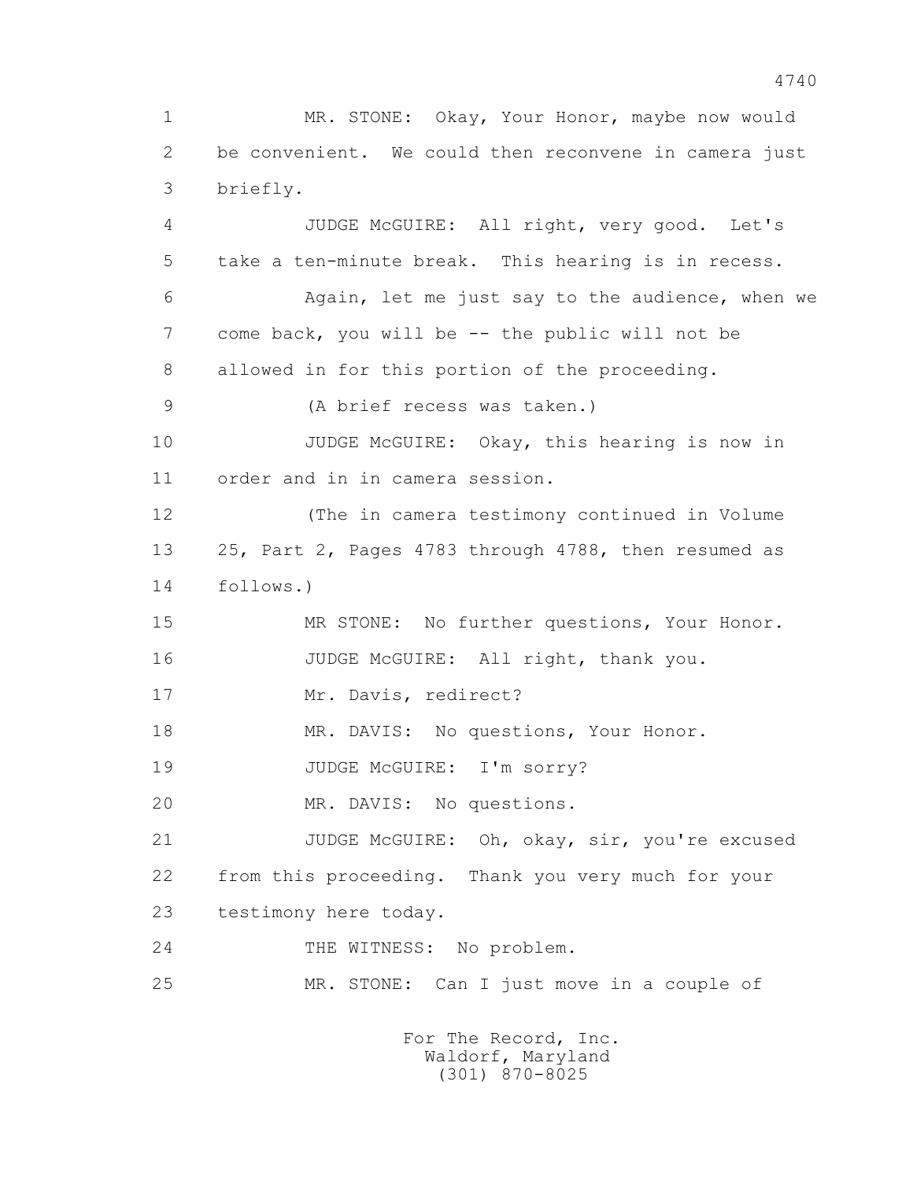1 MR. STONE: Okay, Your Honor, maybe now would
2 be convenient. We could then reconvene in camera just
3 briefly.
4 JUDGE McGUIRE: All right, very good. Let's
5 take a ten-minute break. This hearing is in recess.
6 Again, let me just say to the audience, when we
7 come back, you will be -- the public will not be
8 allowed in for this portion of the proceeding.
9 (A brief recess was taken.)
10 JUDGE McGUIRE: Okay, this hearing is now in
11 order and in in camera session.
12 (The in camera testimony continued in Volume
13 25, Part 2, Pages 4783 through 4788, then resumed as
14 follows.)
15 MR STONE: No further questions, Your Honor.
16 JUDGE McGUIRE: All right, thank you.
17 Mr. Davis, redirect?
18 MR. DAVIS: No questions, Your Honor.
19 JUDGE McGUIRE: I'm sorry?
20 MR. DAVIS: No questions.
21 JUDGE McGUIRE: Oh, okay, sir, you're excused
22 from this proceeding. Thank you very much for your
23 testimony here today.
24 THE WITNESS: No problem.
25 MR. STONE: Can I just move in a couple of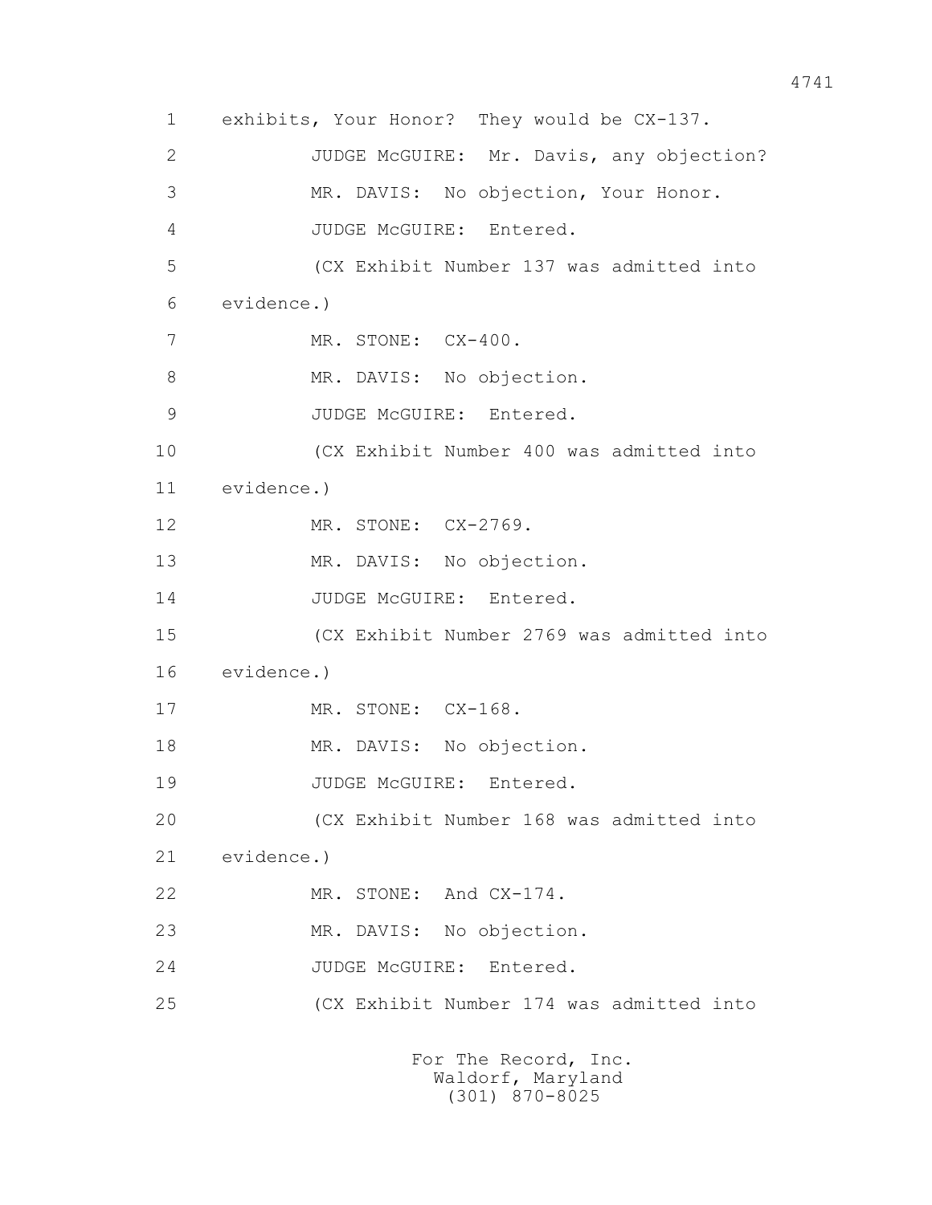1 exhibits, Your Honor? They would be CX-137.

2 JUDGE McGUIRE: Mr. Davis, any objection?

3 MR. DAVIS: No objection, Your Honor.

4 JUDGE McGUIRE: Entered.

5 (CX Exhibit Number 137 was admitted into

6 evidence.)

7 MR. STONE: CX-400.

8 MR. DAVIS: No objection.

9 JUDGE McGUIRE: Entered.

10 (CX Exhibit Number 400 was admitted into

11 evidence.)

12 MR. STONE: CX-2769.

13 MR. DAVIS: No objection.

14 JUDGE McGUIRE: Entered.

15 (CX Exhibit Number 2769 was admitted into

16 evidence.)

17 MR. STONE: CX-168.

18 MR. DAVIS: No objection.

19 JUDGE McGUIRE: Entered.

20 (CX Exhibit Number 168 was admitted into

21 evidence.)

22 MR. STONE: And CX-174.

23 MR. DAVIS: No objection.

24 JUDGE McGUIRE: Entered.

25 (CX Exhibit Number 174 was admitted into

For The Record, Inc.
Waldorf, Maryland
(301) 870-8025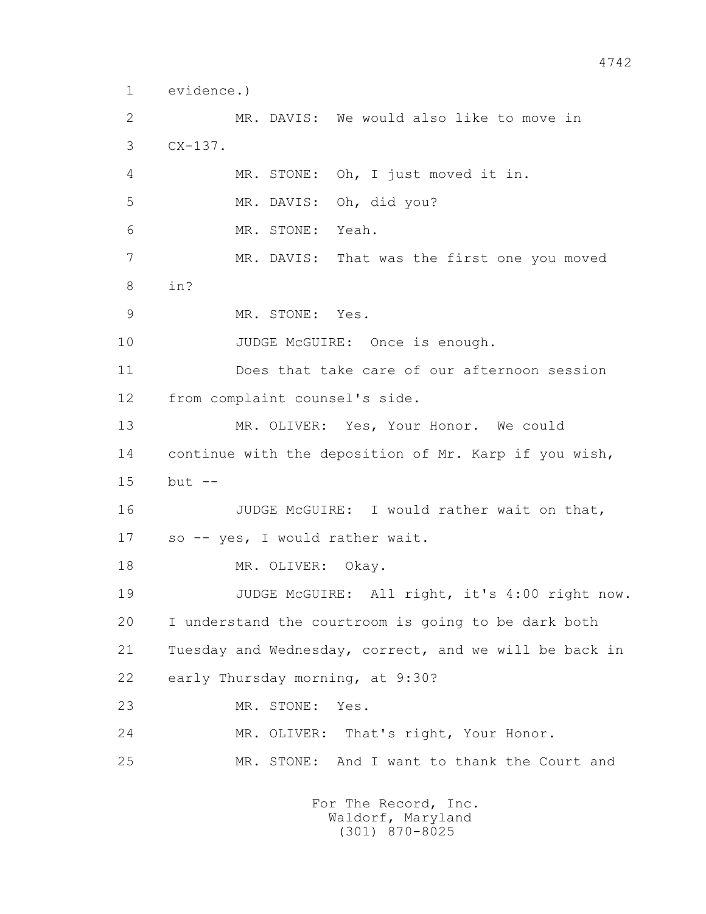1 evidence.)

2 MR. DAVIS: We would also like to move in

3 CX-137.

4 MR. STONE: Oh, I just moved it in.

5 MR. DAVIS: Oh, did you?

6 MR. STONE: Yeah.

7 MR. DAVIS: That was the first one you moved

8 in?

9 MR. STONE: Yes.

10 JUDGE McGUIRE: Once is enough.

11 Does that take care of our afternoon session

12 from complaint counsel's side.

13 MR. OLIVER: Yes, Your Honor. We could

14 continue with the deposition of Mr. Karp if you wish,

15 but --

16 JUDGE McGUIRE: I would rather wait on that,

17 so -- yes, I would rather wait.

18 MR. OLIVER: Okay.

19 JUDGE McGUIRE: All right, it's 4:00 right now.

20 I understand the courtroom is going to be dark both

21 Tuesday and Wednesday, correct, and we will be back in

22 early Thursday morning, at 9:30?

23 MR. STONE: Yes.

24 MR. OLIVER: That's right, Your Honor.

25 MR. STONE: And I want to thank the Court and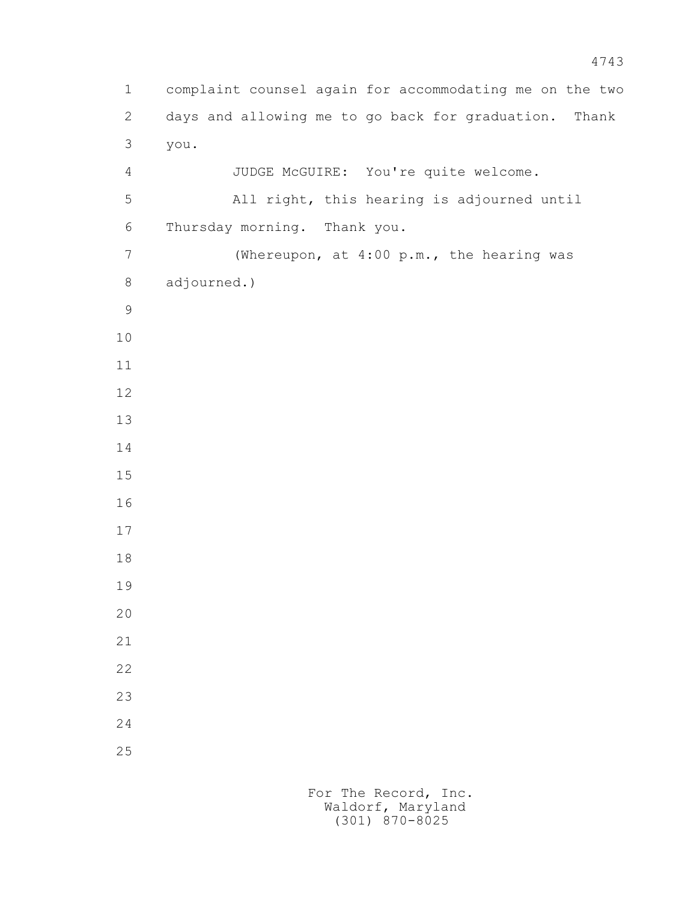complaint counsel again for accommodating me on the two days and allowing me to go back for graduation. Thank you.

JUDGE McGUIRE: You're quite welcome.

All right, this hearing is adjourned until Thursday morning. Thank you.

(Whereupon, at 4:00 p.m., the hearing was adjourned.)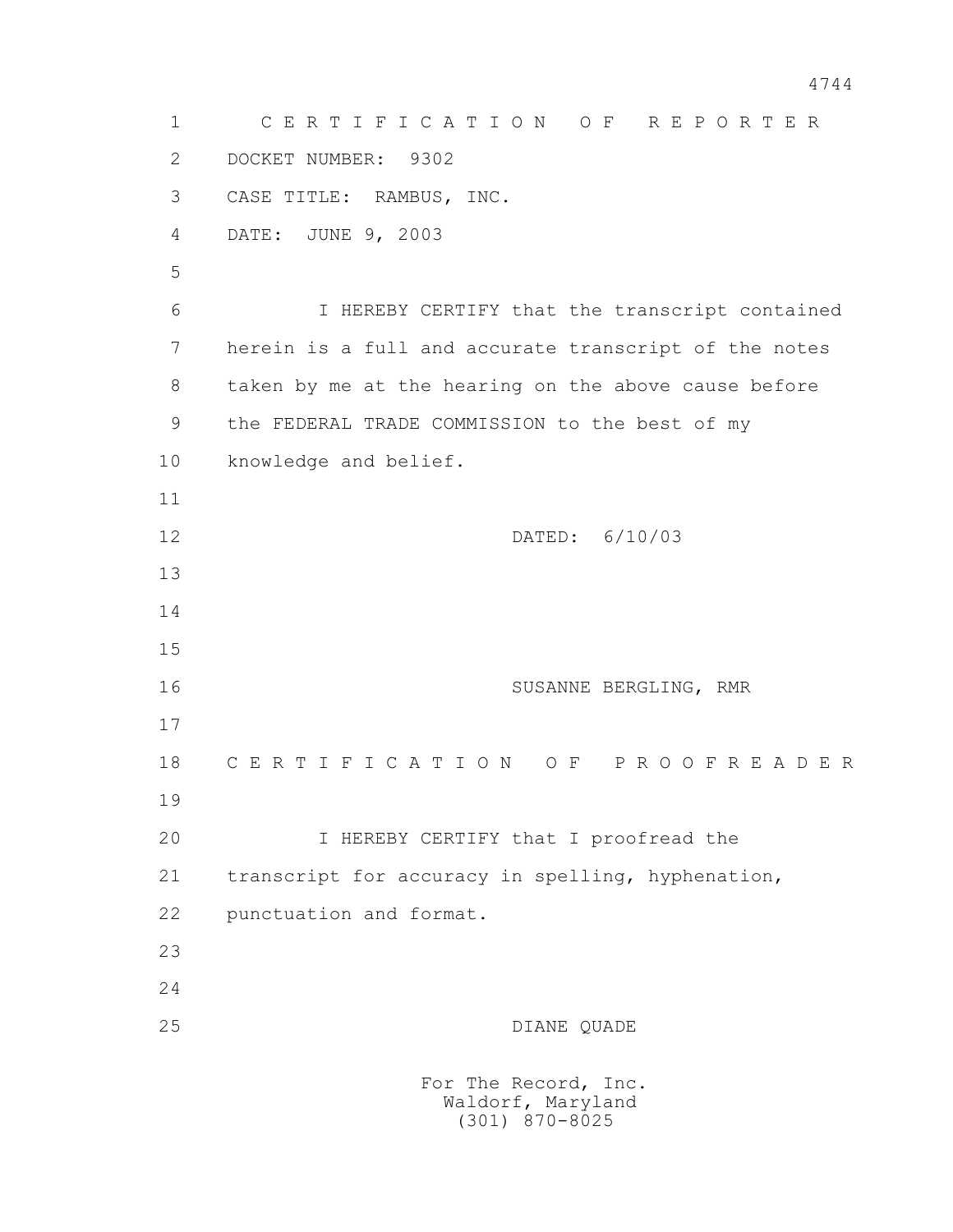# C E R T I F I C A T I O N   O F   R E P O R T E R

DOCKET NUMBER: 9302

CASE TITLE: RAMBUS, INC.

DATE: JUNE 9, 2003

I HEREBY CERTIFY that the transcript contained herein is a full and accurate transcript of the notes taken by me at the hearing on the above cause before the FEDERAL TRADE COMMISSION to the best of my knowledge and belief.

DATED: 6/10/03

SUSANNE BERGLING, RMR

# C E R T I F I C A T I O N   O F   P R O O F R E A D E R

I HEREBY CERTIFY that I proofread the transcript for accuracy in spelling, hyphenation, punctuation and format.

DIANE QUADE

For The Record, Inc.
Waldorf, Maryland
(301) 870-8025